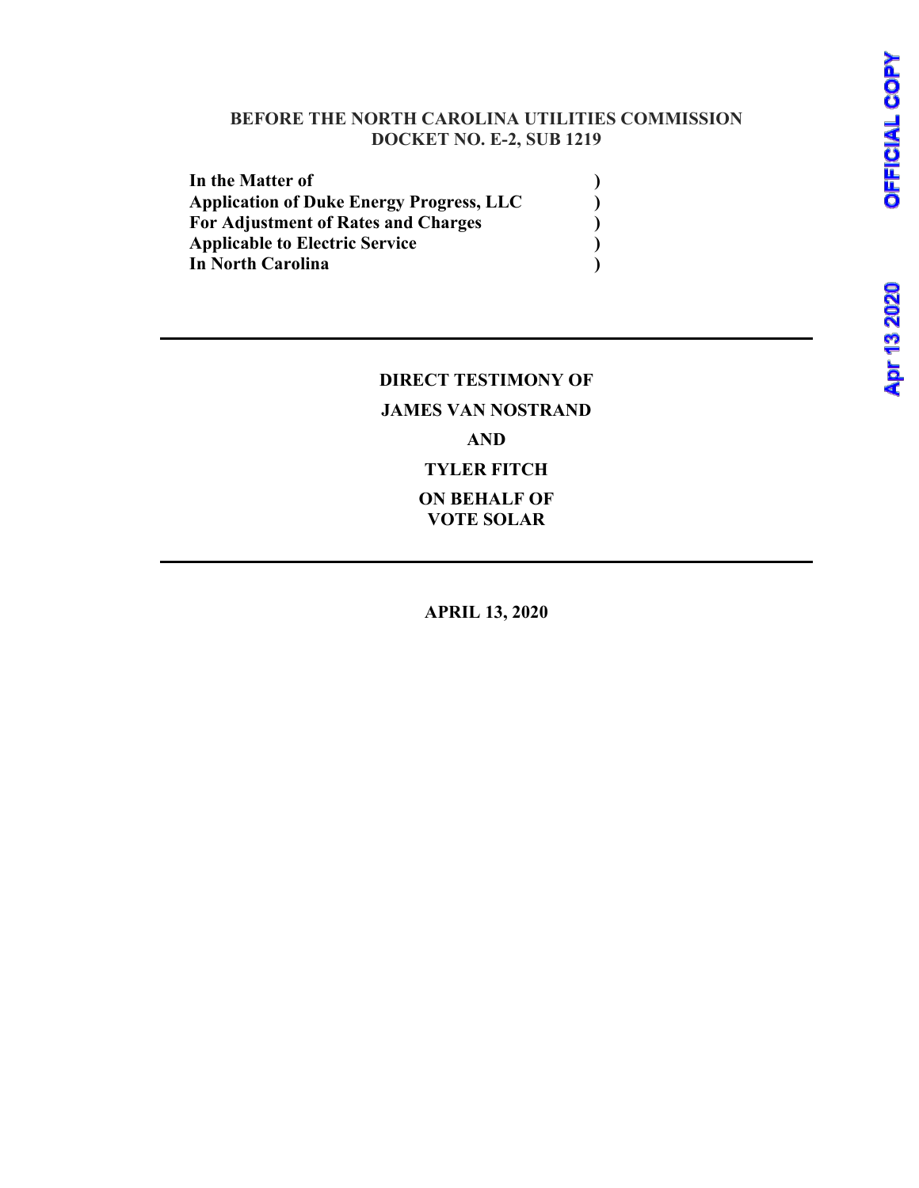**BEFORE THE NORTH CAROLINA UTILITIES COMMISSION**
**DOCKET NO. E-2, SUB 1219**

| | |
|---|---|
| **In the Matter of** | **)** |
| **Application of Duke Energy Progress, LLC** | **)** |
| **For Adjustment of Rates and Charges** | **)** |
| **Applicable to Electric Service** | **)** |
| **In North Carolina** | **)** |

---

**DIRECT TESTIMONY OF**

**JAMES VAN NOSTRAND**

**AND**

**TYLER FITCH**

**ON BEHALF OF**
**VOTE SOLAR**

---

**APRIL 13, 2020**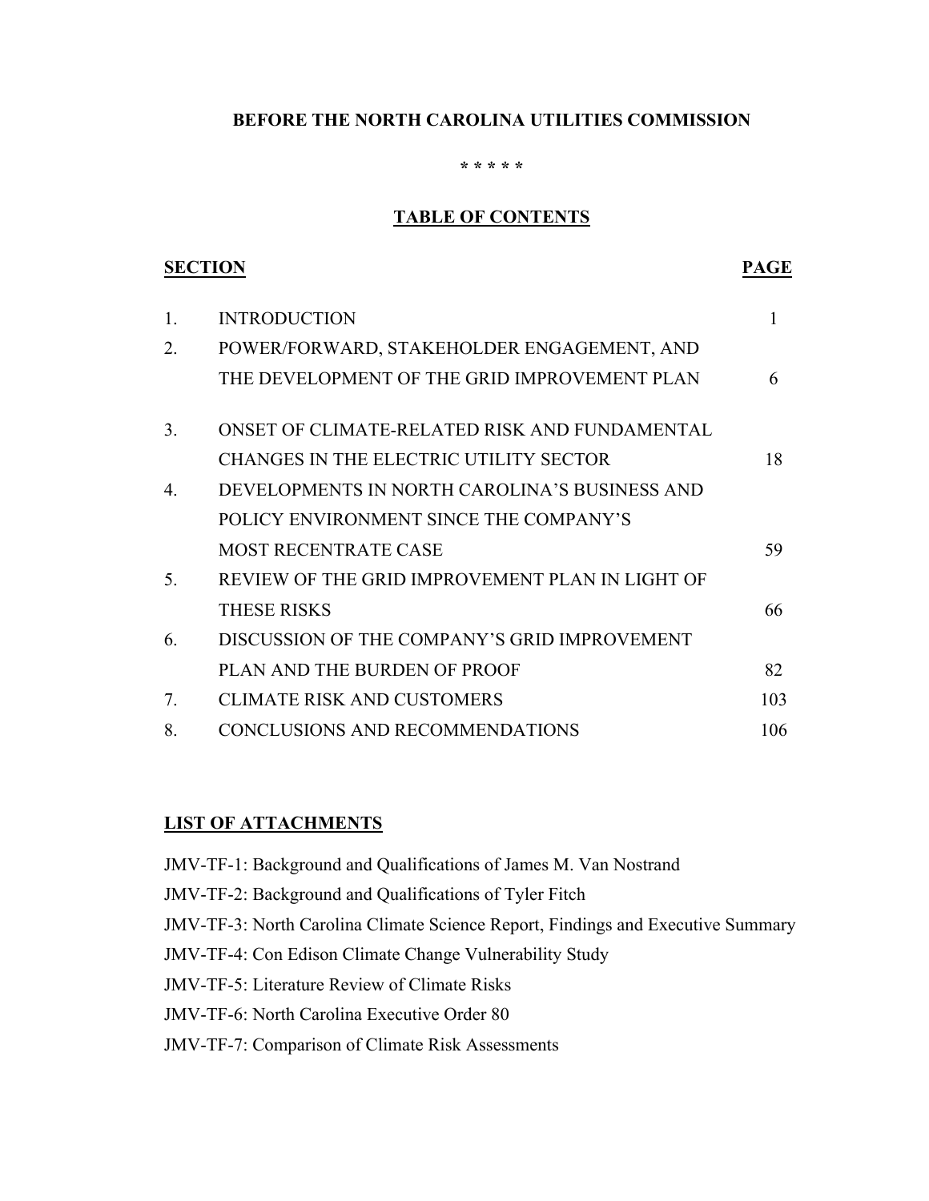**BEFORE THE NORTH CAROLINA UTILITIES COMMISSION**

**\* \* \* \* \***

**TABLE OF CONTENTS**

| **SECTION** | | **PAGE** |
|---|---|---|
| 1. | INTRODUCTION | 1 |
| 2. | POWER/FORWARD, STAKEHOLDER ENGAGEMENT, AND THE DEVELOPMENT OF THE GRID IMPROVEMENT PLAN | 6 |
| 3. | ONSET OF CLIMATE-RELATED RISK AND FUNDAMENTAL CHANGES IN THE ELECTRIC UTILITY SECTOR | 18 |
| 4. | DEVELOPMENTS IN NORTH CAROLINA'S BUSINESS AND POLICY ENVIRONMENT SINCE THE COMPANY'S MOST RECENTRATE CASE | 59 |
| 5. | REVIEW OF THE GRID IMPROVEMENT PLAN IN LIGHT OF THESE RISKS | 66 |
| 6. | DISCUSSION OF THE COMPANY'S GRID IMPROVEMENT PLAN AND THE BURDEN OF PROOF | 82 |
| 7. | CLIMATE RISK AND CUSTOMERS | 103 |
| 8. | CONCLUSIONS AND RECOMMENDATIONS | 106 |

**LIST OF ATTACHMENTS**

JMV-TF-1: Background and Qualifications of James M. Van Nostrand

JMV-TF-2: Background and Qualifications of Tyler Fitch

JMV-TF-3: North Carolina Climate Science Report, Findings and Executive Summary

JMV-TF-4: Con Edison Climate Change Vulnerability Study

JMV-TF-5: Literature Review of Climate Risks

JMV-TF-6: North Carolina Executive Order 80

JMV-TF-7: Comparison of Climate Risk Assessments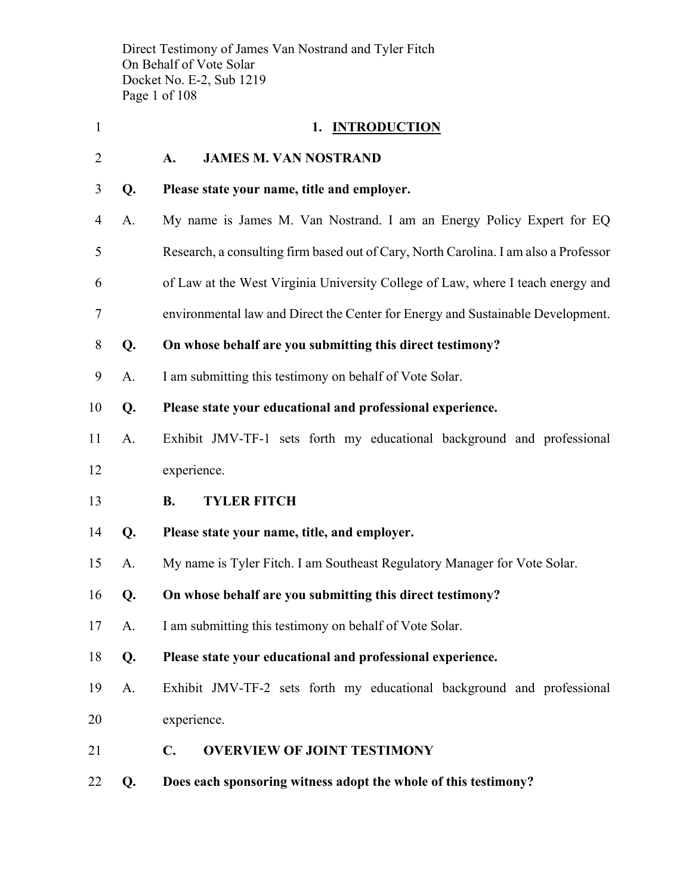# 1. INTRODUCTION

## A. JAMES M. VAN NOSTRAND

**Q. Please state your name, title and employer.**

A. My name is James M. Van Nostrand. I am an Energy Policy Expert for EQ Research, a consulting firm based out of Cary, North Carolina. I am also a Professor of Law at the West Virginia University College of Law, where I teach energy and environmental law and Direct the Center for Energy and Sustainable Development.

**Q. On whose behalf are you submitting this direct testimony?**

A. I am submitting this testimony on behalf of Vote Solar.

**Q. Please state your educational and professional experience.**

A. Exhibit JMV-TF-1 sets forth my educational background and professional experience.

## B. TYLER FITCH

**Q. Please state your name, title, and employer.**

A. My name is Tyler Fitch. I am Southeast Regulatory Manager for Vote Solar.

**Q. On whose behalf are you submitting this direct testimony?**

A. I am submitting this testimony on behalf of Vote Solar.

**Q. Please state your educational and professional experience.**

A. Exhibit JMV-TF-2 sets forth my educational background and professional experience.

## C. OVERVIEW OF JOINT TESTIMONY

**Q. Does each sponsoring witness adopt the whole of this testimony?**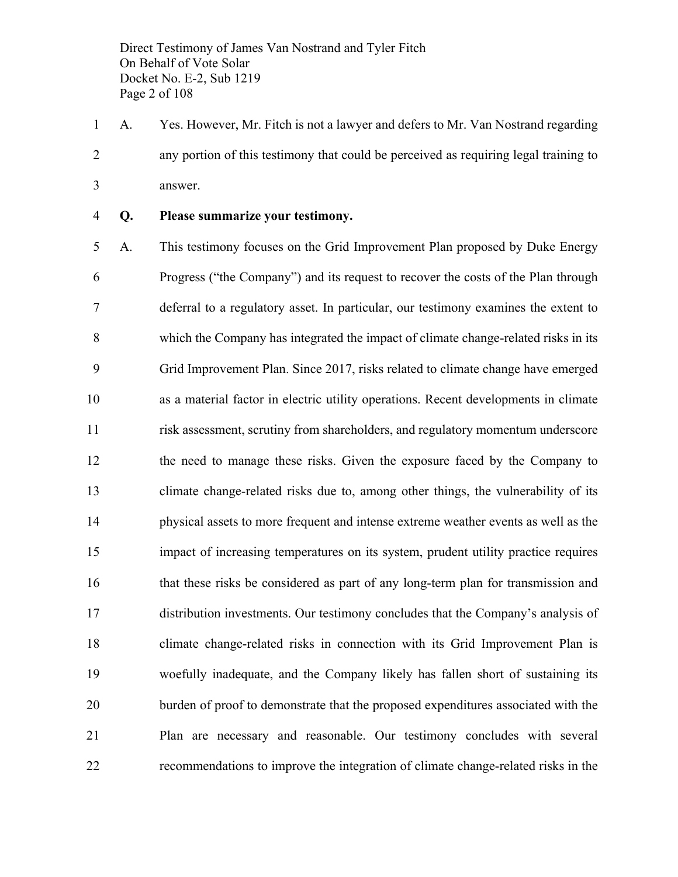A. Yes. However, Mr. Fitch is not a lawyer and defers to Mr. Van Nostrand regarding any portion of this testimony that could be perceived as requiring legal training to answer.

**Q. Please summarize your testimony.**

A. This testimony focuses on the Grid Improvement Plan proposed by Duke Energy Progress ("the Company") and its request to recover the costs of the Plan through deferral to a regulatory asset. In particular, our testimony examines the extent to which the Company has integrated the impact of climate change-related risks in its Grid Improvement Plan. Since 2017, risks related to climate change have emerged as a material factor in electric utility operations. Recent developments in climate risk assessment, scrutiny from shareholders, and regulatory momentum underscore the need to manage these risks. Given the exposure faced by the Company to climate change-related risks due to, among other things, the vulnerability of its physical assets to more frequent and intense extreme weather events as well as the impact of increasing temperatures on its system, prudent utility practice requires that these risks be considered as part of any long-term plan for transmission and distribution investments. Our testimony concludes that the Company's analysis of climate change-related risks in connection with its Grid Improvement Plan is woefully inadequate, and the Company likely has fallen short of sustaining its burden of proof to demonstrate that the proposed expenditures associated with the Plan are necessary and reasonable. Our testimony concludes with several recommendations to improve the integration of climate change-related risks in the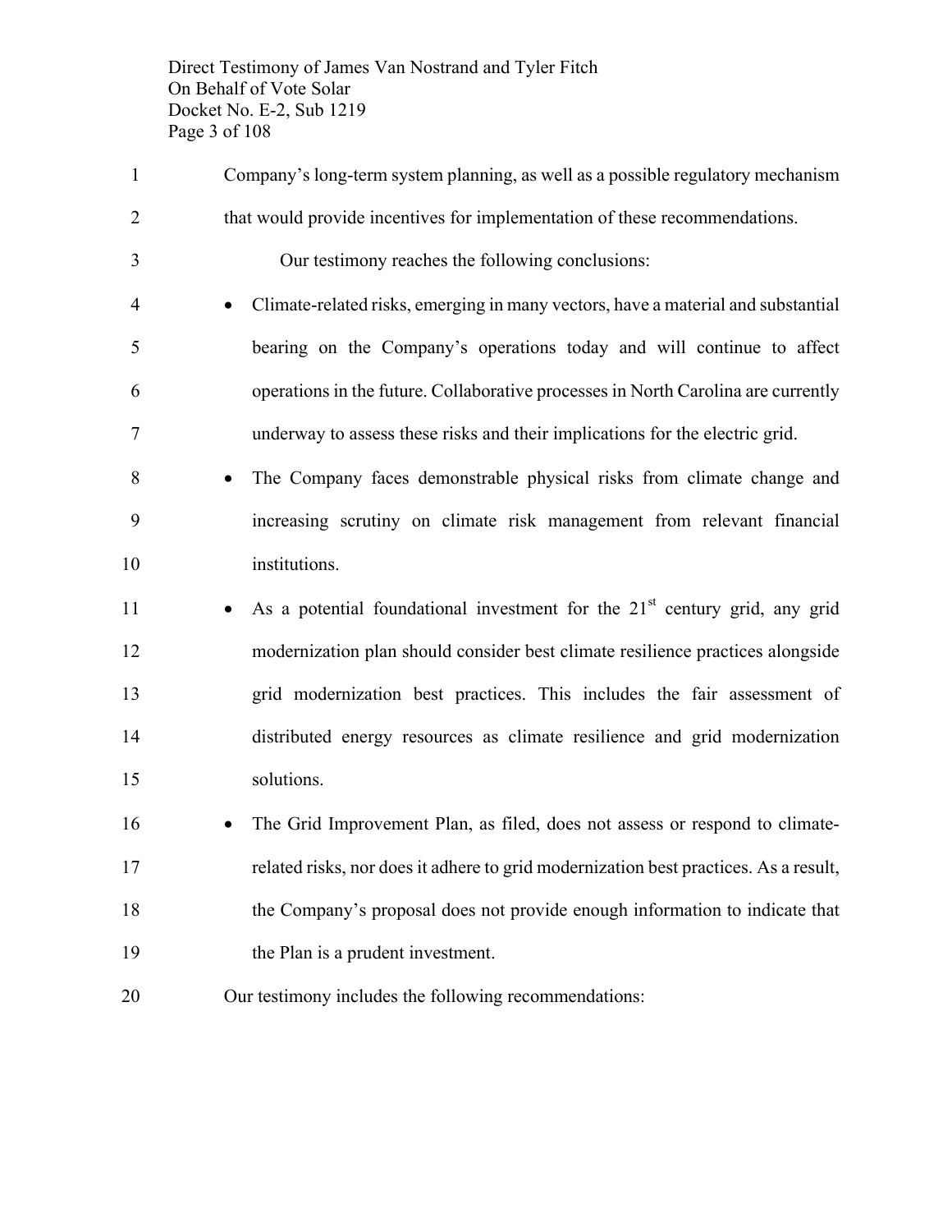Company's long-term system planning, as well as a possible regulatory mechanism that would provide incentives for implementation of these recommendations.

Our testimony reaches the following conclusions:

- Climate-related risks, emerging in many vectors, have a material and substantial bearing on the Company's operations today and will continue to affect operations in the future. Collaborative processes in North Carolina are currently underway to assess these risks and their implications for the electric grid.
- The Company faces demonstrable physical risks from climate change and increasing scrutiny on climate risk management from relevant financial institutions.
- As a potential foundational investment for the 21st century grid, any grid modernization plan should consider best climate resilience practices alongside grid modernization best practices. This includes the fair assessment of distributed energy resources as climate resilience and grid modernization solutions.
- The Grid Improvement Plan, as filed, does not assess or respond to climate-related risks, nor does it adhere to grid modernization best practices. As a result, the Company's proposal does not provide enough information to indicate that the Plan is a prudent investment.

Our testimony includes the following recommendations: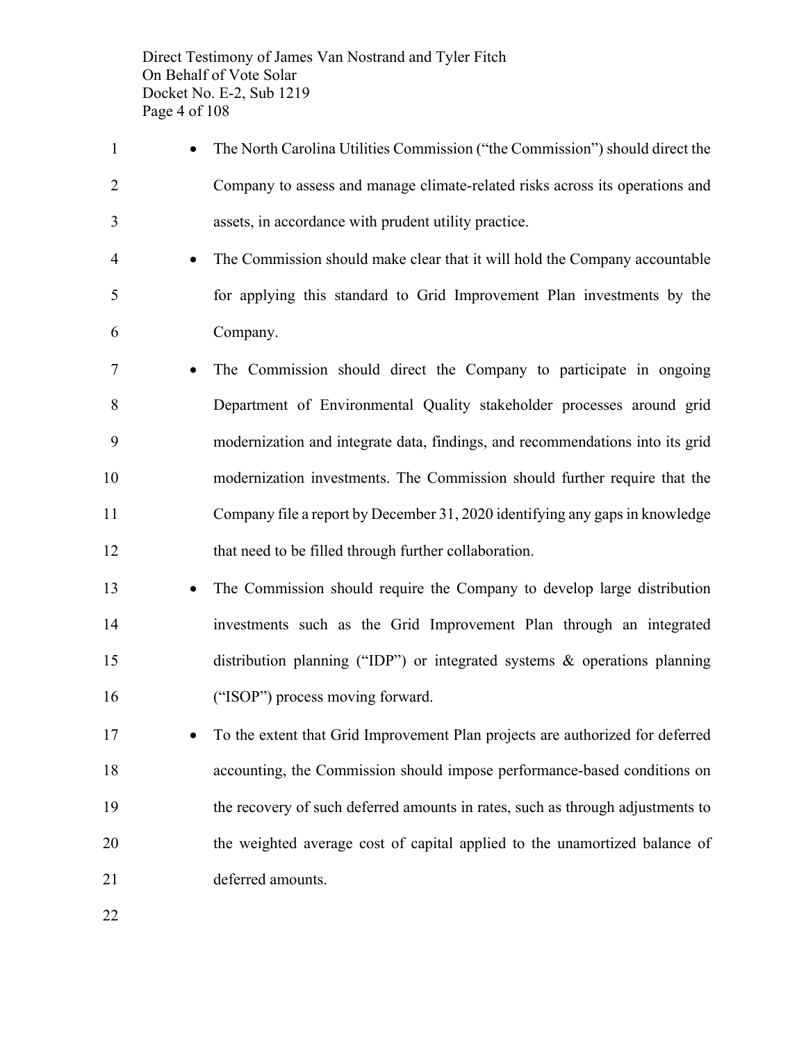- The North Carolina Utilities Commission ("the Commission") should direct the Company to assess and manage climate-related risks across its operations and assets, in accordance with prudent utility practice.
- The Commission should make clear that it will hold the Company accountable for applying this standard to Grid Improvement Plan investments by the Company.
- The Commission should direct the Company to participate in ongoing Department of Environmental Quality stakeholder processes around grid modernization and integrate data, findings, and recommendations into its grid modernization investments. The Commission should further require that the Company file a report by December 31, 2020 identifying any gaps in knowledge that need to be filled through further collaboration.
- The Commission should require the Company to develop large distribution investments such as the Grid Improvement Plan through an integrated distribution planning ("IDP") or integrated systems & operations planning ("ISOP") process moving forward.
- To the extent that Grid Improvement Plan projects are authorized for deferred accounting, the Commission should impose performance-based conditions on the recovery of such deferred amounts in rates, such as through adjustments to the weighted average cost of capital applied to the unamortized balance of deferred amounts.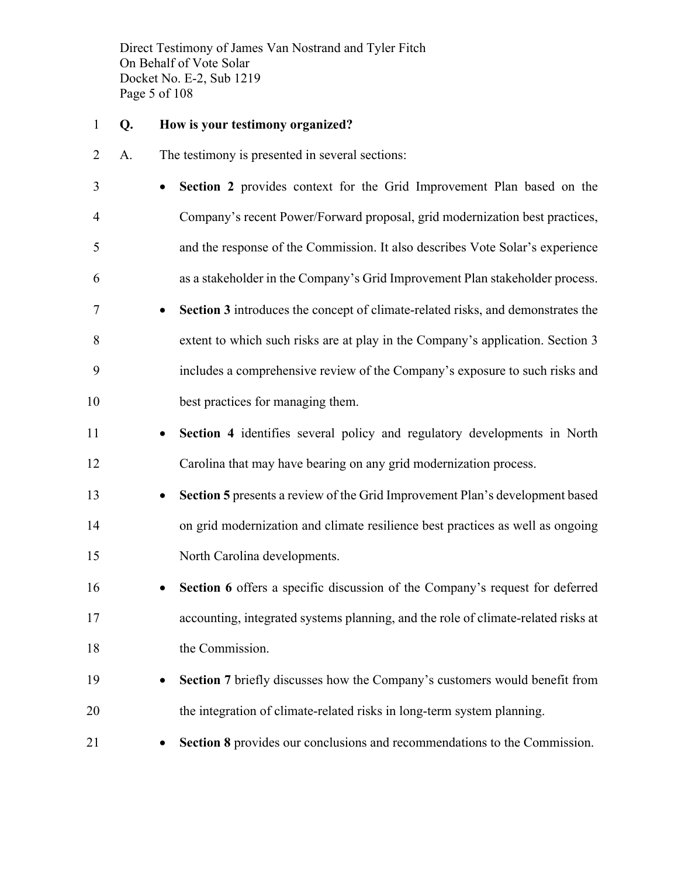**Q. How is your testimony organized?**

A. The testimony is presented in several sections:

- **Section 2** provides context for the Grid Improvement Plan based on the Company's recent Power/Forward proposal, grid modernization best practices, and the response of the Commission. It also describes Vote Solar's experience as a stakeholder in the Company's Grid Improvement Plan stakeholder process.
- **Section 3** introduces the concept of climate-related risks, and demonstrates the extent to which such risks are at play in the Company's application. Section 3 includes a comprehensive review of the Company's exposure to such risks and best practices for managing them.
- **Section 4** identifies several policy and regulatory developments in North Carolina that may have bearing on any grid modernization process.
- **Section 5** presents a review of the Grid Improvement Plan's development based on grid modernization and climate resilience best practices as well as ongoing North Carolina developments.
- **Section 6** offers a specific discussion of the Company's request for deferred accounting, integrated systems planning, and the role of climate-related risks at the Commission.
- **Section 7** briefly discusses how the Company's customers would benefit from the integration of climate-related risks in long-term system planning.
- **Section 8** provides our conclusions and recommendations to the Commission.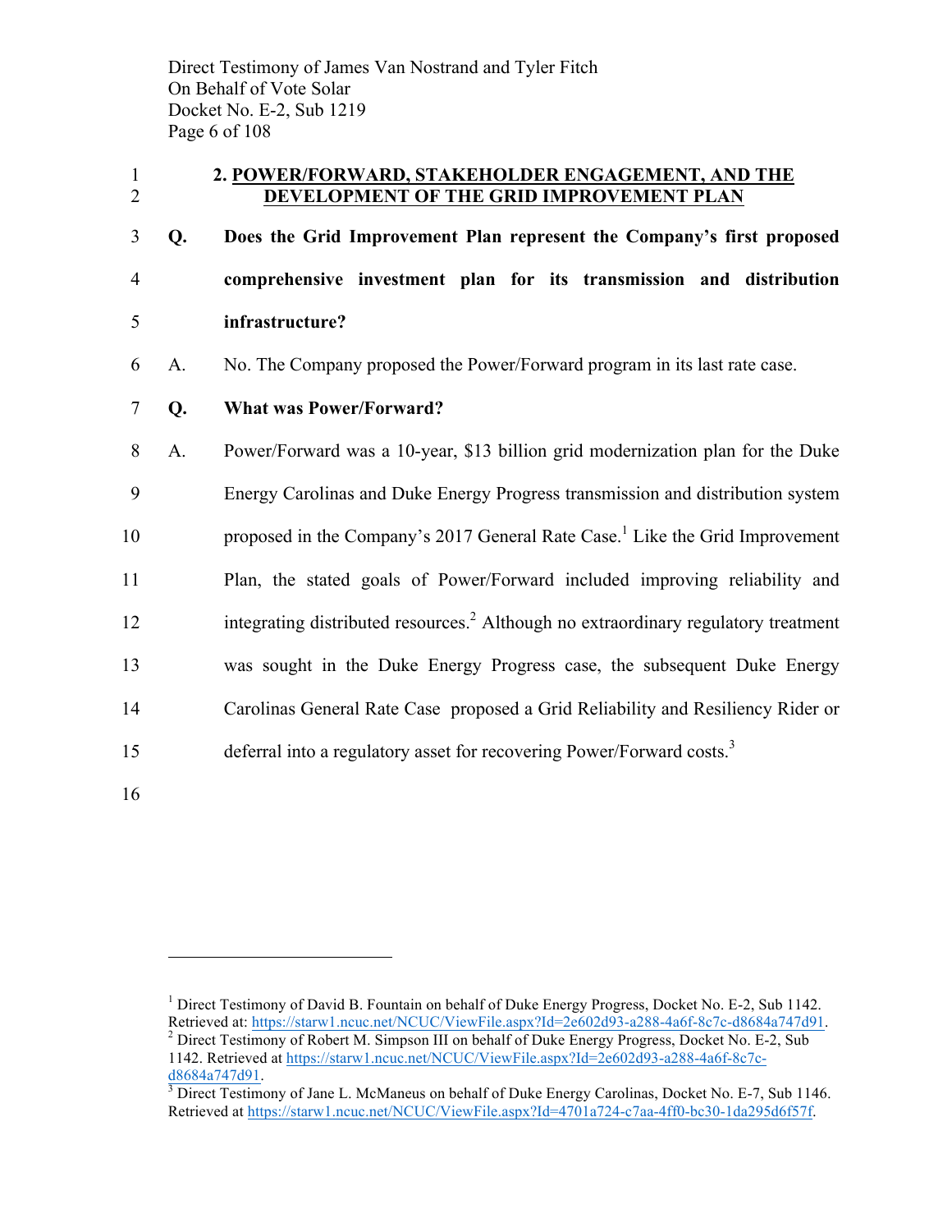## 2. POWER/FORWARD, STAKEHOLDER ENGAGEMENT, AND THE DEVELOPMENT OF THE GRID IMPROVEMENT PLAN

**Q. Does the Grid Improvement Plan represent the Company's first proposed comprehensive investment plan for its transmission and distribution infrastructure?**

A. No. The Company proposed the Power/Forward program in its last rate case.

**Q. What was Power/Forward?**

A. Power/Forward was a 10-year, $13 billion grid modernization plan for the Duke Energy Carolinas and Duke Energy Progress transmission and distribution system proposed in the Company's 2017 General Rate Case.[1] Like the Grid Improvement Plan, the stated goals of Power/Forward included improving reliability and integrating distributed resources.[2] Although no extraordinary regulatory treatment was sought in the Duke Energy Progress case, the subsequent Duke Energy Carolinas General Rate Case proposed a Grid Reliability and Resiliency Rider or deferral into a regulatory asset for recovering Power/Forward costs.[3]

---

[1] Direct Testimony of David B. Fountain on behalf of Duke Energy Progress, Docket No. E-2, Sub 1142. Retrieved at: https://starw1.ncuc.net/NCUC/ViewFile.aspx?Id=2e602d93-a288-4a6f-8c7c-d8684a747d91.

[2] Direct Testimony of Robert M. Simpson III on behalf of Duke Energy Progress, Docket No. E-2, Sub 1142. Retrieved at https://starw1.ncuc.net/NCUC/ViewFile.aspx?Id=2e602d93-a288-4a6f-8c7c-d8684a747d91.

[3] Direct Testimony of Jane L. McManeus on behalf of Duke Energy Carolinas, Docket No. E-7, Sub 1146. Retrieved at https://starw1.ncuc.net/NCUC/ViewFile.aspx?Id=4701a724-c7aa-4ff0-bc30-1da295d6f57f.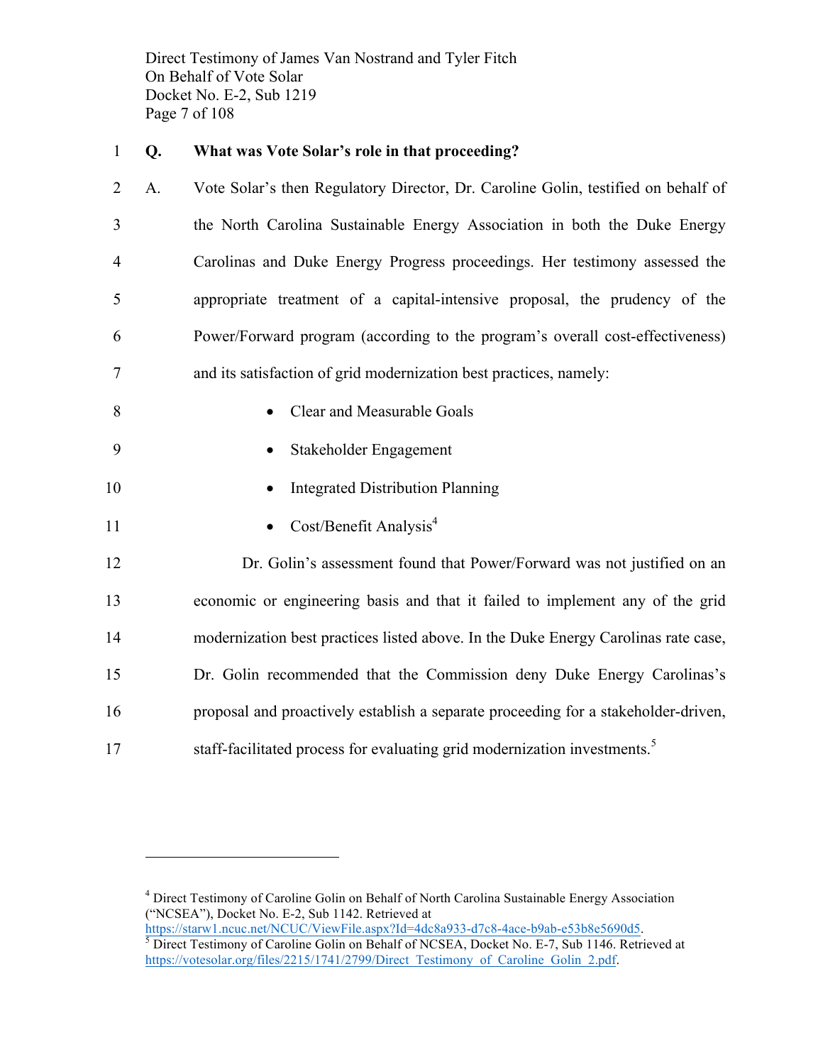**Q. What was Vote Solar's role in that proceeding?**

A. Vote Solar's then Regulatory Director, Dr. Caroline Golin, testified on behalf of the North Carolina Sustainable Energy Association in both the Duke Energy Carolinas and Duke Energy Progress proceedings. Her testimony assessed the appropriate treatment of a capital-intensive proposal, the prudency of the Power/Forward program (according to the program's overall cost-effectiveness) and its satisfaction of grid modernization best practices, namely:

- Clear and Measurable Goals
- Stakeholder Engagement
- Integrated Distribution Planning
- Cost/Benefit Analysis[4]

Dr. Golin's assessment found that Power/Forward was not justified on an economic or engineering basis and that it failed to implement any of the grid modernization best practices listed above. In the Duke Energy Carolinas rate case, Dr. Golin recommended that the Commission deny Duke Energy Carolinas's proposal and proactively establish a separate proceeding for a stakeholder-driven, staff-facilitated process for evaluating grid modernization investments.[5]

---

[4] Direct Testimony of Caroline Golin on Behalf of North Carolina Sustainable Energy Association ("NCSEA"), Docket No. E-2, Sub 1142. Retrieved at https://starw1.ncuc.net/NCUC/ViewFile.aspx?Id=4dc8a933-d7c8-4ace-b9ab-e53b8e5690d5.

[5] Direct Testimony of Caroline Golin on Behalf of NCSEA, Docket No. E-7, Sub 1146. Retrieved at https://votesolar.org/files/2215/1741/2799/Direct_Testimony_of_Caroline_Golin_2.pdf.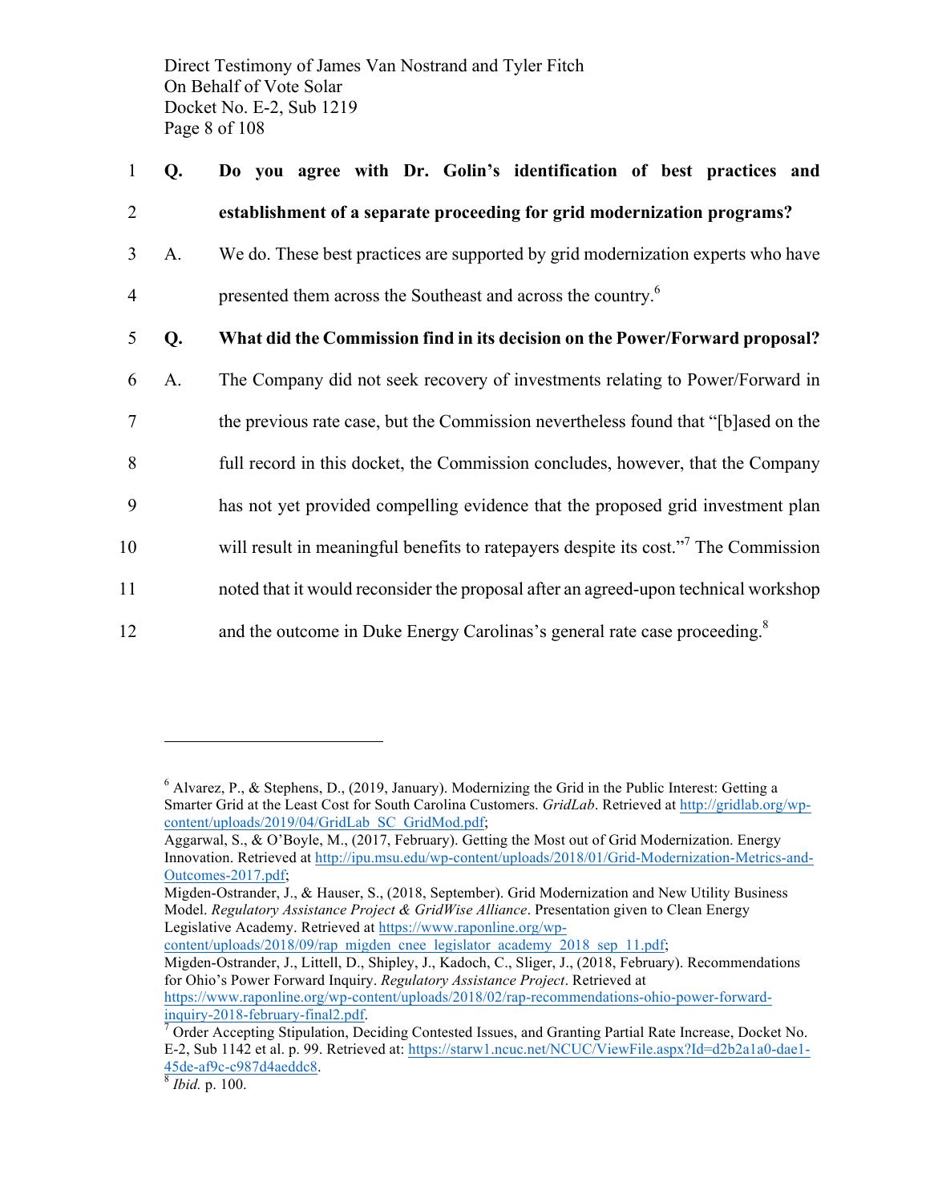**Q. Do you agree with Dr. Golin's identification of best practices and establishment of a separate proceeding for grid modernization programs?**

A. We do. These best practices are supported by grid modernization experts who have presented them across the Southeast and across the country.[6]

**Q. What did the Commission find in its decision on the Power/Forward proposal?**

A. The Company did not seek recovery of investments relating to Power/Forward in the previous rate case, but the Commission nevertheless found that "[b]ased on the full record in this docket, the Commission concludes, however, that the Company has not yet provided compelling evidence that the proposed grid investment plan will result in meaningful benefits to ratepayers despite its cost."[7] The Commission noted that it would reconsider the proposal after an agreed-upon technical workshop and the outcome in Duke Energy Carolinas's general rate case proceeding.[8]

---

[6] Alvarez, P., & Stephens, D., (2019, January). Modernizing the Grid in the Public Interest: Getting a Smarter Grid at the Least Cost for South Carolina Customers. *GridLab*. Retrieved at http://gridlab.org/wp-content/uploads/2019/04/GridLab_SC_GridMod.pdf;
Aggarwal, S., & O'Boyle, M., (2017, February). Getting the Most out of Grid Modernization. Energy Innovation. Retrieved at http://ipu.msu.edu/wp-content/uploads/2018/01/Grid-Modernization-Metrics-and-Outcomes-2017.pdf;
Migden-Ostrander, J., & Hauser, S., (2018, September). Grid Modernization and New Utility Business Model. *Regulatory Assistance Project & GridWise Alliance*. Presentation given to Clean Energy Legislative Academy. Retrieved at https://www.raponline.org/wp-content/uploads/2018/09/rap_migden_cnee_legislator_academy_2018_sep_11.pdf;
Migden-Ostrander, J., Littell, D., Shipley, J., Kadoch, C., Sliger, J., (2018, February). Recommendations for Ohio's Power Forward Inquiry. *Regulatory Assistance Project*. Retrieved at https://www.raponline.org/wp-content/uploads/2018/02/rap-recommendations-ohio-power-forward-inquiry-2018-february-final2.pdf.

[7] Order Accepting Stipulation, Deciding Contested Issues, and Granting Partial Rate Increase, Docket No. E-2, Sub 1142 et al. p. 99. Retrieved at: https://starw1.ncuc.net/NCUC/ViewFile.aspx?Id=d2b2a1a0-dae1-45de-af9c-c987d4aeddc8.

[8] *Ibid.* p. 100.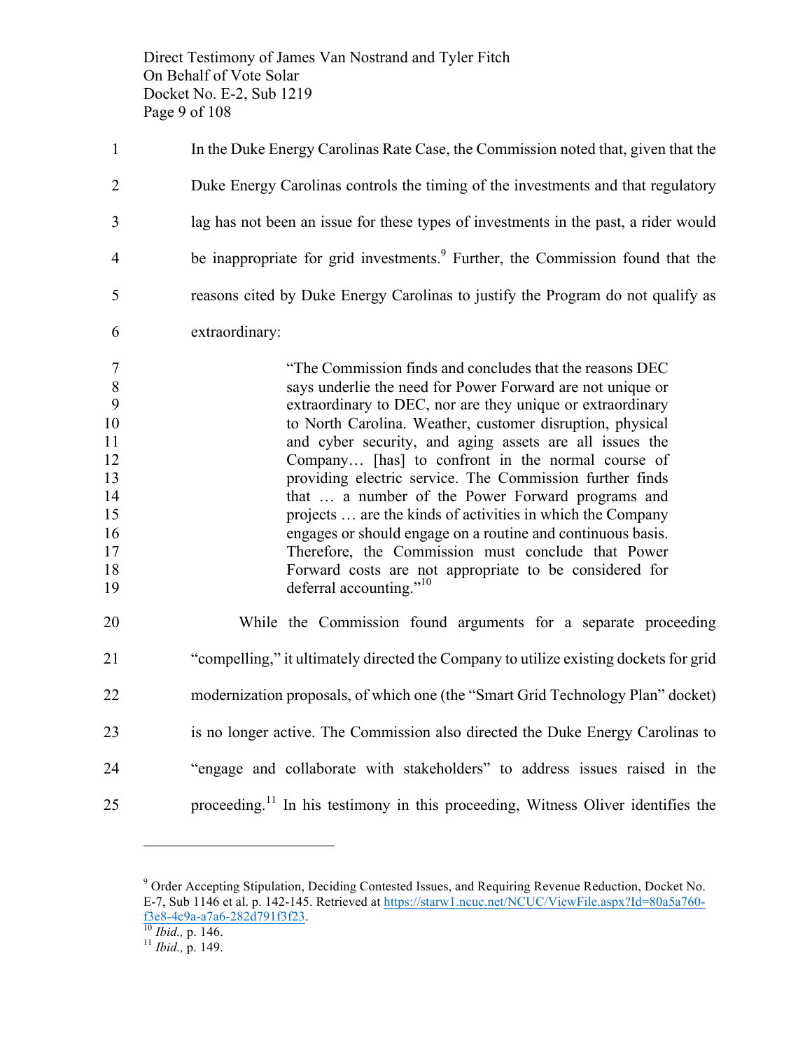In the Duke Energy Carolinas Rate Case, the Commission noted that, given that the Duke Energy Carolinas controls the timing of the investments and that regulatory lag has not been an issue for these types of investments in the past, a rider would be inappropriate for grid investments.[9] Further, the Commission found that the reasons cited by Duke Energy Carolinas to justify the Program do not qualify as extraordinary:

> "The Commission finds and concludes that the reasons DEC says underlie the need for Power Forward are not unique or extraordinary to DEC, nor are they unique or extraordinary to North Carolina. Weather, customer disruption, physical and cyber security, and aging assets are all issues the Company… [has] to confront in the normal course of providing electric service. The Commission further finds that … a number of the Power Forward programs and projects … are the kinds of activities in which the Company engages or should engage on a routine and continuous basis. Therefore, the Commission must conclude that Power Forward costs are not appropriate to be considered for deferral accounting."[10]

While the Commission found arguments for a separate proceeding "compelling," it ultimately directed the Company to utilize existing dockets for grid modernization proposals, of which one (the "Smart Grid Technology Plan" docket) is no longer active. The Commission also directed the Duke Energy Carolinas to "engage and collaborate with stakeholders" to address issues raised in the proceeding.[11] In his testimony in this proceeding, Witness Oliver identifies the

---

[9] Order Accepting Stipulation, Deciding Contested Issues, and Requiring Revenue Reduction, Docket No. E-7, Sub 1146 et al. p. 142-145. Retrieved at https://starw1.ncuc.net/NCUC/ViewFile.aspx?Id=80a5a760-f3e8-4c9a-a7a6-282d791f3f23.

[10] *Ibid.,* p. 146.

[11] *Ibid.,* p. 149.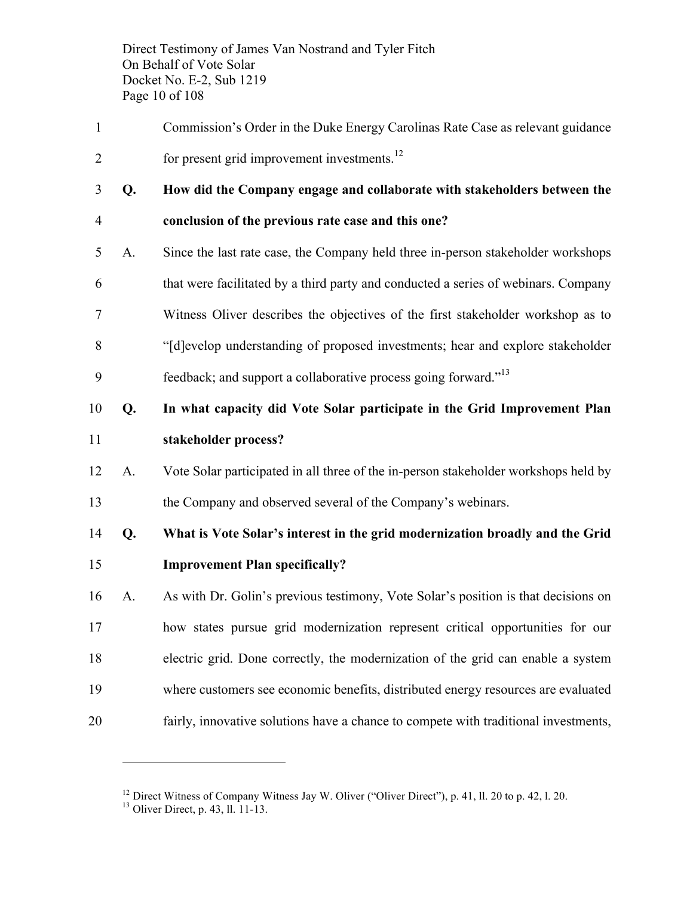Commission's Order in the Duke Energy Carolinas Rate Case as relevant guidance for present grid improvement investments.[12]

**Q. How did the Company engage and collaborate with stakeholders between the conclusion of the previous rate case and this one?**

A. Since the last rate case, the Company held three in-person stakeholder workshops that were facilitated by a third party and conducted a series of webinars. Company Witness Oliver describes the objectives of the first stakeholder workshop as to "[d]evelop understanding of proposed investments; hear and explore stakeholder feedback; and support a collaborative process going forward."[13]

**Q. In what capacity did Vote Solar participate in the Grid Improvement Plan stakeholder process?**

A. Vote Solar participated in all three of the in-person stakeholder workshops held by the Company and observed several of the Company's webinars.

**Q. What is Vote Solar's interest in the grid modernization broadly and the Grid Improvement Plan specifically?**

A. As with Dr. Golin's previous testimony, Vote Solar's position is that decisions on how states pursue grid modernization represent critical opportunities for our electric grid. Done correctly, the modernization of the grid can enable a system where customers see economic benefits, distributed energy resources are evaluated fairly, innovative solutions have a chance to compete with traditional investments,

---

[12] Direct Witness of Company Witness Jay W. Oliver ("Oliver Direct"), p. 41, ll. 20 to p. 42, l. 20.

[13] Oliver Direct, p. 43, ll. 11-13.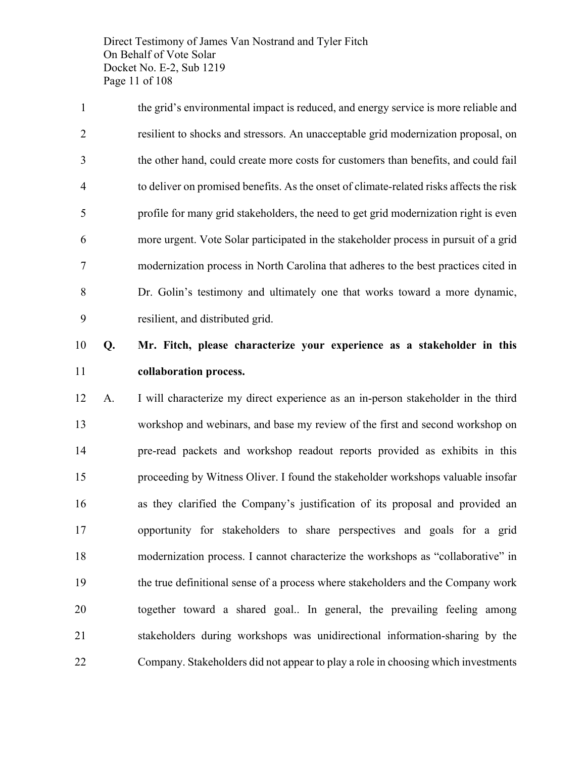the grid's environmental impact is reduced, and energy service is more reliable and resilient to shocks and stressors. An unacceptable grid modernization proposal, on the other hand, could create more costs for customers than benefits, and could fail to deliver on promised benefits. As the onset of climate-related risks affects the risk profile for many grid stakeholders, the need to get grid modernization right is even more urgent. Vote Solar participated in the stakeholder process in pursuit of a grid modernization process in North Carolina that adheres to the best practices cited in Dr. Golin's testimony and ultimately one that works toward a more dynamic, resilient, and distributed grid.

**Q. Mr. Fitch, please characterize your experience as a stakeholder in this collaboration process.**

A. I will characterize my direct experience as an in-person stakeholder in the third workshop and webinars, and base my review of the first and second workshop on pre-read packets and workshop readout reports provided as exhibits in this proceeding by Witness Oliver. I found the stakeholder workshops valuable insofar as they clarified the Company's justification of its proposal and provided an opportunity for stakeholders to share perspectives and goals for a grid modernization process. I cannot characterize the workshops as "collaborative" in the true definitional sense of a process where stakeholders and the Company work together toward a shared goal.. In general, the prevailing feeling among stakeholders during workshops was unidirectional information-sharing by the Company. Stakeholders did not appear to play a role in choosing which investments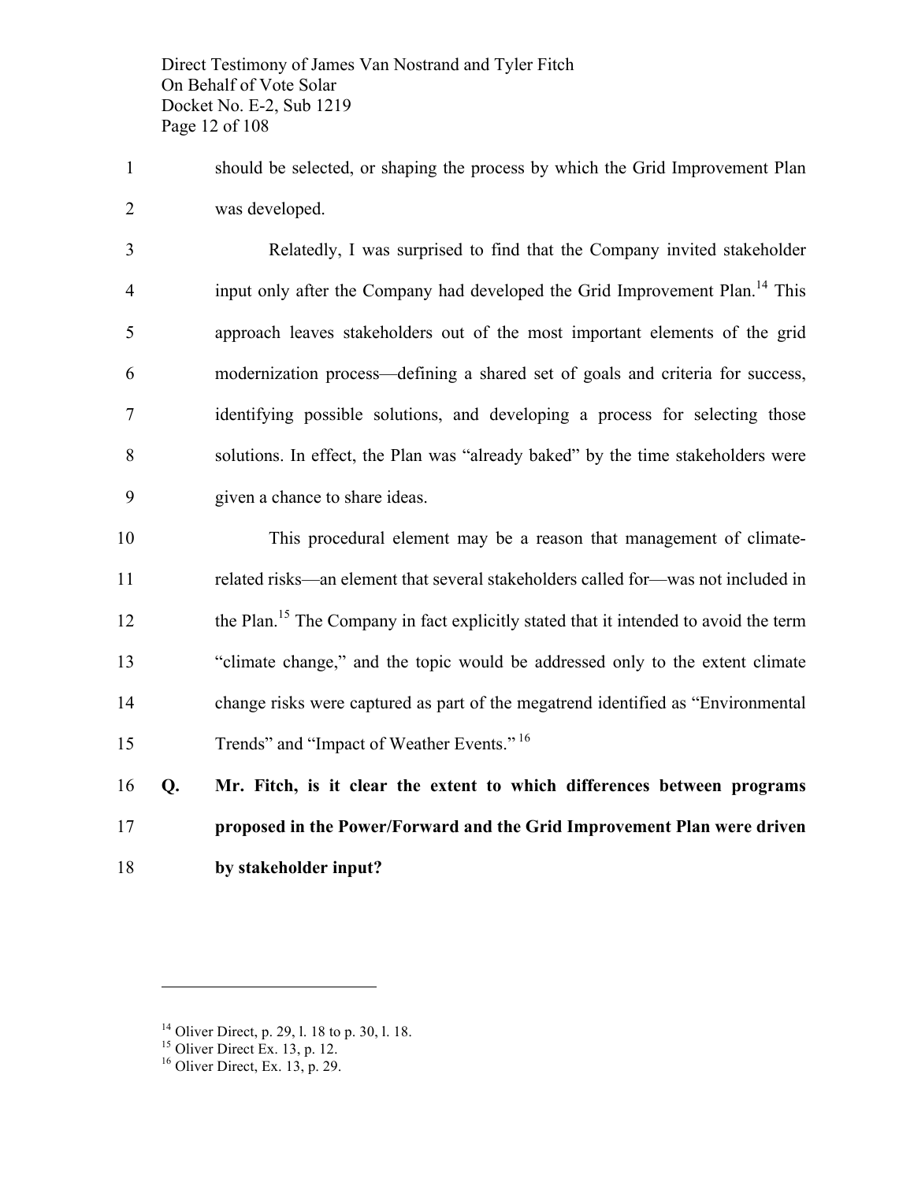should be selected, or shaping the process by which the Grid Improvement Plan was developed.

Relatedly, I was surprised to find that the Company invited stakeholder input only after the Company had developed the Grid Improvement Plan.[14] This approach leaves stakeholders out of the most important elements of the grid modernization process—defining a shared set of goals and criteria for success, identifying possible solutions, and developing a process for selecting those solutions. In effect, the Plan was "already baked" by the time stakeholders were given a chance to share ideas.

This procedural element may be a reason that management of climate-related risks—an element that several stakeholders called for—was not included in the Plan.[15] The Company in fact explicitly stated that it intended to avoid the term "climate change," and the topic would be addressed only to the extent climate change risks were captured as part of the megatrend identified as "Environmental Trends" and "Impact of Weather Events."[16]

**Q. Mr. Fitch, is it clear the extent to which differences between programs proposed in the Power/Forward and the Grid Improvement Plan were driven by stakeholder input?**

---

[14] Oliver Direct, p. 29, l. 18 to p. 30, l. 18.

[15] Oliver Direct Ex. 13, p. 12.

[16] Oliver Direct, Ex. 13, p. 29.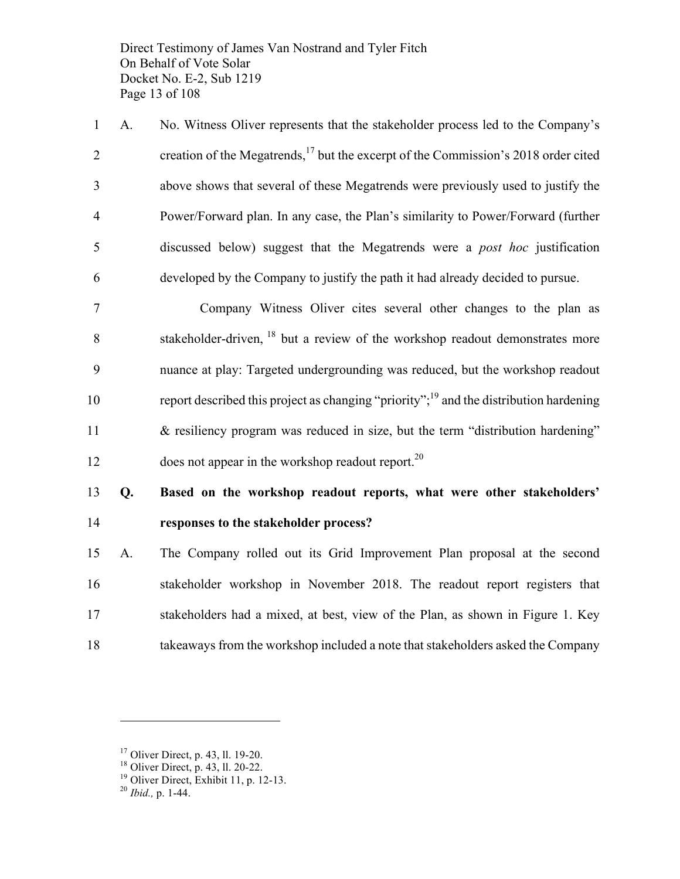A. No. Witness Oliver represents that the stakeholder process led to the Company's creation of the Megatrends,[17] but the excerpt of the Commission's 2018 order cited above shows that several of these Megatrends were previously used to justify the Power/Forward plan. In any case, the Plan's similarity to Power/Forward (further discussed below) suggest that the Megatrends were a *post hoc* justification developed by the Company to justify the path it had already decided to pursue.

Company Witness Oliver cites several other changes to the plan as stakeholder-driven, [18] but a review of the workshop readout demonstrates more nuance at play: Targeted undergrounding was reduced, but the workshop readout report described this project as changing "priority";[19] and the distribution hardening & resiliency program was reduced in size, but the term "distribution hardening" does not appear in the workshop readout report.[20]

**Q. Based on the workshop readout reports, what were other stakeholders' responses to the stakeholder process?**

A. The Company rolled out its Grid Improvement Plan proposal at the second stakeholder workshop in November 2018. The readout report registers that stakeholders had a mixed, at best, view of the Plan, as shown in Figure 1. Key takeaways from the workshop included a note that stakeholders asked the Company

---

[17] Oliver Direct, p. 43, ll. 19-20.
[18] Oliver Direct, p. 43, ll. 20-22.
[19] Oliver Direct, Exhibit 11, p. 12-13.
[20] *Ibid.,* p. 1-44.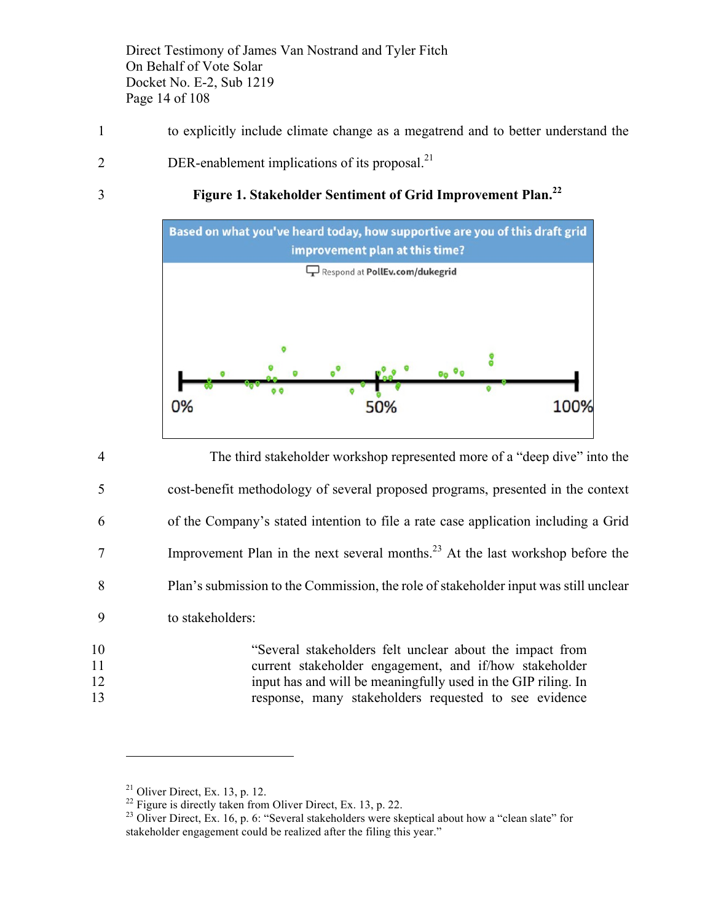to explicitly include climate change as a megatrend and to better understand the DER-enablement implications of its proposal.[21]

**Figure 1. Stakeholder Sentiment of Grid Improvement Plan.[22]**

Based on what you've heard today, how supportive are you of this draft grid improvement plan at this time?

Respond at PollEv.com/dukegrid

0% 50% 100%

The third stakeholder workshop represented more of a "deep dive" into the cost-benefit methodology of several proposed programs, presented in the context of the Company's stated intention to file a rate case application including a Grid Improvement Plan in the next several months.[23] At the last workshop before the Plan's submission to the Commission, the role of stakeholder input was still unclear to stakeholders:

> "Several stakeholders felt unclear about the impact from current stakeholder engagement, and if/how stakeholder input has and will be meaningfully used in the GIP riling. In response, many stakeholders requested to see evidence

---

[21] Oliver Direct, Ex. 13, p. 12.

[22] Figure is directly taken from Oliver Direct, Ex. 13, p. 22.

[23] Oliver Direct, Ex. 16, p. 6: "Several stakeholders were skeptical about how a "clean slate" for stakeholder engagement could be realized after the filing this year."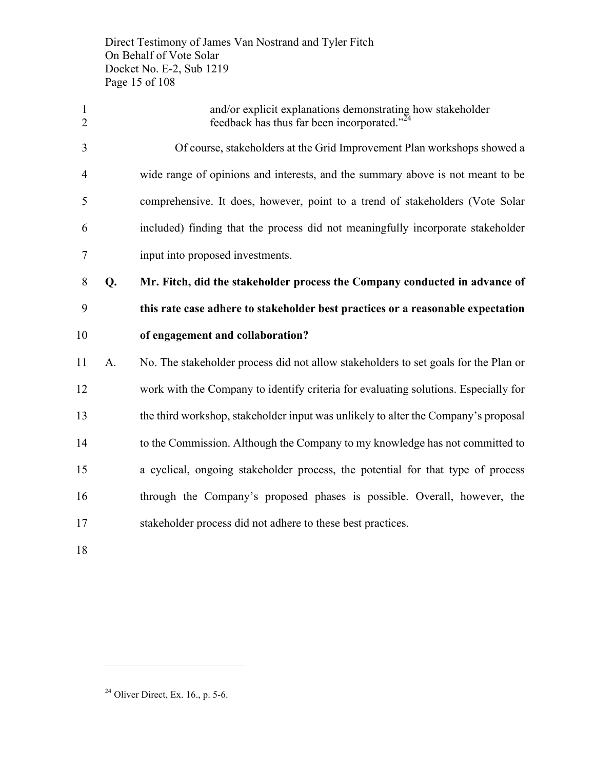and/or explicit explanations demonstrating how stakeholder feedback has thus far been incorporated."[24]

Of course, stakeholders at the Grid Improvement Plan workshops showed a wide range of opinions and interests, and the summary above is not meant to be comprehensive. It does, however, point to a trend of stakeholders (Vote Solar included) finding that the process did not meaningfully incorporate stakeholder input into proposed investments.

**Q. Mr. Fitch, did the stakeholder process the Company conducted in advance of this rate case adhere to stakeholder best practices or a reasonable expectation of engagement and collaboration?**

A. No. The stakeholder process did not allow stakeholders to set goals for the Plan or work with the Company to identify criteria for evaluating solutions. Especially for the third workshop, stakeholder input was unlikely to alter the Company's proposal to the Commission. Although the Company to my knowledge has not committed to a cyclical, ongoing stakeholder process, the potential for that type of process through the Company's proposed phases is possible. Overall, however, the stakeholder process did not adhere to these best practices.

---

[24] Oliver Direct, Ex. 16., p. 5-6.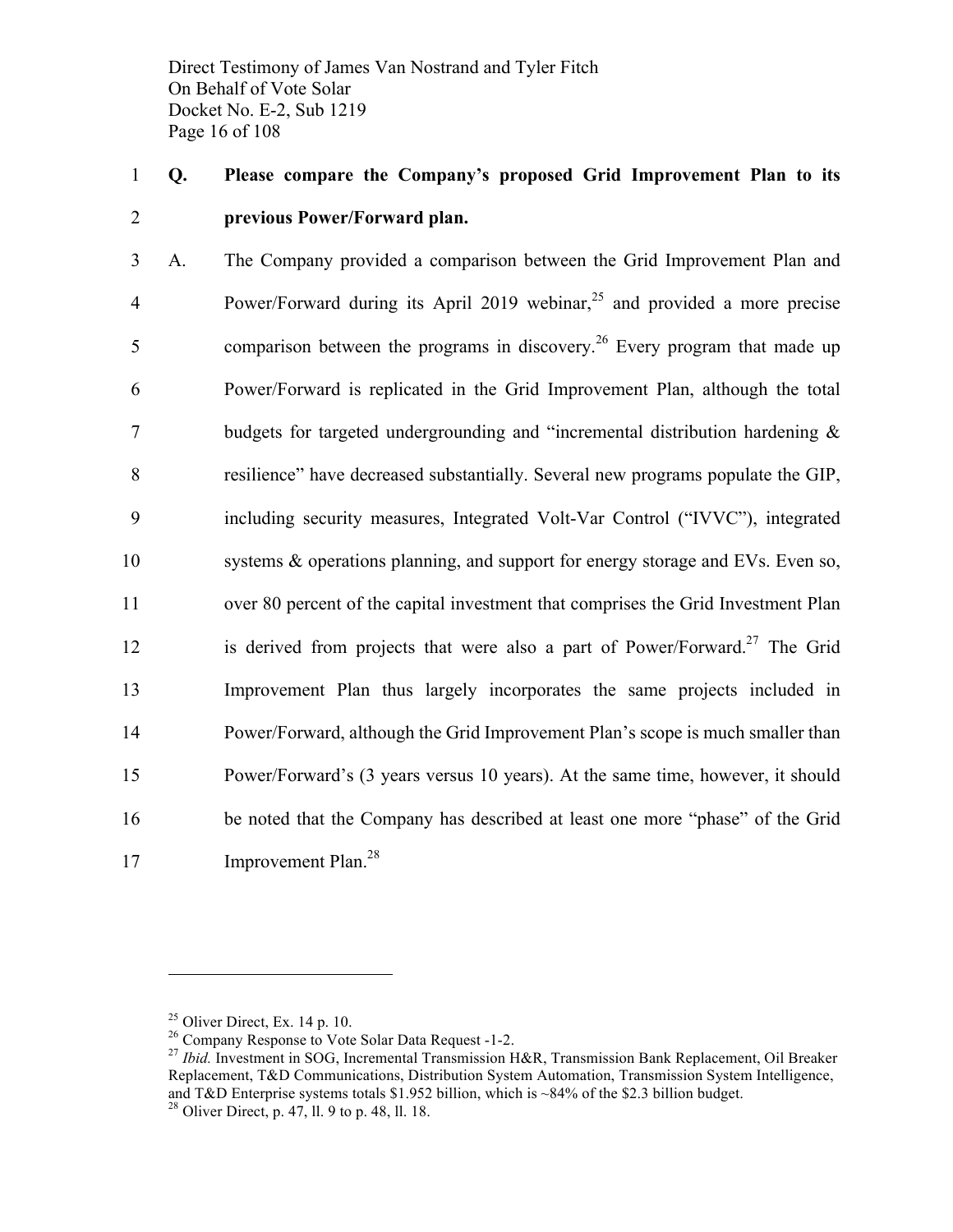**Q. Please compare the Company's proposed Grid Improvement Plan to its previous Power/Forward plan.**

A. The Company provided a comparison between the Grid Improvement Plan and Power/Forward during its April 2019 webinar,[25] and provided a more precise comparison between the programs in discovery.[26] Every program that made up Power/Forward is replicated in the Grid Improvement Plan, although the total budgets for targeted undergrounding and "incremental distribution hardening & resilience" have decreased substantially. Several new programs populate the GIP, including security measures, Integrated Volt-Var Control ("IVVC"), integrated systems & operations planning, and support for energy storage and EVs. Even so, over 80 percent of the capital investment that comprises the Grid Investment Plan is derived from projects that were also a part of Power/Forward.[27] The Grid Improvement Plan thus largely incorporates the same projects included in Power/Forward, although the Grid Improvement Plan's scope is much smaller than Power/Forward's (3 years versus 10 years). At the same time, however, it should be noted that the Company has described at least one more "phase" of the Grid Improvement Plan.[28]

---

[25] Oliver Direct, Ex. 14 p. 10.

[26] Company Response to Vote Solar Data Request -1-2.

[27] *Ibid.* Investment in SOG, Incremental Transmission H&R, Transmission Bank Replacement, Oil Breaker Replacement, T&D Communications, Distribution System Automation, Transmission System Intelligence, and T&D Enterprise systems totals $1.952 billion, which is ~84% of the $2.3 billion budget.

[28] Oliver Direct, p. 47, ll. 9 to p. 48, ll. 18.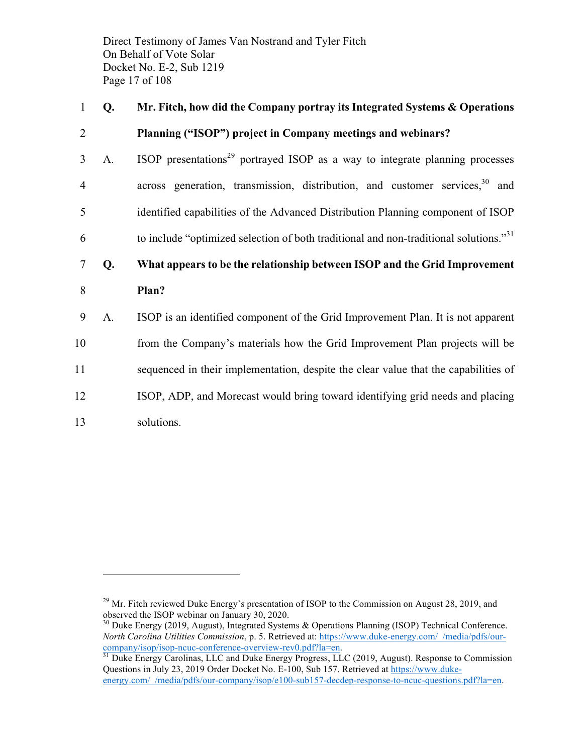**Q. Mr. Fitch, how did the Company portray its Integrated Systems & Operations Planning ("ISOP") project in Company meetings and webinars?**

A. ISOP presentations[29] portrayed ISOP as a way to integrate planning processes across generation, transmission, distribution, and customer services,[30] and identified capabilities of the Advanced Distribution Planning component of ISOP to include "optimized selection of both traditional and non-traditional solutions."[31]

**Q. What appears to be the relationship between ISOP and the Grid Improvement Plan?**

A. ISOP is an identified component of the Grid Improvement Plan. It is not apparent from the Company's materials how the Grid Improvement Plan projects will be sequenced in their implementation, despite the clear value that the capabilities of ISOP, ADP, and Morecast would bring toward identifying grid needs and placing solutions.

---

[29] Mr. Fitch reviewed Duke Energy's presentation of ISOP to the Commission on August 28, 2019, and observed the ISOP webinar on January 30, 2020.

[30] Duke Energy (2019, August), Integrated Systems & Operations Planning (ISOP) Technical Conference. *North Carolina Utilities Commission*, p. 5. Retrieved at: https://www.duke-energy.com/_/media/pdfs/our-company/isop/isop-ncuc-conference-overview-rev0.pdf?la=en.

[31] Duke Energy Carolinas, LLC and Duke Energy Progress, LLC (2019, August). Response to Commission Questions in July 23, 2019 Order Docket No. E-100, Sub 157. Retrieved at https://www.duke-energy.com/_/media/pdfs/our-company/isop/e100-sub157-decdep-response-to-ncuc-questions.pdf?la=en.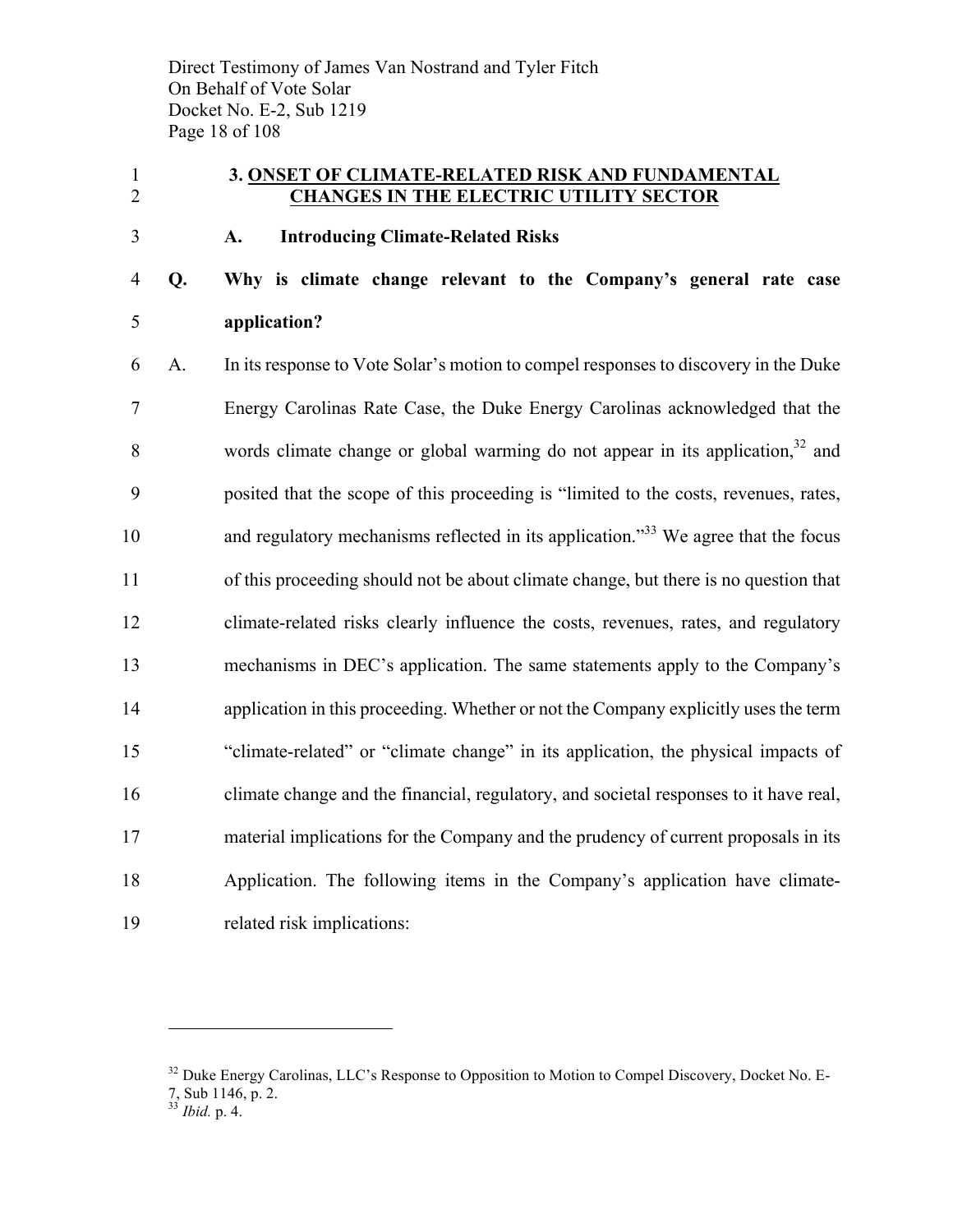## 3. ONSET OF CLIMATE-RELATED RISK AND FUNDAMENTAL CHANGES IN THE ELECTRIC UTILITY SECTOR

### A. Introducing Climate-Related Risks

**Q. Why is climate change relevant to the Company's general rate case application?**

A. In its response to Vote Solar's motion to compel responses to discovery in the Duke Energy Carolinas Rate Case, the Duke Energy Carolinas acknowledged that the words climate change or global warming do not appear in its application,[32] and posited that the scope of this proceeding is "limited to the costs, revenues, rates, and regulatory mechanisms reflected in its application."[33] We agree that the focus of this proceeding should not be about climate change, but there is no question that climate-related risks clearly influence the costs, revenues, rates, and regulatory mechanisms in DEC's application. The same statements apply to the Company's application in this proceeding. Whether or not the Company explicitly uses the term "climate-related" or "climate change" in its application, the physical impacts of climate change and the financial, regulatory, and societal responses to it have real, material implications for the Company and the prudency of current proposals in its Application. The following items in the Company's application have climate-related risk implications:

---

[32] Duke Energy Carolinas, LLC's Response to Opposition to Motion to Compel Discovery, Docket No. E-7, Sub 1146, p. 2.

[33] *Ibid.* p. 4.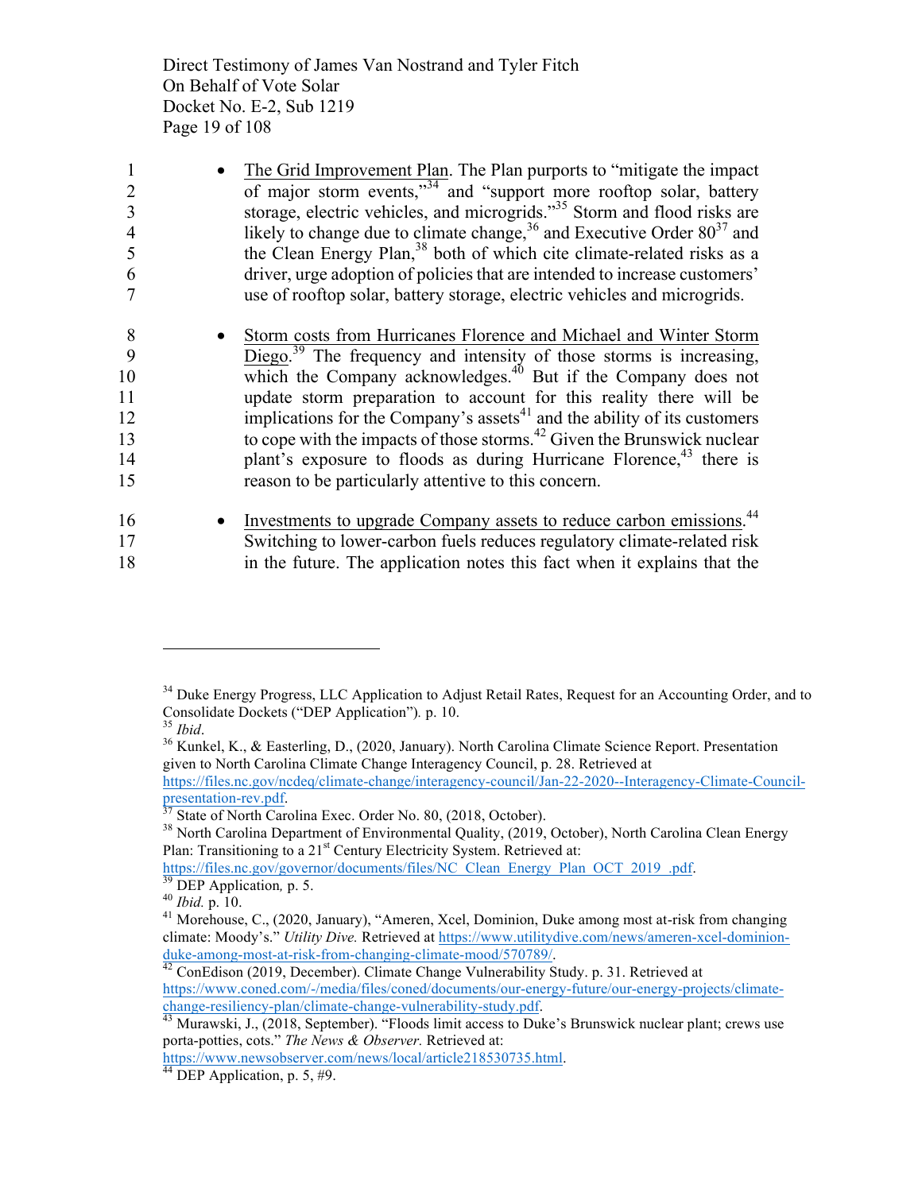- <u>The Grid Improvement Plan</u>. The Plan purports to "mitigate the impact of major storm events,"[34] and "support more rooftop solar, battery storage, electric vehicles, and microgrids."[35] Storm and flood risks are likely to change due to climate change,[36] and Executive Order 80[37] and the Clean Energy Plan,[38] both of which cite climate-related risks as a driver, urge adoption of policies that are intended to increase customers' use of rooftop solar, battery storage, electric vehicles and microgrids.

- <u>Storm costs from Hurricanes Florence and Michael and Winter Storm Diego</u>.[39] The frequency and intensity of those storms is increasing, which the Company acknowledges.[40] But if the Company does not update storm preparation to account for this reality there will be implications for the Company's assets[41] and the ability of its customers to cope with the impacts of those storms.[42] Given the Brunswick nuclear plant's exposure to floods as during Hurricane Florence,[43] there is reason to be particularly attentive to this concern.

- <u>Investments to upgrade Company assets to reduce carbon emissions</u>.[44] Switching to lower-carbon fuels reduces regulatory climate-related risk in the future. The application notes this fact when it explains that the

---

[34] Duke Energy Progress, LLC Application to Adjust Retail Rates, Request for an Accounting Order, and to Consolidate Dockets ("DEP Application"). p. 10.

[35] *Ibid*.

[36] Kunkel, K., & Easterling, D., (2020, January). North Carolina Climate Science Report. Presentation given to North Carolina Climate Change Interagency Council, p. 28. Retrieved at https://files.nc.gov/ncdeq/climate-change/interagency-council/Jan-22-2020--Interagency-Climate-Council-presentation-rev.pdf.

[37] State of North Carolina Exec. Order No. 80, (2018, October).

[38] North Carolina Department of Environmental Quality, (2019, October), North Carolina Clean Energy Plan: Transitioning to a 21st Century Electricity System. Retrieved at: https://files.nc.gov/governor/documents/files/NC_Clean_Energy_Plan_OCT_2019_.pdf.

[39] DEP Application*,* p. 5.

[40] *Ibid.* p. 10.

[41] Morehouse, C., (2020, January), "Ameren, Xcel, Dominion, Duke among most at-risk from changing climate: Moody's." *Utility Dive.* Retrieved at https://www.utilitydive.com/news/ameren-xcel-dominion-duke-among-most-at-risk-from-changing-climate-mood/570789/.

[42] ConEdison (2019, December). Climate Change Vulnerability Study. p. 31. Retrieved at https://www.coned.com/-/media/files/coned/documents/our-energy-future/our-energy-projects/climate-change-resiliency-plan/climate-change-vulnerability-study.pdf.

[43] Murawski, J., (2018, September). "Floods limit access to Duke's Brunswick nuclear plant; crews use porta-potties, cots." *The News & Observer.* Retrieved at: https://www.newsobserver.com/news/local/article218530735.html.

[44] DEP Application, p. 5, #9.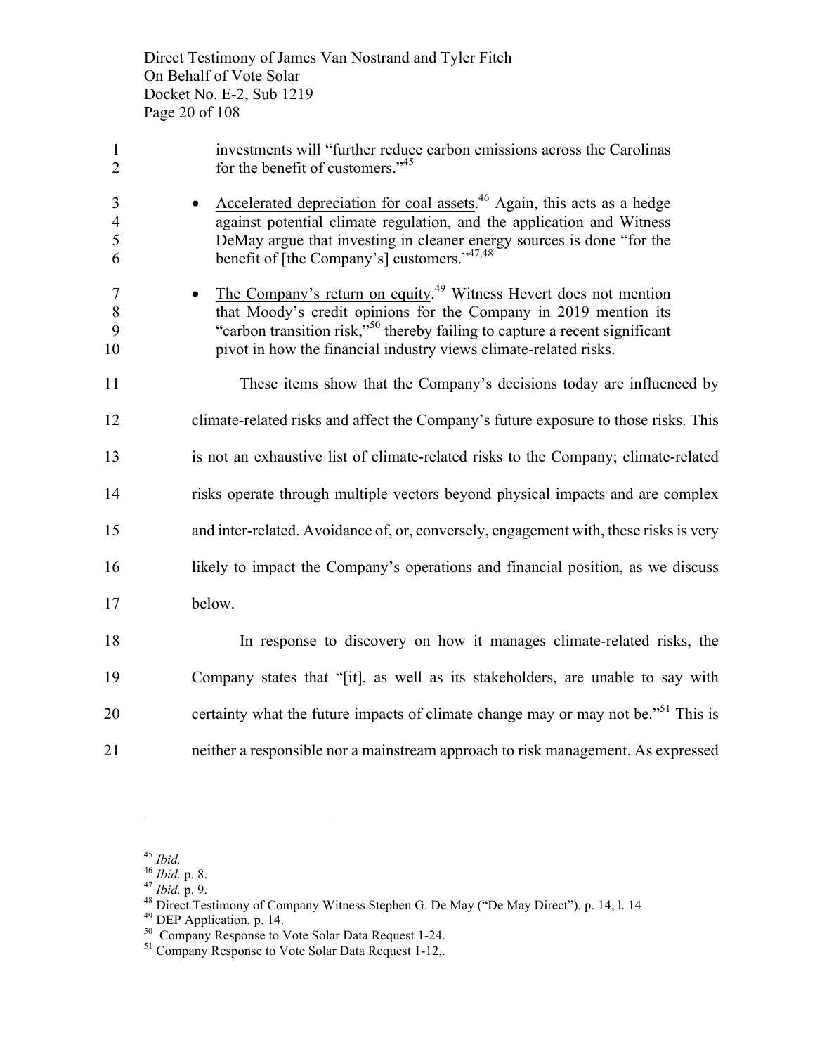investments will "further reduce carbon emissions across the Carolinas for the benefit of customers."[45]

- Accelerated depreciation for coal assets.[46] Again, this acts as a hedge against potential climate regulation, and the application and Witness DeMay argue that investing in cleaner energy sources is done "for the benefit of [the Company's] customers."[47,48]

- The Company's return on equity.[49] Witness Hevert does not mention that Moody's credit opinions for the Company in 2019 mention its "carbon transition risk,"[50] thereby failing to capture a recent significant pivot in how the financial industry views climate-related risks.

These items show that the Company's decisions today are influenced by climate-related risks and affect the Company's future exposure to those risks. This is not an exhaustive list of climate-related risks to the Company; climate-related risks operate through multiple vectors beyond physical impacts and are complex and inter-related. Avoidance of, or, conversely, engagement with, these risks is very likely to impact the Company's operations and financial position, as we discuss below.

In response to discovery on how it manages climate-related risks, the Company states that "[it], as well as its stakeholders, are unable to say with certainty what the future impacts of climate change may or may not be."[51] This is neither a responsible nor a mainstream approach to risk management. As expressed

---

[45] *Ibid.*
[46] *Ibid.* p. 8.
[47] *Ibid.* p. 9.
[48] Direct Testimony of Company Witness Stephen G. De May ("De May Direct"), p. 14, l. 14
[49] DEP Application*.* p. 14.
[50] Company Response to Vote Solar Data Request 1-24.
[51] Company Response to Vote Solar Data Request 1-12,.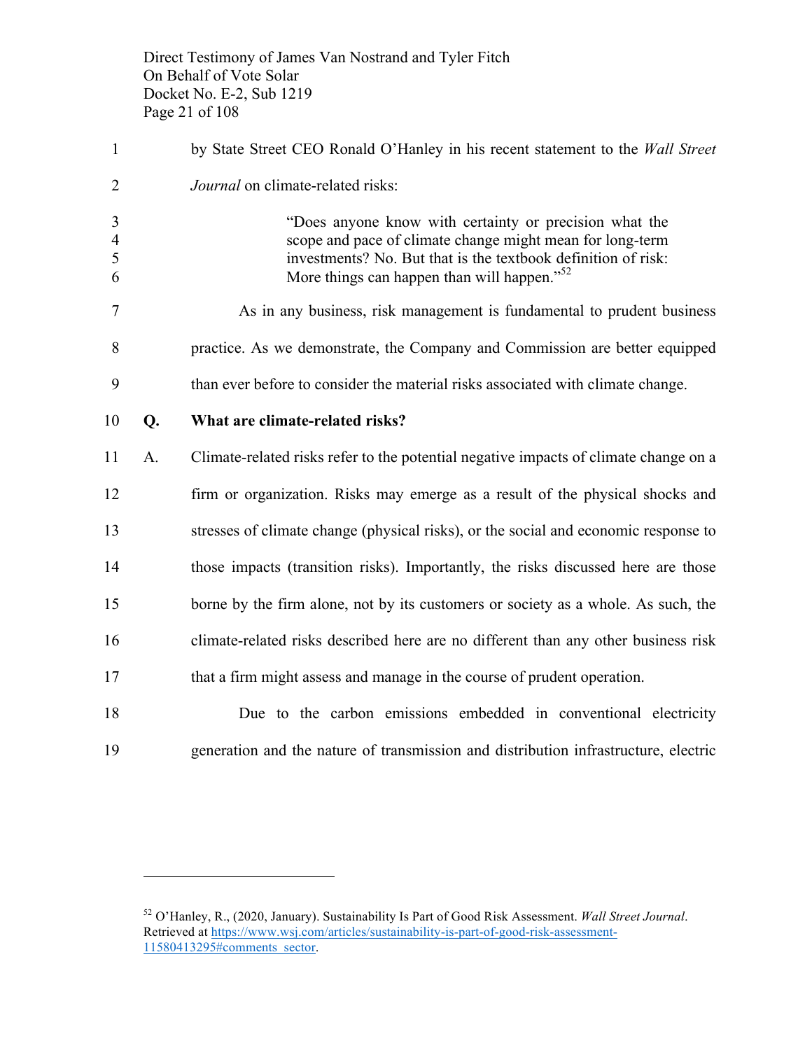by State Street CEO Ronald O'Hanley in his recent statement to the *Wall Street Journal* on climate-related risks:

> "Does anyone know with certainty or precision what the scope and pace of climate change might mean for long-term investments? No. But that is the textbook definition of risk: More things can happen than will happen."[52]

As in any business, risk management is fundamental to prudent business practice. As we demonstrate, the Company and Commission are better equipped than ever before to consider the material risks associated with climate change.

**Q. What are climate-related risks?**

A. Climate-related risks refer to the potential negative impacts of climate change on a firm or organization. Risks may emerge as a result of the physical shocks and stresses of climate change (physical risks), or the social and economic response to those impacts (transition risks). Importantly, the risks discussed here are those borne by the firm alone, not by its customers or society as a whole. As such, the climate-related risks described here are no different than any other business risk that a firm might assess and manage in the course of prudent operation.

Due to the carbon emissions embedded in conventional electricity generation and the nature of transmission and distribution infrastructure, electric

---

[52] O'Hanley, R., (2020, January). Sustainability Is Part of Good Risk Assessment. *Wall Street Journal*. Retrieved at https://www.wsj.com/articles/sustainability-is-part-of-good-risk-assessment-11580413295#comments_sector.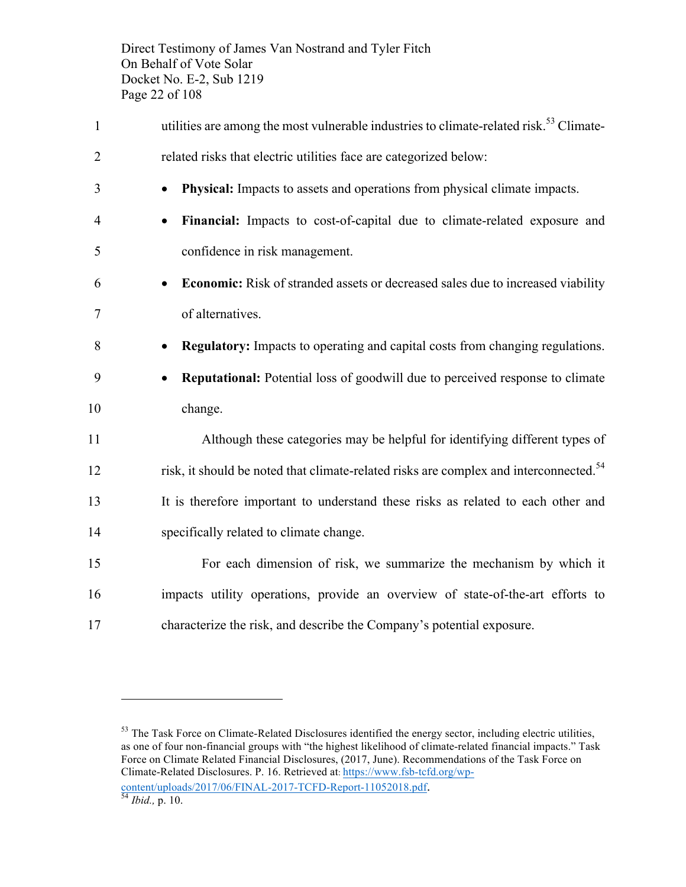utilities are among the most vulnerable industries to climate-related risk.[53] Climate-related risks that electric utilities face are categorized below:

- **Physical:** Impacts to assets and operations from physical climate impacts.
- **Financial:** Impacts to cost-of-capital due to climate-related exposure and confidence in risk management.
- **Economic:** Risk of stranded assets or decreased sales due to increased viability of alternatives.
- **Regulatory:** Impacts to operating and capital costs from changing regulations.
- **Reputational:** Potential loss of goodwill due to perceived response to climate change.

Although these categories may be helpful for identifying different types of risk, it should be noted that climate-related risks are complex and interconnected.[54] It is therefore important to understand these risks as related to each other and specifically related to climate change.

For each dimension of risk, we summarize the mechanism by which it impacts utility operations, provide an overview of state-of-the-art efforts to characterize the risk, and describe the Company's potential exposure.

---

[53] The Task Force on Climate-Related Disclosures identified the energy sector, including electric utilities, as one of four non-financial groups with "the highest likelihood of climate-related financial impacts." Task Force on Climate Related Financial Disclosures, (2017, June). Recommendations of the Task Force on Climate-Related Disclosures. P. 16. Retrieved at: https://www.fsb-tcfd.org/wp-content/uploads/2017/06/FINAL-2017-TCFD-Report-11052018.pdf.

[54] *Ibid.,* p. 10.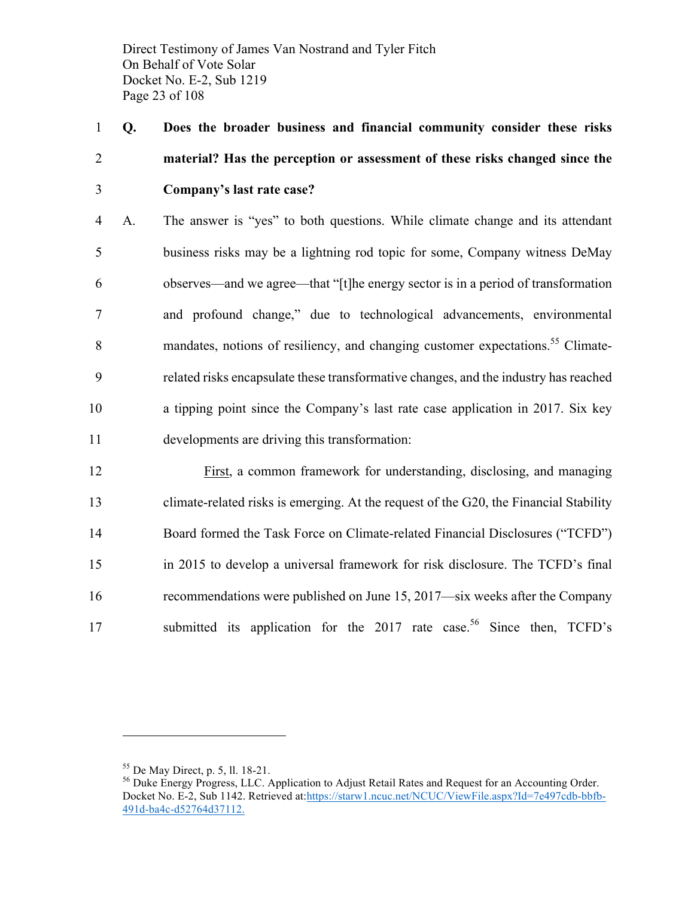**Q. Does the broader business and financial community consider these risks material? Has the perception or assessment of these risks changed since the Company's last rate case?**

A. The answer is "yes" to both questions. While climate change and its attendant business risks may be a lightning rod topic for some, Company witness DeMay observes—and we agree—that "[t]he energy sector is in a period of transformation and profound change," due to technological advancements, environmental mandates, notions of resiliency, and changing customer expectations.[55] Climate-related risks encapsulate these transformative changes, and the industry has reached a tipping point since the Company's last rate case application in 2017. Six key developments are driving this transformation:

First, a common framework for understanding, disclosing, and managing climate-related risks is emerging. At the request of the G20, the Financial Stability Board formed the Task Force on Climate-related Financial Disclosures ("TCFD") in 2015 to develop a universal framework for risk disclosure. The TCFD's final recommendations were published on June 15, 2017—six weeks after the Company submitted its application for the 2017 rate case.[56] Since then, TCFD's

---

[55] De May Direct, p. 5, ll. 18-21.

[56] Duke Energy Progress, LLC. Application to Adjust Retail Rates and Request for an Accounting Order. Docket No. E-2, Sub 1142. Retrieved at: https://starw1.ncuc.net/NCUC/ViewFile.aspx?Id=7e497cdb-bbfb-491d-ba4c-d52764d37112.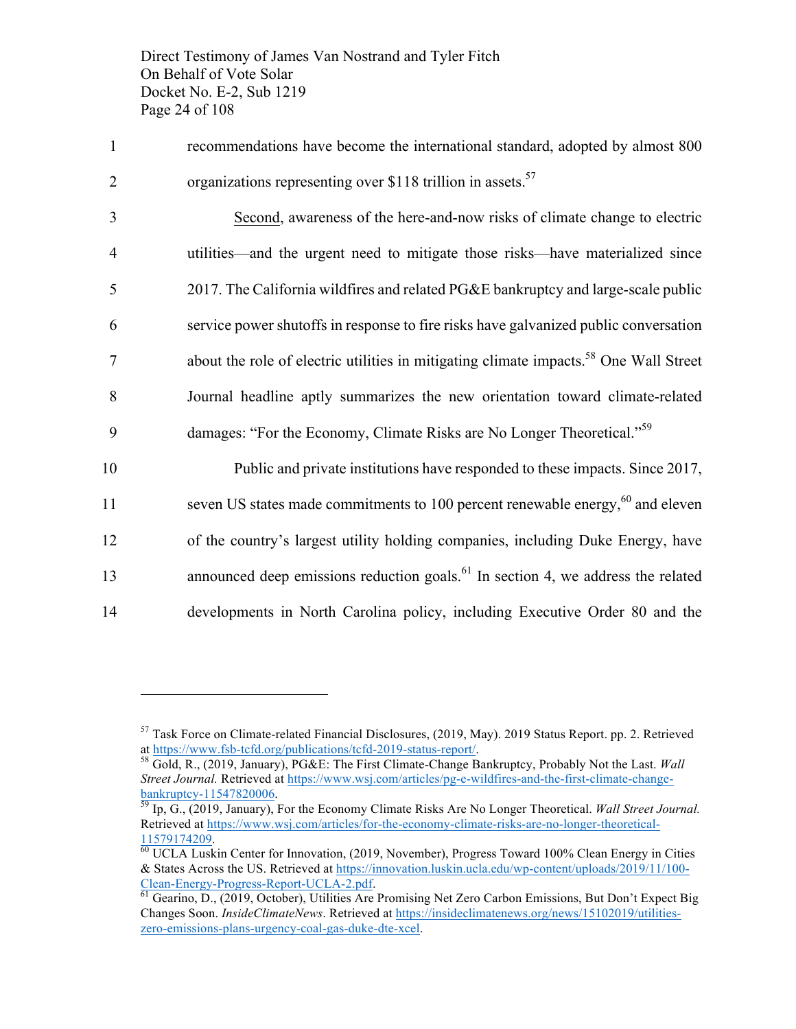recommendations have become the international standard, adopted by almost 800 organizations representing over $118 trillion in assets.[57]

Second, awareness of the here-and-now risks of climate change to electric utilities—and the urgent need to mitigate those risks—have materialized since 2017. The California wildfires and related PG&E bankruptcy and large-scale public service power shutoffs in response to fire risks have galvanized public conversation about the role of electric utilities in mitigating climate impacts.[58] One Wall Street Journal headline aptly summarizes the new orientation toward climate-related damages: "For the Economy, Climate Risks are No Longer Theoretical."[59]

Public and private institutions have responded to these impacts. Since 2017, seven US states made commitments to 100 percent renewable energy,[60] and eleven of the country's largest utility holding companies, including Duke Energy, have announced deep emissions reduction goals.[61] In section 4, we address the related developments in North Carolina policy, including Executive Order 80 and the

---

[57] Task Force on Climate-related Financial Disclosures, (2019, May). 2019 Status Report. pp. 2. Retrieved at https://www.fsb-tcfd.org/publications/tcfd-2019-status-report/.

[58] Gold, R., (2019, January), PG&E: The First Climate-Change Bankruptcy, Probably Not the Last. *Wall Street Journal.* Retrieved at https://www.wsj.com/articles/pg-e-wildfires-and-the-first-climate-change-bankruptcy-11547820006.

[59] Ip, G., (2019, January), For the Economy Climate Risks Are No Longer Theoretical. *Wall Street Journal.* Retrieved at https://www.wsj.com/articles/for-the-economy-climate-risks-are-no-longer-theoretical-11579174209.

[60] UCLA Luskin Center for Innovation, (2019, November), Progress Toward 100% Clean Energy in Cities & States Across the US. Retrieved at https://innovation.luskin.ucla.edu/wp-content/uploads/2019/11/100-Clean-Energy-Progress-Report-UCLA-2.pdf.

[61] Gearino, D., (2019, October), Utilities Are Promising Net Zero Carbon Emissions, But Don't Expect Big Changes Soon. *InsideClimateNews*. Retrieved at https://insideclimatenews.org/news/15102019/utilities-zero-emissions-plans-urgency-coal-gas-duke-dte-xcel.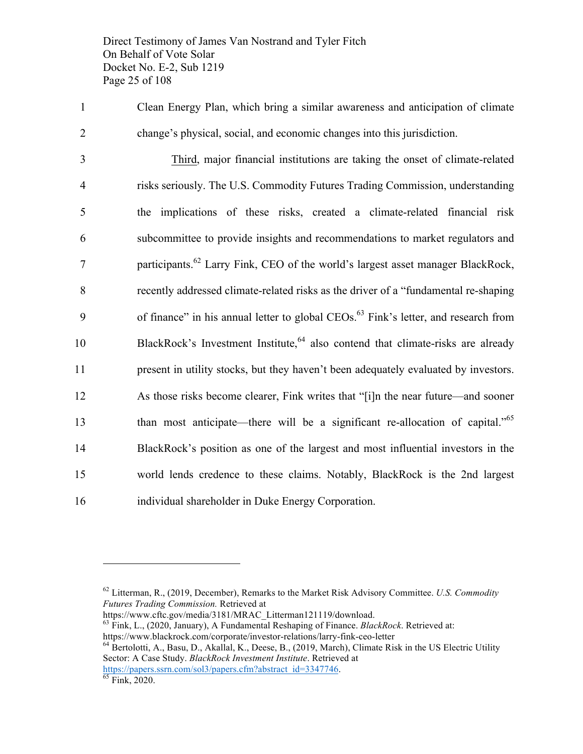Clean Energy Plan, which bring a similar awareness and anticipation of climate change's physical, social, and economic changes into this jurisdiction.

Third, major financial institutions are taking the onset of climate-related risks seriously. The U.S. Commodity Futures Trading Commission, understanding the implications of these risks, created a climate-related financial risk subcommittee to provide insights and recommendations to market regulators and participants.[62] Larry Fink, CEO of the world's largest asset manager BlackRock, recently addressed climate-related risks as the driver of a "fundamental re-shaping of finance" in his annual letter to global CEOs.[63] Fink's letter, and research from BlackRock's Investment Institute,[64] also contend that climate-risks are already present in utility stocks, but they haven't been adequately evaluated by investors. As those risks become clearer, Fink writes that "[i]n the near future—and sooner than most anticipate—there will be a significant re-allocation of capital."[65] BlackRock's position as one of the largest and most influential investors in the world lends credence to these claims. Notably, BlackRock is the 2nd largest individual shareholder in Duke Energy Corporation.

---

[62] Litterman, R., (2019, December), Remarks to the Market Risk Advisory Committee. *U.S. Commodity Futures Trading Commission.* Retrieved at https://www.cftc.gov/media/3181/MRAC_Litterman121119/download.

[63] Fink, L., (2020, January), A Fundamental Reshaping of Finance. *BlackRock*. Retrieved at: https://www.blackrock.com/corporate/investor-relations/larry-fink-ceo-letter

[64] Bertolotti, A., Basu, D., Akallal, K., Deese, B., (2019, March), Climate Risk in the US Electric Utility Sector: A Case Study. *BlackRock Investment Institute*. Retrieved at https://papers.ssrn.com/sol3/papers.cfm?abstract_id=3347746.

[65] Fink, 2020.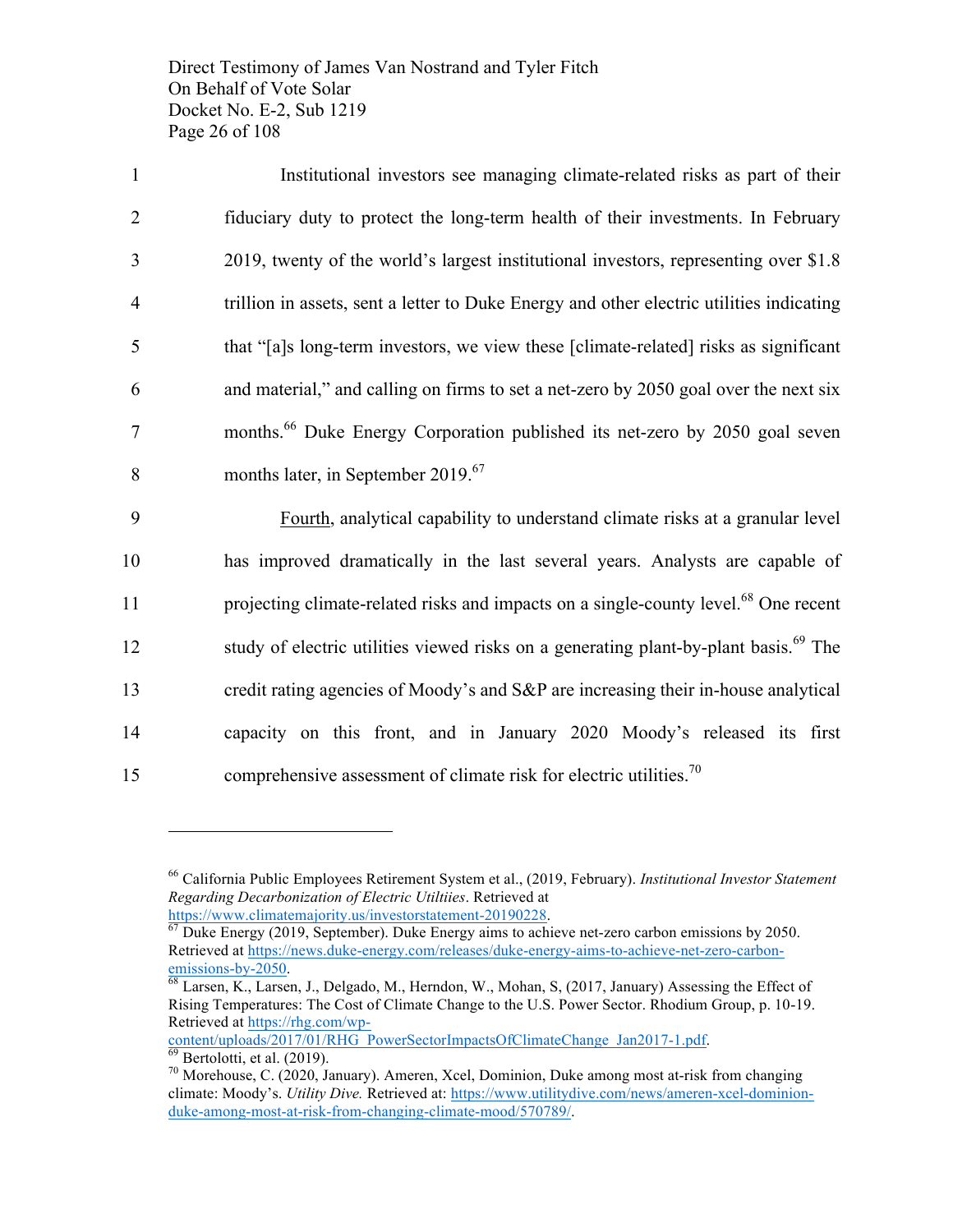Institutional investors see managing climate-related risks as part of their fiduciary duty to protect the long-term health of their investments. In February 2019, twenty of the world's largest institutional investors, representing over $1.8 trillion in assets, sent a letter to Duke Energy and other electric utilities indicating that "[a]s long-term investors, we view these [climate-related] risks as significant and material," and calling on firms to set a net-zero by 2050 goal over the next six months.[66] Duke Energy Corporation published its net-zero by 2050 goal seven months later, in September 2019.[67]

Fourth, analytical capability to understand climate risks at a granular level has improved dramatically in the last several years. Analysts are capable of projecting climate-related risks and impacts on a single-county level.[68] One recent study of electric utilities viewed risks on a generating plant-by-plant basis.[69] The credit rating agencies of Moody's and S&P are increasing their in-house analytical capacity on this front, and in January 2020 Moody's released its first comprehensive assessment of climate risk for electric utilities.[70]

---

[66] California Public Employees Retirement System et al., (2019, February). *Institutional Investor Statement Regarding Decarbonization of Electric Utiltiies*. Retrieved at https://www.climatemajority.us/investorstatement-20190228.

[67] Duke Energy (2019, September). Duke Energy aims to achieve net-zero carbon emissions by 2050. Retrieved at https://news.duke-energy.com/releases/duke-energy-aims-to-achieve-net-zero-carbon-emissions-by-2050.

[68] Larsen, K., Larsen, J., Delgado, M., Herndon, W., Mohan, S, (2017, January) Assessing the Effect of Rising Temperatures: The Cost of Climate Change to the U.S. Power Sector. Rhodium Group, p. 10-19. Retrieved at https://rhg.com/wp-content/uploads/2017/01/RHG_PowerSectorImpactsOfClimateChange_Jan2017-1.pdf.

[69] Bertolotti, et al. (2019).

[70] Morehouse, C. (2020, January). Ameren, Xcel, Dominion, Duke among most at-risk from changing climate: Moody's. *Utility Dive.* Retrieved at: https://www.utilitydive.com/news/ameren-xcel-dominion-duke-among-most-at-risk-from-changing-climate-mood/570789/.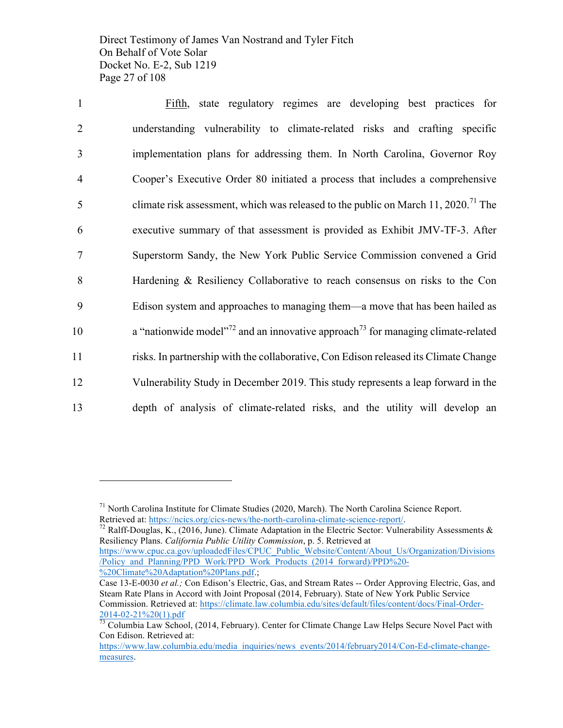<u>Fifth</u>, state regulatory regimes are developing best practices for understanding vulnerability to climate-related risks and crafting specific implementation plans for addressing them. In North Carolina, Governor Roy Cooper's Executive Order 80 initiated a process that includes a comprehensive climate risk assessment, which was released to the public on March 11, 2020.[71] The executive summary of that assessment is provided as Exhibit JMV-TF-3. After Superstorm Sandy, the New York Public Service Commission convened a Grid Hardening & Resiliency Collaborative to reach consensus on risks to the Con Edison system and approaches to managing them—a move that has been hailed as a "nationwide model"[72] and an innovative approach[73] for managing climate-related risks. In partnership with the collaborative, Con Edison released its Climate Change Vulnerability Study in December 2019. This study represents a leap forward in the depth of analysis of climate-related risks, and the utility will develop an

---

[71] North Carolina Institute for Climate Studies (2020, March). The North Carolina Science Report. Retrieved at: https://ncics.org/cics-news/the-north-carolina-climate-science-report/.

[72] Ralff-Douglas, K., (2016, June). Climate Adaptation in the Electric Sector: Vulnerability Assessments & Resiliency Plans. *California Public Utility Commission*, p. 5. Retrieved at https://www.cpuc.ca.gov/uploadedFiles/CPUC_Public_Website/Content/About_Us/Organization/Divisions/Policy_and_Planning/PPD_Work/PPD_Work_Products_(2014_forward)/PPD%20-%20Climate%20Adaptation%20Plans.pdf.;
Case 13-E-0030 *et al.;* Con Edison's Electric, Gas, and Stream Rates -- Order Approving Electric, Gas, and Steam Rate Plans in Accord with Joint Proposal (2014, February). State of New York Public Service Commission. Retrieved at: https://climate.law.columbia.edu/sites/default/files/content/docs/Final-Order-2014-02-21%20(1).pdf

[73] Columbia Law School, (2014, February). Center for Climate Change Law Helps Secure Novel Pact with Con Edison. Retrieved at: https://www.law.columbia.edu/media_inquiries/news_events/2014/february2014/Con-Ed-climate-change-measures.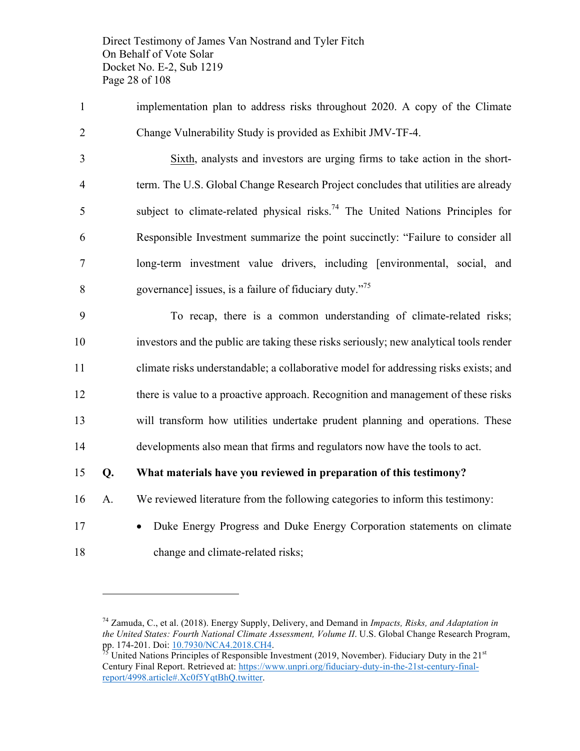implementation plan to address risks throughout 2020. A copy of the Climate Change Vulnerability Study is provided as Exhibit JMV-TF-4.

Sixth, analysts and investors are urging firms to take action in the short-term. The U.S. Global Change Research Project concludes that utilities are already subject to climate-related physical risks.[74] The United Nations Principles for Responsible Investment summarize the point succinctly: "Failure to consider all long-term investment value drivers, including [environmental, social, and governance] issues, is a failure of fiduciary duty."[75]

To recap, there is a common understanding of climate-related risks; investors and the public are taking these risks seriously; new analytical tools render climate risks understandable; a collaborative model for addressing risks exists; and there is value to a proactive approach. Recognition and management of these risks will transform how utilities undertake prudent planning and operations. These developments also mean that firms and regulators now have the tools to act.

**Q. What materials have you reviewed in preparation of this testimony?**

A. We reviewed literature from the following categories to inform this testimony:

- Duke Energy Progress and Duke Energy Corporation statements on climate change and climate-related risks;

---

[74] Zamuda, C., et al. (2018). Energy Supply, Delivery, and Demand in *Impacts, Risks, and Adaptation in the United States: Fourth National Climate Assessment, Volume II*. U.S. Global Change Research Program, pp. 174-201. Doi: 10.7930/NCA4.2018.CH4.

[75] United Nations Principles of Responsible Investment (2019, November). Fiduciary Duty in the 21st Century Final Report. Retrieved at: https://www.unpri.org/fiduciary-duty-in-the-21st-century-final-report/4998.article#.Xc0f5YqtBhQ.twitter.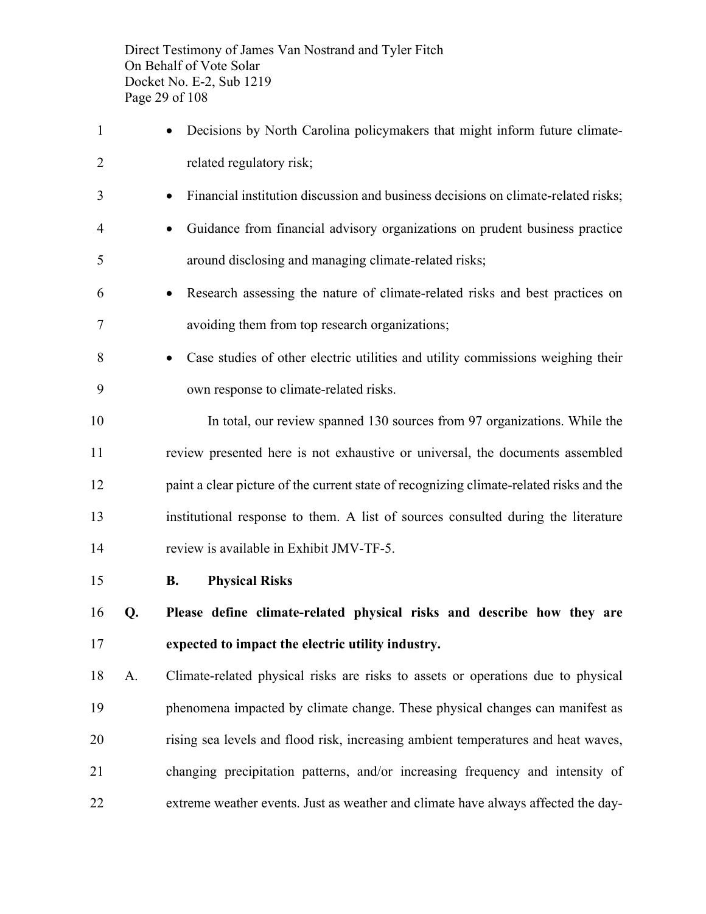- Decisions by North Carolina policymakers that might inform future climate-related regulatory risk;
- Financial institution discussion and business decisions on climate-related risks;
- Guidance from financial advisory organizations on prudent business practice around disclosing and managing climate-related risks;
- Research assessing the nature of climate-related risks and best practices on avoiding them from top research organizations;
- Case studies of other electric utilities and utility commissions weighing their own response to climate-related risks.

In total, our review spanned 130 sources from 97 organizations. While the review presented here is not exhaustive or universal, the documents assembled paint a clear picture of the current state of recognizing climate-related risks and the institutional response to them. A list of sources consulted during the literature review is available in Exhibit JMV-TF-5.

### B. Physical Risks

**Q. Please define climate-related physical risks and describe how they are expected to impact the electric utility industry.**

A. Climate-related physical risks are risks to assets or operations due to physical phenomena impacted by climate change. These physical changes can manifest as rising sea levels and flood risk, increasing ambient temperatures and heat waves, changing precipitation patterns, and/or increasing frequency and intensity of extreme weather events. Just as weather and climate have always affected the day-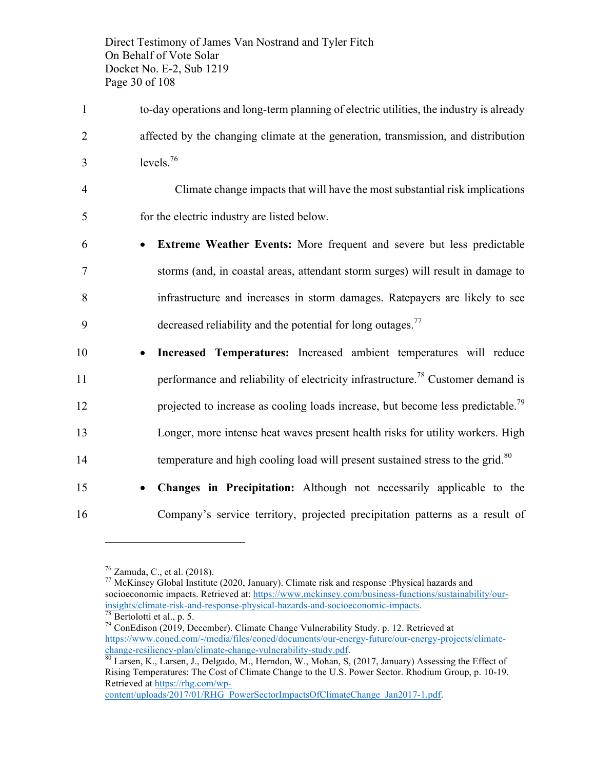to-day operations and long-term planning of electric utilities, the industry is already affected by the changing climate at the generation, transmission, and distribution levels.[76]

Climate change impacts that will have the most substantial risk implications for the electric industry are listed below.

- **Extreme Weather Events:** More frequent and severe but less predictable storms (and, in coastal areas, attendant storm surges) will result in damage to infrastructure and increases in storm damages. Ratepayers are likely to see decreased reliability and the potential for long outages.[77]
- **Increased Temperatures:** Increased ambient temperatures will reduce performance and reliability of electricity infrastructure.[78] Customer demand is projected to increase as cooling loads increase, but become less predictable.[79] Longer, more intense heat waves present health risks for utility workers. High temperature and high cooling load will present sustained stress to the grid.[80]
- **Changes in Precipitation:** Although not necessarily applicable to the Company's service territory, projected precipitation patterns as a result of

---

[76] Zamuda, C., et al. (2018).

[77] McKinsey Global Institute (2020, January). Climate risk and response :Physical hazards and socioeconomic impacts. Retrieved at: https://www.mckinsey.com/business-functions/sustainability/our-insights/climate-risk-and-response-physical-hazards-and-socioeconomic-impacts.

[78] Bertolotti et al., p. 5.

[79] ConEdison (2019, December). Climate Change Vulnerability Study. p. 12. Retrieved at https://www.coned.com/-/media/files/coned/documents/our-energy-future/our-energy-projects/climate-change-resiliency-plan/climate-change-vulnerability-study.pdf.

[80] Larsen, K., Larsen, J., Delgado, M., Herndon, W., Mohan, S, (2017, January) Assessing the Effect of Rising Temperatures: The Cost of Climate Change to the U.S. Power Sector. Rhodium Group, p. 10-19. Retrieved at https://rhg.com/wp-content/uploads/2017/01/RHG_PowerSectorImpactsOfClimateChange_Jan2017-1.pdf.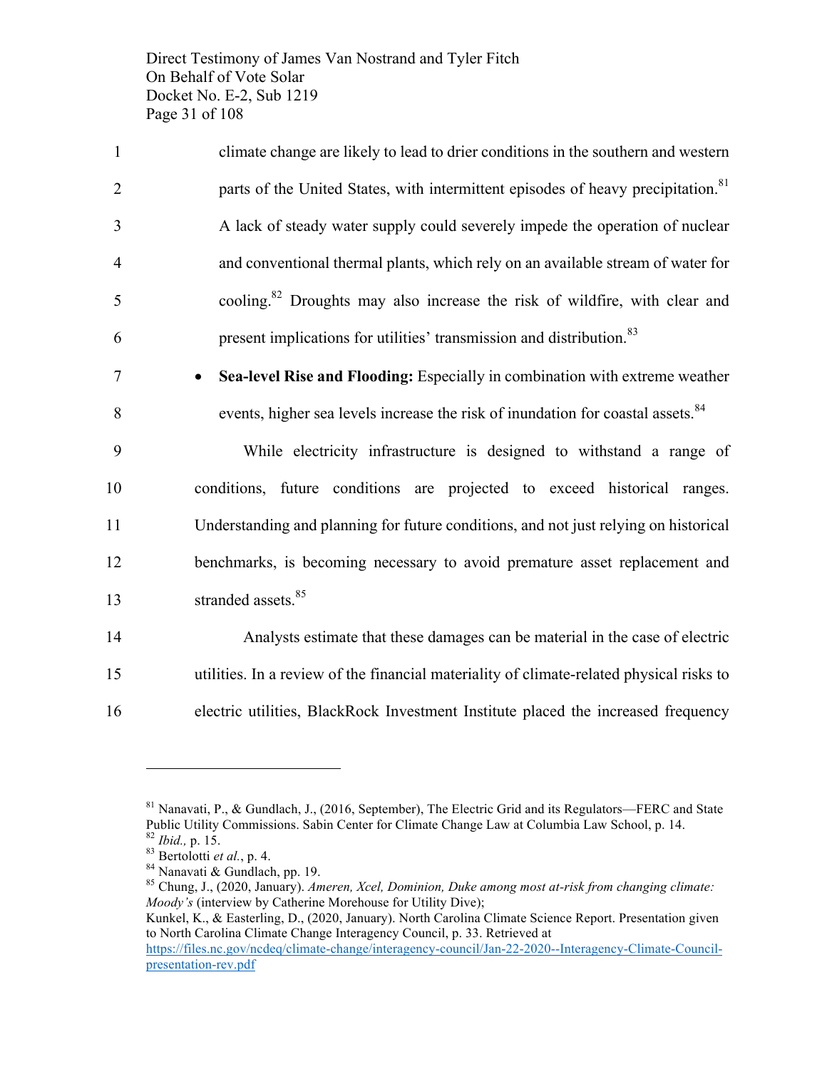climate change are likely to lead to drier conditions in the southern and western parts of the United States, with intermittent episodes of heavy precipitation.[81] A lack of steady water supply could severely impede the operation of nuclear and conventional thermal plants, which rely on an available stream of water for cooling.[82] Droughts may also increase the risk of wildfire, with clear and present implications for utilities' transmission and distribution.[83]

- **Sea-level Rise and Flooding:** Especially in combination with extreme weather events, higher sea levels increase the risk of inundation for coastal assets.[84]

While electricity infrastructure is designed to withstand a range of conditions, future conditions are projected to exceed historical ranges. Understanding and planning for future conditions, and not just relying on historical benchmarks, is becoming necessary to avoid premature asset replacement and stranded assets.[85]

Analysts estimate that these damages can be material in the case of electric utilities. In a review of the financial materiality of climate-related physical risks to electric utilities, BlackRock Investment Institute placed the increased frequency

---

[81] Nanavati, P., & Gundlach, J., (2016, September), The Electric Grid and its Regulators—FERC and State Public Utility Commissions. Sabin Center for Climate Change Law at Columbia Law School, p. 14.

[82] *Ibid.,* p. 15.

[83] Bertolotti *et al.*, p. 4.

[84] Nanavati & Gundlach, pp. 19.

[85] Chung, J., (2020, January). *Ameren, Xcel, Dominion, Duke among most at-risk from changing climate: Moody's* (interview by Catherine Morehouse for Utility Dive);
Kunkel, K., & Easterling, D., (2020, January). North Carolina Climate Science Report. Presentation given to North Carolina Climate Change Interagency Council, p. 33. Retrieved at https://files.nc.gov/ncdeq/climate-change/interagency-council/Jan-22-2020--Interagency-Climate-Council-presentation-rev.pdf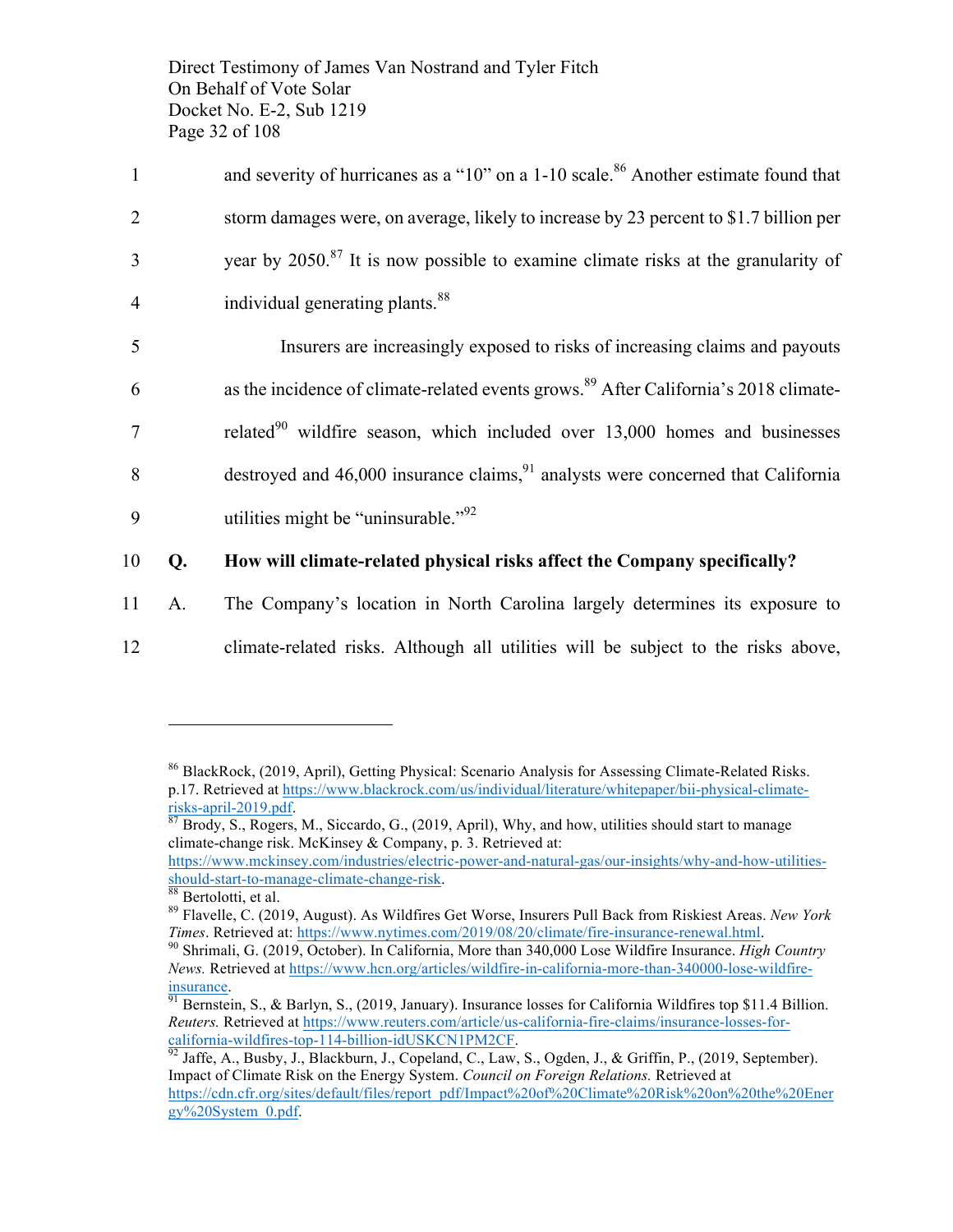and severity of hurricanes as a "10" on a 1-10 scale.[86] Another estimate found that storm damages were, on average, likely to increase by 23 percent to $1.7 billion per year by 2050.[87] It is now possible to examine climate risks at the granularity of individual generating plants.[88]

Insurers are increasingly exposed to risks of increasing claims and payouts as the incidence of climate-related events grows.[89] After California's 2018 climate-related[90] wildfire season, which included over 13,000 homes and businesses destroyed and 46,000 insurance claims,[91] analysts were concerned that California utilities might be "uninsurable."[92]

**Q. How will climate-related physical risks affect the Company specifically?**

A. The Company's location in North Carolina largely determines its exposure to climate-related risks. Although all utilities will be subject to the risks above,

---

[86] BlackRock, (2019, April), Getting Physical: Scenario Analysis for Assessing Climate-Related Risks. p.17. Retrieved at https://www.blackrock.com/us/individual/literature/whitepaper/bii-physical-climate-risks-april-2019.pdf.

[87] Brody, S., Rogers, M., Siccardo, G., (2019, April), Why, and how, utilities should start to manage climate-change risk. McKinsey & Company, p. 3. Retrieved at: https://www.mckinsey.com/industries/electric-power-and-natural-gas/our-insights/why-and-how-utilities-should-start-to-manage-climate-change-risk.

[88] Bertolotti, et al.

[89] Flavelle, C. (2019, August). As Wildfires Get Worse, Insurers Pull Back from Riskiest Areas. *New York Times*. Retrieved at: https://www.nytimes.com/2019/08/20/climate/fire-insurance-renewal.html.

[90] Shrimali, G. (2019, October). In California, More than 340,000 Lose Wildfire Insurance. *High Country News.* Retrieved at https://www.hcn.org/articles/wildfire-in-california-more-than-340000-lose-wildfire-insurance.

[91] Bernstein, S., & Barlyn, S., (2019, January). Insurance losses for California Wildfires top $11.4 Billion. *Reuters.* Retrieved at https://www.reuters.com/article/us-california-fire-claims/insurance-losses-for-california-wildfires-top-114-billion-idUSKCN1PM2CF.

[92] Jaffe, A., Busby, J., Blackburn, J., Copeland, C., Law, S., Ogden, J., & Griffin, P., (2019, September). Impact of Climate Risk on the Energy System. *Council on Foreign Relations.* Retrieved at https://cdn.cfr.org/sites/default/files/report_pdf/Impact%20of%20Climate%20Risk%20on%20the%20Energy%20System_0.pdf.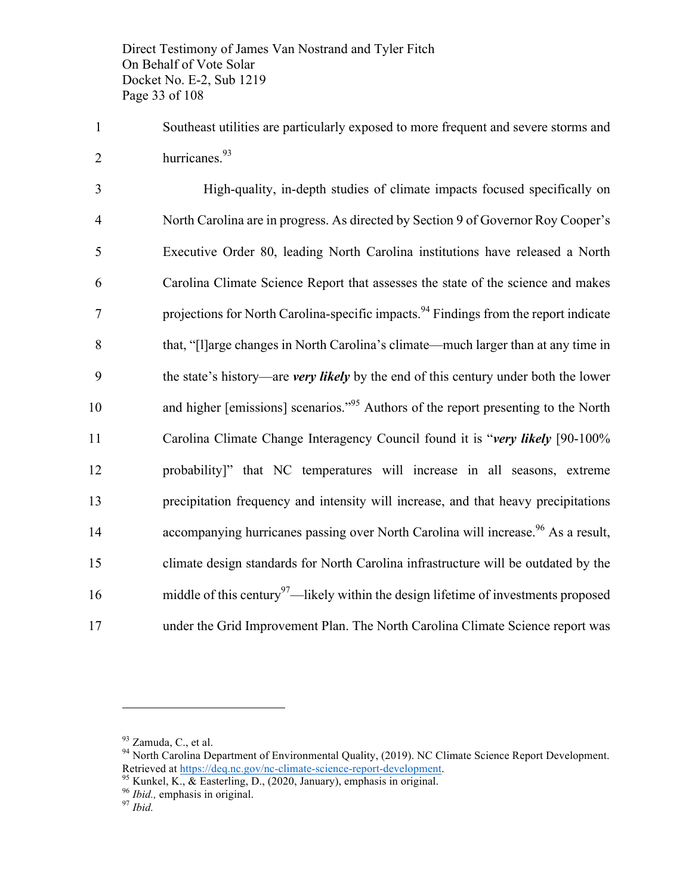Southeast utilities are particularly exposed to more frequent and severe storms and hurricanes.[93]

High-quality, in-depth studies of climate impacts focused specifically on North Carolina are in progress. As directed by Section 9 of Governor Roy Cooper's Executive Order 80, leading North Carolina institutions have released a North Carolina Climate Science Report that assesses the state of the science and makes projections for North Carolina-specific impacts.[94] Findings from the report indicate that, "[l]arge changes in North Carolina's climate—much larger than at any time in the state's history—are ***very likely*** by the end of this century under both the lower and higher [emissions] scenarios."[95] Authors of the report presenting to the North Carolina Climate Change Interagency Council found it is "***very likely*** [90-100% probability]" that NC temperatures will increase in all seasons, extreme precipitation frequency and intensity will increase, and that heavy precipitations accompanying hurricanes passing over North Carolina will increase.[96] As a result, climate design standards for North Carolina infrastructure will be outdated by the middle of this century[97]—likely within the design lifetime of investments proposed under the Grid Improvement Plan. The North Carolina Climate Science report was

---

[93] Zamuda, C., et al.

[94] North Carolina Department of Environmental Quality, (2019). NC Climate Science Report Development. Retrieved at https://deq.nc.gov/nc-climate-science-report-development.

[95] Kunkel, K., & Easterling, D., (2020, January), emphasis in original.

[96] *Ibid.,* emphasis in original.

[97] *Ibid.*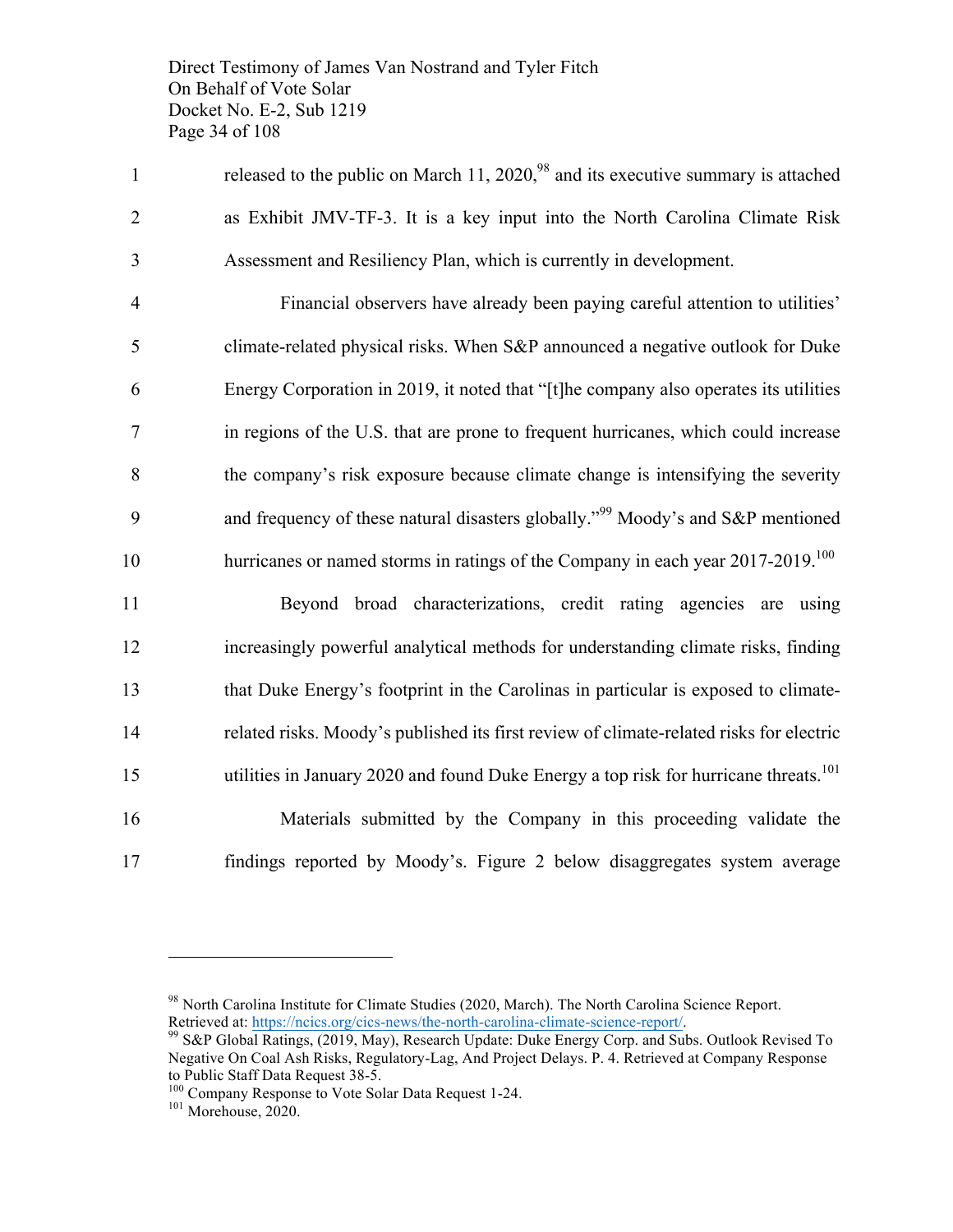released to the public on March 11, 2020,[98] and its executive summary is attached as Exhibit JMV-TF-3. It is a key input into the North Carolina Climate Risk Assessment and Resiliency Plan, which is currently in development.

Financial observers have already been paying careful attention to utilities' climate-related physical risks. When S&P announced a negative outlook for Duke Energy Corporation in 2019, it noted that "[t]he company also operates its utilities in regions of the U.S. that are prone to frequent hurricanes, which could increase the company's risk exposure because climate change is intensifying the severity and frequency of these natural disasters globally."[99] Moody's and S&P mentioned hurricanes or named storms in ratings of the Company in each year 2017-2019.[100]

Beyond broad characterizations, credit rating agencies are using increasingly powerful analytical methods for understanding climate risks, finding that Duke Energy's footprint in the Carolinas in particular is exposed to climate-related risks. Moody's published its first review of climate-related risks for electric utilities in January 2020 and found Duke Energy a top risk for hurricane threats.[101]

Materials submitted by the Company in this proceeding validate the findings reported by Moody's. Figure 2 below disaggregates system average

---

[98] North Carolina Institute for Climate Studies (2020, March). The North Carolina Science Report. Retrieved at: https://ncics.org/cics-news/the-north-carolina-climate-science-report/.

[99] S&P Global Ratings, (2019, May), Research Update: Duke Energy Corp. and Subs. Outlook Revised To Negative On Coal Ash Risks, Regulatory-Lag, And Project Delays. P. 4. Retrieved at Company Response to Public Staff Data Request 38-5.

[100] Company Response to Vote Solar Data Request 1-24.

[101] Morehouse, 2020.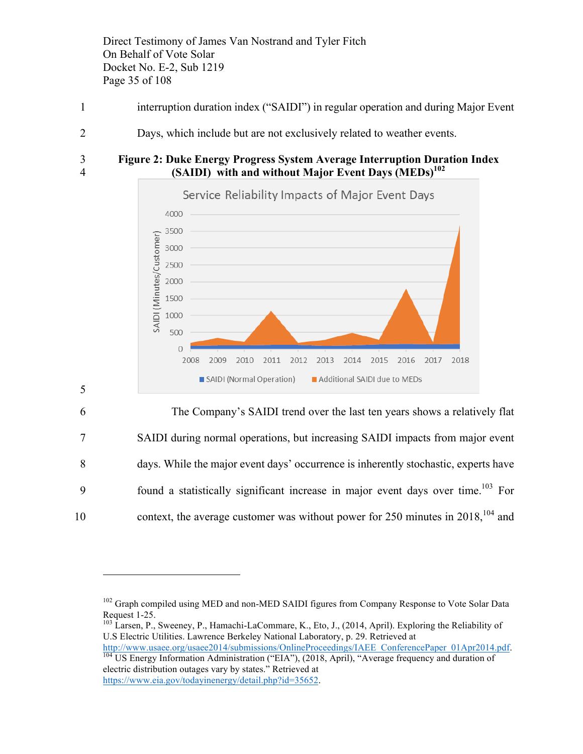interruption duration index ("SAIDI") in regular operation and during Major Event Days, which include but are not exclusively related to weather events.

**Figure 2: Duke Energy Progress System Average Interruption Duration Index (SAIDI) with and without Major Event Days (MEDs)**[102]

The Company's SAIDI trend over the last ten years shows a relatively flat SAIDI during normal operations, but increasing SAIDI impacts from major event days. While the major event days' occurrence is inherently stochastic, experts have found a statistically significant increase in major event days over time.[103] For context, the average customer was without power for 250 minutes in 2018,[104] and

---

[102] Graph compiled using MED and non-MED SAIDI figures from Company Response to Vote Solar Data Request 1-25.

[103] Larsen, P., Sweeney, P., Hamachi-LaCommare, K., Eto, J., (2014, April). Exploring the Reliability of U.S Electric Utilities. Lawrence Berkeley National Laboratory, p. 29. Retrieved at http://www.usaee.org/usaee2014/submissions/OnlineProceedings/IAEE_ConferencePaper_01Apr2014.pdf.

[104] US Energy Information Administration ("EIA"), (2018, April), "Average frequency and duration of electric distribution outages vary by states." Retrieved at https://www.eia.gov/todayinenergy/detail.php?id=35652.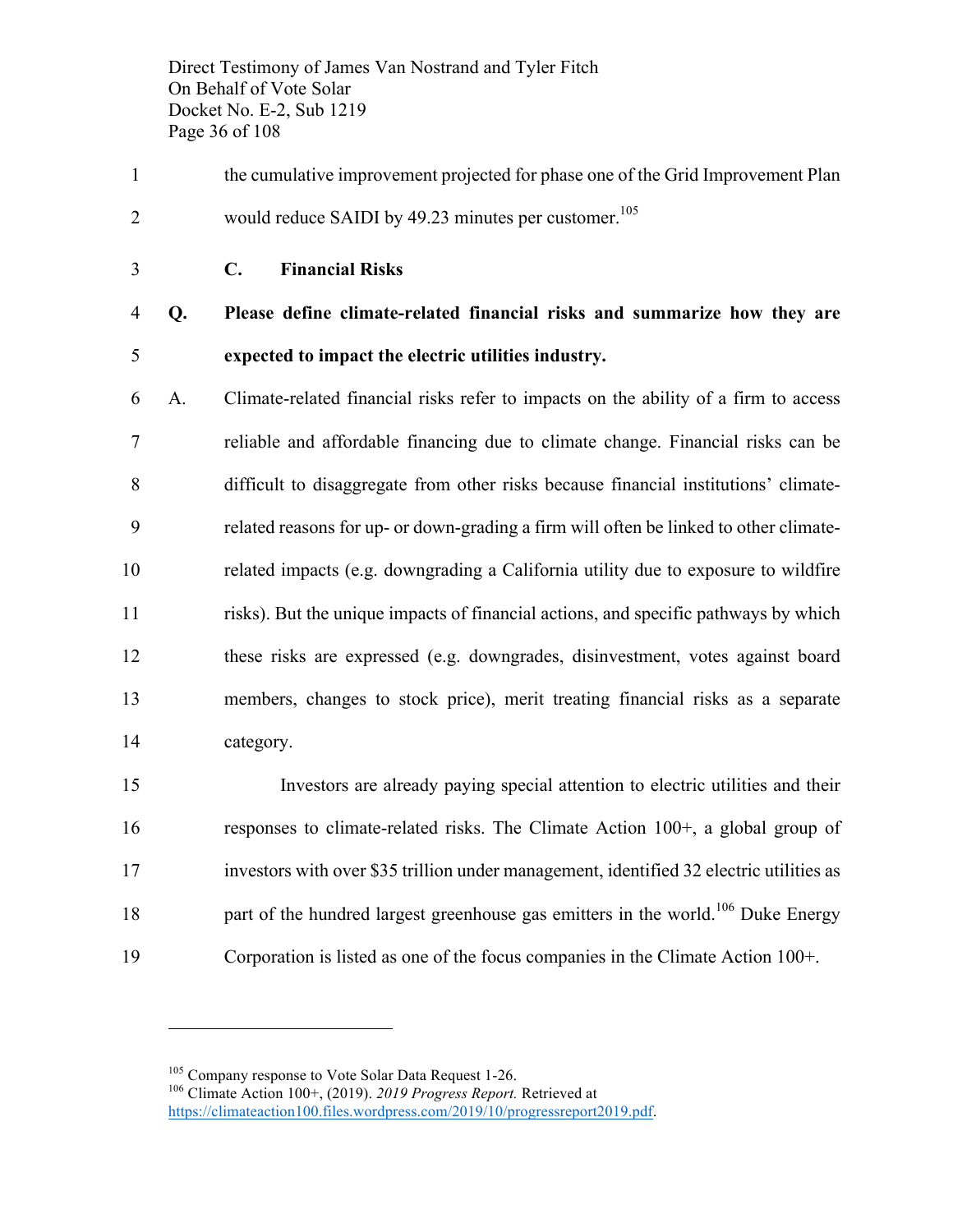the cumulative improvement projected for phase one of the Grid Improvement Plan would reduce SAIDI by 49.23 minutes per customer.[105]

### C. Financial Risks

**Q. Please define climate-related financial risks and summarize how they are expected to impact the electric utilities industry.**

A. Climate-related financial risks refer to impacts on the ability of a firm to access reliable and affordable financing due to climate change. Financial risks can be difficult to disaggregate from other risks because financial institutions' climate-related reasons for up- or down-grading a firm will often be linked to other climate-related impacts (e.g. downgrading a California utility due to exposure to wildfire risks). But the unique impacts of financial actions, and specific pathways by which these risks are expressed (e.g. downgrades, disinvestment, votes against board members, changes to stock price), merit treating financial risks as a separate category.

Investors are already paying special attention to electric utilities and their responses to climate-related risks. The Climate Action 100+, a global group of investors with over $35 trillion under management, identified 32 electric utilities as part of the hundred largest greenhouse gas emitters in the world.[106] Duke Energy Corporation is listed as one of the focus companies in the Climate Action 100+.

---

[105] Company response to Vote Solar Data Request 1-26.

[106] Climate Action 100+, (2019). *2019 Progress Report.* Retrieved at https://climateaction100.files.wordpress.com/2019/10/progressreport2019.pdf.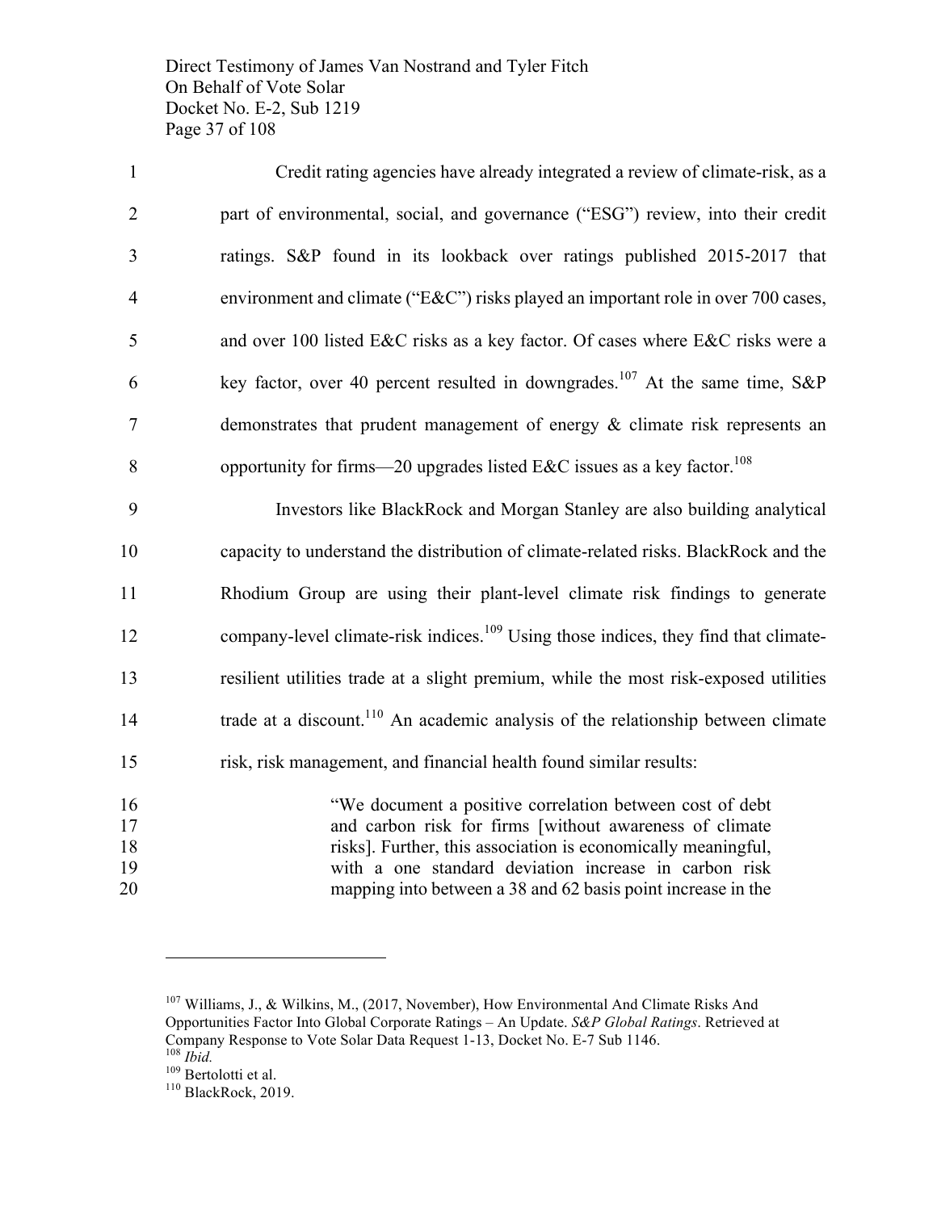Credit rating agencies have already integrated a review of climate-risk, as a part of environmental, social, and governance ("ESG") review, into their credit ratings. S&P found in its lookback over ratings published 2015-2017 that environment and climate ("E&C") risks played an important role in over 700 cases, and over 100 listed E&C risks as a key factor. Of cases where E&C risks were a key factor, over 40 percent resulted in downgrades.[107] At the same time, S&P demonstrates that prudent management of energy & climate risk represents an opportunity for firms—20 upgrades listed E&C issues as a key factor.[108]

Investors like BlackRock and Morgan Stanley are also building analytical capacity to understand the distribution of climate-related risks. BlackRock and the Rhodium Group are using their plant-level climate risk findings to generate company-level climate-risk indices.[109] Using those indices, they find that climate-resilient utilities trade at a slight premium, while the most risk-exposed utilities trade at a discount.[110] An academic analysis of the relationship between climate risk, risk management, and financial health found similar results:

> "We document a positive correlation between cost of debt and carbon risk for firms [without awareness of climate risks]. Further, this association is economically meaningful, with a one standard deviation increase in carbon risk mapping into between a 38 and 62 basis point increase in the

---

[107] Williams, J., & Wilkins, M., (2017, November), How Environmental And Climate Risks And Opportunities Factor Into Global Corporate Ratings – An Update. *S&P Global Ratings*. Retrieved at Company Response to Vote Solar Data Request 1-13, Docket No. E-7 Sub 1146.

[108] *Ibid.*

[109] Bertolotti et al.

[110] BlackRock, 2019.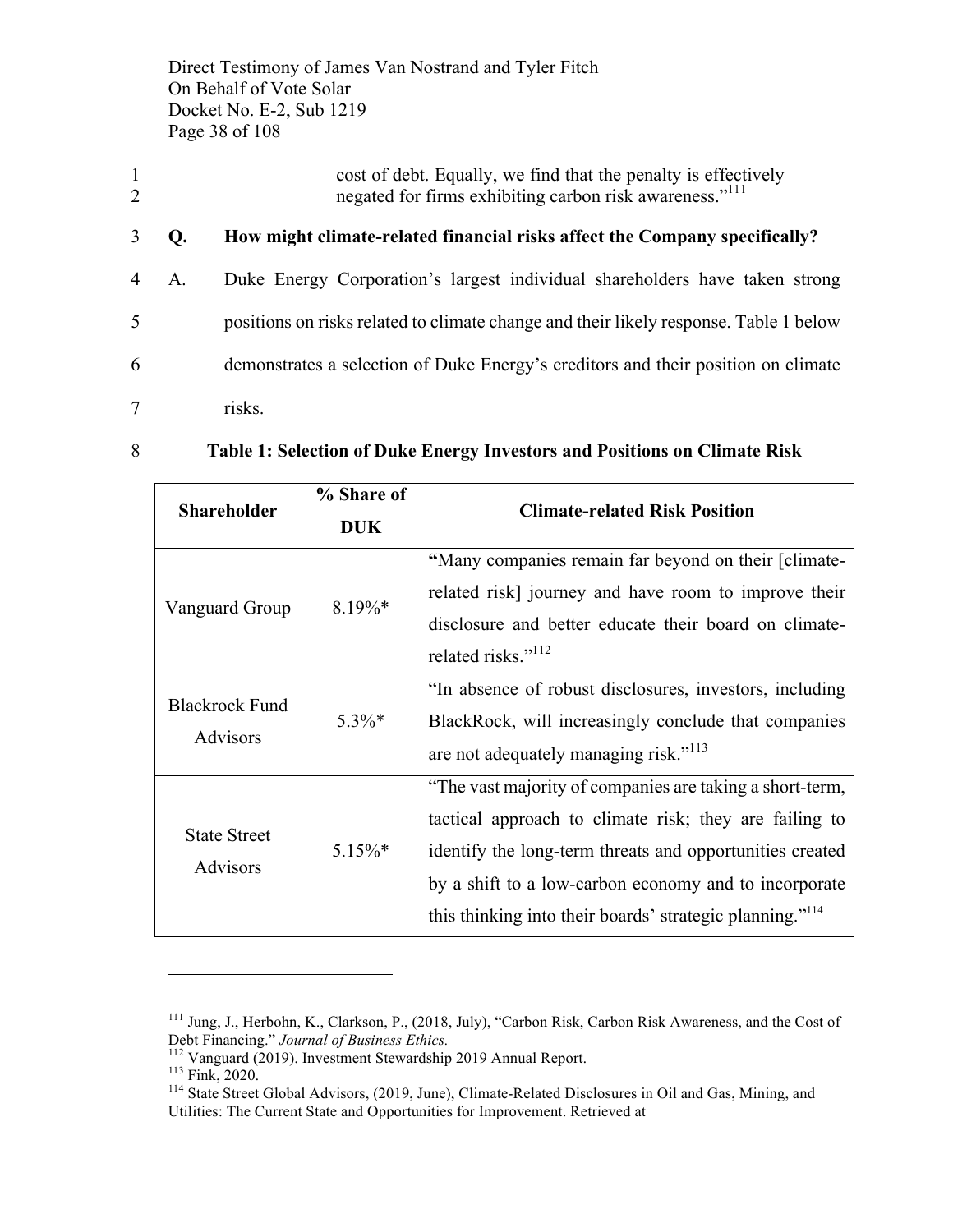cost of debt. Equally, we find that the penalty is effectively negated for firms exhibiting carbon risk awareness."[111]

**Q. How might climate-related financial risks affect the Company specifically?**

A. Duke Energy Corporation's largest individual shareholders have taken strong positions on risks related to climate change and their likely response. Table 1 below demonstrates a selection of Duke Energy's creditors and their position on climate risks.

**Table 1: Selection of Duke Energy Investors and Positions on Climate Risk**

| Shareholder | % Share of DUK | Climate-related Risk Position |
|---|---|---|
| Vanguard Group | 8.19%* | **"**Many companies remain far beyond on their [climate-related risk] journey and have room to improve their disclosure and better educate their board on climate-related risks."[112] |
| Blackrock Fund Advisors | 5.3%* | "In absence of robust disclosures, investors, including BlackRock, will increasingly conclude that companies are not adequately managing risk."[113] |
| State Street Advisors | 5.15%* | "The vast majority of companies are taking a short-term, tactical approach to climate risk; they are failing to identify the long-term threats and opportunities created by a shift to a low-carbon economy and to incorporate this thinking into their boards' strategic planning."[114] |

---

[111] Jung, J., Herbohn, K., Clarkson, P., (2018, July), "Carbon Risk, Carbon Risk Awareness, and the Cost of Debt Financing." *Journal of Business Ethics.*

[112] Vanguard (2019). Investment Stewardship 2019 Annual Report.

[113] Fink, 2020.

[114] State Street Global Advisors, (2019, June), Climate-Related Disclosures in Oil and Gas, Mining, and Utilities: The Current State and Opportunities for Improvement. Retrieved at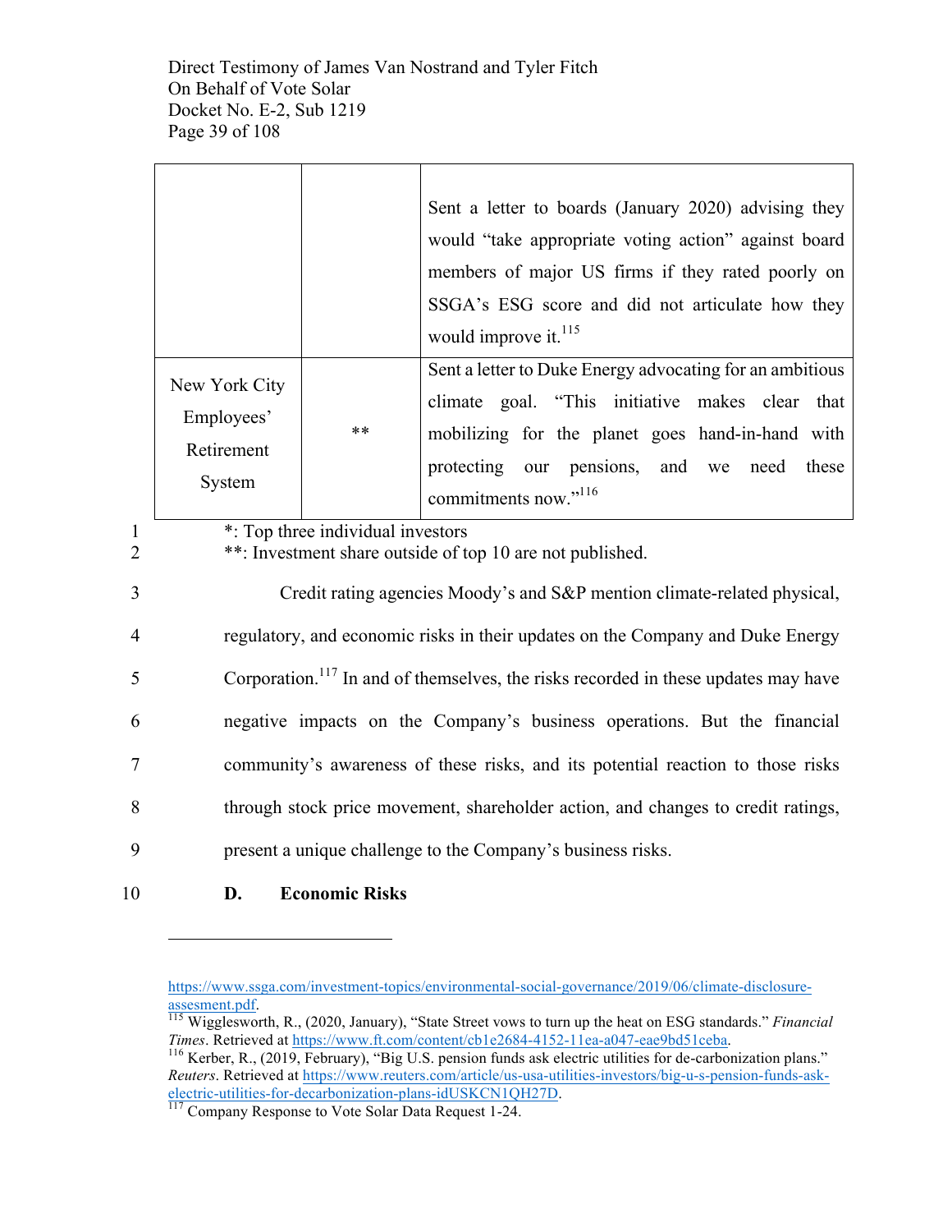| | | |
|---|---|---|
| | | Sent a letter to boards (January 2020) advising they would "take appropriate voting action" against board members of major US firms if they rated poorly on SSGA's ESG score and did not articulate how they would improve it.[115] |
| New York City Employees' Retirement System | ** | Sent a letter to Duke Energy advocating for an ambitious climate goal. "This initiative makes clear that mobilizing for the planet goes hand-in-hand with protecting our pensions, and we need these commitments now."[116] |

1 *: Top three individual investors
2 **: Investment share outside of top 10 are not published.

3 Credit rating agencies Moody's and S&P mention climate-related physical,
4 regulatory, and economic risks in their updates on the Company and Duke Energy
5 Corporation.[117] In and of themselves, the risks recorded in these updates may have
6 negative impacts on the Company's business operations. But the financial
7 community's awareness of these risks, and its potential reaction to those risks
8 through stock price movement, shareholder action, and changes to credit ratings,
9 present a unique challenge to the Company's business risks.

10 **D. Economic Risks**

---

https://www.ssga.com/investment-topics/environmental-social-governance/2019/06/climate-disclosure-assesment.pdf.

[115] Wigglesworth, R., (2020, January), "State Street vows to turn up the heat on ESG standards." *Financial Times*. Retrieved at https://www.ft.com/content/cb1e2684-4152-11ea-a047-eae9bd51ceba.

[116] Kerber, R., (2019, February), "Big U.S. pension funds ask electric utilities for de-carbonization plans." *Reuters*. Retrieved at https://www.reuters.com/article/us-usa-utilities-investors/big-u-s-pension-funds-ask-electric-utilities-for-decarbonization-plans-idUSKCN1QH27D.

[117] Company Response to Vote Solar Data Request 1-24.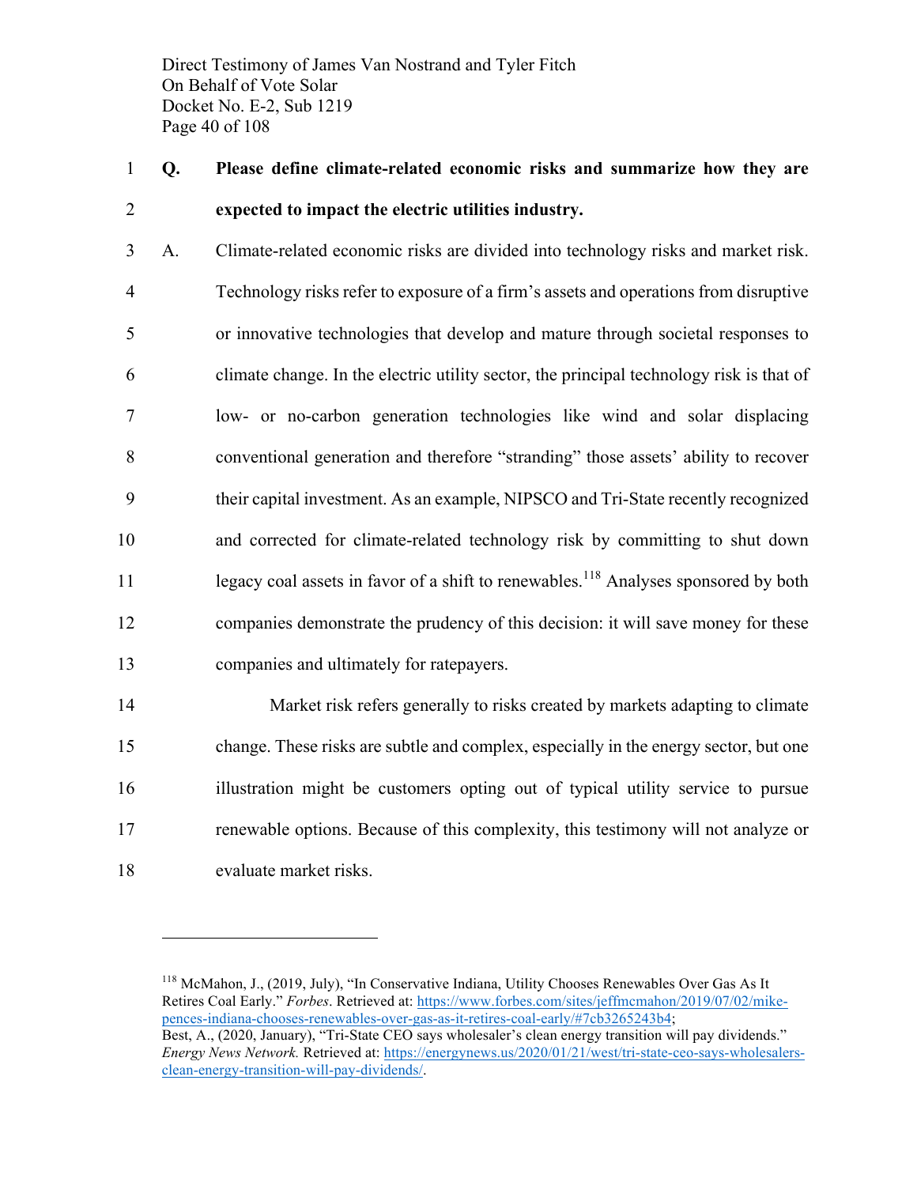**Q. Please define climate-related economic risks and summarize how they are expected to impact the electric utilities industry.**

A. Climate-related economic risks are divided into technology risks and market risk. Technology risks refer to exposure of a firm's assets and operations from disruptive or innovative technologies that develop and mature through societal responses to climate change. In the electric utility sector, the principal technology risk is that of low- or no-carbon generation technologies like wind and solar displacing conventional generation and therefore "stranding" those assets' ability to recover their capital investment. As an example, NIPSCO and Tri-State recently recognized and corrected for climate-related technology risk by committing to shut down legacy coal assets in favor of a shift to renewables.[118] Analyses sponsored by both companies demonstrate the prudency of this decision: it will save money for these companies and ultimately for ratepayers.

Market risk refers generally to risks created by markets adapting to climate change. These risks are subtle and complex, especially in the energy sector, but one illustration might be customers opting out of typical utility service to pursue renewable options. Because of this complexity, this testimony will not analyze or evaluate market risks.

---

[118] McMahon, J., (2019, July), "In Conservative Indiana, Utility Chooses Renewables Over Gas As It Retires Coal Early." *Forbes*. Retrieved at: https://www.forbes.com/sites/jeffmcmahon/2019/07/02/mike-pences-indiana-chooses-renewables-over-gas-as-it-retires-coal-early/#7cb3265243b4;
Best, A., (2020, January), "Tri-State CEO says wholesaler's clean energy transition will pay dividends." *Energy News Network.* Retrieved at: https://energynews.us/2020/01/21/west/tri-state-ceo-says-wholesalers-clean-energy-transition-will-pay-dividends/.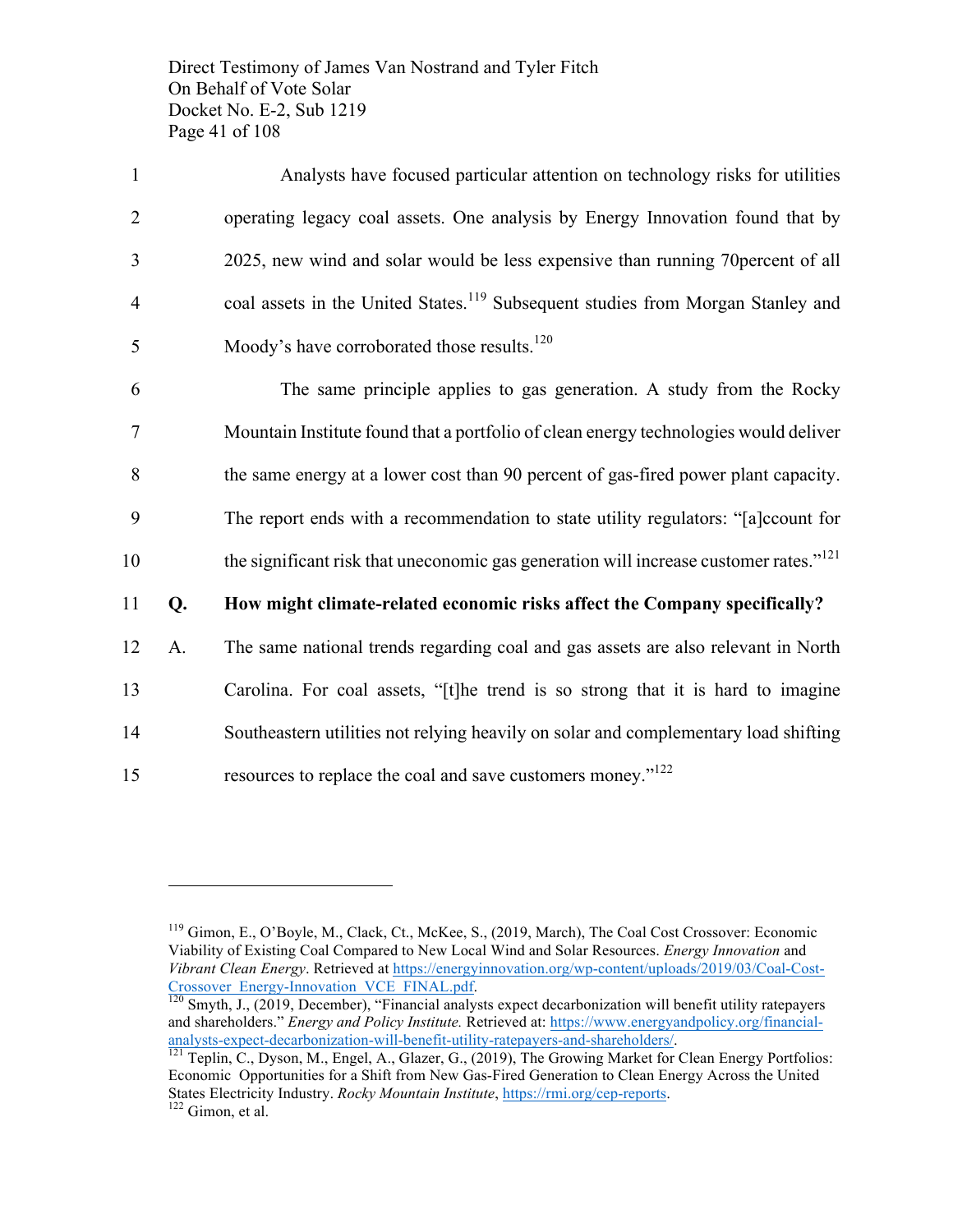Analysts have focused particular attention on technology risks for utilities operating legacy coal assets. One analysis by Energy Innovation found that by 2025, new wind and solar would be less expensive than running 70percent of all coal assets in the United States.[119] Subsequent studies from Morgan Stanley and Moody's have corroborated those results.[120]

The same principle applies to gas generation. A study from the Rocky Mountain Institute found that a portfolio of clean energy technologies would deliver the same energy at a lower cost than 90 percent of gas-fired power plant capacity. The report ends with a recommendation to state utility regulators: "[a]ccount for the significant risk that uneconomic gas generation will increase customer rates."[121]

**Q. How might climate-related economic risks affect the Company specifically?**

A. The same national trends regarding coal and gas assets are also relevant in North Carolina. For coal assets, "[t]he trend is so strong that it is hard to imagine Southeastern utilities not relying heavily on solar and complementary load shifting resources to replace the coal and save customers money."[122]

---

[119] Gimon, E., O'Boyle, M., Clack, Ct., McKee, S., (2019, March), The Coal Cost Crossover: Economic Viability of Existing Coal Compared to New Local Wind and Solar Resources. *Energy Innovation* and *Vibrant Clean Energy*. Retrieved at https://energyinnovation.org/wp-content/uploads/2019/03/Coal-Cost-Crossover_Energy-Innovation_VCE_FINAL.pdf.

[120] Smyth, J., (2019, December), "Financial analysts expect decarbonization will benefit utility ratepayers and shareholders." *Energy and Policy Institute.* Retrieved at: https://www.energyandpolicy.org/financial-analysts-expect-decarbonization-will-benefit-utility-ratepayers-and-shareholders/.

[121] Teplin, C., Dyson, M., Engel, A., Glazer, G., (2019), The Growing Market for Clean Energy Portfolios: Economic Opportunities for a Shift from New Gas-Fired Generation to Clean Energy Across the United States Electricity Industry. *Rocky Mountain Institute*, https://rmi.org/cep-reports.

[122] Gimon, et al.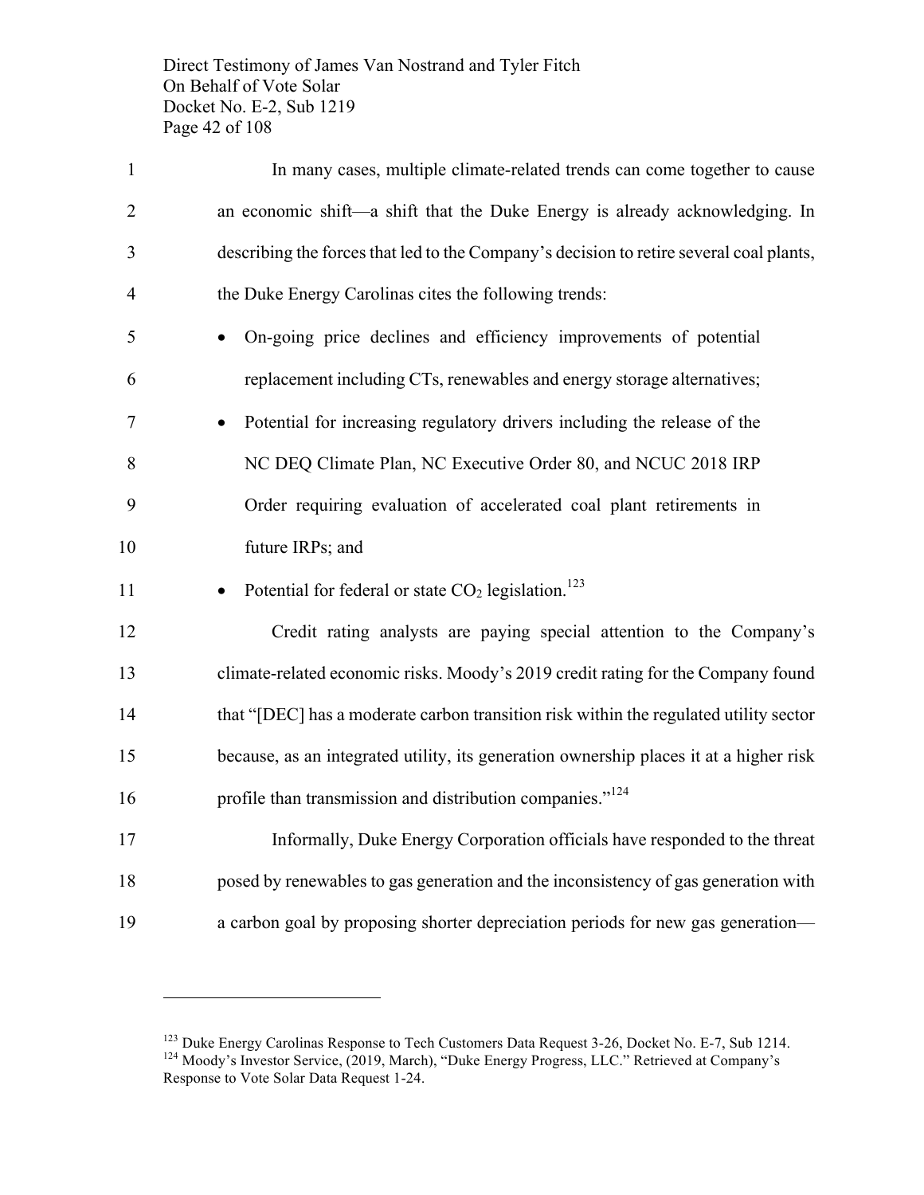In many cases, multiple climate-related trends can come together to cause an economic shift—a shift that the Duke Energy is already acknowledging. In describing the forces that led to the Company's decision to retire several coal plants, the Duke Energy Carolinas cites the following trends:

- On-going price declines and efficiency improvements of potential replacement including CTs, renewables and energy storage alternatives;
- Potential for increasing regulatory drivers including the release of the NC DEQ Climate Plan, NC Executive Order 80, and NCUC 2018 IRP Order requiring evaluation of accelerated coal plant retirements in future IRPs; and
- Potential for federal or state $CO_2$ legislation.[123]

Credit rating analysts are paying special attention to the Company's climate-related economic risks. Moody's 2019 credit rating for the Company found that "[DEC] has a moderate carbon transition risk within the regulated utility sector because, as an integrated utility, its generation ownership places it at a higher risk profile than transmission and distribution companies."[124]

Informally, Duke Energy Corporation officials have responded to the threat posed by renewables to gas generation and the inconsistency of gas generation with a carbon goal by proposing shorter depreciation periods for new gas generation—

---

[123] Duke Energy Carolinas Response to Tech Customers Data Request 3-26, Docket No. E-7, Sub 1214.

[124] Moody's Investor Service, (2019, March), "Duke Energy Progress, LLC." Retrieved at Company's Response to Vote Solar Data Request 1-24.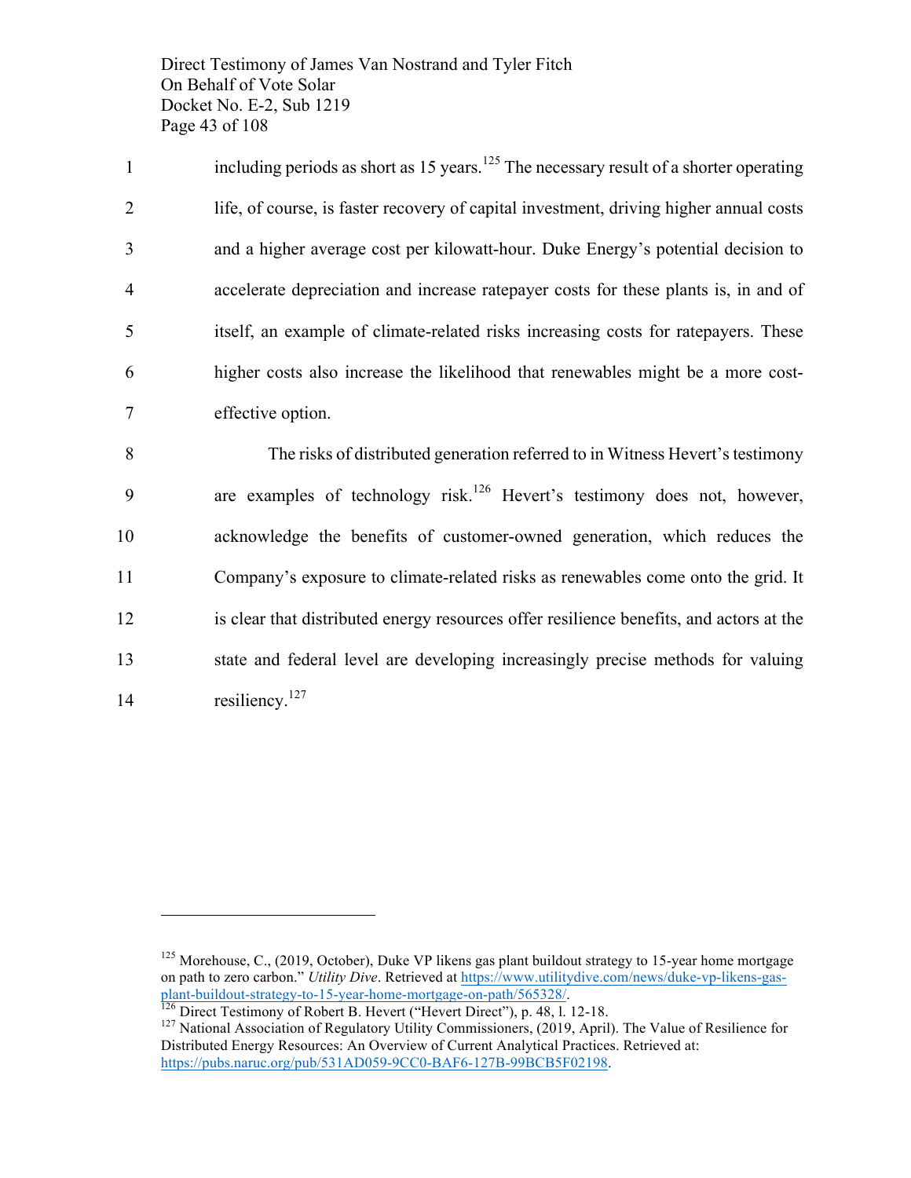including periods as short as 15 years.[125] The necessary result of a shorter operating life, of course, is faster recovery of capital investment, driving higher annual costs and a higher average cost per kilowatt-hour. Duke Energy's potential decision to accelerate depreciation and increase ratepayer costs for these plants is, in and of itself, an example of climate-related risks increasing costs for ratepayers. These higher costs also increase the likelihood that renewables might be a more cost-effective option.

The risks of distributed generation referred to in Witness Hevert's testimony are examples of technology risk.[126] Hevert's testimony does not, however, acknowledge the benefits of customer-owned generation, which reduces the Company's exposure to climate-related risks as renewables come onto the grid. It is clear that distributed energy resources offer resilience benefits, and actors at the state and federal level are developing increasingly precise methods for valuing resiliency.[127]

---

[125] Morehouse, C., (2019, October), Duke VP likens gas plant buildout strategy to 15-year home mortgage on path to zero carbon." *Utility Dive*. Retrieved at https://www.utilitydive.com/news/duke-vp-likens-gas-plant-buildout-strategy-to-15-year-home-mortgage-on-path/565328/.

[126] Direct Testimony of Robert B. Hevert ("Hevert Direct"), p. 48, l. 12-18.

[127] National Association of Regulatory Utility Commissioners, (2019, April). The Value of Resilience for Distributed Energy Resources: An Overview of Current Analytical Practices. Retrieved at: https://pubs.naruc.org/pub/531AD059-9CC0-BAF6-127B-99BCB5F02198.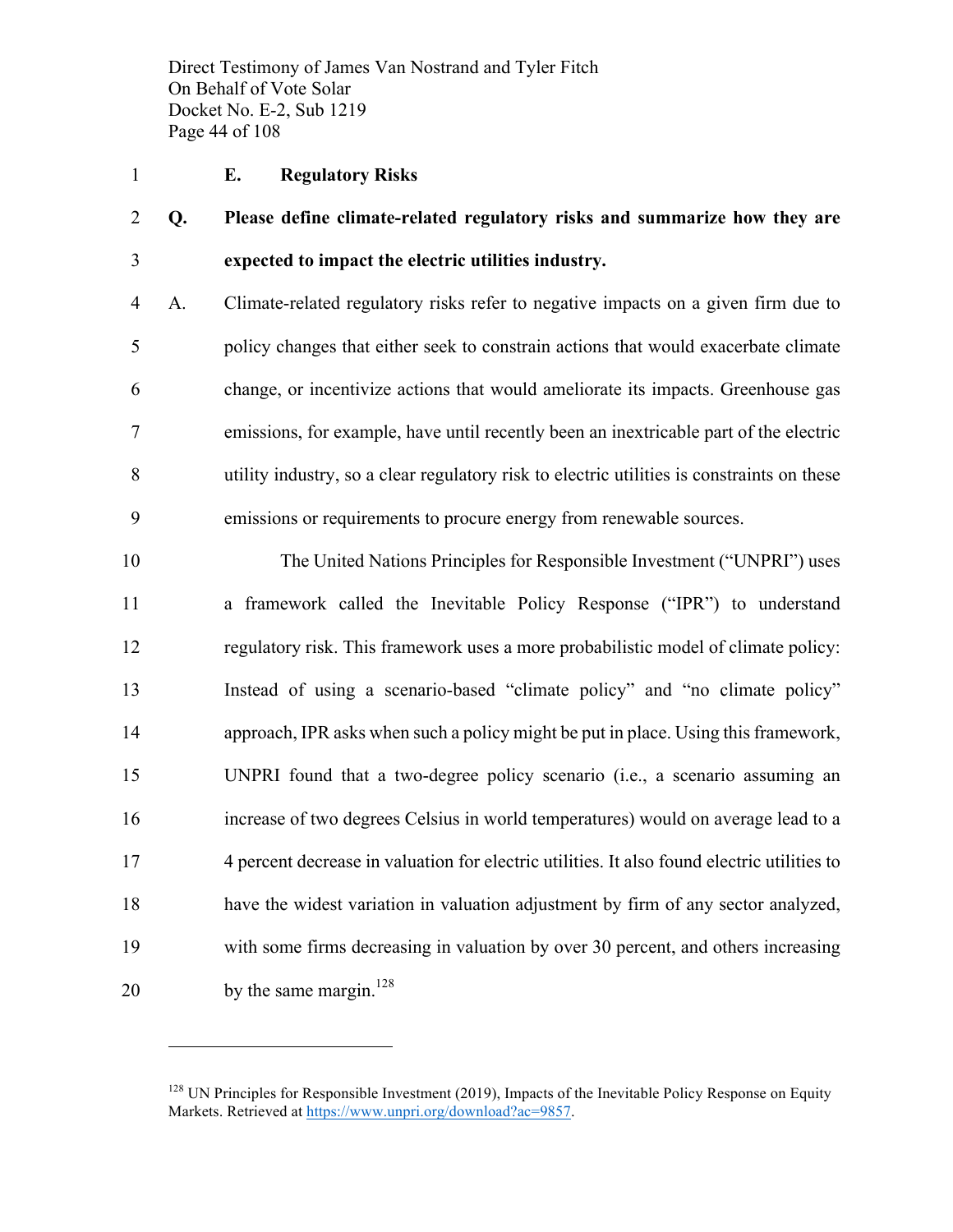### E. Regulatory Risks

**Q. Please define climate-related regulatory risks and summarize how they are expected to impact the electric utilities industry.**

A. Climate-related regulatory risks refer to negative impacts on a given firm due to policy changes that either seek to constrain actions that would exacerbate climate change, or incentivize actions that would ameliorate its impacts. Greenhouse gas emissions, for example, have until recently been an inextricable part of the electric utility industry, so a clear regulatory risk to electric utilities is constraints on these emissions or requirements to procure energy from renewable sources.

The United Nations Principles for Responsible Investment ("UNPRI") uses a framework called the Inevitable Policy Response ("IPR") to understand regulatory risk. This framework uses a more probabilistic model of climate policy: Instead of using a scenario-based "climate policy" and "no climate policy" approach, IPR asks when such a policy might be put in place. Using this framework, UNPRI found that a two-degree policy scenario (i.e., a scenario assuming an increase of two degrees Celsius in world temperatures) would on average lead to a 4 percent decrease in valuation for electric utilities. It also found electric utilities to have the widest variation in valuation adjustment by firm of any sector analyzed, with some firms decreasing in valuation by over 30 percent, and others increasing by the same margin.[128]

---

[128] UN Principles for Responsible Investment (2019), Impacts of the Inevitable Policy Response on Equity Markets. Retrieved at https://www.unpri.org/download?ac=9857.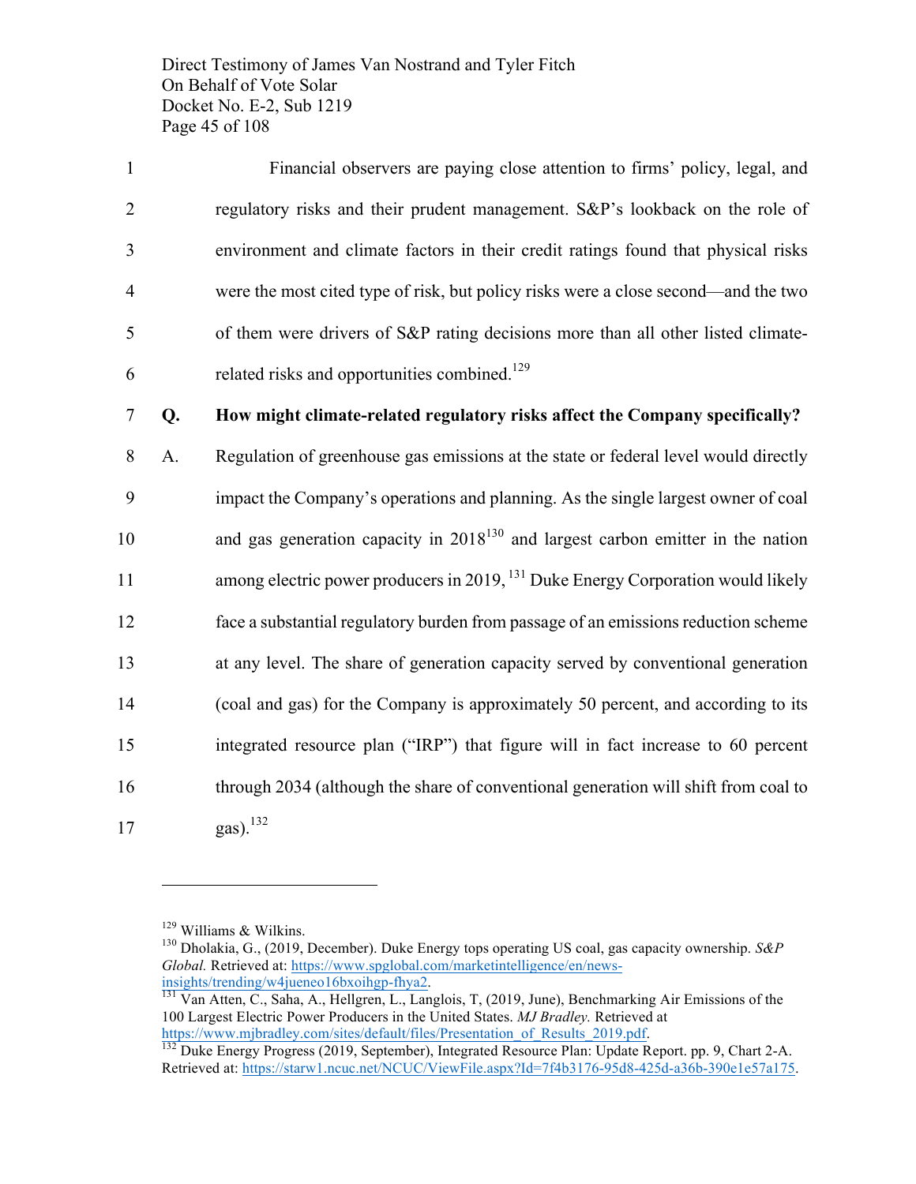Financial observers are paying close attention to firms' policy, legal, and regulatory risks and their prudent management. S&P's lookback on the role of environment and climate factors in their credit ratings found that physical risks were the most cited type of risk, but policy risks were a close second—and the two of them were drivers of S&P rating decisions more than all other listed climate-related risks and opportunities combined.[129]

**Q. How might climate-related regulatory risks affect the Company specifically?**

A. Regulation of greenhouse gas emissions at the state or federal level would directly impact the Company's operations and planning. As the single largest owner of coal and gas generation capacity in 2018[130] and largest carbon emitter in the nation among electric power producers in 2019,[131] Duke Energy Corporation would likely face a substantial regulatory burden from passage of an emissions reduction scheme at any level. The share of generation capacity served by conventional generation (coal and gas) for the Company is approximately 50 percent, and according to its integrated resource plan ("IRP") that figure will in fact increase to 60 percent through 2034 (although the share of conventional generation will shift from coal to gas).[132]

---

[129] Williams & Wilkins.

[130] Dholakia, G., (2019, December). Duke Energy tops operating US coal, gas capacity ownership. *S&P Global.* Retrieved at: https://www.spglobal.com/marketintelligence/en/news-insights/trending/w4jueneo16bxoihgp-fhya2.

[131] Van Atten, C., Saha, A., Hellgren, L., Langlois, T, (2019, June), Benchmarking Air Emissions of the 100 Largest Electric Power Producers in the United States. *MJ Bradley.* Retrieved at https://www.mjbradley.com/sites/default/files/Presentation_of_Results_2019.pdf.

[132] Duke Energy Progress (2019, September), Integrated Resource Plan: Update Report. pp. 9, Chart 2-A. Retrieved at: https://starw1.ncuc.net/NCUC/ViewFile.aspx?Id=7f4b3176-95d8-425d-a36b-390e1e57a175.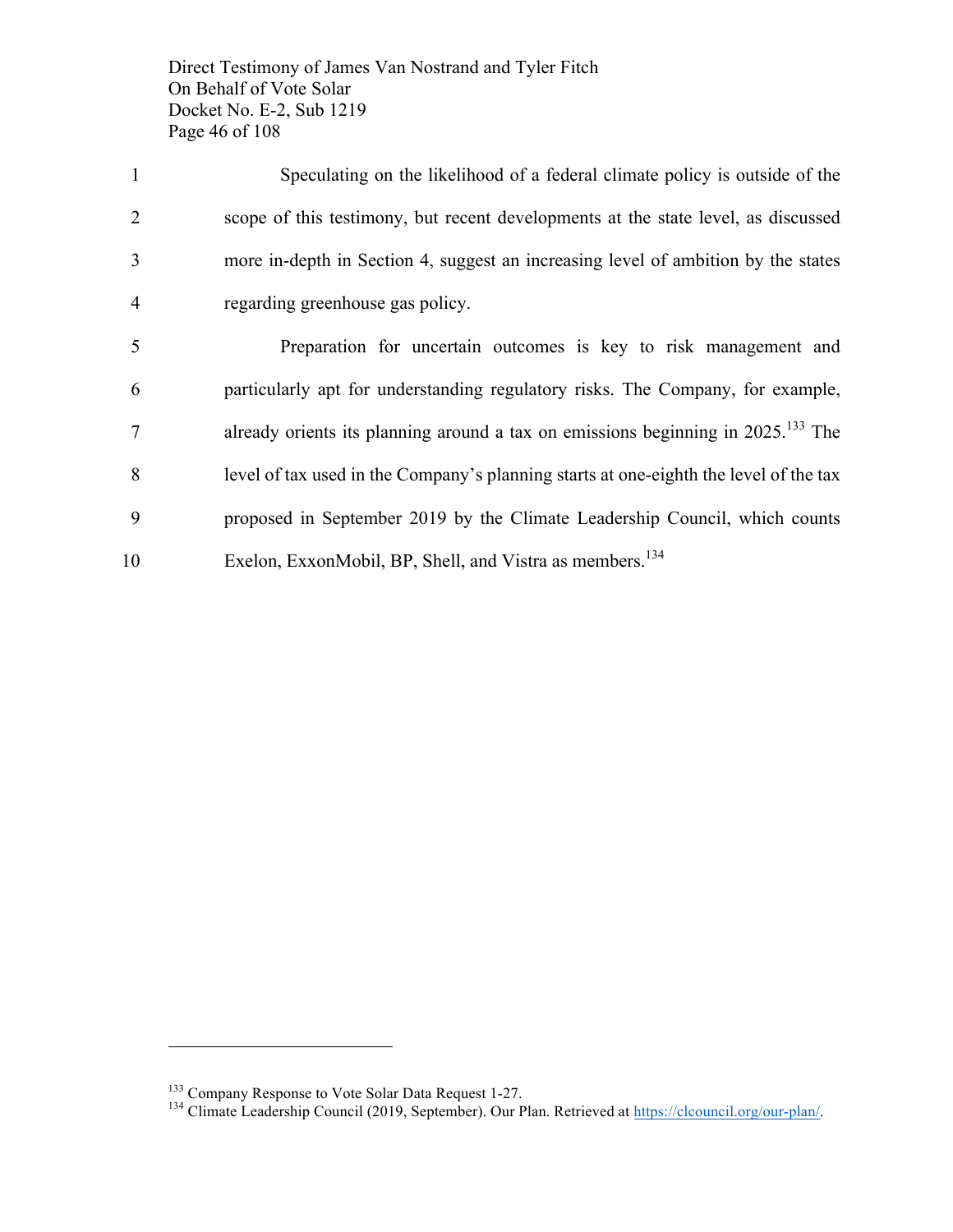Speculating on the likelihood of a federal climate policy is outside of the scope of this testimony, but recent developments at the state level, as discussed more in-depth in Section 4, suggest an increasing level of ambition by the states regarding greenhouse gas policy.

Preparation for uncertain outcomes is key to risk management and particularly apt for understanding regulatory risks. The Company, for example, already orients its planning around a tax on emissions beginning in 2025.[133] The level of tax used in the Company's planning starts at one-eighth the level of the tax proposed in September 2019 by the Climate Leadership Council, which counts Exelon, ExxonMobil, BP, Shell, and Vistra as members.[134]

---

[133] Company Response to Vote Solar Data Request 1-27.

[134] Climate Leadership Council (2019, September). Our Plan. Retrieved at https://clcouncil.org/our-plan/.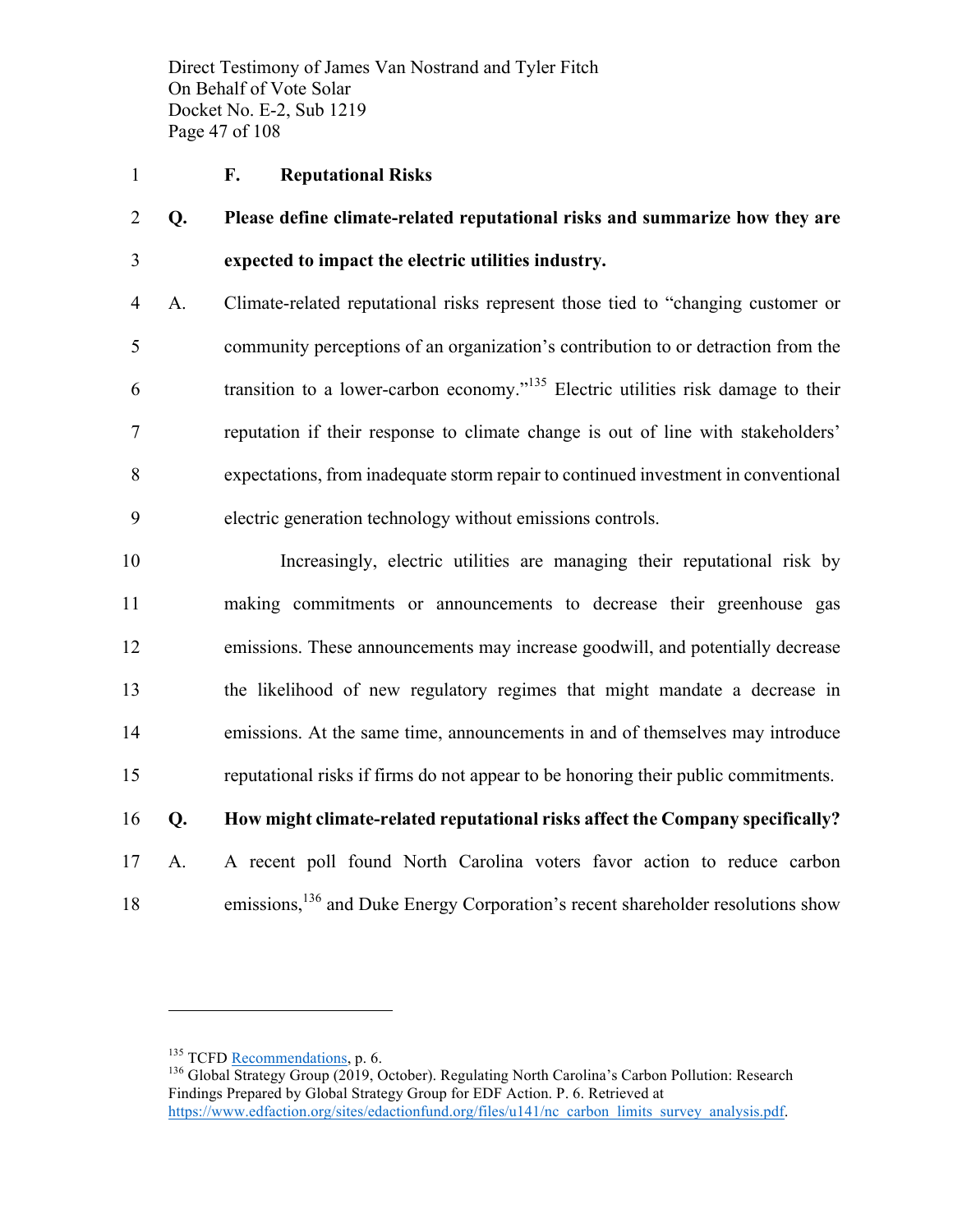### F. Reputational Risks

**Q. Please define climate-related reputational risks and summarize how they are expected to impact the electric utilities industry.**

A. Climate-related reputational risks represent those tied to "changing customer or community perceptions of an organization's contribution to or detraction from the transition to a lower-carbon economy."[135] Electric utilities risk damage to their reputation if their response to climate change is out of line with stakeholders' expectations, from inadequate storm repair to continued investment in conventional electric generation technology without emissions controls.

Increasingly, electric utilities are managing their reputational risk by making commitments or announcements to decrease their greenhouse gas emissions. These announcements may increase goodwill, and potentially decrease the likelihood of new regulatory regimes that might mandate a decrease in emissions. At the same time, announcements in and of themselves may introduce reputational risks if firms do not appear to be honoring their public commitments.

**Q. How might climate-related reputational risks affect the Company specifically?**

A. A recent poll found North Carolina voters favor action to reduce carbon emissions,[136] and Duke Energy Corporation's recent shareholder resolutions show

---

[135] TCFD Recommendations, p. 6.

[136] Global Strategy Group (2019, October). Regulating North Carolina's Carbon Pollution: Research Findings Prepared by Global Strategy Group for EDF Action. P. 6. Retrieved at https://www.edfaction.org/sites/edactionfund.org/files/u141/nc_carbon_limits_survey_analysis.pdf.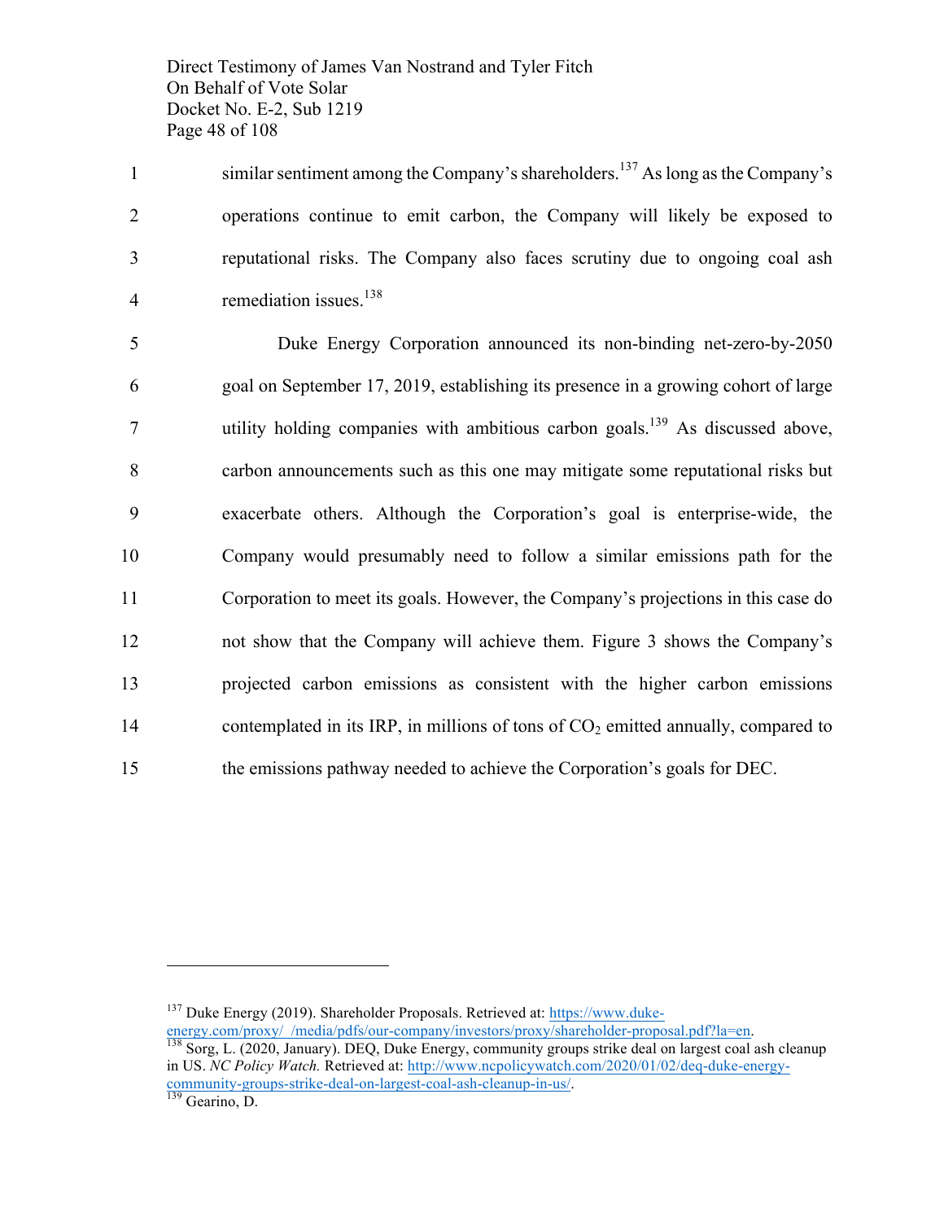similar sentiment among the Company's shareholders.[137] As long as the Company's operations continue to emit carbon, the Company will likely be exposed to reputational risks. The Company also faces scrutiny due to ongoing coal ash remediation issues.[138]

Duke Energy Corporation announced its non-binding net-zero-by-2050 goal on September 17, 2019, establishing its presence in a growing cohort of large utility holding companies with ambitious carbon goals.[139] As discussed above, carbon announcements such as this one may mitigate some reputational risks but exacerbate others. Although the Corporation's goal is enterprise-wide, the Company would presumably need to follow a similar emissions path for the Corporation to meet its goals. However, the Company's projections in this case do not show that the Company will achieve them. Figure 3 shows the Company's projected carbon emissions as consistent with the higher carbon emissions contemplated in its IRP, in millions of tons of $CO_2$ emitted annually, compared to the emissions pathway needed to achieve the Corporation's goals for DEC.

---

[137] Duke Energy (2019). Shareholder Proposals. Retrieved at: https://www.duke-energy.com/proxy/_/media/pdfs/our-company/investors/proxy/shareholder-proposal.pdf?la=en.

[138] Sorg, L. (2020, January). DEQ, Duke Energy, community groups strike deal on largest coal ash cleanup in US. *NC Policy Watch.* Retrieved at: http://www.ncpolicywatch.com/2020/01/02/deq-duke-energy-community-groups-strike-deal-on-largest-coal-ash-cleanup-in-us/.

[139] Gearino, D.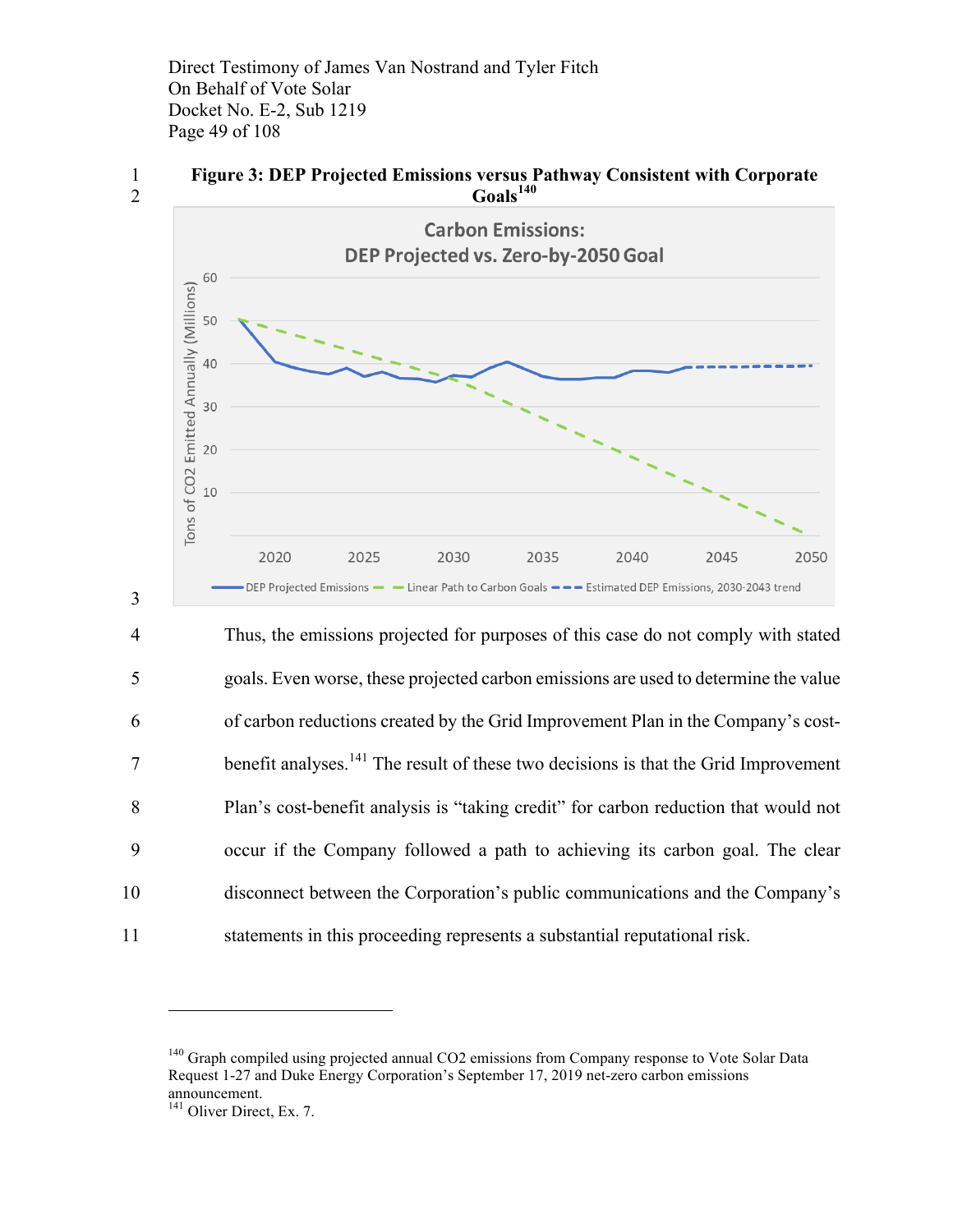**Figure 3: DEP Projected Emissions versus Pathway Consistent with Corporate Goals**[140]

Thus, the emissions projected for purposes of this case do not comply with stated goals. Even worse, these projected carbon emissions are used to determine the value of carbon reductions created by the Grid Improvement Plan in the Company's cost-benefit analyses.[141] The result of these two decisions is that the Grid Improvement Plan's cost-benefit analysis is "taking credit" for carbon reduction that would not occur if the Company followed a path to achieving its carbon goal. The clear disconnect between the Corporation's public communications and the Company's statements in this proceeding represents a substantial reputational risk.

---

[140] Graph compiled using projected annual CO2 emissions from Company response to Vote Solar Data Request 1-27 and Duke Energy Corporation's September 17, 2019 net-zero carbon emissions announcement.

[141] Oliver Direct, Ex. 7.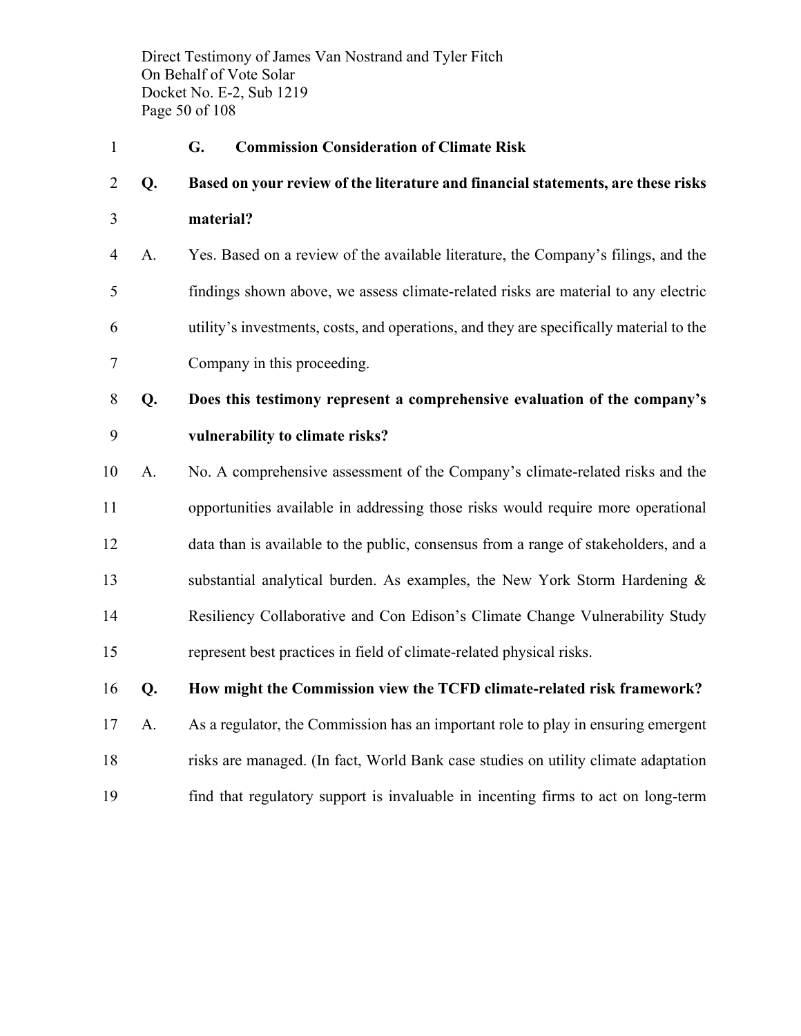### G. Commission Consideration of Climate Risk

**Q. Based on your review of the literature and financial statements, are these risks material?**

A. Yes. Based on a review of the available literature, the Company's filings, and the findings shown above, we assess climate-related risks are material to any electric utility's investments, costs, and operations, and they are specifically material to the Company in this proceeding.

**Q. Does this testimony represent a comprehensive evaluation of the company's vulnerability to climate risks?**

A. No. A comprehensive assessment of the Company's climate-related risks and the opportunities available in addressing those risks would require more operational data than is available to the public, consensus from a range of stakeholders, and a substantial analytical burden. As examples, the New York Storm Hardening & Resiliency Collaborative and Con Edison's Climate Change Vulnerability Study represent best practices in field of climate-related physical risks.

**Q. How might the Commission view the TCFD climate-related risk framework?**

A. As a regulator, the Commission has an important role to play in ensuring emergent risks are managed. (In fact, World Bank case studies on utility climate adaptation find that regulatory support is invaluable in incenting firms to act on long-term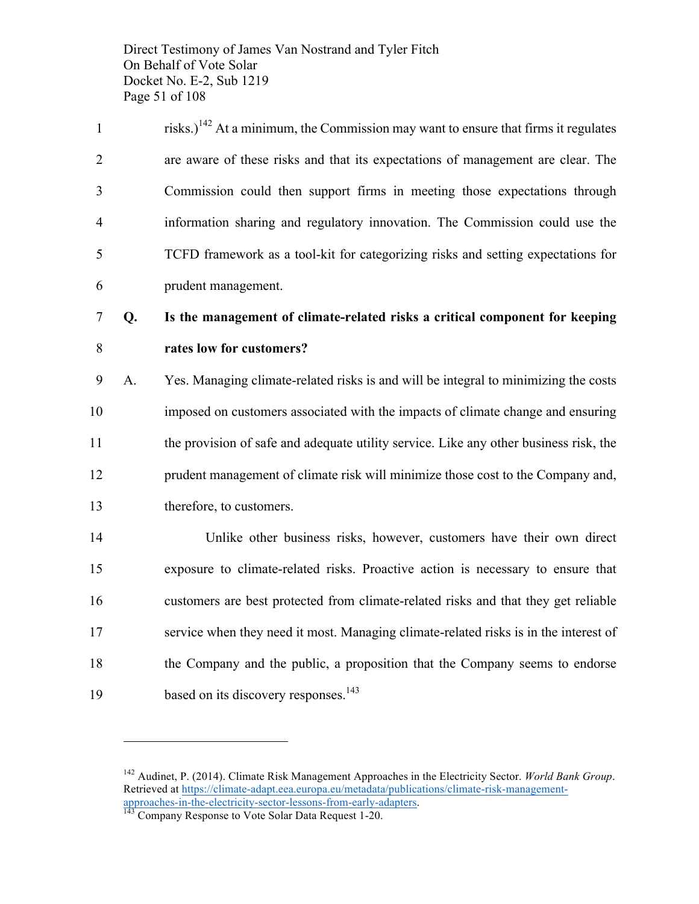risks.)[142] At a minimum, the Commission may want to ensure that firms it regulates are aware of these risks and that its expectations of management are clear. The Commission could then support firms in meeting those expectations through information sharing and regulatory innovation. The Commission could use the TCFD framework as a tool-kit for categorizing risks and setting expectations for prudent management.

**Q. Is the management of climate-related risks a critical component for keeping rates low for customers?**

A. Yes. Managing climate-related risks is and will be integral to minimizing the costs imposed on customers associated with the impacts of climate change and ensuring the provision of safe and adequate utility service. Like any other business risk, the prudent management of climate risk will minimize those cost to the Company and, therefore, to customers.

Unlike other business risks, however, customers have their own direct exposure to climate-related risks. Proactive action is necessary to ensure that customers are best protected from climate-related risks and that they get reliable service when they need it most. Managing climate-related risks is in the interest of the Company and the public, a proposition that the Company seems to endorse based on its discovery responses.[143]

---

[142] Audinet, P. (2014). Climate Risk Management Approaches in the Electricity Sector. *World Bank Group*. Retrieved at https://climate-adapt.eea.europa.eu/metadata/publications/climate-risk-management-approaches-in-the-electricity-sector-lessons-from-early-adapters.

[143] Company Response to Vote Solar Data Request 1-20.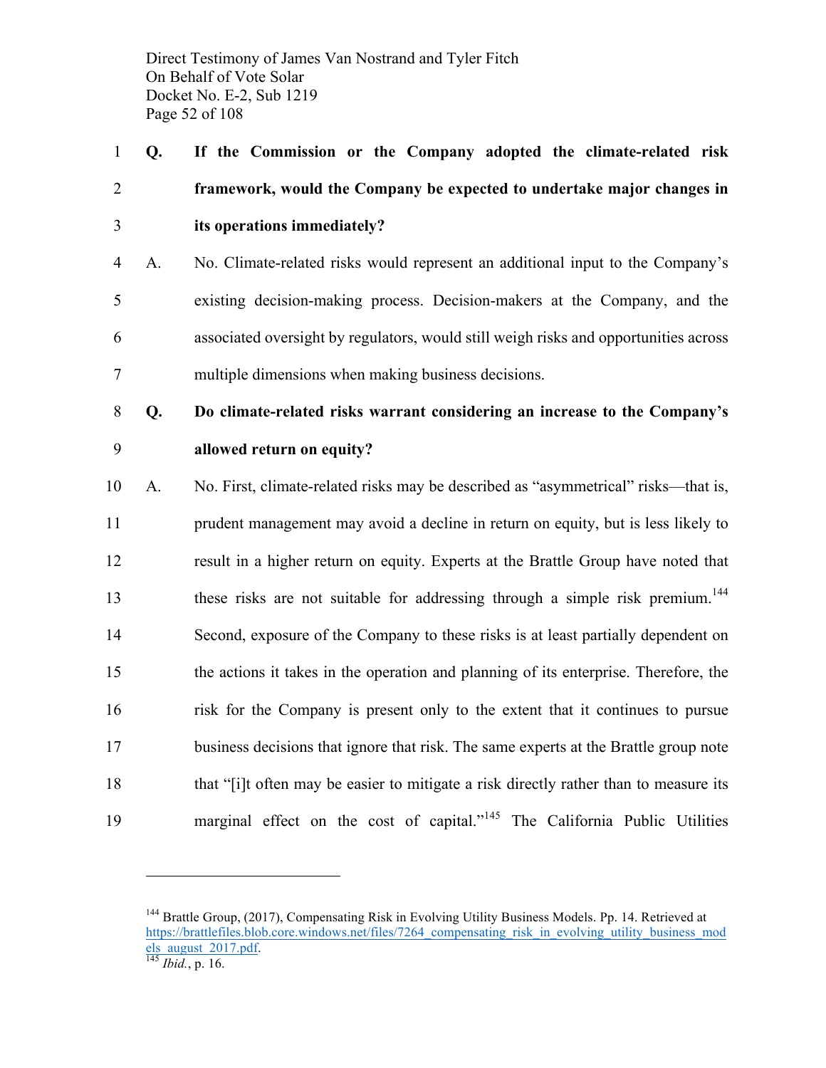**Q. If the Commission or the Company adopted the climate-related risk framework, would the Company be expected to undertake major changes in its operations immediately?**

A. No. Climate-related risks would represent an additional input to the Company's existing decision-making process. Decision-makers at the Company, and the associated oversight by regulators, would still weigh risks and opportunities across multiple dimensions when making business decisions.

**Q. Do climate-related risks warrant considering an increase to the Company's allowed return on equity?**

A. No. First, climate-related risks may be described as "asymmetrical" risks—that is, prudent management may avoid a decline in return on equity, but is less likely to result in a higher return on equity. Experts at the Brattle Group have noted that these risks are not suitable for addressing through a simple risk premium.[144] Second, exposure of the Company to these risks is at least partially dependent on the actions it takes in the operation and planning of its enterprise. Therefore, the risk for the Company is present only to the extent that it continues to pursue business decisions that ignore that risk. The same experts at the Brattle group note that "[i]t often may be easier to mitigate a risk directly rather than to measure its marginal effect on the cost of capital."[145] The California Public Utilities

---

[144] Brattle Group, (2017), Compensating Risk in Evolving Utility Business Models. Pp. 14. Retrieved at https://brattlefiles.blob.core.windows.net/files/7264_compensating_risk_in_evolving_utility_business_models_august_2017.pdf.

[145] *Ibid.*, p. 16.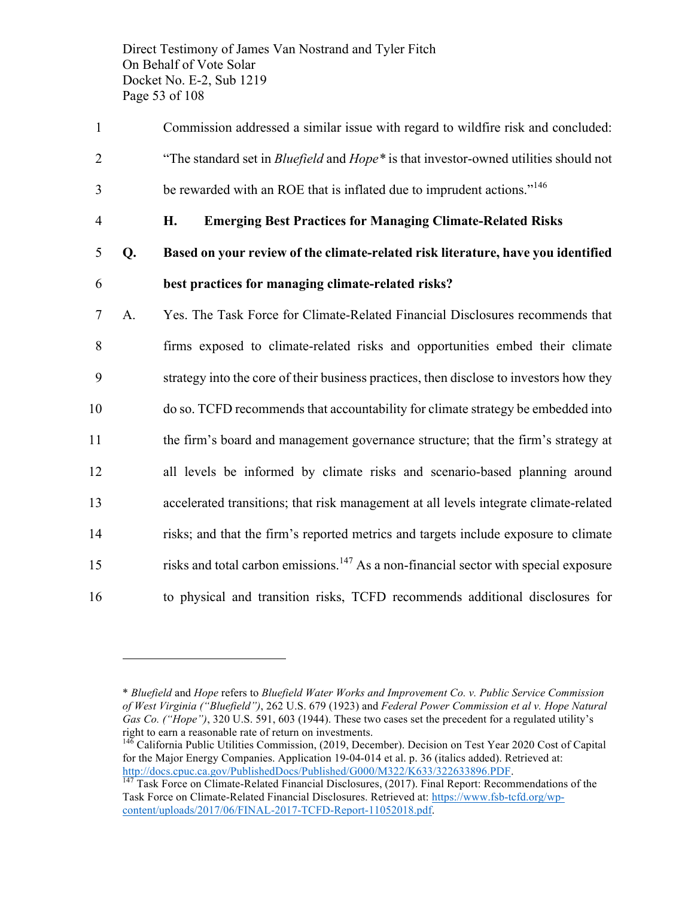Commission addressed a similar issue with regard to wildfire risk and concluded: "The standard set in *Bluefield* and *Hope\** is that investor-owned utilities should not be rewarded with an ROE that is inflated due to imprudent actions."[146]

### H. Emerging Best Practices for Managing Climate-Related Risks

**Q. Based on your review of the climate-related risk literature, have you identified best practices for managing climate-related risks?**

A. Yes. The Task Force for Climate-Related Financial Disclosures recommends that firms exposed to climate-related risks and opportunities embed their climate strategy into the core of their business practices, then disclose to investors how they do so. TCFD recommends that accountability for climate strategy be embedded into the firm's board and management governance structure; that the firm's strategy at all levels be informed by climate risks and scenario-based planning around accelerated transitions; that risk management at all levels integrate climate-related risks; and that the firm's reported metrics and targets include exposure to climate risks and total carbon emissions.[147] As a non-financial sector with special exposure to physical and transition risks, TCFD recommends additional disclosures for

---

\* *Bluefield* and *Hope* refers to *Bluefield Water Works and Improvement Co. v. Public Service Commission of West Virginia ("Bluefield")*, 262 U.S. 679 (1923) and *Federal Power Commission et al v. Hope Natural Gas Co. ("Hope")*, 320 U.S. 591, 603 (1944). These two cases set the precedent for a regulated utility's right to earn a reasonable rate of return on investments.

[146] California Public Utilities Commission, (2019, December). Decision on Test Year 2020 Cost of Capital for the Major Energy Companies. Application 19-04-014 et al. p. 36 (italics added). Retrieved at: http://docs.cpuc.ca.gov/PublishedDocs/Published/G000/M322/K633/322633896.PDF.

[147] Task Force on Climate-Related Financial Disclosures, (2017). Final Report: Recommendations of the Task Force on Climate-Related Financial Disclosures. Retrieved at: https://www.fsb-tcfd.org/wp-content/uploads/2017/06/FINAL-2017-TCFD-Report-11052018.pdf.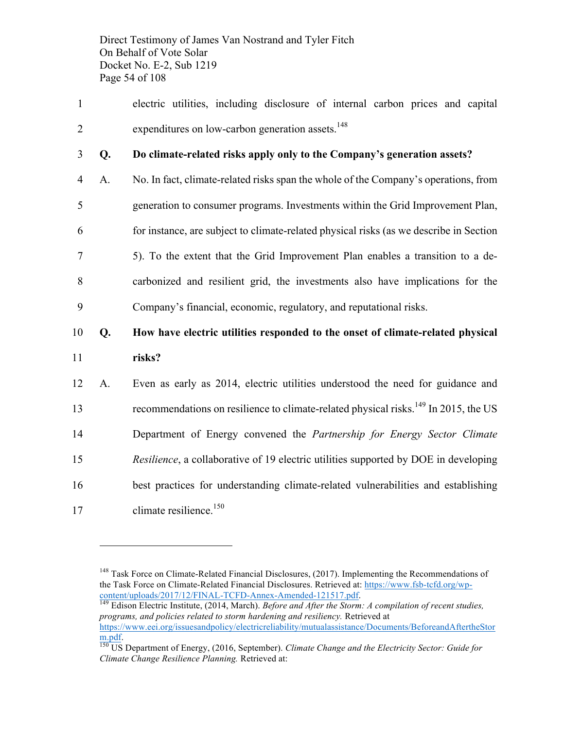electric utilities, including disclosure of internal carbon prices and capital expenditures on low-carbon generation assets.[148]

**Q. Do climate-related risks apply only to the Company's generation assets?**

A. No. In fact, climate-related risks span the whole of the Company's operations, from generation to consumer programs. Investments within the Grid Improvement Plan, for instance, are subject to climate-related physical risks (as we describe in Section 5). To the extent that the Grid Improvement Plan enables a transition to a de-carbonized and resilient grid, the investments also have implications for the Company's financial, economic, regulatory, and reputational risks.

**Q. How have electric utilities responded to the onset of climate-related physical risks?**

A. Even as early as 2014, electric utilities understood the need for guidance and recommendations on resilience to climate-related physical risks.[149] In 2015, the US Department of Energy convened the *Partnership for Energy Sector Climate Resilience*, a collaborative of 19 electric utilities supported by DOE in developing best practices for understanding climate-related vulnerabilities and establishing climate resilience.[150]

---

[148] Task Force on Climate-Related Financial Disclosures, (2017). Implementing the Recommendations of the Task Force on Climate-Related Financial Disclosures. Retrieved at: https://www.fsb-tcfd.org/wp-content/uploads/2017/12/FINAL-TCFD-Annex-Amended-121517.pdf.

[149] Edison Electric Institute, (2014, March). *Before and After the Storm: A compilation of recent studies, programs, and policies related to storm hardening and resiliency.* Retrieved at https://www.eei.org/issuesandpolicy/electricreliability/mutualassistance/Documents/BeforeandAftertheStorm.pdf.

[150] US Department of Energy, (2016, September). *Climate Change and the Electricity Sector: Guide for Climate Change Resilience Planning.* Retrieved at: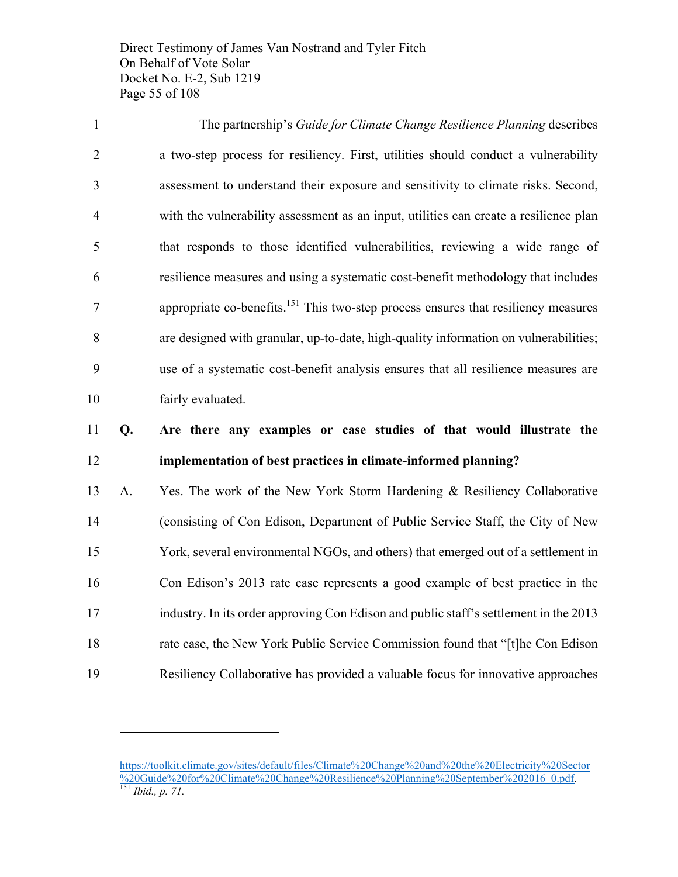The partnership's *Guide for Climate Change Resilience Planning* describes a two-step process for resiliency. First, utilities should conduct a vulnerability assessment to understand their exposure and sensitivity to climate risks. Second, with the vulnerability assessment as an input, utilities can create a resilience plan that responds to those identified vulnerabilities, reviewing a wide range of resilience measures and using a systematic cost-benefit methodology that includes appropriate co-benefits.[151] This two-step process ensures that resiliency measures are designed with granular, up-to-date, high-quality information on vulnerabilities; use of a systematic cost-benefit analysis ensures that all resilience measures are fairly evaluated.

**Q. Are there any examples or case studies of that would illustrate the implementation of best practices in climate-informed planning?**

A. Yes. The work of the New York Storm Hardening & Resiliency Collaborative (consisting of Con Edison, Department of Public Service Staff, the City of New York, several environmental NGOs, and others) that emerged out of a settlement in Con Edison's 2013 rate case represents a good example of best practice in the industry. In its order approving Con Edison and public staff's settlement in the 2013 rate case, the New York Public Service Commission found that "[t]he Con Edison Resiliency Collaborative has provided a valuable focus for innovative approaches

---

https://toolkit.climate.gov/sites/default/files/Climate%20Change%20and%20the%20Electricity%20Sector%20Guide%20for%20Climate%20Change%20Resilience%20Planning%20September%202016_0.pdf.

[151] *Ibid., p. 71.*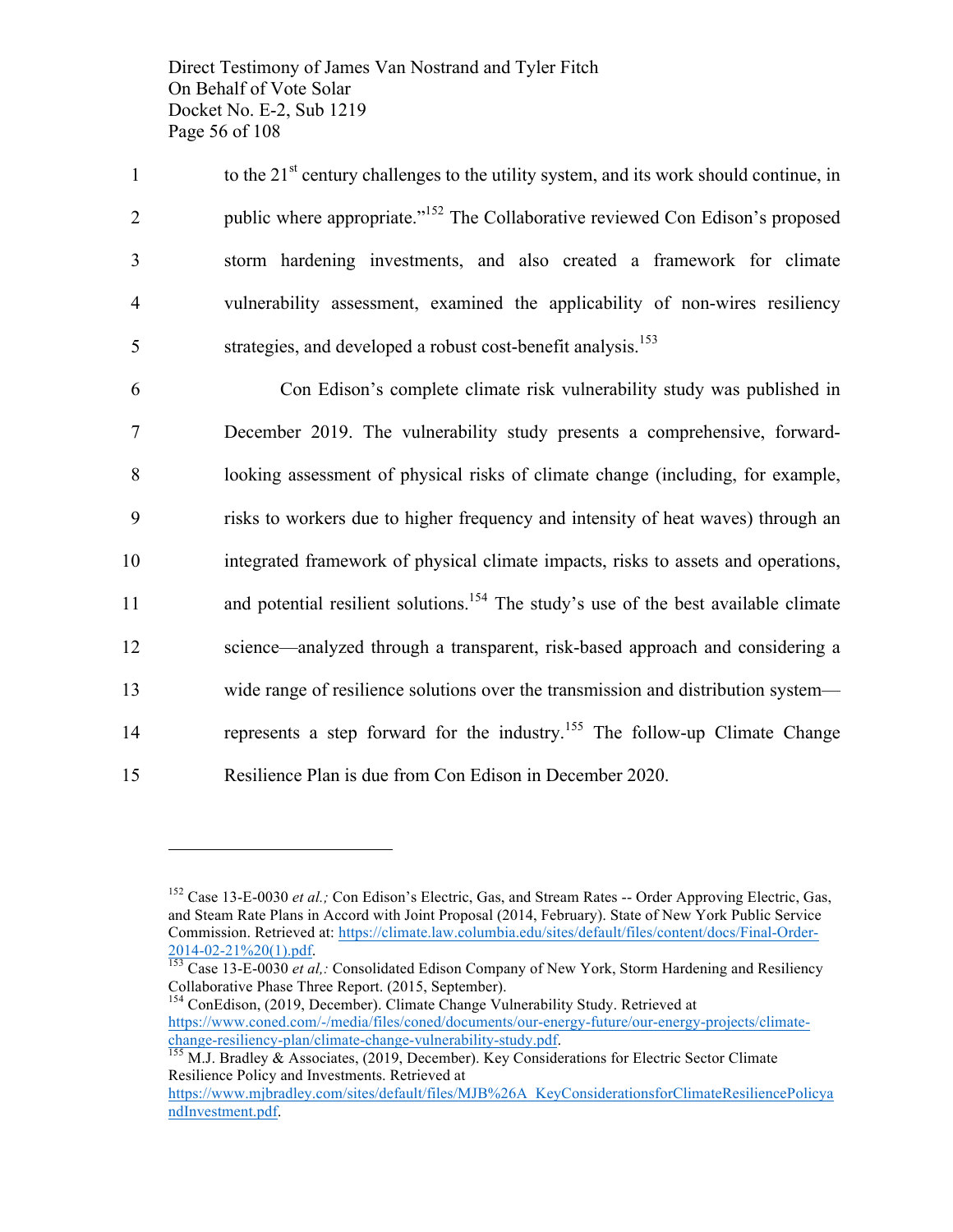to the 21st century challenges to the utility system, and its work should continue, in public where appropriate."[152] The Collaborative reviewed Con Edison's proposed storm hardening investments, and also created a framework for climate vulnerability assessment, examined the applicability of non-wires resiliency strategies, and developed a robust cost-benefit analysis.[153]

Con Edison's complete climate risk vulnerability study was published in December 2019. The vulnerability study presents a comprehensive, forward-looking assessment of physical risks of climate change (including, for example, risks to workers due to higher frequency and intensity of heat waves) through an integrated framework of physical climate impacts, risks to assets and operations, and potential resilient solutions.[154] The study's use of the best available climate science—analyzed through a transparent, risk-based approach and considering a wide range of resilience solutions over the transmission and distribution system—represents a step forward for the industry.[155] The follow-up Climate Change Resilience Plan is due from Con Edison in December 2020.

---

[152] Case 13-E-0030 *et al.;* Con Edison's Electric, Gas, and Stream Rates -- Order Approving Electric, Gas, and Steam Rate Plans in Accord with Joint Proposal (2014, February). State of New York Public Service Commission. Retrieved at: https://climate.law.columbia.edu/sites/default/files/content/docs/Final-Order-2014-02-21%20(1).pdf.

[153] Case 13-E-0030 *et al,:* Consolidated Edison Company of New York, Storm Hardening and Resiliency Collaborative Phase Three Report. (2015, September).

[154] ConEdison, (2019, December). Climate Change Vulnerability Study. Retrieved at https://www.coned.com/-/media/files/coned/documents/our-energy-future/our-energy-projects/climate-change-resiliency-plan/climate-change-vulnerability-study.pdf.

[155] M.J. Bradley & Associates, (2019, December). Key Considerations for Electric Sector Climate Resilience Policy and Investments. Retrieved at https://www.mjbradley.com/sites/default/files/MJB%26A_KeyConsiderationsforClimateResiliencePolicyandInvestment.pdf.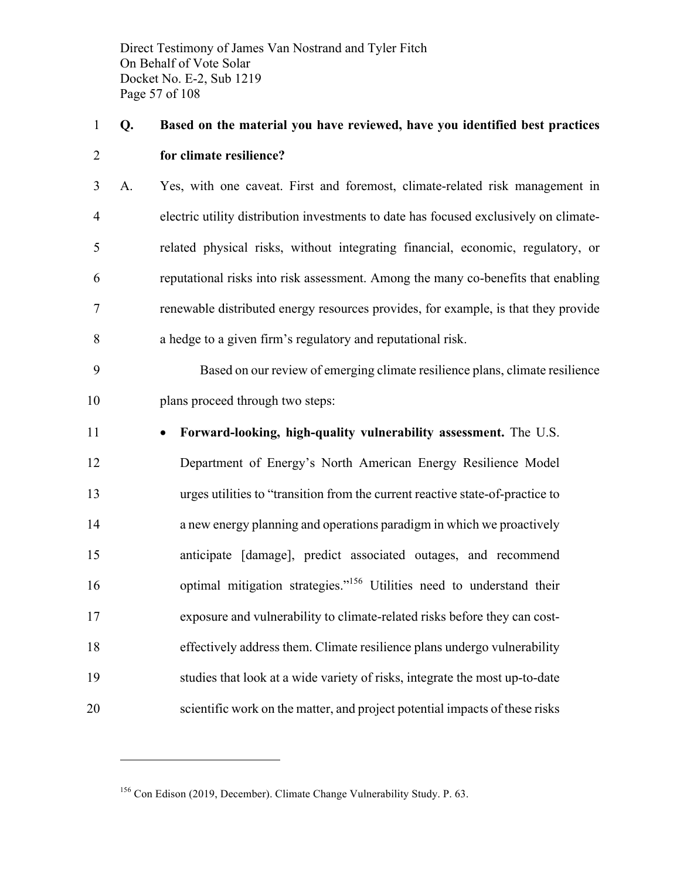**Q. Based on the material you have reviewed, have you identified best practices for climate resilience?**

A. Yes, with one caveat. First and foremost, climate-related risk management in electric utility distribution investments to date has focused exclusively on climate-related physical risks, without integrating financial, economic, regulatory, or reputational risks into risk assessment. Among the many co-benefits that enabling renewable distributed energy resources provides, for example, is that they provide a hedge to a given firm's regulatory and reputational risk.

Based on our review of emerging climate resilience plans, climate resilience plans proceed through two steps:

- **Forward-looking, high-quality vulnerability assessment.** The U.S. Department of Energy's North American Energy Resilience Model urges utilities to "transition from the current reactive state-of-practice to a new energy planning and operations paradigm in which we proactively anticipate [damage], predict associated outages, and recommend optimal mitigation strategies."[156] Utilities need to understand their exposure and vulnerability to climate-related risks before they can cost-effectively address them. Climate resilience plans undergo vulnerability studies that look at a wide variety of risks, integrate the most up-to-date scientific work on the matter, and project potential impacts of these risks

[156] Con Edison (2019, December). Climate Change Vulnerability Study. P. 63.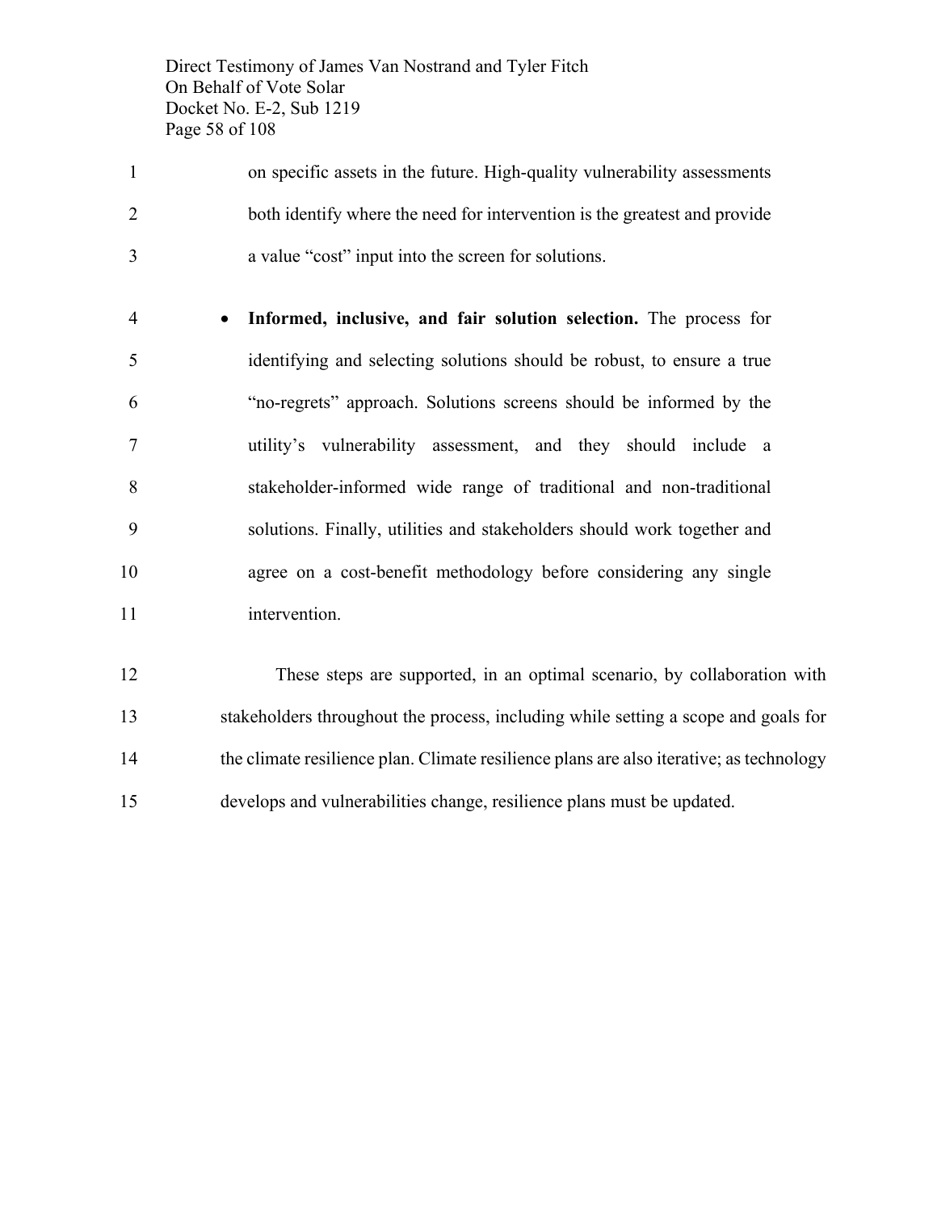on specific assets in the future. High-quality vulnerability assessments both identify where the need for intervention is the greatest and provide a value "cost" input into the screen for solutions.

- **Informed, inclusive, and fair solution selection.** The process for identifying and selecting solutions should be robust, to ensure a true "no-regrets" approach. Solutions screens should be informed by the utility's vulnerability assessment, and they should include a stakeholder-informed wide range of traditional and non-traditional solutions. Finally, utilities and stakeholders should work together and agree on a cost-benefit methodology before considering any single intervention.

These steps are supported, in an optimal scenario, by collaboration with stakeholders throughout the process, including while setting a scope and goals for the climate resilience plan. Climate resilience plans are also iterative; as technology develops and vulnerabilities change, resilience plans must be updated.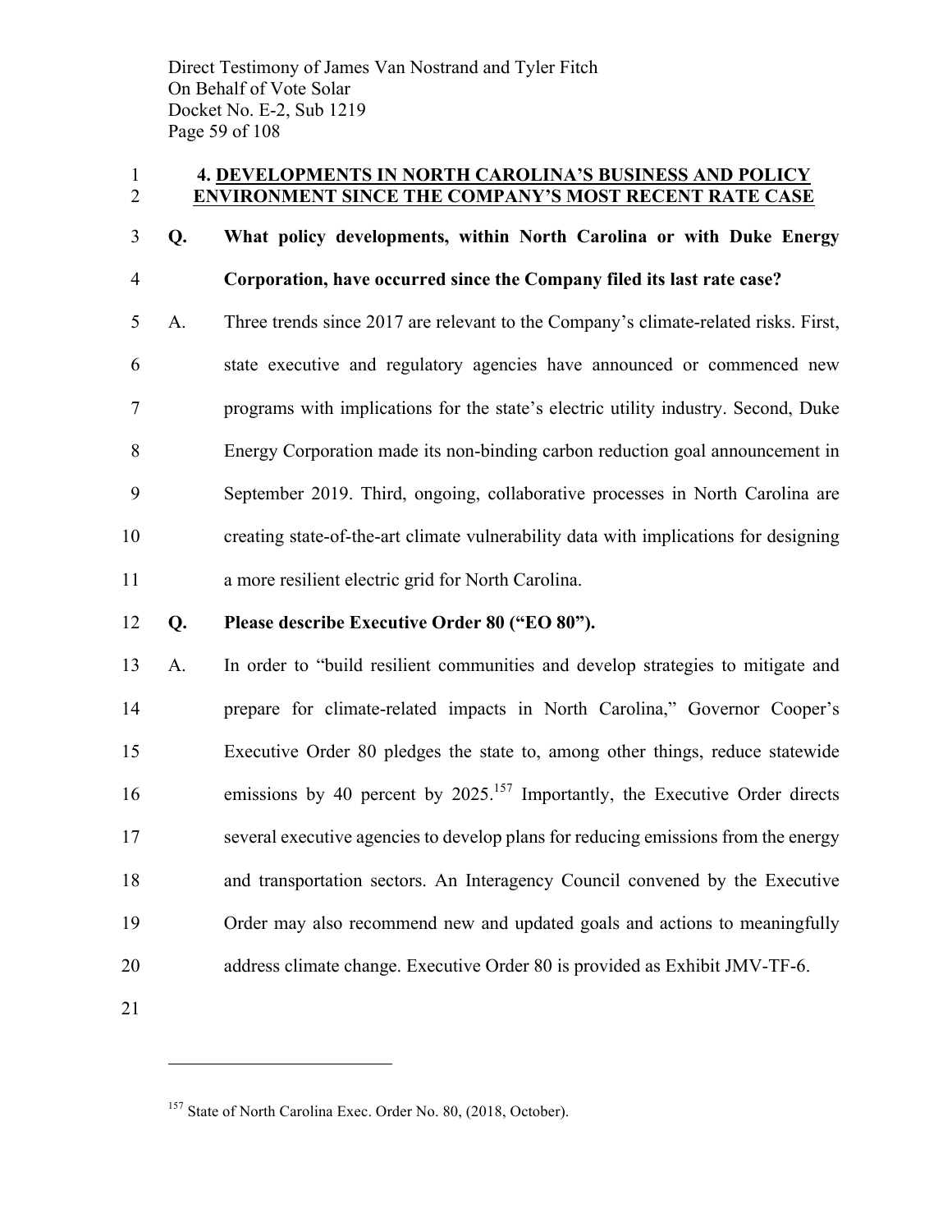## 4. DEVELOPMENTS IN NORTH CAROLINA'S BUSINESS AND POLICY ENVIRONMENT SINCE THE COMPANY'S MOST RECENT RATE CASE

**Q. What policy developments, within North Carolina or with Duke Energy Corporation, have occurred since the Company filed its last rate case?**

A. Three trends since 2017 are relevant to the Company's climate-related risks. First, state executive and regulatory agencies have announced or commenced new programs with implications for the state's electric utility industry. Second, Duke Energy Corporation made its non-binding carbon reduction goal announcement in September 2019. Third, ongoing, collaborative processes in North Carolina are creating state-of-the-art climate vulnerability data with implications for designing a more resilient electric grid for North Carolina.

**Q. Please describe Executive Order 80 ("EO 80").**

A. In order to "build resilient communities and develop strategies to mitigate and prepare for climate-related impacts in North Carolina," Governor Cooper's Executive Order 80 pledges the state to, among other things, reduce statewide emissions by 40 percent by 2025.[157] Importantly, the Executive Order directs several executive agencies to develop plans for reducing emissions from the energy and transportation sectors. An Interagency Council convened by the Executive Order may also recommend new and updated goals and actions to meaningfully address climate change. Executive Order 80 is provided as Exhibit JMV-TF-6.

---

[157] State of North Carolina Exec. Order No. 80, (2018, October).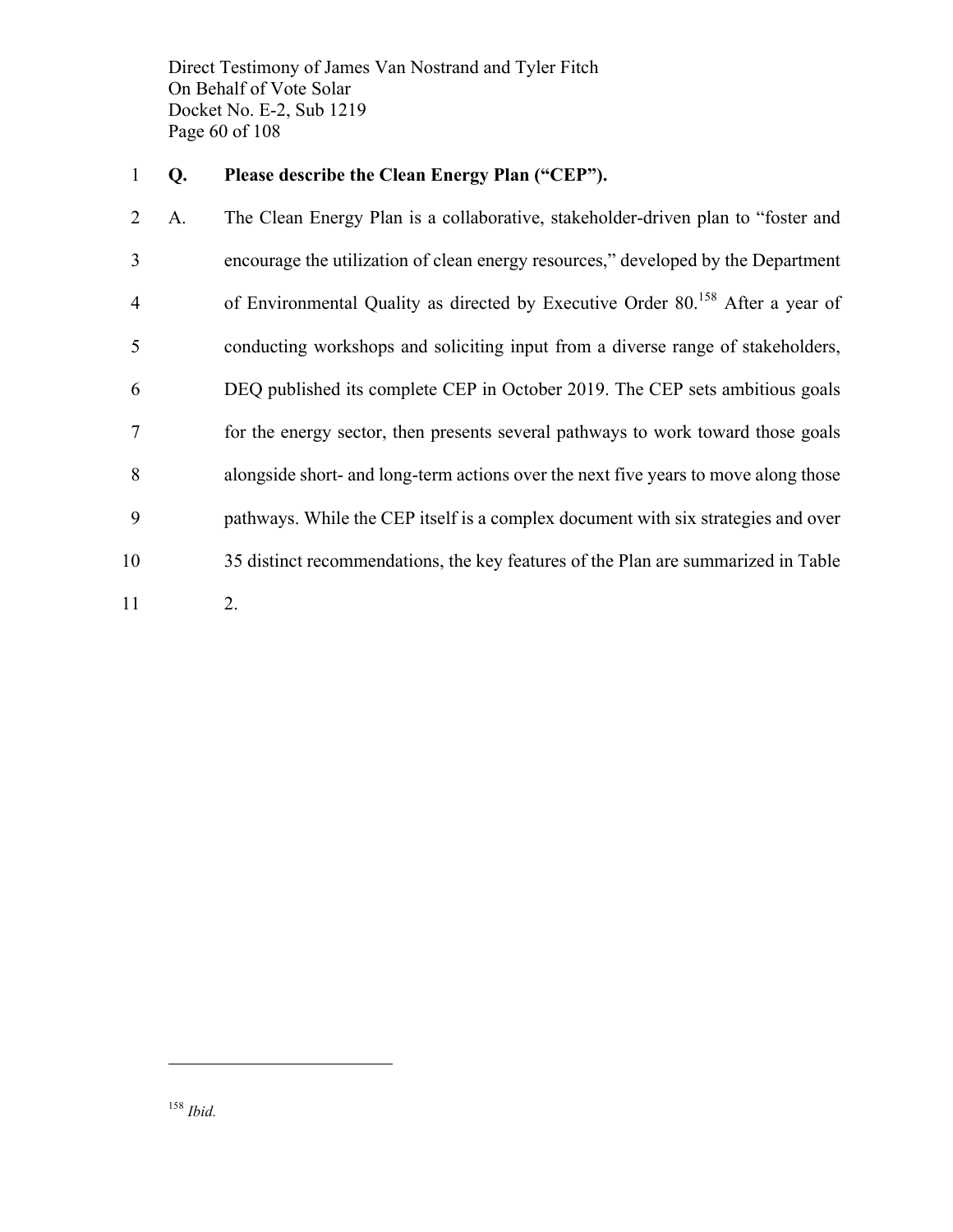**Q. Please describe the Clean Energy Plan ("CEP").**

A. The Clean Energy Plan is a collaborative, stakeholder-driven plan to "foster and encourage the utilization of clean energy resources," developed by the Department of Environmental Quality as directed by Executive Order 80.[158] After a year of conducting workshops and soliciting input from a diverse range of stakeholders, DEQ published its complete CEP in October 2019. The CEP sets ambitious goals for the energy sector, then presents several pathways to work toward those goals alongside short- and long-term actions over the next five years to move along those pathways. While the CEP itself is a complex document with six strategies and over 35 distinct recommendations, the key features of the Plan are summarized in Table 2.

---

[158] *Ibid.*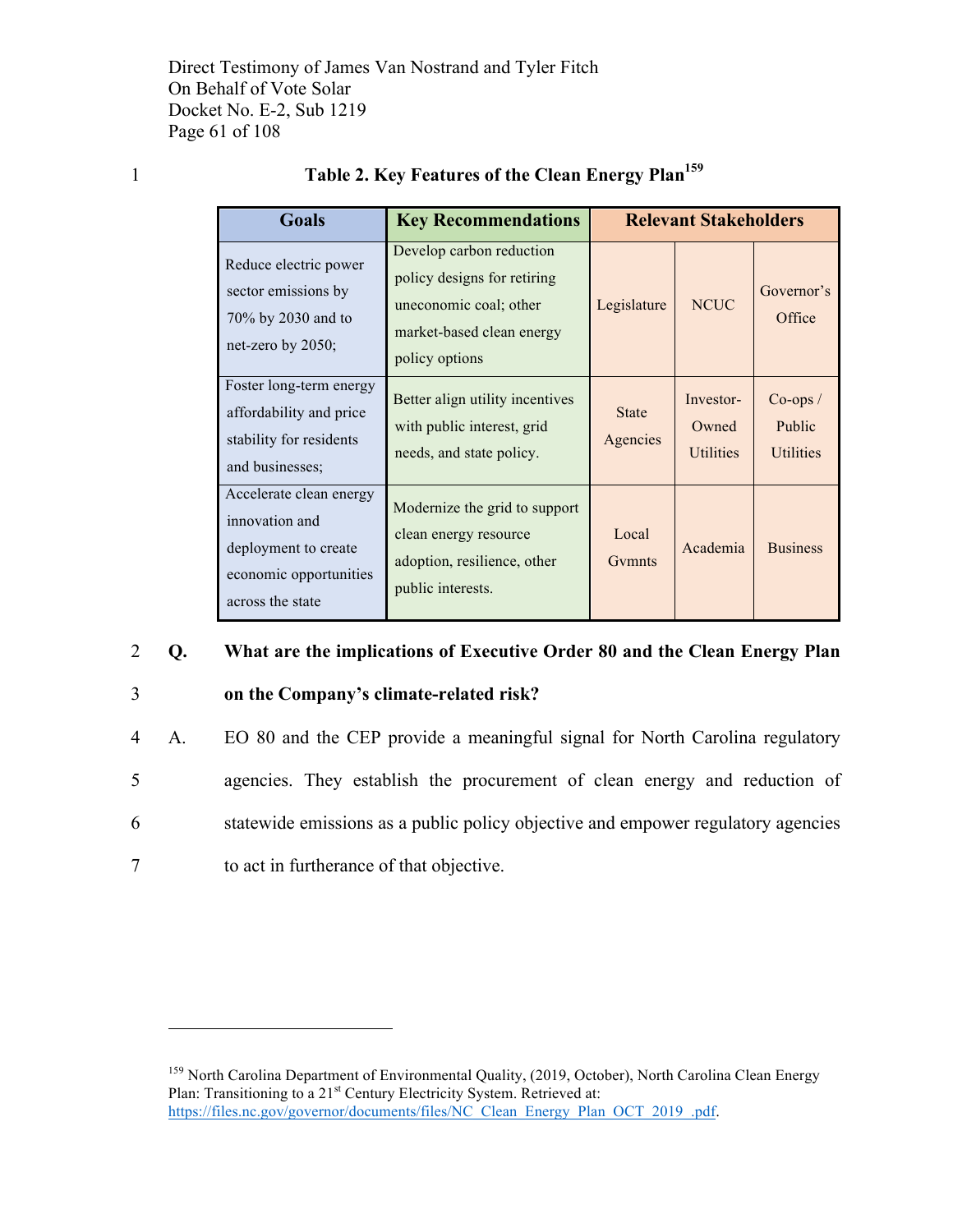**Table 2. Key Features of the Clean Energy Plan**[159]

| Goals | Key Recommendations | Relevant Stakeholders | | |
|---|---|---|---|---|
| Reduce electric power sector emissions by 70% by 2030 and to net-zero by 2050; | Develop carbon reduction policy designs for retiring uneconomic coal; other market-based clean energy policy options | Legislature | NCUC | Governor's Office |
| Foster long-term energy affordability and price stability for residents and businesses; | Better align utility incentives with public interest, grid needs, and state policy. | State Agencies | Investor-Owned Utilities | Co-ops / Public Utilities |
| Accelerate clean energy innovation and deployment to create economic opportunities across the state | Modernize the grid to support clean energy resource adoption, resilience, other public interests. | Local Gvmnts | Academia | Business |

**Q. What are the implications of Executive Order 80 and the Clean Energy Plan on the Company's climate-related risk?**

A. EO 80 and the CEP provide a meaningful signal for North Carolina regulatory agencies. They establish the procurement of clean energy and reduction of statewide emissions as a public policy objective and empower regulatory agencies to act in furtherance of that objective.

---

[159] North Carolina Department of Environmental Quality, (2019, October), North Carolina Clean Energy Plan: Transitioning to a 21st Century Electricity System. Retrieved at: https://files.nc.gov/governor/documents/files/NC_Clean_Energy_Plan_OCT_2019_.pdf.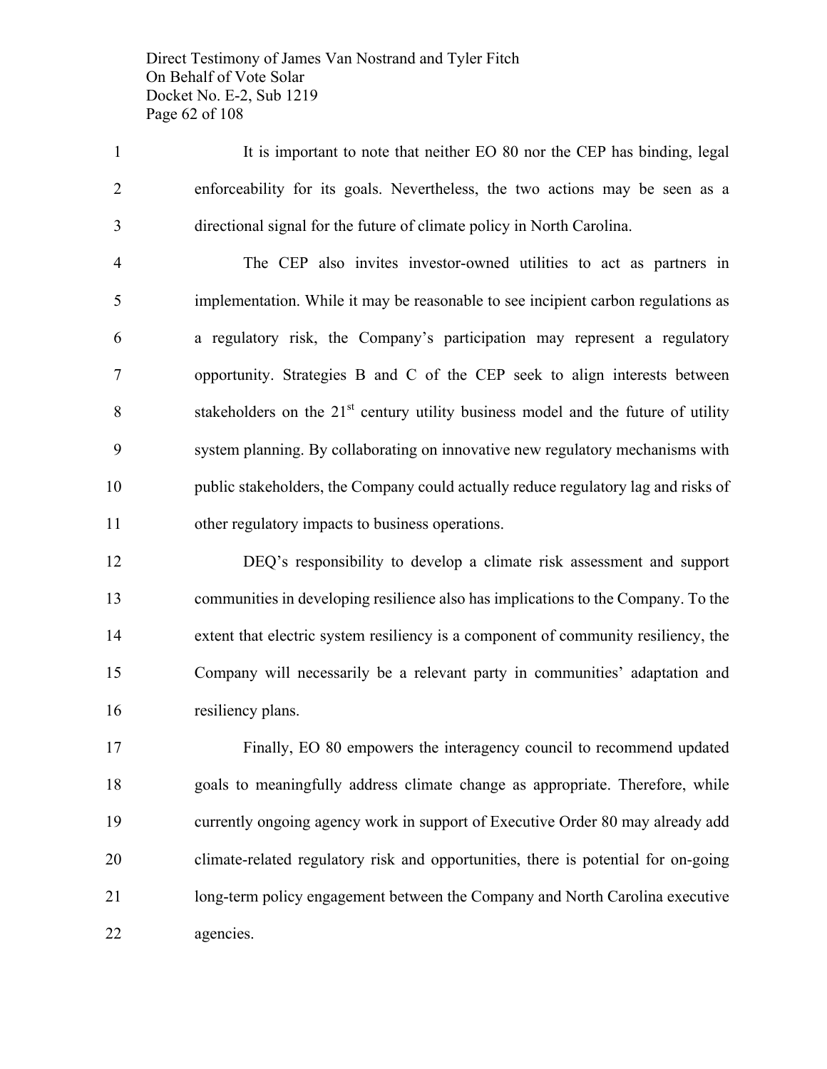It is important to note that neither EO 80 nor the CEP has binding, legal enforceability for its goals. Nevertheless, the two actions may be seen as a directional signal for the future of climate policy in North Carolina.

The CEP also invites investor-owned utilities to act as partners in implementation. While it may be reasonable to see incipient carbon regulations as a regulatory risk, the Company's participation may represent a regulatory opportunity. Strategies B and C of the CEP seek to align interests between stakeholders on the 21st century utility business model and the future of utility system planning. By collaborating on innovative new regulatory mechanisms with public stakeholders, the Company could actually reduce regulatory lag and risks of other regulatory impacts to business operations.

DEQ's responsibility to develop a climate risk assessment and support communities in developing resilience also has implications to the Company. To the extent that electric system resiliency is a component of community resiliency, the Company will necessarily be a relevant party in communities' adaptation and resiliency plans.

Finally, EO 80 empowers the interagency council to recommend updated goals to meaningfully address climate change as appropriate. Therefore, while currently ongoing agency work in support of Executive Order 80 may already add climate-related regulatory risk and opportunities, there is potential for on-going long-term policy engagement between the Company and North Carolina executive agencies.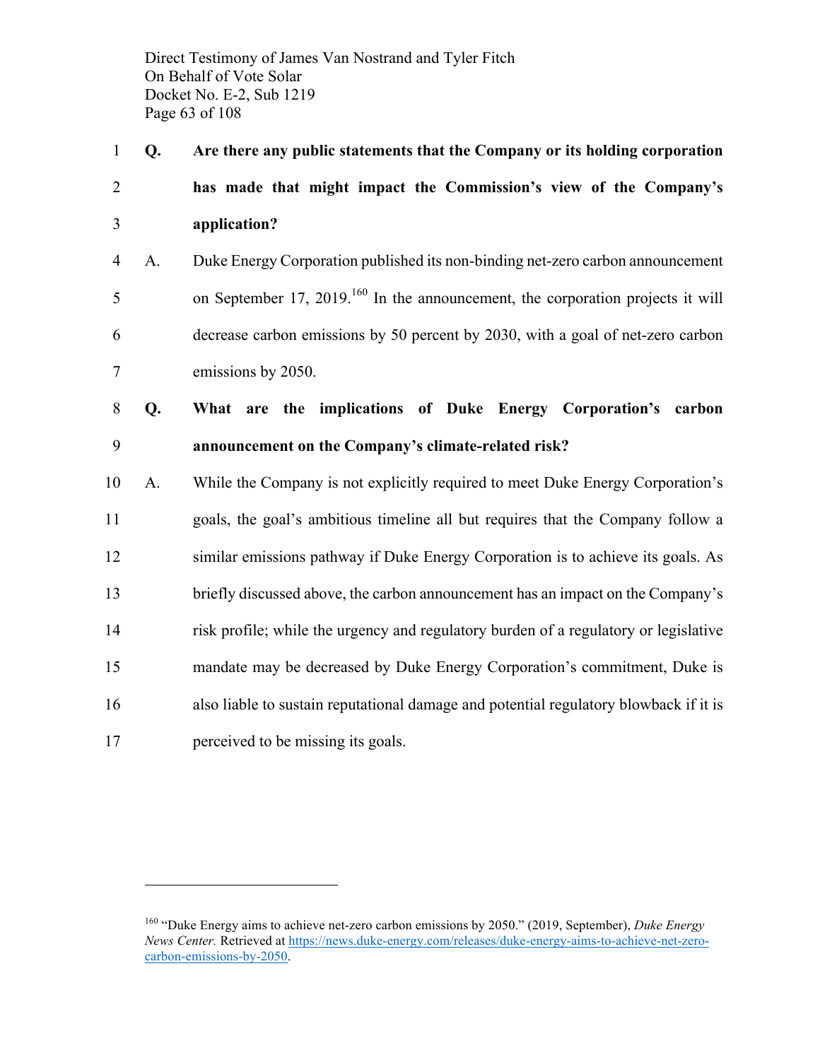**Q. Are there any public statements that the Company or its holding corporation has made that might impact the Commission's view of the Company's application?**

A. Duke Energy Corporation published its non-binding net-zero carbon announcement on September 17, 2019.[160] In the announcement, the corporation projects it will decrease carbon emissions by 50 percent by 2030, with a goal of net-zero carbon emissions by 2050.

**Q. What are the implications of Duke Energy Corporation's carbon announcement on the Company's climate-related risk?**

A. While the Company is not explicitly required to meet Duke Energy Corporation's goals, the goal's ambitious timeline all but requires that the Company follow a similar emissions pathway if Duke Energy Corporation is to achieve its goals. As briefly discussed above, the carbon announcement has an impact on the Company's risk profile; while the urgency and regulatory burden of a regulatory or legislative mandate may be decreased by Duke Energy Corporation's commitment, Duke is also liable to sustain reputational damage and potential regulatory blowback if it is perceived to be missing its goals.

---

[160] "Duke Energy aims to achieve net-zero carbon emissions by 2050." (2019, September), *Duke Energy News Center.* Retrieved at https://news.duke-energy.com/releases/duke-energy-aims-to-achieve-net-zero-carbon-emissions-by-2050.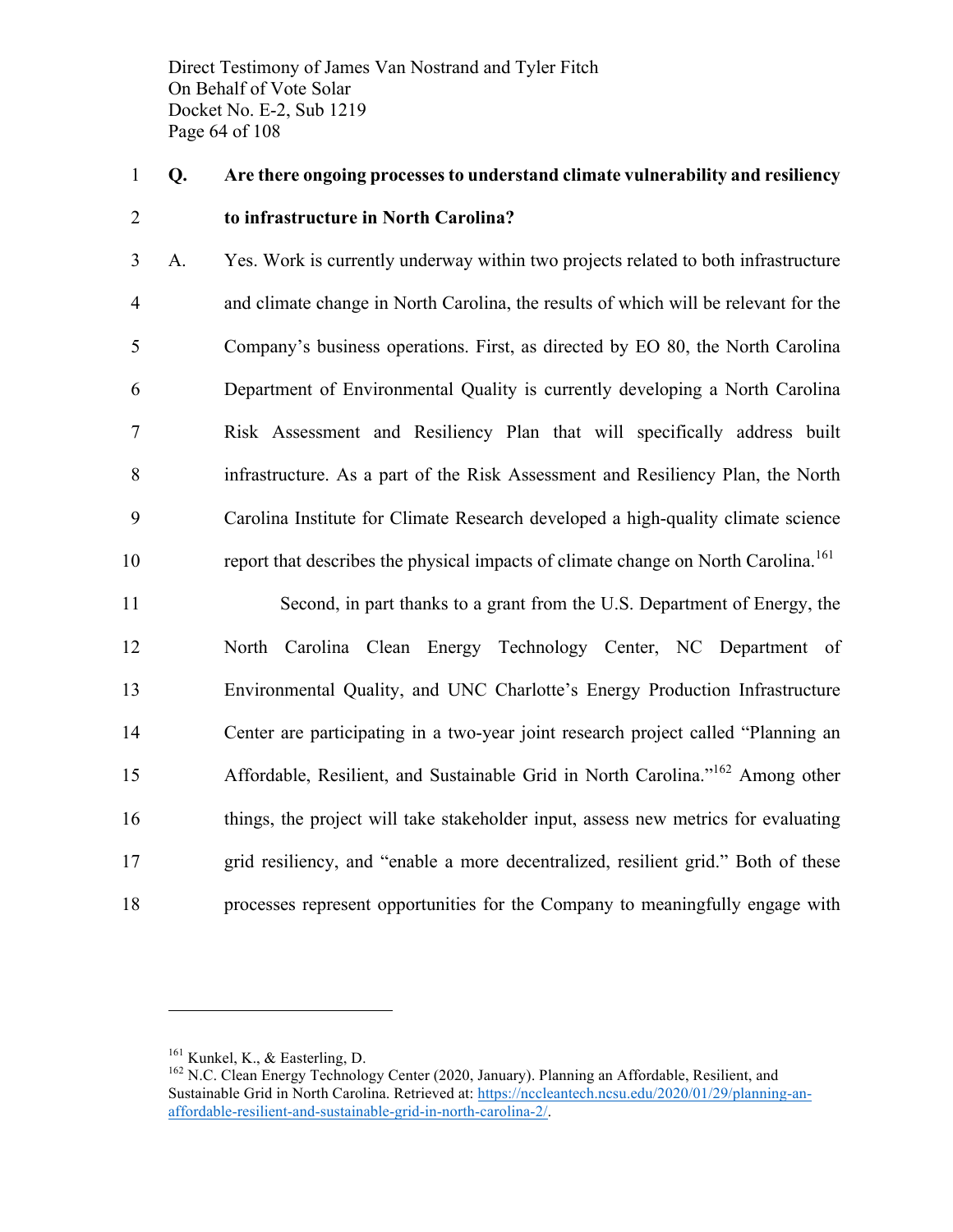**Q. Are there ongoing processes to understand climate vulnerability and resiliency to infrastructure in North Carolina?**

A. Yes. Work is currently underway within two projects related to both infrastructure and climate change in North Carolina, the results of which will be relevant for the Company's business operations. First, as directed by EO 80, the North Carolina Department of Environmental Quality is currently developing a North Carolina Risk Assessment and Resiliency Plan that will specifically address built infrastructure. As a part of the Risk Assessment and Resiliency Plan, the North Carolina Institute for Climate Research developed a high-quality climate science report that describes the physical impacts of climate change on North Carolina.[161]

Second, in part thanks to a grant from the U.S. Department of Energy, the North Carolina Clean Energy Technology Center, NC Department of Environmental Quality, and UNC Charlotte's Energy Production Infrastructure Center are participating in a two-year joint research project called "Planning an Affordable, Resilient, and Sustainable Grid in North Carolina."[162] Among other things, the project will take stakeholder input, assess new metrics for evaluating grid resiliency, and "enable a more decentralized, resilient grid." Both of these processes represent opportunities for the Company to meaningfully engage with

---

[161] Kunkel, K., & Easterling, D.

[162] N.C. Clean Energy Technology Center (2020, January). Planning an Affordable, Resilient, and Sustainable Grid in North Carolina. Retrieved at: https://nccleantech.ncsu.edu/2020/01/29/planning-an-affordable-resilient-and-sustainable-grid-in-north-carolina-2/.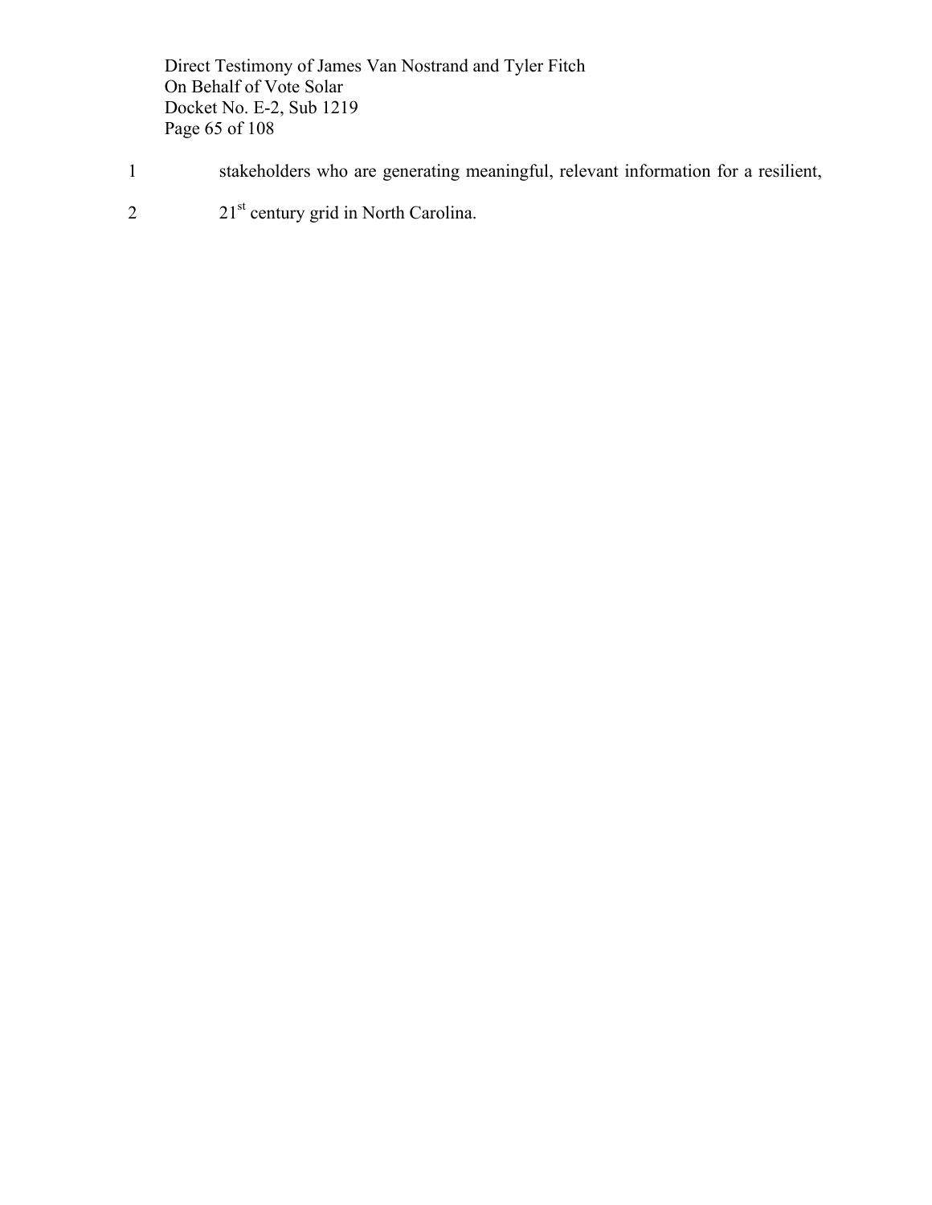stakeholders who are generating meaningful, relevant information for a resilient, 21st century grid in North Carolina.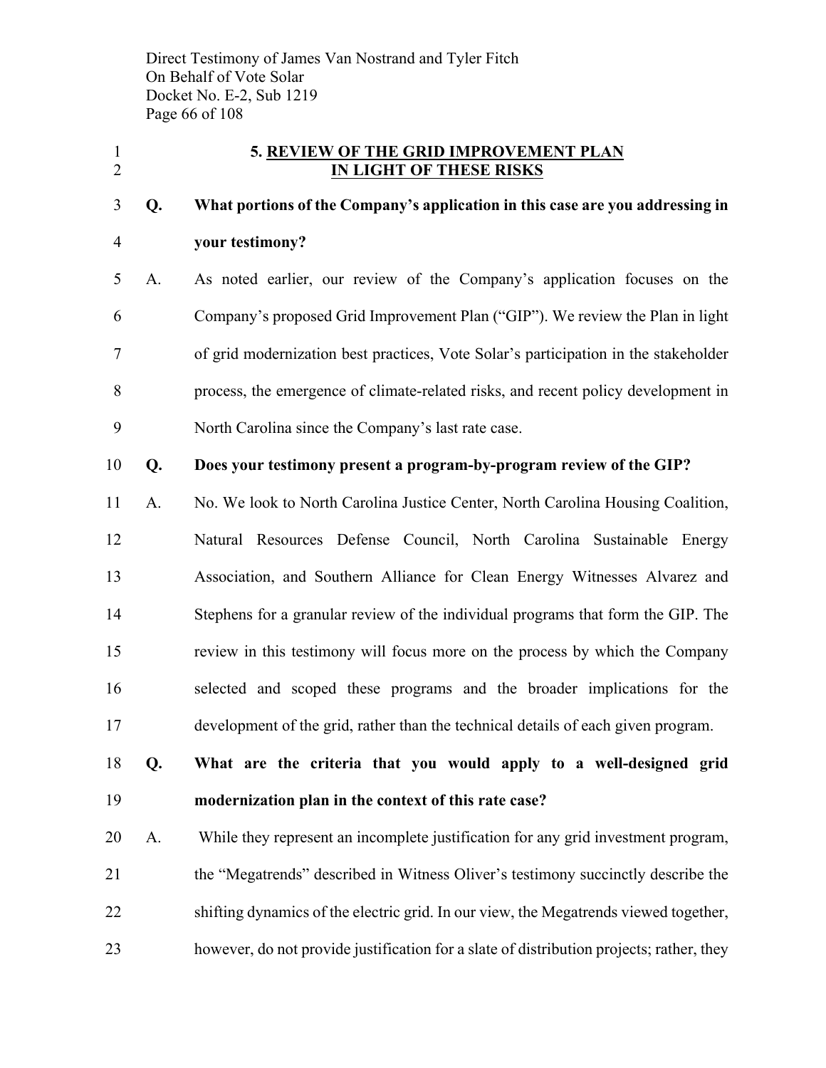## 5. REVIEW OF THE GRID IMPROVEMENT PLAN IN LIGHT OF THESE RISKS

**Q. What portions of the Company's application in this case are you addressing in your testimony?**

A. As noted earlier, our review of the Company's application focuses on the Company's proposed Grid Improvement Plan ("GIP"). We review the Plan in light of grid modernization best practices, Vote Solar's participation in the stakeholder process, the emergence of climate-related risks, and recent policy development in North Carolina since the Company's last rate case.

**Q. Does your testimony present a program-by-program review of the GIP?**

A. No. We look to North Carolina Justice Center, North Carolina Housing Coalition, Natural Resources Defense Council, North Carolina Sustainable Energy Association, and Southern Alliance for Clean Energy Witnesses Alvarez and Stephens for a granular review of the individual programs that form the GIP. The review in this testimony will focus more on the process by which the Company selected and scoped these programs and the broader implications for the development of the grid, rather than the technical details of each given program.

**Q. What are the criteria that you would apply to a well-designed grid modernization plan in the context of this rate case?**

A. While they represent an incomplete justification for any grid investment program, the "Megatrends" described in Witness Oliver's testimony succinctly describe the shifting dynamics of the electric grid. In our view, the Megatrends viewed together, however, do not provide justification for a slate of distribution projects; rather, they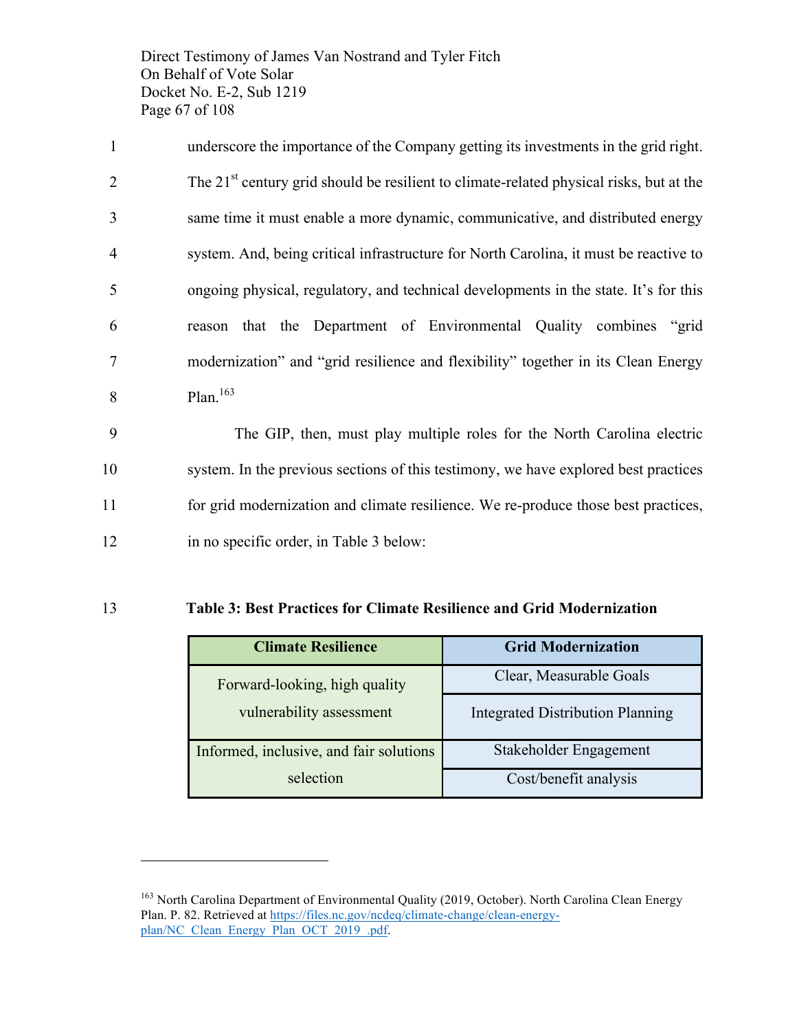underscore the importance of the Company getting its investments in the grid right. The 21st century grid should be resilient to climate-related physical risks, but at the same time it must enable a more dynamic, communicative, and distributed energy system. And, being critical infrastructure for North Carolina, it must be reactive to ongoing physical, regulatory, and technical developments in the state. It's for this reason that the Department of Environmental Quality combines "grid modernization" and "grid resilience and flexibility" together in its Clean Energy Plan.[163]

The GIP, then, must play multiple roles for the North Carolina electric system. In the previous sections of this testimony, we have explored best practices for grid modernization and climate resilience. We re-produce those best practices, in no specific order, in Table 3 below:

**Table 3: Best Practices for Climate Resilience and Grid Modernization**

| Climate Resilience | Grid Modernization |
|---|---|
| Forward-looking, high quality vulnerability assessment | Clear, Measurable Goals |
| | Integrated Distribution Planning |
| Informed, inclusive, and fair solutions selection | Stakeholder Engagement |
| | Cost/benefit analysis |

---

[163] North Carolina Department of Environmental Quality (2019, October). North Carolina Clean Energy Plan. P. 82. Retrieved at https://files.nc.gov/ncdeq/climate-change/clean-energy-plan/NC_Clean_Energy_Plan_OCT_2019_.pdf.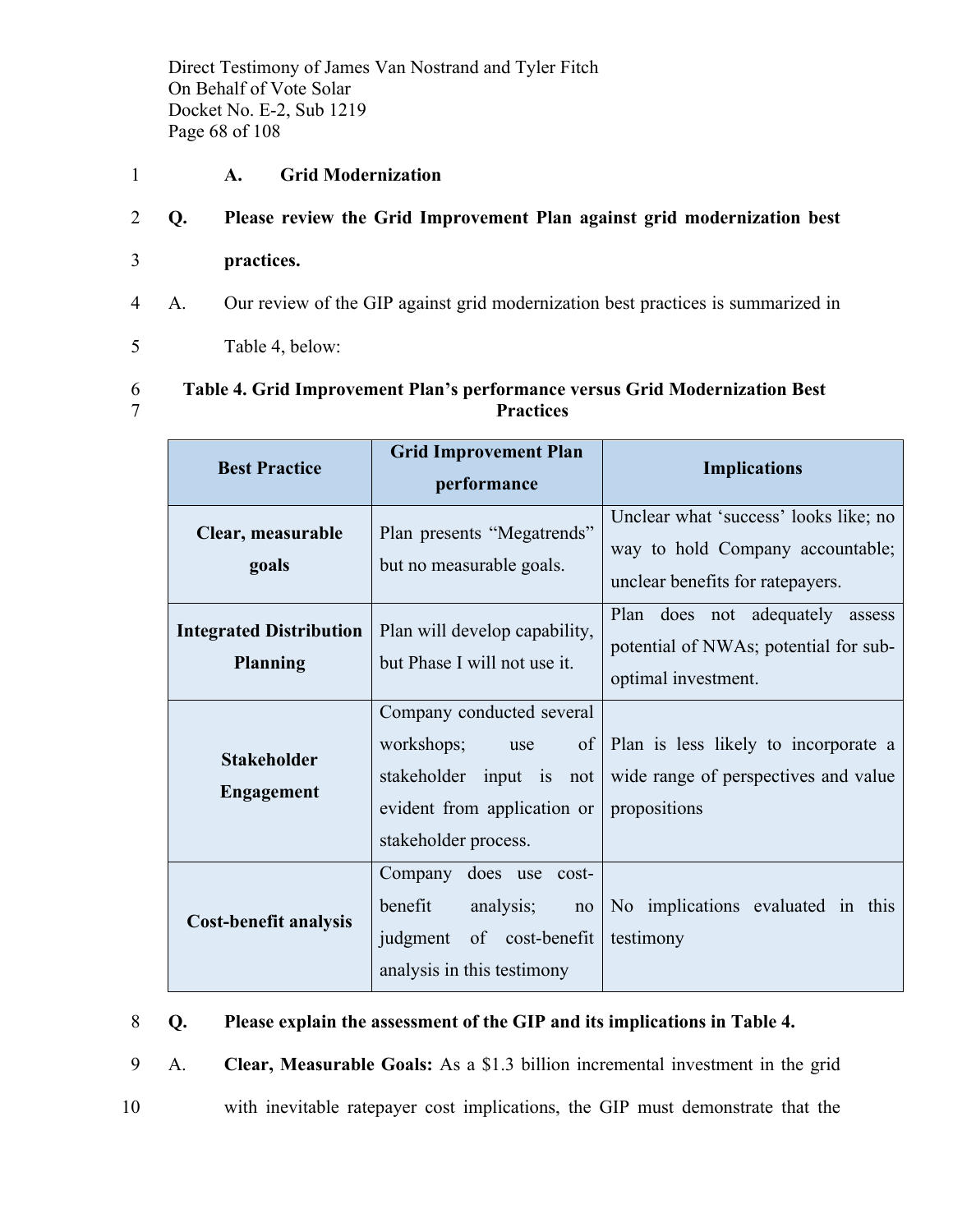### A. Grid Modernization

**Q. Please review the Grid Improvement Plan against grid modernization best practices.**

A. Our review of the GIP against grid modernization best practices is summarized in Table 4, below:

**Table 4. Grid Improvement Plan's performance versus Grid Modernization Best Practices**

| Best Practice | Grid Improvement Plan performance | Implications |
| --- | --- | --- |
| **Clear, measurable goals** | Plan presents "Megatrends" but no measurable goals. | Unclear what 'success' looks like; no way to hold Company accountable; unclear benefits for ratepayers. |
| **Integrated Distribution Planning** | Plan will develop capability, but Phase I will not use it. | Plan does not adequately assess potential of NWAs; potential for sub-optimal investment. |
| **Stakeholder Engagement** | Company conducted several workshops; use of stakeholder input is not evident from application or stakeholder process. | Plan is less likely to incorporate a wide range of perspectives and value propositions |
| **Cost-benefit analysis** | Company does use cost-benefit analysis; no judgment of cost-benefit analysis in this testimony | No implications evaluated in this testimony |

**Q. Please explain the assessment of the GIP and its implications in Table 4.**

A. **Clear, Measurable Goals:** As a $1.3 billion incremental investment in the grid with inevitable ratepayer cost implications, the GIP must demonstrate that the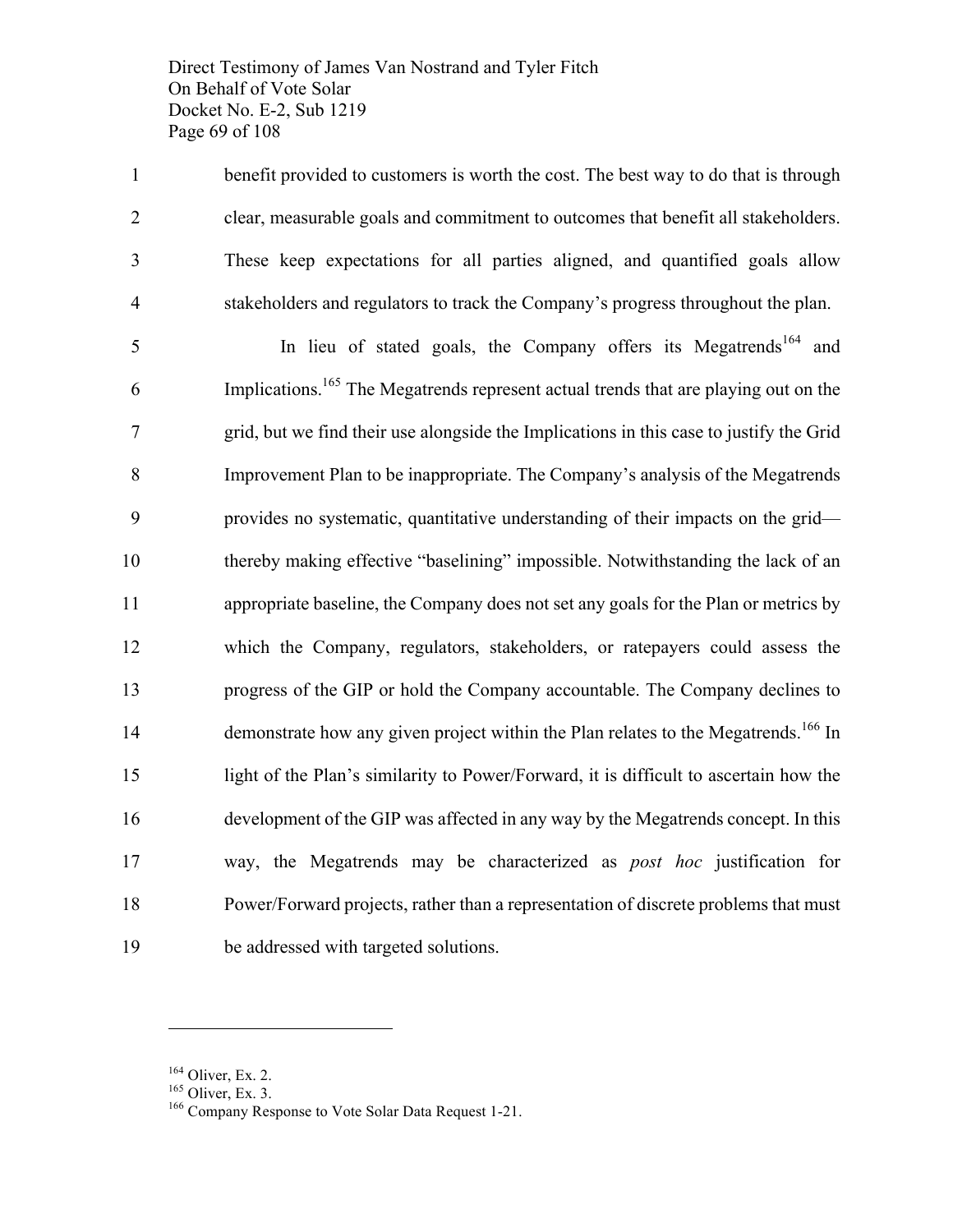benefit provided to customers is worth the cost. The best way to do that is through clear, measurable goals and commitment to outcomes that benefit all stakeholders. These keep expectations for all parties aligned, and quantified goals allow stakeholders and regulators to track the Company's progress throughout the plan.

In lieu of stated goals, the Company offers its Megatrends[164] and Implications.[165] The Megatrends represent actual trends that are playing out on the grid, but we find their use alongside the Implications in this case to justify the Grid Improvement Plan to be inappropriate. The Company's analysis of the Megatrends provides no systematic, quantitative understanding of their impacts on the grid—thereby making effective "baselining" impossible. Notwithstanding the lack of an appropriate baseline, the Company does not set any goals for the Plan or metrics by which the Company, regulators, stakeholders, or ratepayers could assess the progress of the GIP or hold the Company accountable. The Company declines to demonstrate how any given project within the Plan relates to the Megatrends.[166] In light of the Plan's similarity to Power/Forward, it is difficult to ascertain how the development of the GIP was affected in any way by the Megatrends concept. In this way, the Megatrends may be characterized as *post hoc* justification for Power/Forward projects, rather than a representation of discrete problems that must be addressed with targeted solutions.

---

[164] Oliver, Ex. 2.

[165] Oliver, Ex. 3.

[166] Company Response to Vote Solar Data Request 1-21.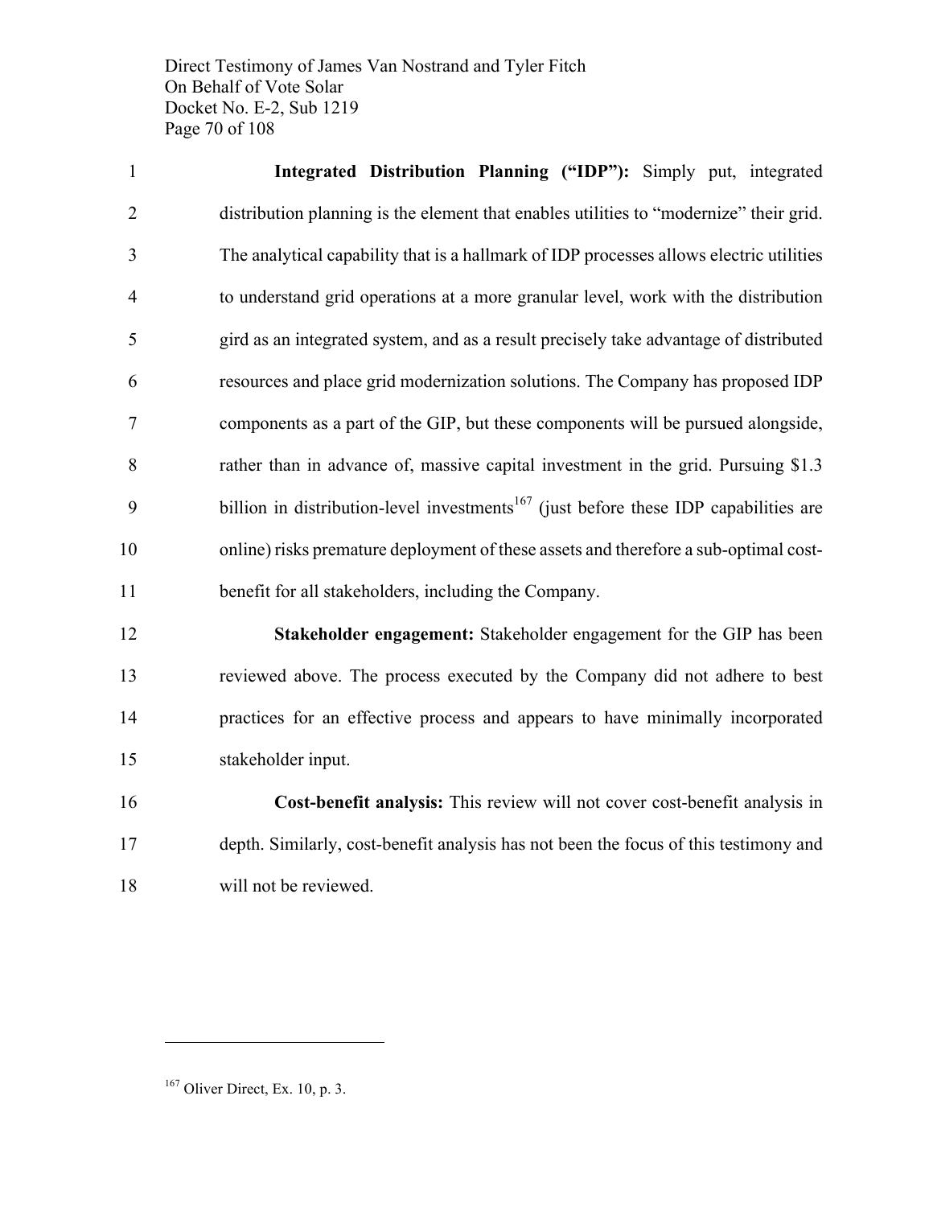**Integrated Distribution Planning ("IDP"):** Simply put, integrated distribution planning is the element that enables utilities to "modernize" their grid. The analytical capability that is a hallmark of IDP processes allows electric utilities to understand grid operations at a more granular level, work with the distribution gird as an integrated system, and as a result precisely take advantage of distributed resources and place grid modernization solutions. The Company has proposed IDP components as a part of the GIP, but these components will be pursued alongside, rather than in advance of, massive capital investment in the grid. Pursuing $1.3 billion in distribution-level investments[167] (just before these IDP capabilities are online) risks premature deployment of these assets and therefore a sub-optimal cost-benefit for all stakeholders, including the Company.

**Stakeholder engagement:** Stakeholder engagement for the GIP has been reviewed above. The process executed by the Company did not adhere to best practices for an effective process and appears to have minimally incorporated stakeholder input.

**Cost-benefit analysis:** This review will not cover cost-benefit analysis in depth. Similarly, cost-benefit analysis has not been the focus of this testimony and will not be reviewed.

---

[167] Oliver Direct, Ex. 10, p. 3.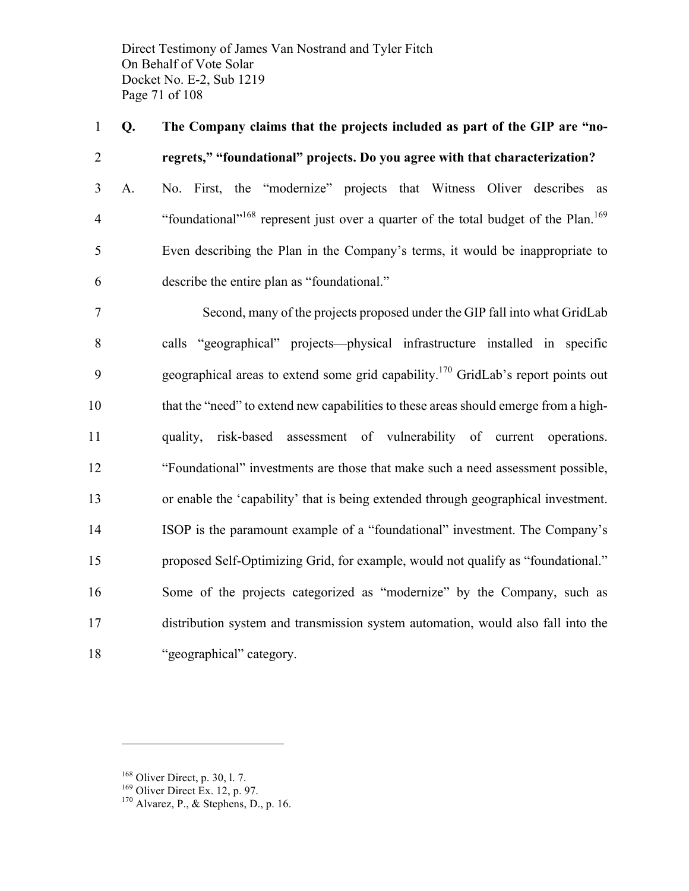**Q. The Company claims that the projects included as part of the GIP are "no-regrets," "foundational" projects. Do you agree with that characterization?**

A. No. First, the "modernize" projects that Witness Oliver describes as "foundational"[168] represent just over a quarter of the total budget of the Plan.[169] Even describing the Plan in the Company's terms, it would be inappropriate to describe the entire plan as "foundational."

Second, many of the projects proposed under the GIP fall into what GridLab calls "geographical" projects—physical infrastructure installed in specific geographical areas to extend some grid capability.[170] GridLab's report points out that the "need" to extend new capabilities to these areas should emerge from a high-quality, risk-based assessment of vulnerability of current operations. "Foundational" investments are those that make such a need assessment possible, or enable the 'capability' that is being extended through geographical investment. ISOP is the paramount example of a "foundational" investment. The Company's proposed Self-Optimizing Grid, for example, would not qualify as "foundational." Some of the projects categorized as "modernize" by the Company, such as distribution system and transmission system automation, would also fall into the "geographical" category.

---

[168] Oliver Direct, p. 30, l. 7.

[169] Oliver Direct Ex. 12, p. 97.

[170] Alvarez, P., & Stephens, D., p. 16.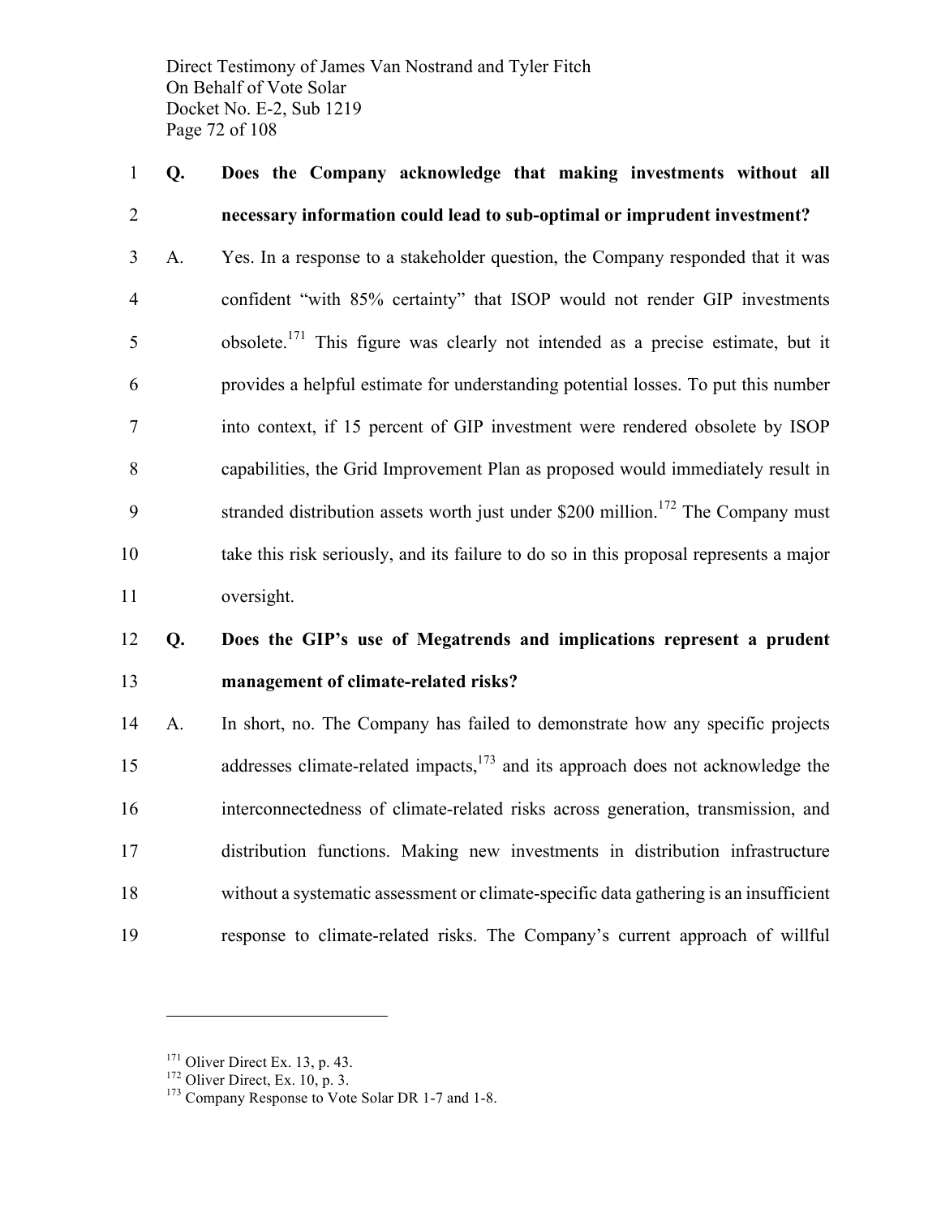**Q. Does the Company acknowledge that making investments without all necessary information could lead to sub-optimal or imprudent investment?**

A. Yes. In a response to a stakeholder question, the Company responded that it was confident "with 85% certainty" that ISOP would not render GIP investments obsolete.[171] This figure was clearly not intended as a precise estimate, but it provides a helpful estimate for understanding potential losses. To put this number into context, if 15 percent of GIP investment were rendered obsolete by ISOP capabilities, the Grid Improvement Plan as proposed would immediately result in stranded distribution assets worth just under $200 million.[172] The Company must take this risk seriously, and its failure to do so in this proposal represents a major oversight.

**Q. Does the GIP's use of Megatrends and implications represent a prudent management of climate-related risks?**

A. In short, no. The Company has failed to demonstrate how any specific projects addresses climate-related impacts,[173] and its approach does not acknowledge the interconnectedness of climate-related risks across generation, transmission, and distribution functions. Making new investments in distribution infrastructure without a systematic assessment or climate-specific data gathering is an insufficient response to climate-related risks. The Company's current approach of willful

---

[171] Oliver Direct Ex. 13, p. 43.

[172] Oliver Direct, Ex. 10, p. 3.

[173] Company Response to Vote Solar DR 1-7 and 1-8.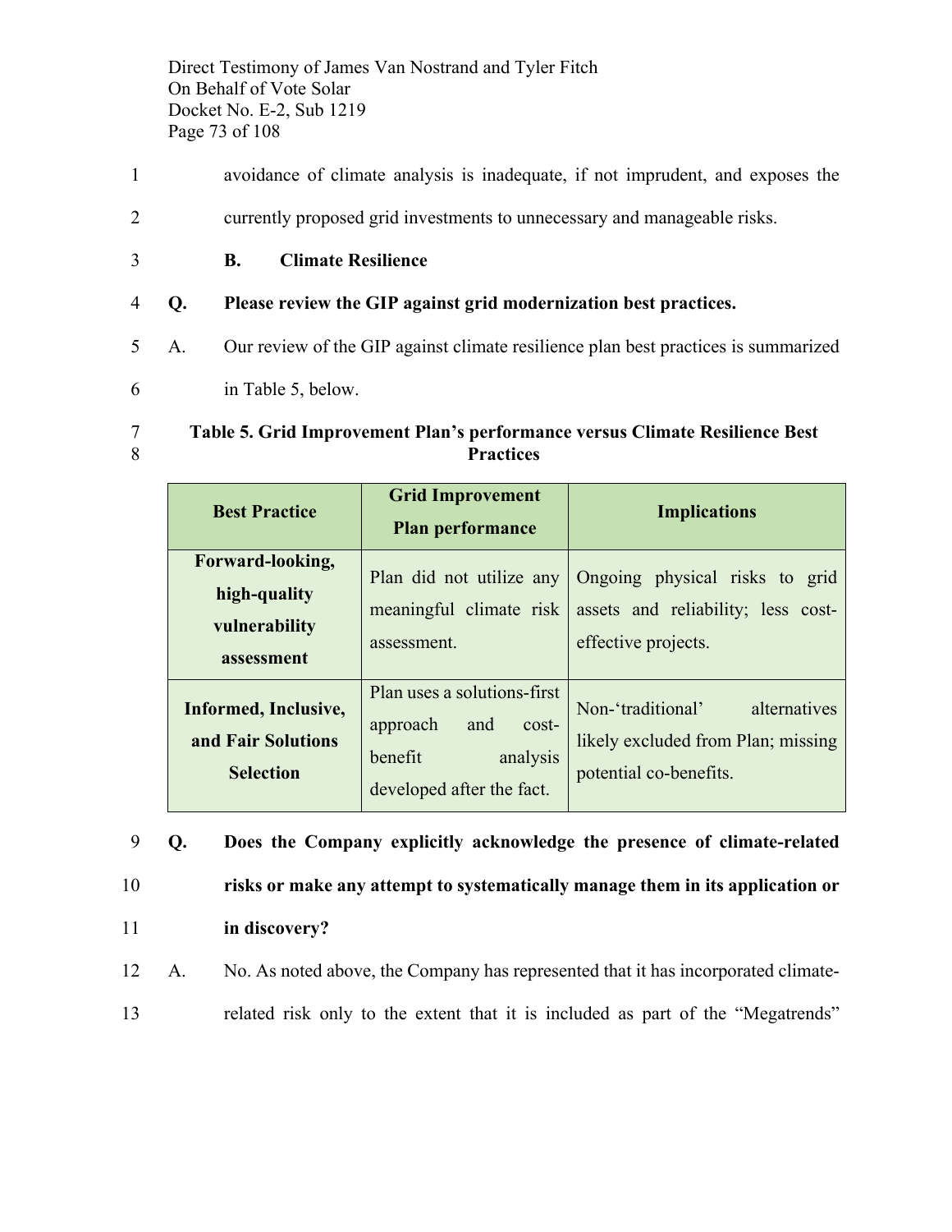avoidance of climate analysis is inadequate, if not imprudent, and exposes the currently proposed grid investments to unnecessary and manageable risks.

### B. Climate Resilience

**Q. Please review the GIP against grid modernization best practices.**

A. Our review of the GIP against climate resilience plan best practices is summarized in Table 5, below.

**Table 5. Grid Improvement Plan's performance versus Climate Resilience Best Practices**

| Best Practice | Grid Improvement Plan performance | Implications |
|---|---|---|
| **Forward-looking, high-quality vulnerability assessment** | Plan did not utilize any meaningful climate risk assessment. | Ongoing physical risks to grid assets and reliability; less cost-effective projects. |
| **Informed, Inclusive, and Fair Solutions Selection** | Plan uses a solutions-first approach and cost-benefit analysis developed after the fact. | Non-'traditional' alternatives likely excluded from Plan; missing potential co-benefits. |

**Q. Does the Company explicitly acknowledge the presence of climate-related risks or make any attempt to systematically manage them in its application or in discovery?**

A. No. As noted above, the Company has represented that it has incorporated climate-related risk only to the extent that it is included as part of the "Megatrends"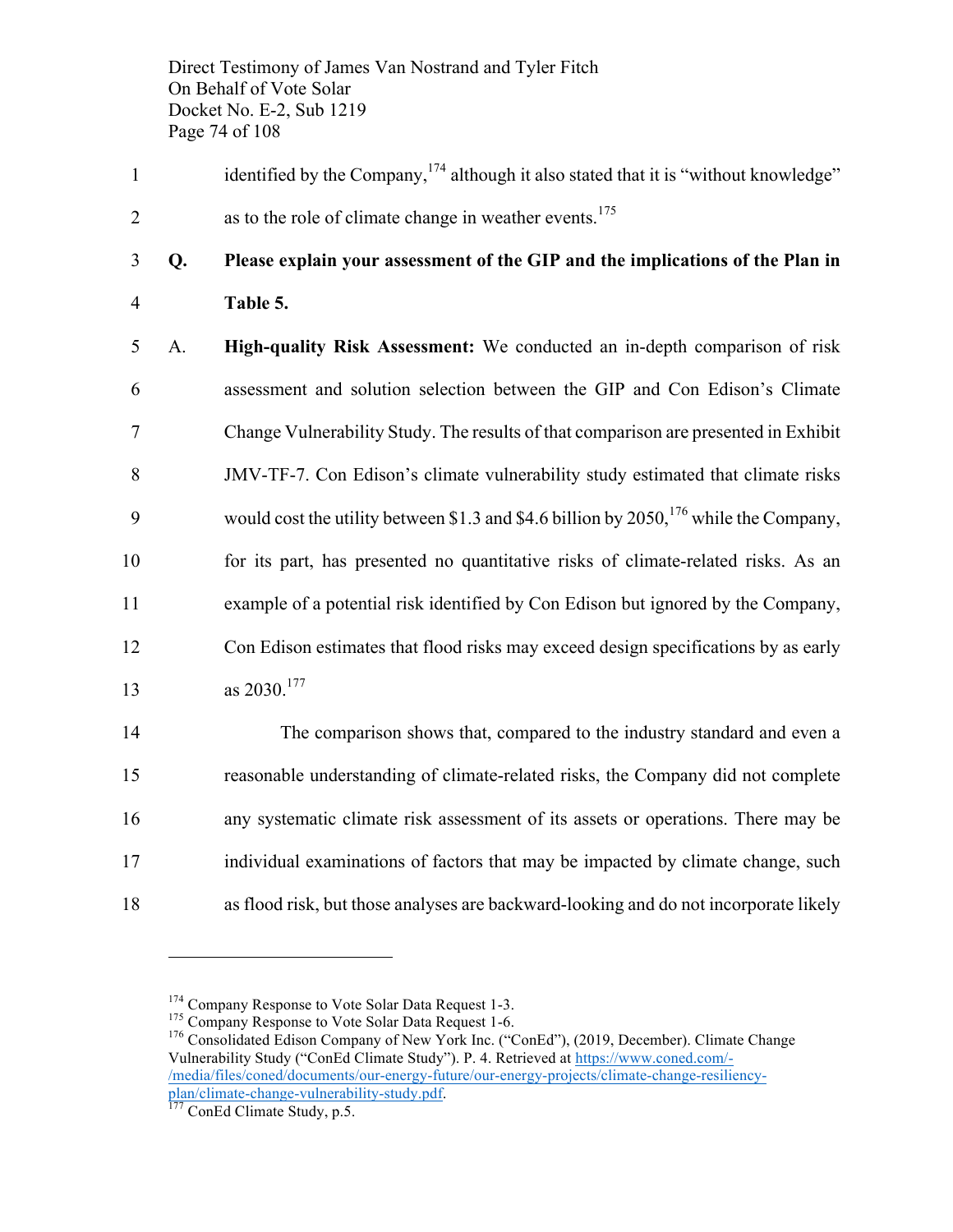identified by the Company,[174] although it also stated that it is "without knowledge" as to the role of climate change in weather events.[175]

**Q. Please explain your assessment of the GIP and the implications of the Plan in Table 5.**

A. **High-quality Risk Assessment:** We conducted an in-depth comparison of risk assessment and solution selection between the GIP and Con Edison's Climate Change Vulnerability Study. The results of that comparison are presented in Exhibit JMV-TF-7. Con Edison's climate vulnerability study estimated that climate risks would cost the utility between $1.3 and $4.6 billion by 2050,[176] while the Company, for its part, has presented no quantitative risks of climate-related risks. As an example of a potential risk identified by Con Edison but ignored by the Company, Con Edison estimates that flood risks may exceed design specifications by as early as 2030.[177]

The comparison shows that, compared to the industry standard and even a reasonable understanding of climate-related risks, the Company did not complete any systematic climate risk assessment of its assets or operations. There may be individual examinations of factors that may be impacted by climate change, such as flood risk, but those analyses are backward-looking and do not incorporate likely

---

[174] Company Response to Vote Solar Data Request 1-3.

[175] Company Response to Vote Solar Data Request 1-6.

[176] Consolidated Edison Company of New York Inc. ("ConEd"), (2019, December). Climate Change Vulnerability Study ("ConEd Climate Study"). P. 4. Retrieved at https://www.coned.com/-/media/files/coned/documents/our-energy-future/our-energy-projects/climate-change-resiliency-plan/climate-change-vulnerability-study.pdf.

[177] ConEd Climate Study, p.5.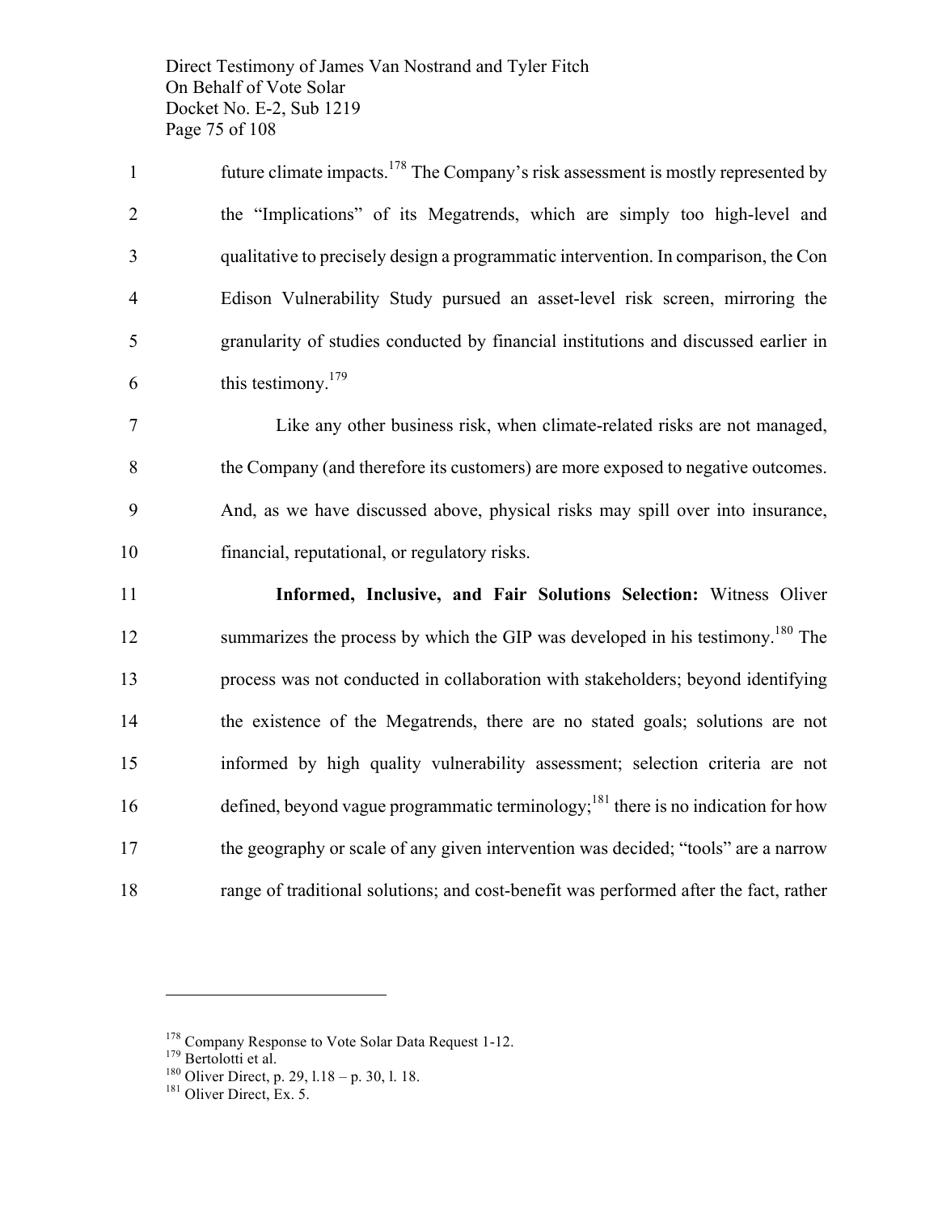future climate impacts.[178] The Company's risk assessment is mostly represented by the "Implications" of its Megatrends, which are simply too high-level and qualitative to precisely design a programmatic intervention. In comparison, the Con Edison Vulnerability Study pursued an asset-level risk screen, mirroring the granularity of studies conducted by financial institutions and discussed earlier in this testimony.[179]

Like any other business risk, when climate-related risks are not managed, the Company (and therefore its customers) are more exposed to negative outcomes. And, as we have discussed above, physical risks may spill over into insurance, financial, reputational, or regulatory risks.

**Informed, Inclusive, and Fair Solutions Selection:** Witness Oliver summarizes the process by which the GIP was developed in his testimony.[180] The process was not conducted in collaboration with stakeholders; beyond identifying the existence of the Megatrends, there are no stated goals; solutions are not informed by high quality vulnerability assessment; selection criteria are not defined, beyond vague programmatic terminology;[181] there is no indication for how the geography or scale of any given intervention was decided; "tools" are a narrow range of traditional solutions; and cost-benefit was performed after the fact, rather

[178] Company Response to Vote Solar Data Request 1-12.
[179] Bertolotti et al.
[180] Oliver Direct, p. 29, l.18 – p. 30, l. 18.
[181] Oliver Direct, Ex. 5.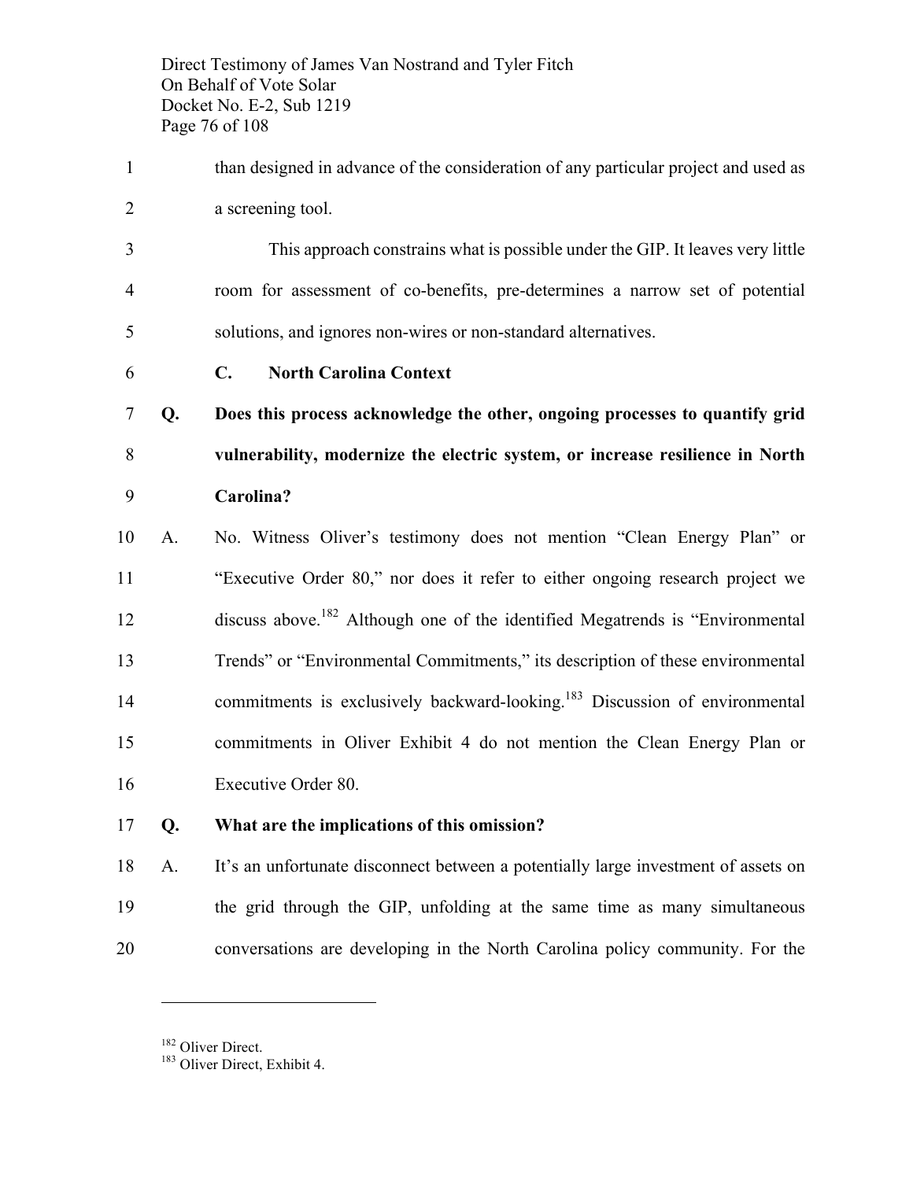than designed in advance of the consideration of any particular project and used as a screening tool.

This approach constrains what is possible under the GIP. It leaves very little room for assessment of co-benefits, pre-determines a narrow set of potential solutions, and ignores non-wires or non-standard alternatives.

### C. North Carolina Context

**Q. Does this process acknowledge the other, ongoing processes to quantify grid vulnerability, modernize the electric system, or increase resilience in North Carolina?**

A. No. Witness Oliver's testimony does not mention "Clean Energy Plan" or "Executive Order 80," nor does it refer to either ongoing research project we discuss above.[182] Although one of the identified Megatrends is "Environmental Trends" or "Environmental Commitments," its description of these environmental commitments is exclusively backward-looking.[183] Discussion of environmental commitments in Oliver Exhibit 4 do not mention the Clean Energy Plan or Executive Order 80.

**Q. What are the implications of this omission?**

A. It's an unfortunate disconnect between a potentially large investment of assets on the grid through the GIP, unfolding at the same time as many simultaneous conversations are developing in the North Carolina policy community. For the

---

[182] Oliver Direct.

[183] Oliver Direct, Exhibit 4.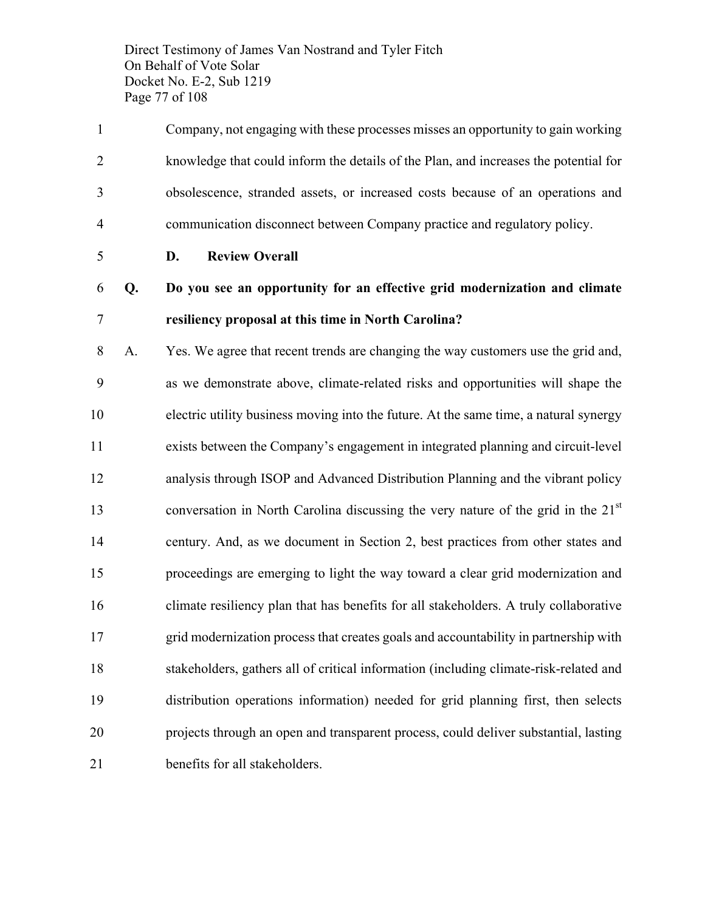Company, not engaging with these processes misses an opportunity to gain working knowledge that could inform the details of the Plan, and increases the potential for obsolescence, stranded assets, or increased costs because of an operations and communication disconnect between Company practice and regulatory policy.

### D. Review Overall

**Q. Do you see an opportunity for an effective grid modernization and climate resiliency proposal at this time in North Carolina?**

A. Yes. We agree that recent trends are changing the way customers use the grid and, as we demonstrate above, climate-related risks and opportunities will shape the electric utility business moving into the future. At the same time, a natural synergy exists between the Company's engagement in integrated planning and circuit-level analysis through ISOP and Advanced Distribution Planning and the vibrant policy conversation in North Carolina discussing the very nature of the grid in the 21st century. And, as we document in Section 2, best practices from other states and proceedings are emerging to light the way toward a clear grid modernization and climate resiliency plan that has benefits for all stakeholders. A truly collaborative grid modernization process that creates goals and accountability in partnership with stakeholders, gathers all of critical information (including climate-risk-related and distribution operations information) needed for grid planning first, then selects projects through an open and transparent process, could deliver substantial, lasting benefits for all stakeholders.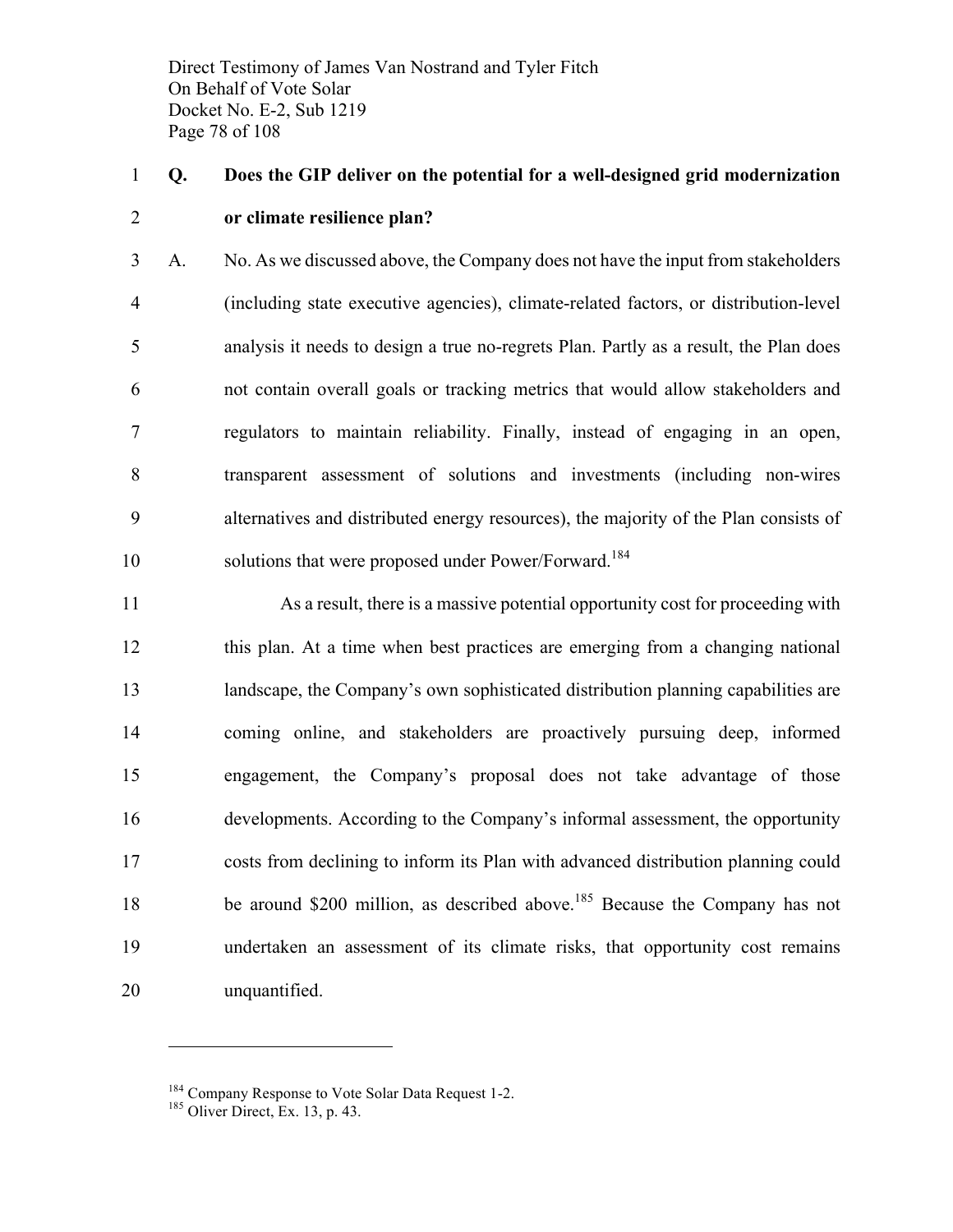**Q. Does the GIP deliver on the potential for a well-designed grid modernization or climate resilience plan?**

A. No. As we discussed above, the Company does not have the input from stakeholders (including state executive agencies), climate-related factors, or distribution-level analysis it needs to design a true no-regrets Plan. Partly as a result, the Plan does not contain overall goals or tracking metrics that would allow stakeholders and regulators to maintain reliability. Finally, instead of engaging in an open, transparent assessment of solutions and investments (including non-wires alternatives and distributed energy resources), the majority of the Plan consists of solutions that were proposed under Power/Forward.[184]

As a result, there is a massive potential opportunity cost for proceeding with this plan. At a time when best practices are emerging from a changing national landscape, the Company's own sophisticated distribution planning capabilities are coming online, and stakeholders are proactively pursuing deep, informed engagement, the Company's proposal does not take advantage of those developments. According to the Company's informal assessment, the opportunity costs from declining to inform its Plan with advanced distribution planning could be around $200 million, as described above.[185] Because the Company has not undertaken an assessment of its climate risks, that opportunity cost remains unquantified.

---

[184] Company Response to Vote Solar Data Request 1-2.

[185] Oliver Direct, Ex. 13, p. 43.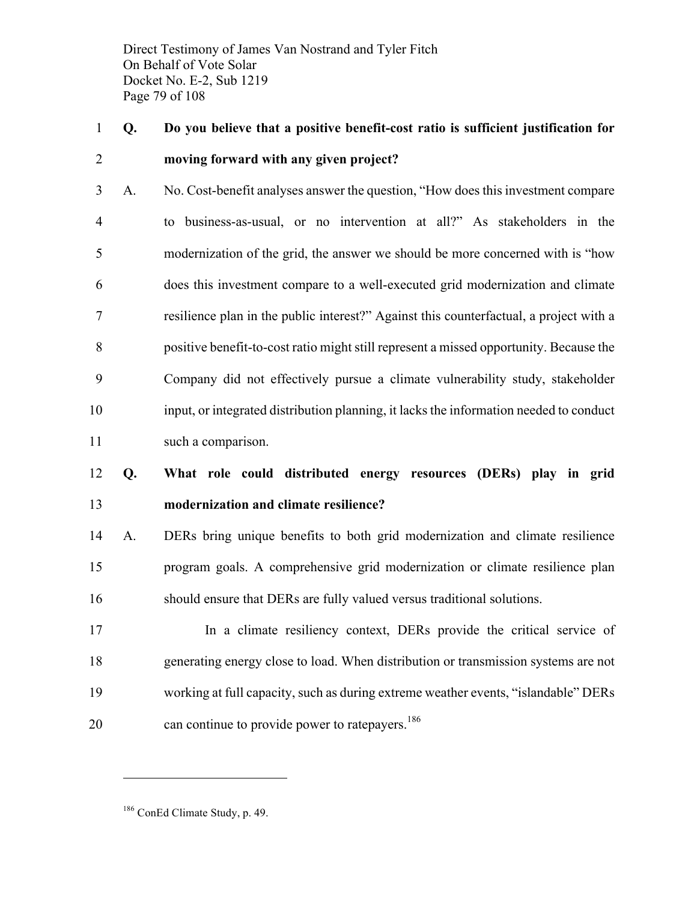**Q. Do you believe that a positive benefit-cost ratio is sufficient justification for moving forward with any given project?**

A. No. Cost-benefit analyses answer the question, "How does this investment compare to business-as-usual, or no intervention at all?" As stakeholders in the modernization of the grid, the answer we should be more concerned with is "how does this investment compare to a well-executed grid modernization and climate resilience plan in the public interest?" Against this counterfactual, a project with a positive benefit-to-cost ratio might still represent a missed opportunity. Because the Company did not effectively pursue a climate vulnerability study, stakeholder input, or integrated distribution planning, it lacks the information needed to conduct such a comparison.

**Q. What role could distributed energy resources (DERs) play in grid modernization and climate resilience?**

A. DERs bring unique benefits to both grid modernization and climate resilience program goals. A comprehensive grid modernization or climate resilience plan should ensure that DERs are fully valued versus traditional solutions.

In a climate resiliency context, DERs provide the critical service of generating energy close to load. When distribution or transmission systems are not working at full capacity, such as during extreme weather events, "islandable" DERs can continue to provide power to ratepayers.[186]

---

[186] ConEd Climate Study, p. 49.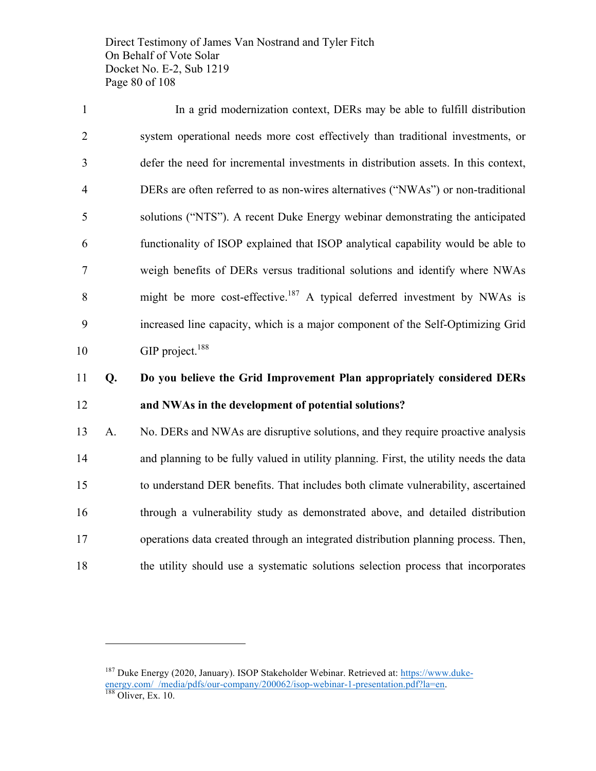In a grid modernization context, DERs may be able to fulfill distribution system operational needs more cost effectively than traditional investments, or defer the need for incremental investments in distribution assets. In this context, DERs are often referred to as non-wires alternatives ("NWAs") or non-traditional solutions ("NTS"). A recent Duke Energy webinar demonstrating the anticipated functionality of ISOP explained that ISOP analytical capability would be able to weigh benefits of DERs versus traditional solutions and identify where NWAs might be more cost-effective.[187] A typical deferred investment by NWAs is increased line capacity, which is a major component of the Self-Optimizing Grid GIP project.[188]

**Q. Do you believe the Grid Improvement Plan appropriately considered DERs and NWAs in the development of potential solutions?**

A. No. DERs and NWAs are disruptive solutions, and they require proactive analysis and planning to be fully valued in utility planning. First, the utility needs the data to understand DER benefits. That includes both climate vulnerability, ascertained through a vulnerability study as demonstrated above, and detailed distribution operations data created through an integrated distribution planning process. Then, the utility should use a systematic solutions selection process that incorporates

---

[187] Duke Energy (2020, January). ISOP Stakeholder Webinar. Retrieved at: https://www.duke-energy.com/_/media/pdfs/our-company/200062/isop-webinar-1-presentation.pdf?la=en.

[188] Oliver, Ex. 10.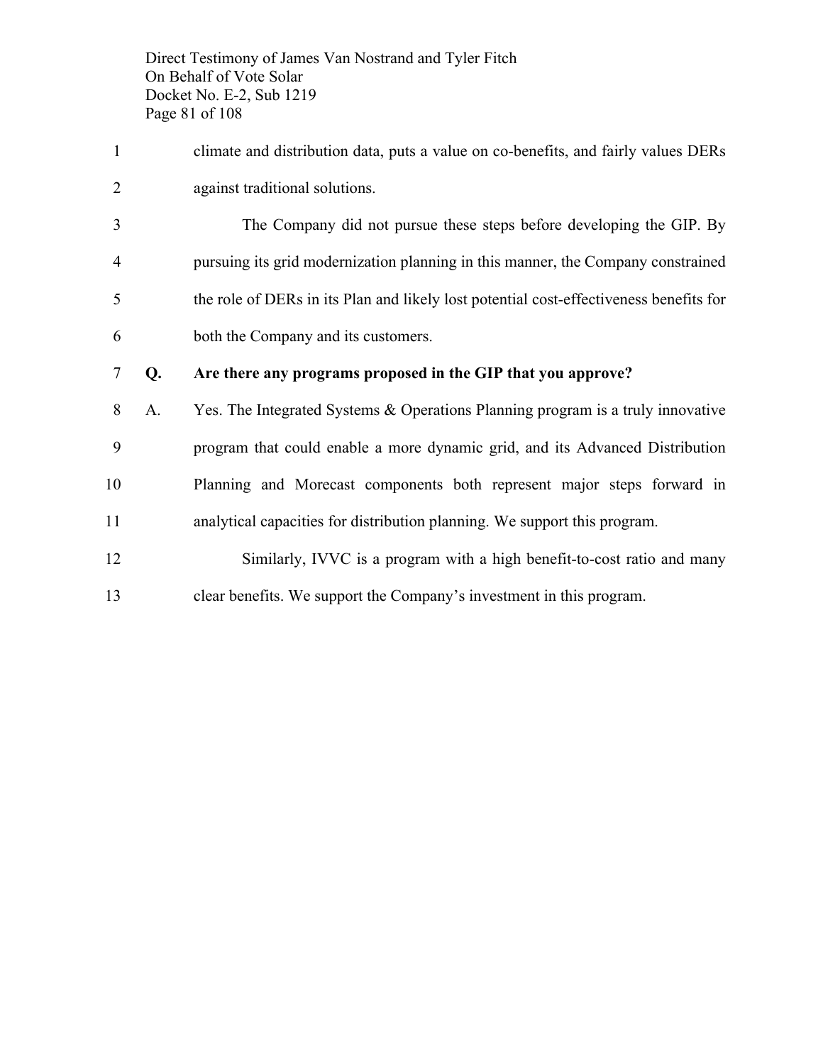climate and distribution data, puts a value on co-benefits, and fairly values DERs against traditional solutions.

The Company did not pursue these steps before developing the GIP. By pursuing its grid modernization planning in this manner, the Company constrained the role of DERs in its Plan and likely lost potential cost-effectiveness benefits for both the Company and its customers.

**Q. Are there any programs proposed in the GIP that you approve?**

A. Yes. The Integrated Systems & Operations Planning program is a truly innovative program that could enable a more dynamic grid, and its Advanced Distribution Planning and Morecast components both represent major steps forward in analytical capacities for distribution planning. We support this program.

Similarly, IVVC is a program with a high benefit-to-cost ratio and many clear benefits. We support the Company's investment in this program.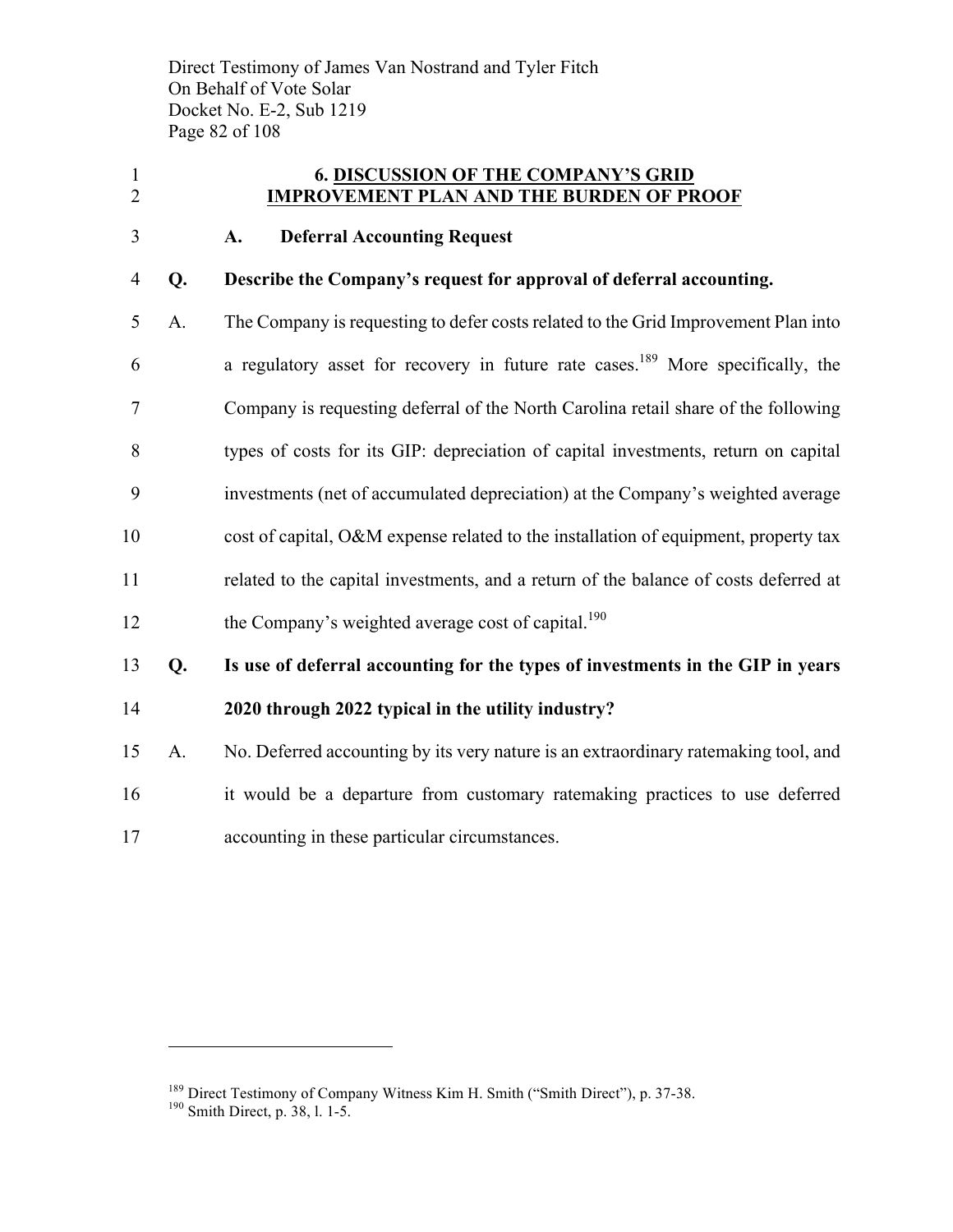## 6. DISCUSSION OF THE COMPANY'S GRID IMPROVEMENT PLAN AND THE BURDEN OF PROOF

### A. Deferral Accounting Request

**Q. Describe the Company's request for approval of deferral accounting.**

A. The Company is requesting to defer costs related to the Grid Improvement Plan into a regulatory asset for recovery in future rate cases.[189] More specifically, the Company is requesting deferral of the North Carolina retail share of the following types of costs for its GIP: depreciation of capital investments, return on capital investments (net of accumulated depreciation) at the Company's weighted average cost of capital, O&M expense related to the installation of equipment, property tax related to the capital investments, and a return of the balance of costs deferred at the Company's weighted average cost of capital.[190]

**Q. Is use of deferral accounting for the types of investments in the GIP in years 2020 through 2022 typical in the utility industry?**

A. No. Deferred accounting by its very nature is an extraordinary ratemaking tool, and it would be a departure from customary ratemaking practices to use deferred accounting in these particular circumstances.

---

[189] Direct Testimony of Company Witness Kim H. Smith ("Smith Direct"), p. 37-38.

[190] Smith Direct, p. 38, l. 1-5.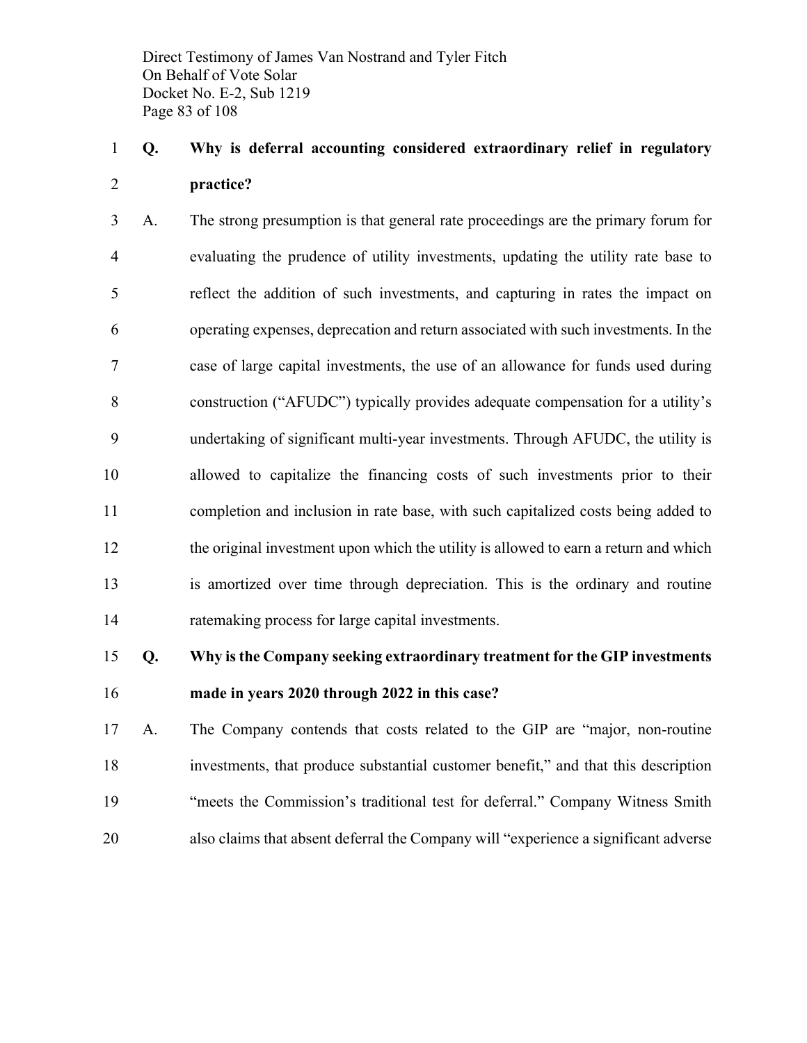**Q. Why is deferral accounting considered extraordinary relief in regulatory practice?**

A. The strong presumption is that general rate proceedings are the primary forum for evaluating the prudence of utility investments, updating the utility rate base to reflect the addition of such investments, and capturing in rates the impact on operating expenses, deprecation and return associated with such investments. In the case of large capital investments, the use of an allowance for funds used during construction ("AFUDC") typically provides adequate compensation for a utility's undertaking of significant multi-year investments. Through AFUDC, the utility is allowed to capitalize the financing costs of such investments prior to their completion and inclusion in rate base, with such capitalized costs being added to the original investment upon which the utility is allowed to earn a return and which is amortized over time through depreciation. This is the ordinary and routine ratemaking process for large capital investments.

**Q. Why is the Company seeking extraordinary treatment for the GIP investments made in years 2020 through 2022 in this case?**

A. The Company contends that costs related to the GIP are "major, non-routine investments, that produce substantial customer benefit," and that this description "meets the Commission's traditional test for deferral." Company Witness Smith also claims that absent deferral the Company will "experience a significant adverse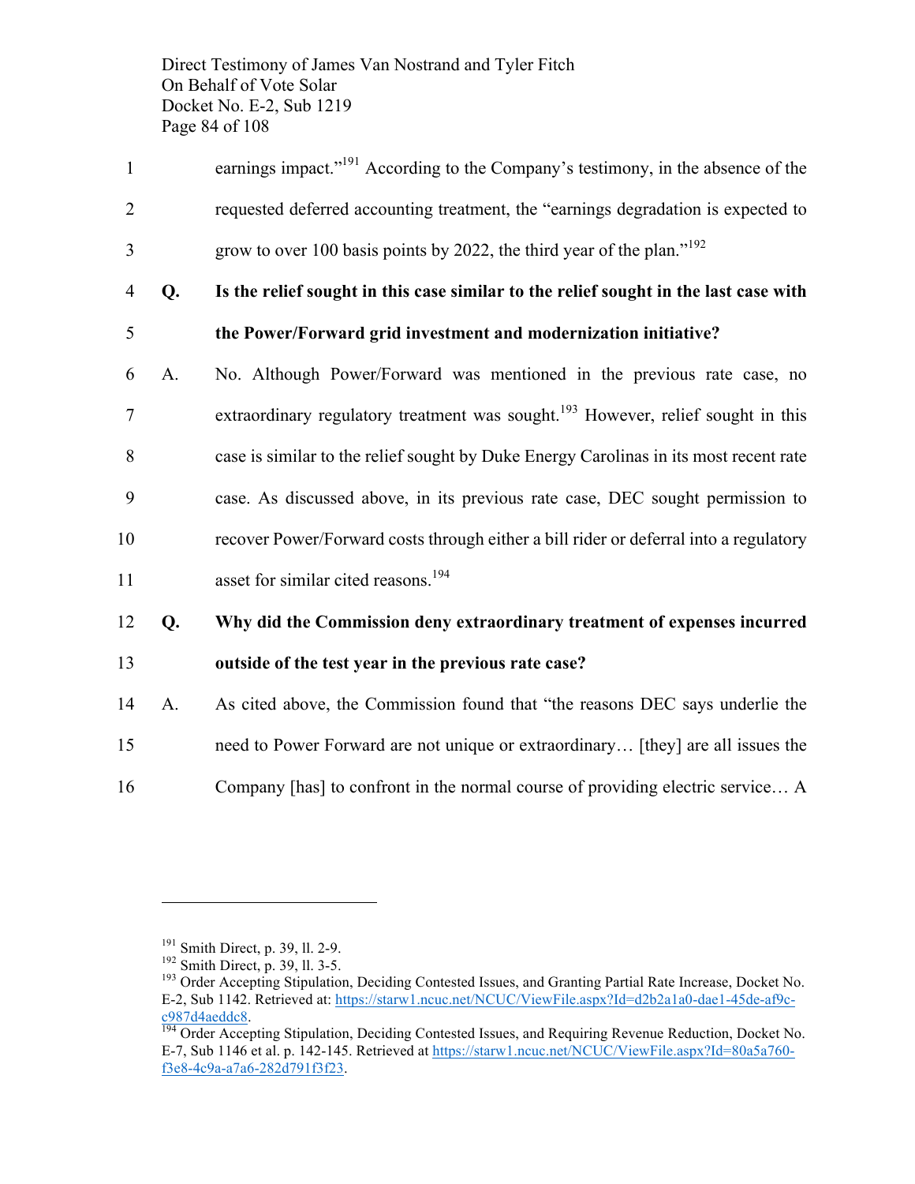earnings impact."[191] According to the Company's testimony, in the absence of the requested deferred accounting treatment, the "earnings degradation is expected to grow to over 100 basis points by 2022, the third year of the plan."[192]

**Q. Is the relief sought in this case similar to the relief sought in the last case with the Power/Forward grid investment and modernization initiative?**

A. No. Although Power/Forward was mentioned in the previous rate case, no extraordinary regulatory treatment was sought.[193] However, relief sought in this case is similar to the relief sought by Duke Energy Carolinas in its most recent rate case. As discussed above, in its previous rate case, DEC sought permission to recover Power/Forward costs through either a bill rider or deferral into a regulatory asset for similar cited reasons.[194]

**Q. Why did the Commission deny extraordinary treatment of expenses incurred outside of the test year in the previous rate case?**

A. As cited above, the Commission found that "the reasons DEC says underlie the need to Power Forward are not unique or extraordinary… [they] are all issues the Company [has] to confront in the normal course of providing electric service… A

---

[191] Smith Direct, p. 39, ll. 2-9.

[192] Smith Direct, p. 39, ll. 3-5.

[193] Order Accepting Stipulation, Deciding Contested Issues, and Granting Partial Rate Increase, Docket No. E-2, Sub 1142. Retrieved at: https://starw1.ncuc.net/NCUC/ViewFile.aspx?Id=d2b2a1a0-dae1-45de-af9c-c987d4aeddc8.

[194] Order Accepting Stipulation, Deciding Contested Issues, and Requiring Revenue Reduction, Docket No. E-7, Sub 1146 et al. p. 142-145. Retrieved at https://starw1.ncuc.net/NCUC/ViewFile.aspx?Id=80a5a760-f3e8-4c9a-a7a6-282d791f3f23.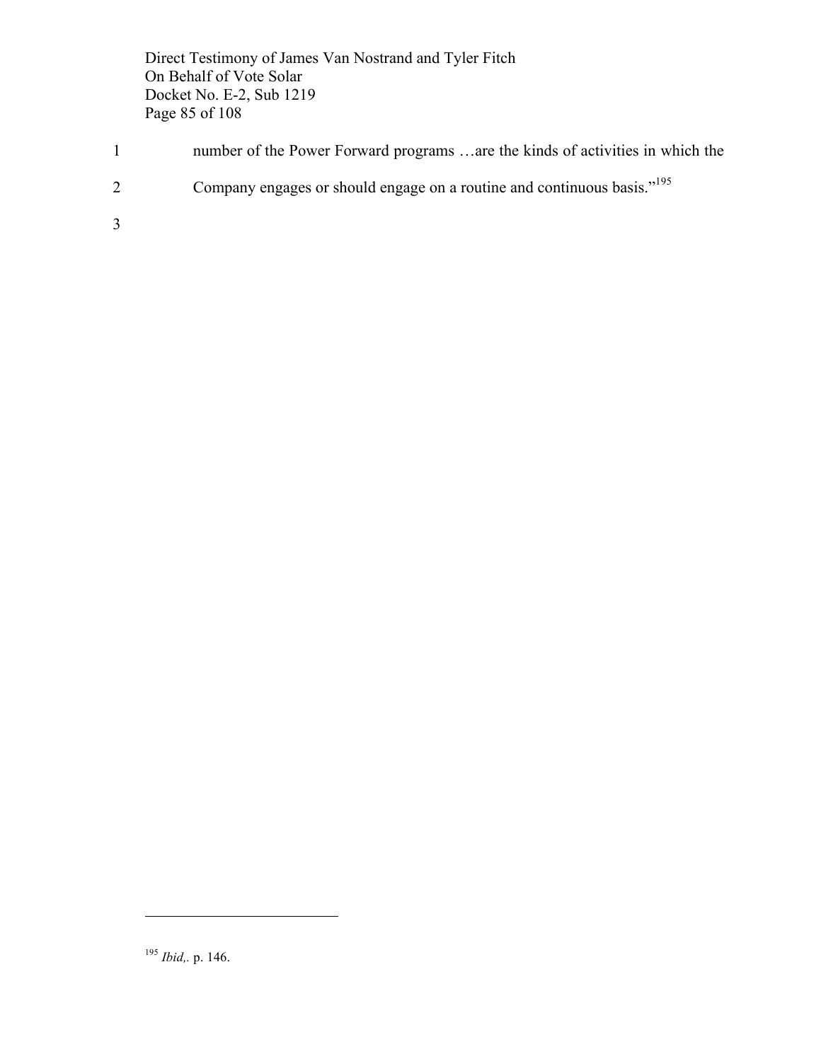number of the Power Forward programs …are the kinds of activities in which the Company engages or should engage on a routine and continuous basis."[195]

---

[195] *Ibid,.* p. 146.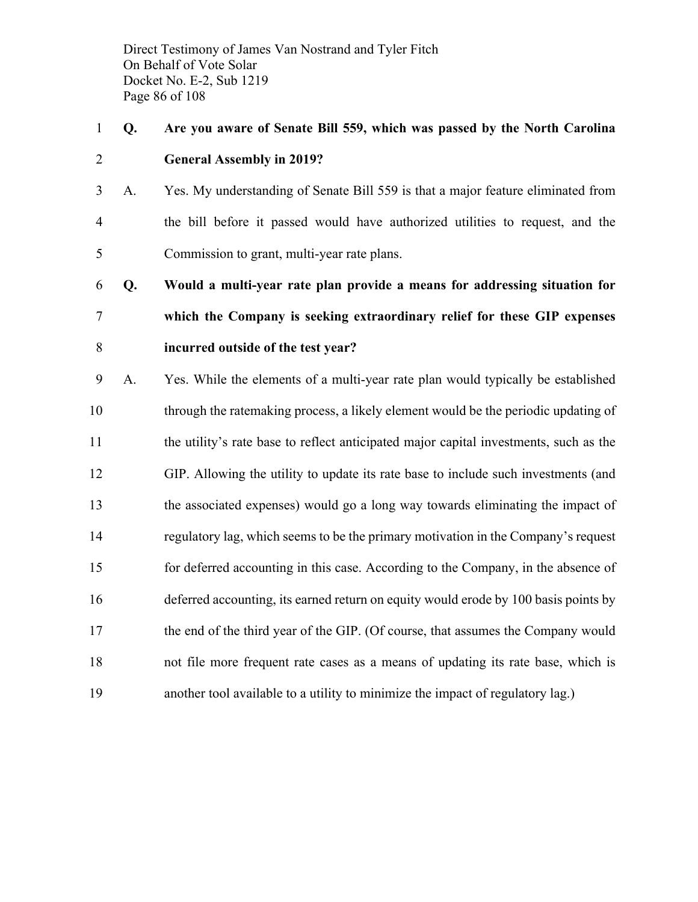**Q. Are you aware of Senate Bill 559, which was passed by the North Carolina General Assembly in 2019?**

A. Yes. My understanding of Senate Bill 559 is that a major feature eliminated from the bill before it passed would have authorized utilities to request, and the Commission to grant, multi-year rate plans.

**Q. Would a multi-year rate plan provide a means for addressing situation for which the Company is seeking extraordinary relief for these GIP expenses incurred outside of the test year?**

A. Yes. While the elements of a multi-year rate plan would typically be established through the ratemaking process, a likely element would be the periodic updating of the utility's rate base to reflect anticipated major capital investments, such as the GIP. Allowing the utility to update its rate base to include such investments (and the associated expenses) would go a long way towards eliminating the impact of regulatory lag, which seems to be the primary motivation in the Company's request for deferred accounting in this case. According to the Company, in the absence of deferred accounting, its earned return on equity would erode by 100 basis points by the end of the third year of the GIP. (Of course, that assumes the Company would not file more frequent rate cases as a means of updating its rate base, which is another tool available to a utility to minimize the impact of regulatory lag.)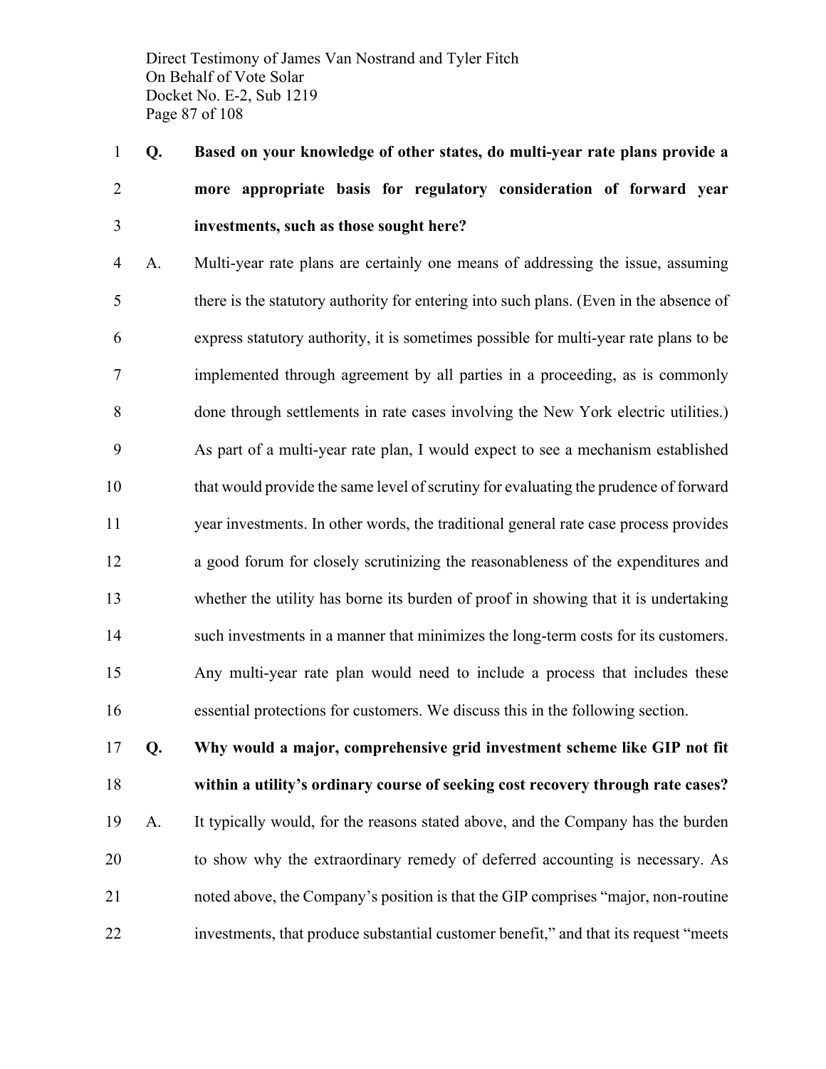**Q. Based on your knowledge of other states, do multi-year rate plans provide a more appropriate basis for regulatory consideration of forward year investments, such as those sought here?**

A. Multi-year rate plans are certainly one means of addressing the issue, assuming there is the statutory authority for entering into such plans. (Even in the absence of express statutory authority, it is sometimes possible for multi-year rate plans to be implemented through agreement by all parties in a proceeding, as is commonly done through settlements in rate cases involving the New York electric utilities.) As part of a multi-year rate plan, I would expect to see a mechanism established that would provide the same level of scrutiny for evaluating the prudence of forward year investments. In other words, the traditional general rate case process provides a good forum for closely scrutinizing the reasonableness of the expenditures and whether the utility has borne its burden of proof in showing that it is undertaking such investments in a manner that minimizes the long-term costs for its customers. Any multi-year rate plan would need to include a process that includes these essential protections for customers. We discuss this in the following section.

**Q. Why would a major, comprehensive grid investment scheme like GIP not fit within a utility's ordinary course of seeking cost recovery through rate cases?**

A. It typically would, for the reasons stated above, and the Company has the burden to show why the extraordinary remedy of deferred accounting is necessary. As noted above, the Company's position is that the GIP comprises "major, non-routine investments, that produce substantial customer benefit," and that its request "meets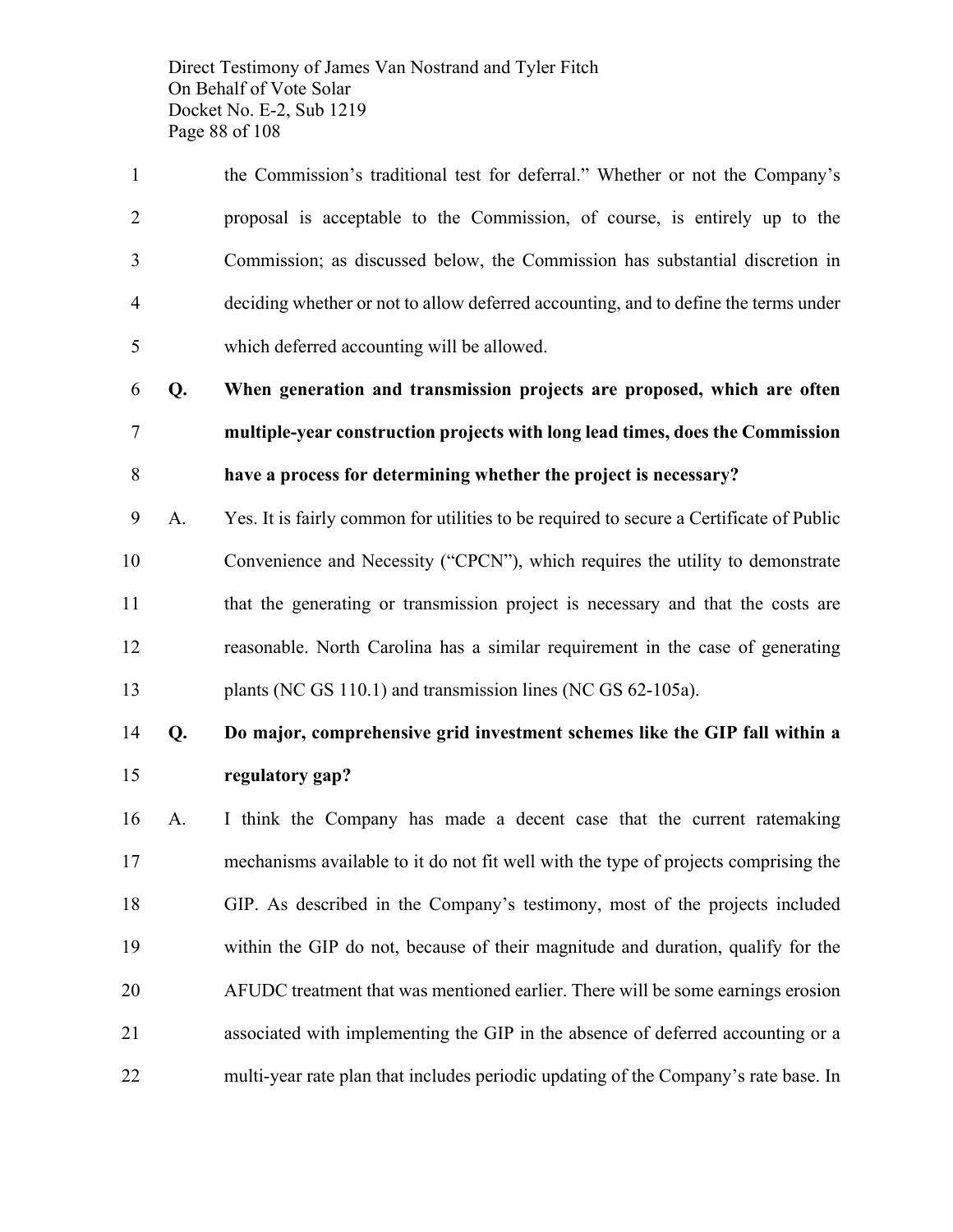the Commission's traditional test for deferral." Whether or not the Company's proposal is acceptable to the Commission, of course, is entirely up to the Commission; as discussed below, the Commission has substantial discretion in deciding whether or not to allow deferred accounting, and to define the terms under which deferred accounting will be allowed.

**Q. When generation and transmission projects are proposed, which are often multiple-year construction projects with long lead times, does the Commission have a process for determining whether the project is necessary?**

A. Yes. It is fairly common for utilities to be required to secure a Certificate of Public Convenience and Necessity ("CPCN"), which requires the utility to demonstrate that the generating or transmission project is necessary and that the costs are reasonable. North Carolina has a similar requirement in the case of generating plants (NC GS 110.1) and transmission lines (NC GS 62-105a).

**Q. Do major, comprehensive grid investment schemes like the GIP fall within a regulatory gap?**

A. I think the Company has made a decent case that the current ratemaking mechanisms available to it do not fit well with the type of projects comprising the GIP. As described in the Company's testimony, most of the projects included within the GIP do not, because of their magnitude and duration, qualify for the AFUDC treatment that was mentioned earlier. There will be some earnings erosion associated with implementing the GIP in the absence of deferred accounting or a multi-year rate plan that includes periodic updating of the Company's rate base. In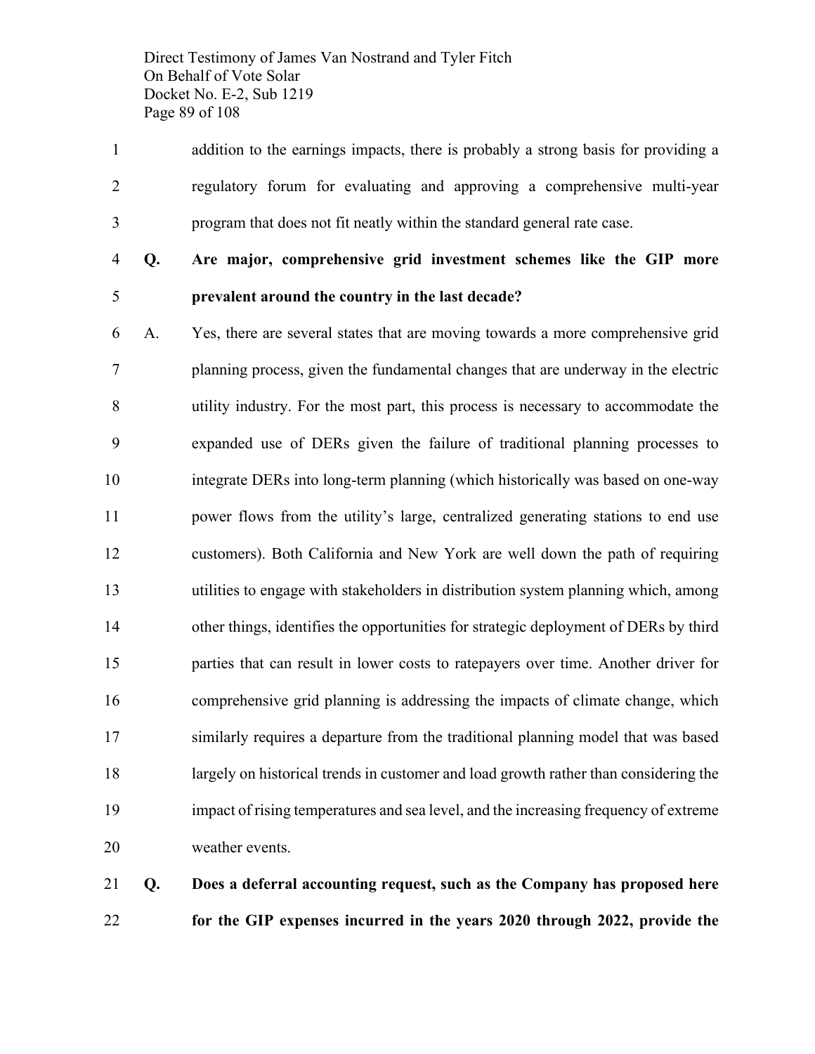addition to the earnings impacts, there is probably a strong basis for providing a regulatory forum for evaluating and approving a comprehensive multi-year program that does not fit neatly within the standard general rate case.

**Q. Are major, comprehensive grid investment schemes like the GIP more prevalent around the country in the last decade?**

A. Yes, there are several states that are moving towards a more comprehensive grid planning process, given the fundamental changes that are underway in the electric utility industry. For the most part, this process is necessary to accommodate the expanded use of DERs given the failure of traditional planning processes to integrate DERs into long-term planning (which historically was based on one-way power flows from the utility's large, centralized generating stations to end use customers). Both California and New York are well down the path of requiring utilities to engage with stakeholders in distribution system planning which, among other things, identifies the opportunities for strategic deployment of DERs by third parties that can result in lower costs to ratepayers over time. Another driver for comprehensive grid planning is addressing the impacts of climate change, which similarly requires a departure from the traditional planning model that was based largely on historical trends in customer and load growth rather than considering the impact of rising temperatures and sea level, and the increasing frequency of extreme weather events.

**Q. Does a deferral accounting request, such as the Company has proposed here for the GIP expenses incurred in the years 2020 through 2022, provide the**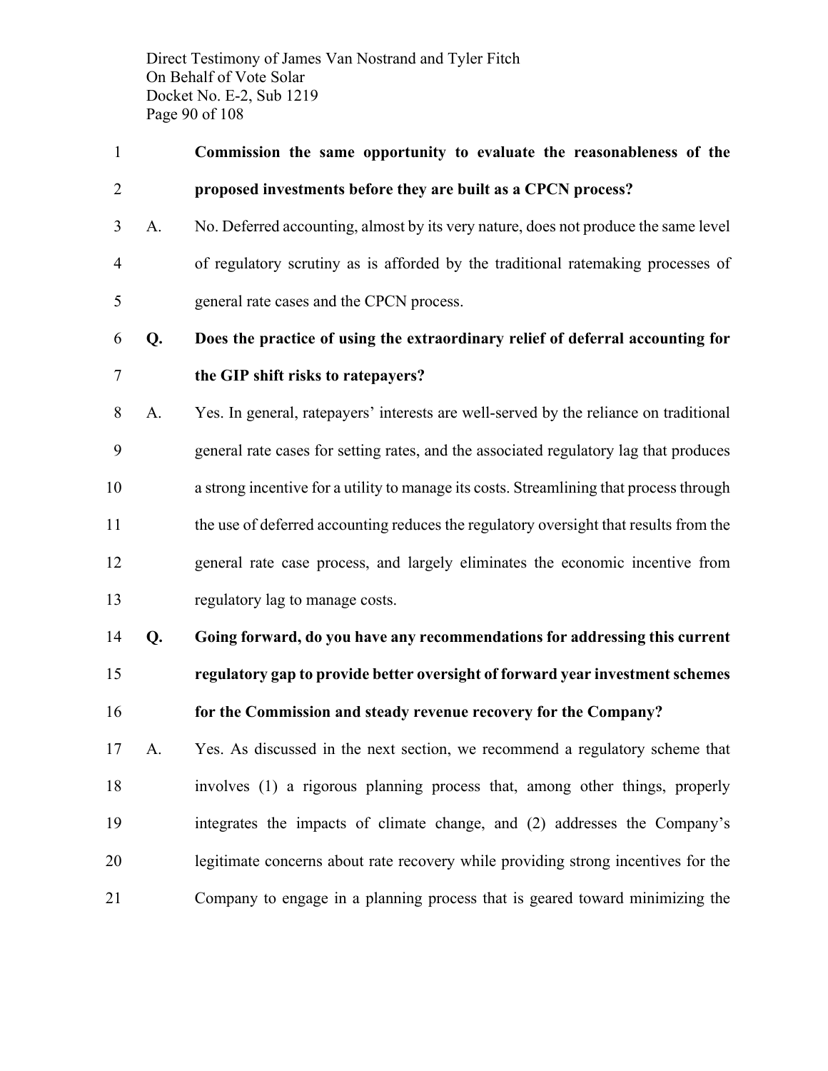**Commission the same opportunity to evaluate the reasonableness of the proposed investments before they are built as a CPCN process?**

A. No. Deferred accounting, almost by its very nature, does not produce the same level of regulatory scrutiny as is afforded by the traditional ratemaking processes of general rate cases and the CPCN process.

**Q. Does the practice of using the extraordinary relief of deferral accounting for the GIP shift risks to ratepayers?**

A. Yes. In general, ratepayers' interests are well-served by the reliance on traditional general rate cases for setting rates, and the associated regulatory lag that produces a strong incentive for a utility to manage its costs. Streamlining that process through the use of deferred accounting reduces the regulatory oversight that results from the general rate case process, and largely eliminates the economic incentive from regulatory lag to manage costs.

**Q. Going forward, do you have any recommendations for addressing this current regulatory gap to provide better oversight of forward year investment schemes for the Commission and steady revenue recovery for the Company?**

A. Yes. As discussed in the next section, we recommend a regulatory scheme that involves (1) a rigorous planning process that, among other things, properly integrates the impacts of climate change, and (2) addresses the Company's legitimate concerns about rate recovery while providing strong incentives for the Company to engage in a planning process that is geared toward minimizing the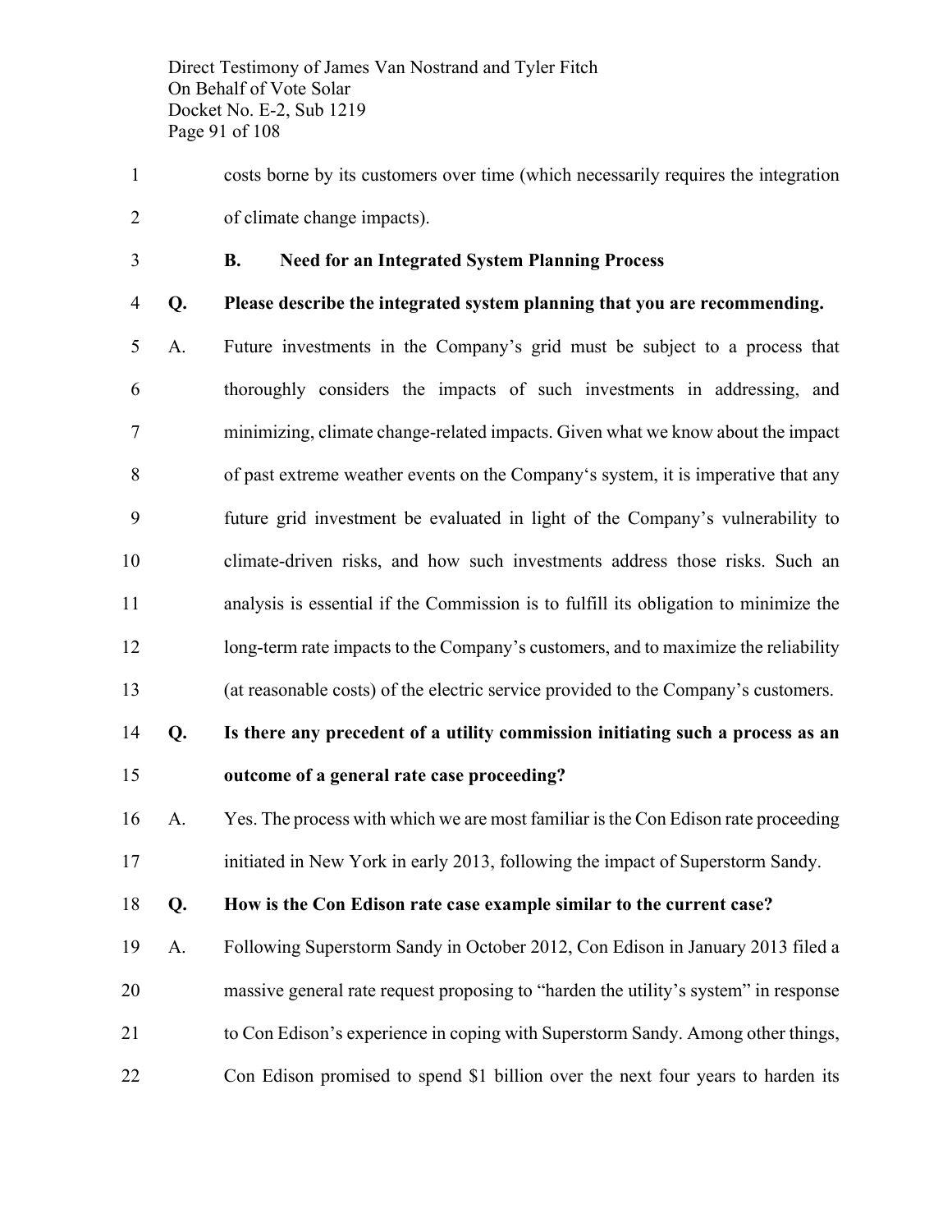costs borne by its customers over time (which necessarily requires the integration of climate change impacts).

### B. Need for an Integrated System Planning Process

**Q. Please describe the integrated system planning that you are recommending.**

A. Future investments in the Company's grid must be subject to a process that thoroughly considers the impacts of such investments in addressing, and minimizing, climate change-related impacts. Given what we know about the impact of past extreme weather events on the Company's system, it is imperative that any future grid investment be evaluated in light of the Company's vulnerability to climate-driven risks, and how such investments address those risks. Such an analysis is essential if the Commission is to fulfill its obligation to minimize the long-term rate impacts to the Company's customers, and to maximize the reliability (at reasonable costs) of the electric service provided to the Company's customers.

**Q. Is there any precedent of a utility commission initiating such a process as an outcome of a general rate case proceeding?**

A. Yes. The process with which we are most familiar is the Con Edison rate proceeding initiated in New York in early 2013, following the impact of Superstorm Sandy.

**Q. How is the Con Edison rate case example similar to the current case?**

A. Following Superstorm Sandy in October 2012, Con Edison in January 2013 filed a massive general rate request proposing to "harden the utility's system" in response to Con Edison's experience in coping with Superstorm Sandy. Among other things, Con Edison promised to spend $1 billion over the next four years to harden its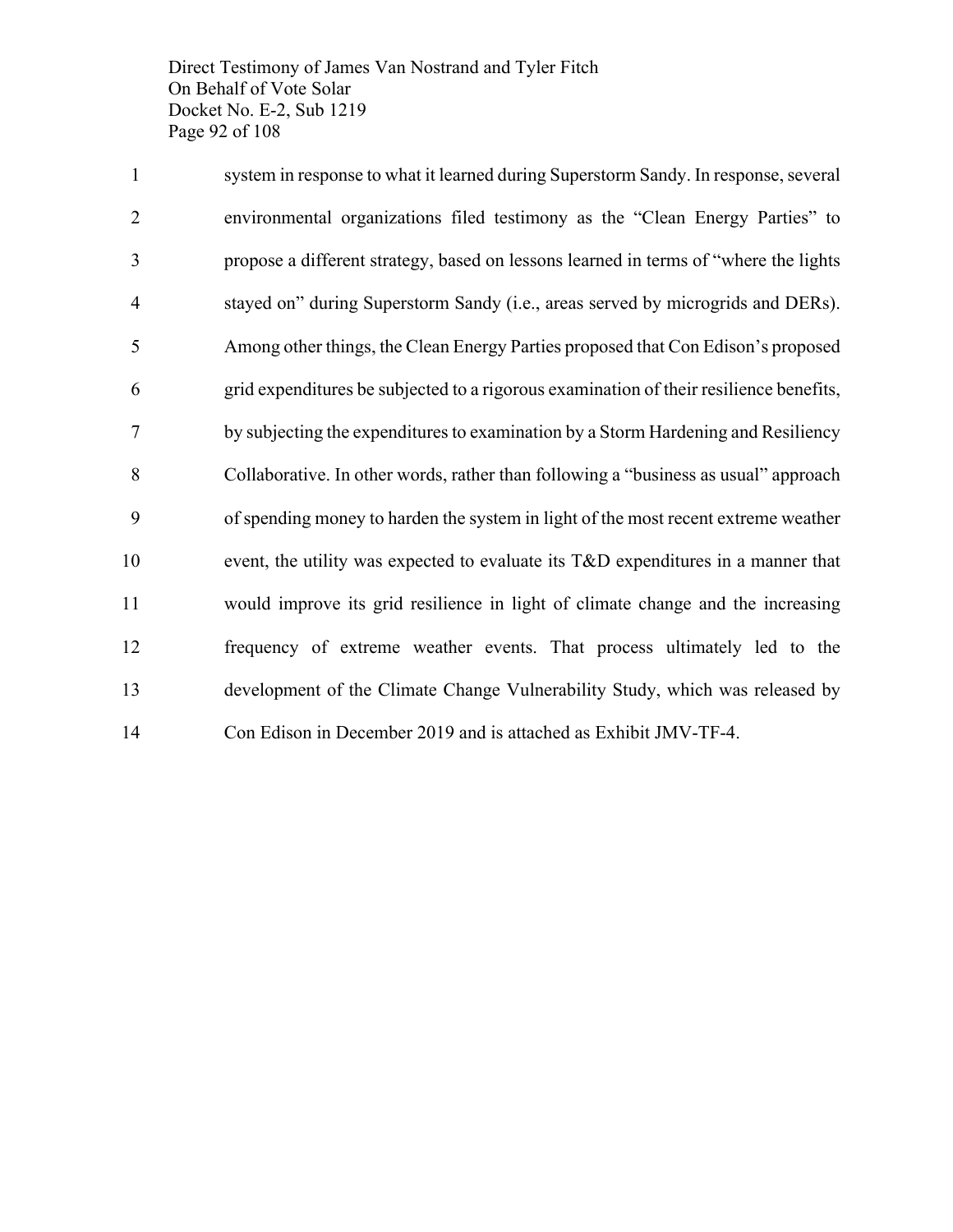system in response to what it learned during Superstorm Sandy. In response, several environmental organizations filed testimony as the "Clean Energy Parties" to propose a different strategy, based on lessons learned in terms of "where the lights stayed on" during Superstorm Sandy (i.e., areas served by microgrids and DERs). Among other things, the Clean Energy Parties proposed that Con Edison's proposed grid expenditures be subjected to a rigorous examination of their resilience benefits, by subjecting the expenditures to examination by a Storm Hardening and Resiliency Collaborative. In other words, rather than following a "business as usual" approach of spending money to harden the system in light of the most recent extreme weather event, the utility was expected to evaluate its T&D expenditures in a manner that would improve its grid resilience in light of climate change and the increasing frequency of extreme weather events. That process ultimately led to the development of the Climate Change Vulnerability Study, which was released by Con Edison in December 2019 and is attached as Exhibit JMV-TF-4.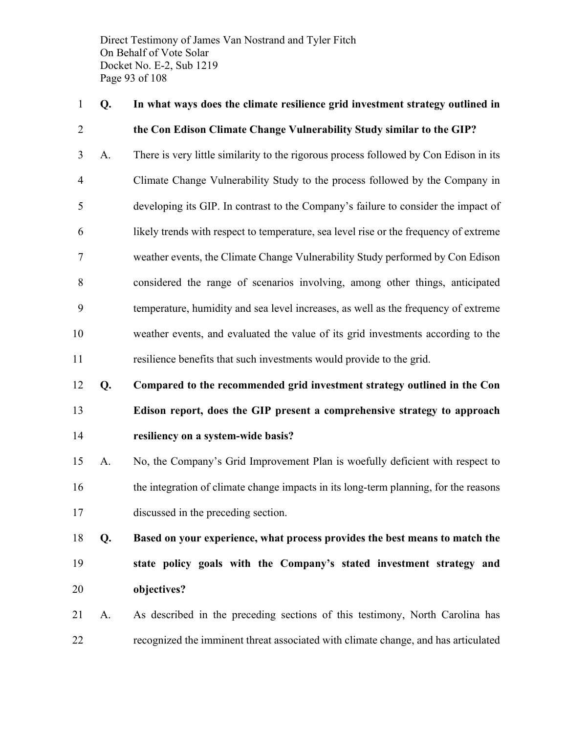**Q. In what ways does the climate resilience grid investment strategy outlined in the Con Edison Climate Change Vulnerability Study similar to the GIP?**

A. There is very little similarity to the rigorous process followed by Con Edison in its Climate Change Vulnerability Study to the process followed by the Company in developing its GIP. In contrast to the Company's failure to consider the impact of likely trends with respect to temperature, sea level rise or the frequency of extreme weather events, the Climate Change Vulnerability Study performed by Con Edison considered the range of scenarios involving, among other things, anticipated temperature, humidity and sea level increases, as well as the frequency of extreme weather events, and evaluated the value of its grid investments according to the resilience benefits that such investments would provide to the grid.

**Q. Compared to the recommended grid investment strategy outlined in the Con Edison report, does the GIP present a comprehensive strategy to approach resiliency on a system-wide basis?**

A. No, the Company's Grid Improvement Plan is woefully deficient with respect to the integration of climate change impacts in its long-term planning, for the reasons discussed in the preceding section.

**Q. Based on your experience, what process provides the best means to match the state policy goals with the Company's stated investment strategy and objectives?**

A. As described in the preceding sections of this testimony, North Carolina has recognized the imminent threat associated with climate change, and has articulated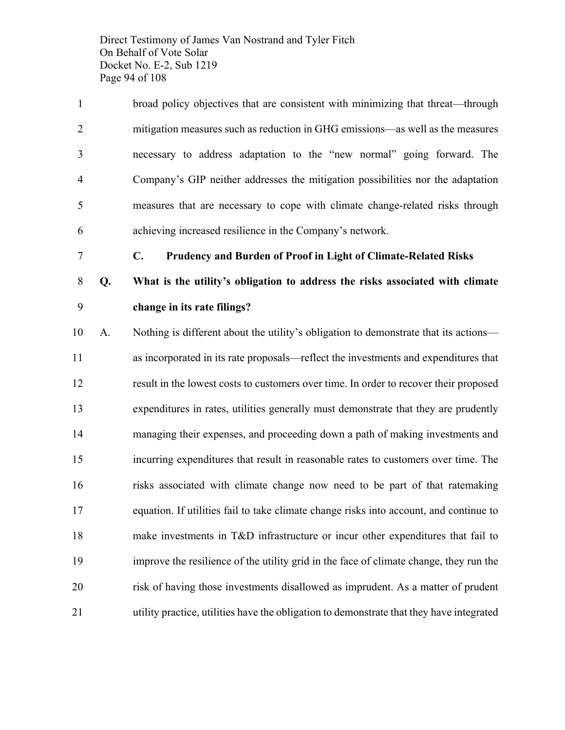broad policy objectives that are consistent with minimizing that threat—through mitigation measures such as reduction in GHG emissions—as well as the measures necessary to address adaptation to the "new normal" going forward. The Company's GIP neither addresses the mitigation possibilities nor the adaptation measures that are necessary to cope with climate change-related risks through achieving increased resilience in the Company's network.

### C. Prudency and Burden of Proof in Light of Climate-Related Risks

**Q. What is the utility's obligation to address the risks associated with climate change in its rate filings?**

A. Nothing is different about the utility's obligation to demonstrate that its actions—as incorporated in its rate proposals—reflect the investments and expenditures that result in the lowest costs to customers over time. In order to recover their proposed expenditures in rates, utilities generally must demonstrate that they are prudently managing their expenses, and proceeding down a path of making investments and incurring expenditures that result in reasonable rates to customers over time. The risks associated with climate change now need to be part of that ratemaking equation. If utilities fail to take climate change risks into account, and continue to make investments in T&D infrastructure or incur other expenditures that fail to improve the resilience of the utility grid in the face of climate change, they run the risk of having those investments disallowed as imprudent. As a matter of prudent utility practice, utilities have the obligation to demonstrate that they have integrated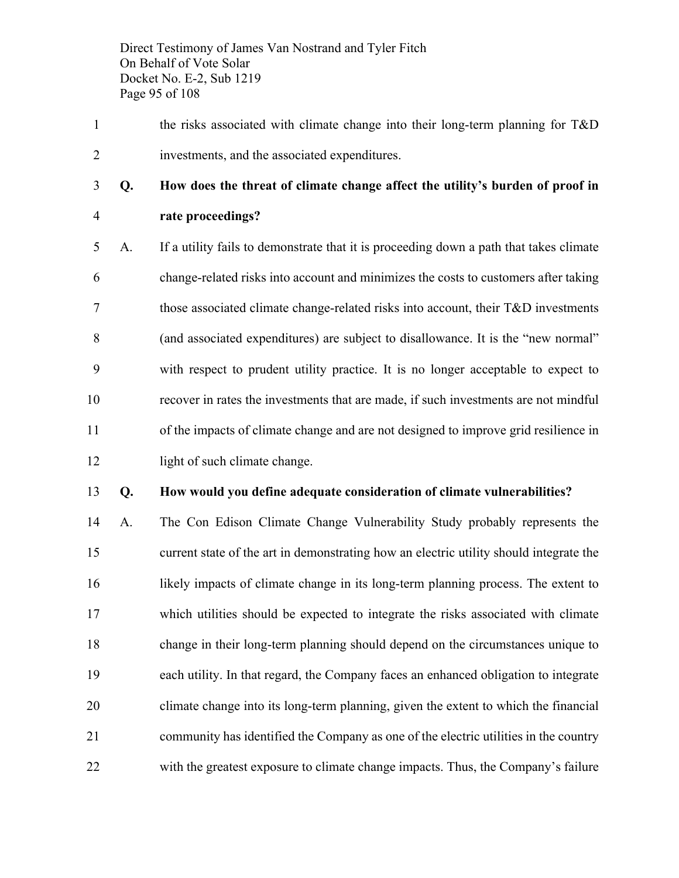the risks associated with climate change into their long-term planning for T&D investments, and the associated expenditures.

**Q. How does the threat of climate change affect the utility's burden of proof in rate proceedings?**

A. If a utility fails to demonstrate that it is proceeding down a path that takes climate change-related risks into account and minimizes the costs to customers after taking those associated climate change-related risks into account, their T&D investments (and associated expenditures) are subject to disallowance. It is the "new normal" with respect to prudent utility practice. It is no longer acceptable to expect to recover in rates the investments that are made, if such investments are not mindful of the impacts of climate change and are not designed to improve grid resilience in light of such climate change.

**Q. How would you define adequate consideration of climate vulnerabilities?**

A. The Con Edison Climate Change Vulnerability Study probably represents the current state of the art in demonstrating how an electric utility should integrate the likely impacts of climate change in its long-term planning process. The extent to which utilities should be expected to integrate the risks associated with climate change in their long-term planning should depend on the circumstances unique to each utility. In that regard, the Company faces an enhanced obligation to integrate climate change into its long-term planning, given the extent to which the financial community has identified the Company as one of the electric utilities in the country with the greatest exposure to climate change impacts. Thus, the Company's failure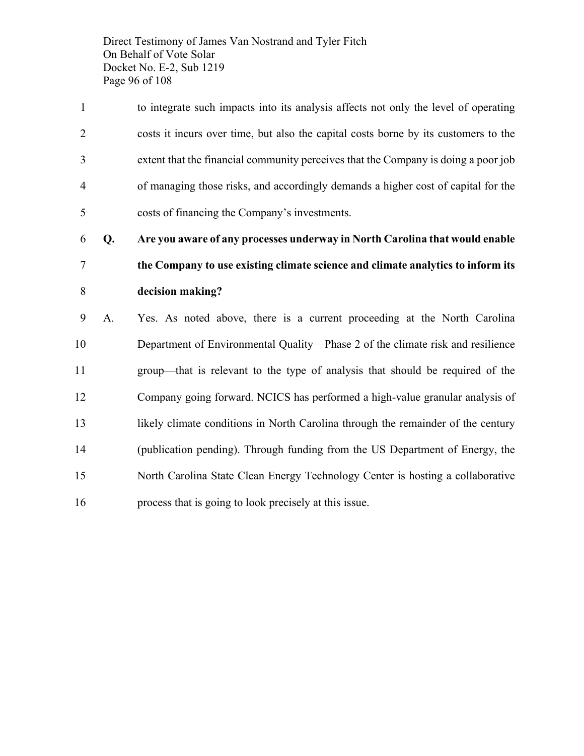to integrate such impacts into its analysis affects not only the level of operating costs it incurs over time, but also the capital costs borne by its customers to the extent that the financial community perceives that the Company is doing a poor job of managing those risks, and accordingly demands a higher cost of capital for the costs of financing the Company's investments.

**Q. Are you aware of any processes underway in North Carolina that would enable the Company to use existing climate science and climate analytics to inform its decision making?**

A. Yes. As noted above, there is a current proceeding at the North Carolina Department of Environmental Quality—Phase 2 of the climate risk and resilience group—that is relevant to the type of analysis that should be required of the Company going forward. NCICS has performed a high-value granular analysis of likely climate conditions in North Carolina through the remainder of the century (publication pending). Through funding from the US Department of Energy, the North Carolina State Clean Energy Technology Center is hosting a collaborative process that is going to look precisely at this issue.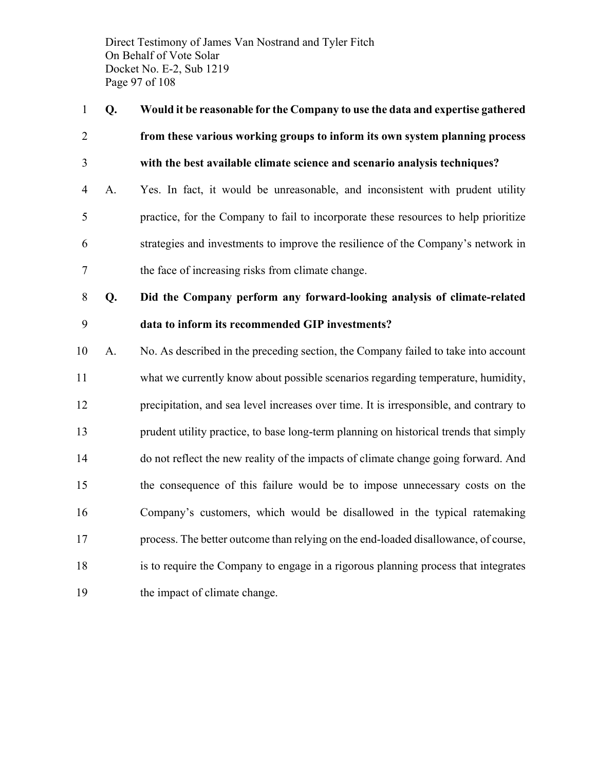**Q. Would it be reasonable for the Company to use the data and expertise gathered from these various working groups to inform its own system planning process with the best available climate science and scenario analysis techniques?**

A. Yes. In fact, it would be unreasonable, and inconsistent with prudent utility practice, for the Company to fail to incorporate these resources to help prioritize strategies and investments to improve the resilience of the Company's network in the face of increasing risks from climate change.

**Q. Did the Company perform any forward-looking analysis of climate-related data to inform its recommended GIP investments?**

A. No. As described in the preceding section, the Company failed to take into account what we currently know about possible scenarios regarding temperature, humidity, precipitation, and sea level increases over time. It is irresponsible, and contrary to prudent utility practice, to base long-term planning on historical trends that simply do not reflect the new reality of the impacts of climate change going forward. And the consequence of this failure would be to impose unnecessary costs on the Company's customers, which would be disallowed in the typical ratemaking process. The better outcome than relying on the end-loaded disallowance, of course, is to require the Company to engage in a rigorous planning process that integrates the impact of climate change.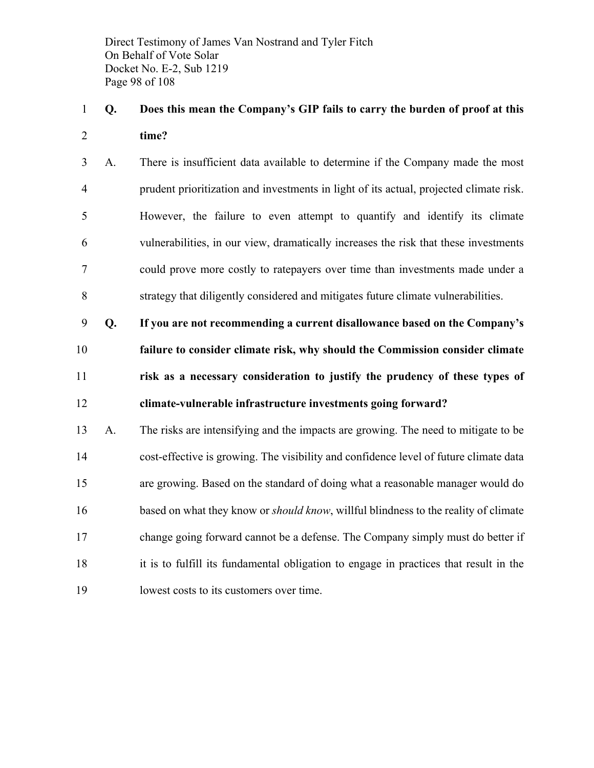**Q. Does this mean the Company's GIP fails to carry the burden of proof at this time?**

A. There is insufficient data available to determine if the Company made the most prudent prioritization and investments in light of its actual, projected climate risk. However, the failure to even attempt to quantify and identify its climate vulnerabilities, in our view, dramatically increases the risk that these investments could prove more costly to ratepayers over time than investments made under a strategy that diligently considered and mitigates future climate vulnerabilities.

**Q. If you are not recommending a current disallowance based on the Company's failure to consider climate risk, why should the Commission consider climate risk as a necessary consideration to justify the prudency of these types of climate-vulnerable infrastructure investments going forward?**

A. The risks are intensifying and the impacts are growing. The need to mitigate to be cost-effective is growing. The visibility and confidence level of future climate data are growing. Based on the standard of doing what a reasonable manager would do based on what they know or *should know*, willful blindness to the reality of climate change going forward cannot be a defense. The Company simply must do better if it is to fulfill its fundamental obligation to engage in practices that result in the lowest costs to its customers over time.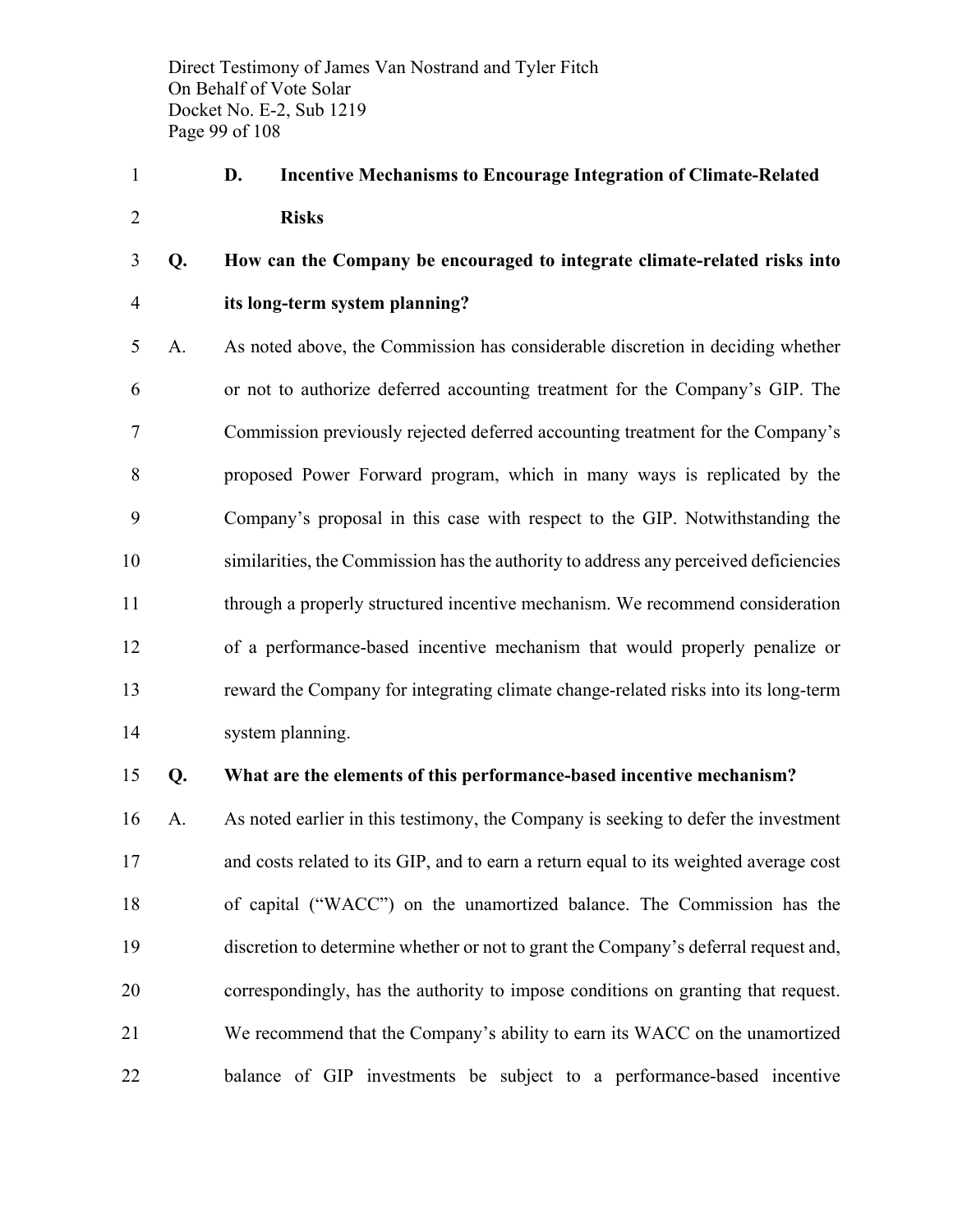### D. Incentive Mechanisms to Encourage Integration of Climate-Related Risks

**Q. How can the Company be encouraged to integrate climate-related risks into its long-term system planning?**

A. As noted above, the Commission has considerable discretion in deciding whether or not to authorize deferred accounting treatment for the Company's GIP. The Commission previously rejected deferred accounting treatment for the Company's proposed Power Forward program, which in many ways is replicated by the Company's proposal in this case with respect to the GIP. Notwithstanding the similarities, the Commission has the authority to address any perceived deficiencies through a properly structured incentive mechanism. We recommend consideration of a performance-based incentive mechanism that would properly penalize or reward the Company for integrating climate change-related risks into its long-term system planning.

**Q. What are the elements of this performance-based incentive mechanism?**

A. As noted earlier in this testimony, the Company is seeking to defer the investment and costs related to its GIP, and to earn a return equal to its weighted average cost of capital ("WACC") on the unamortized balance. The Commission has the discretion to determine whether or not to grant the Company's deferral request and, correspondingly, has the authority to impose conditions on granting that request. We recommend that the Company's ability to earn its WACC on the unamortized balance of GIP investments be subject to a performance-based incentive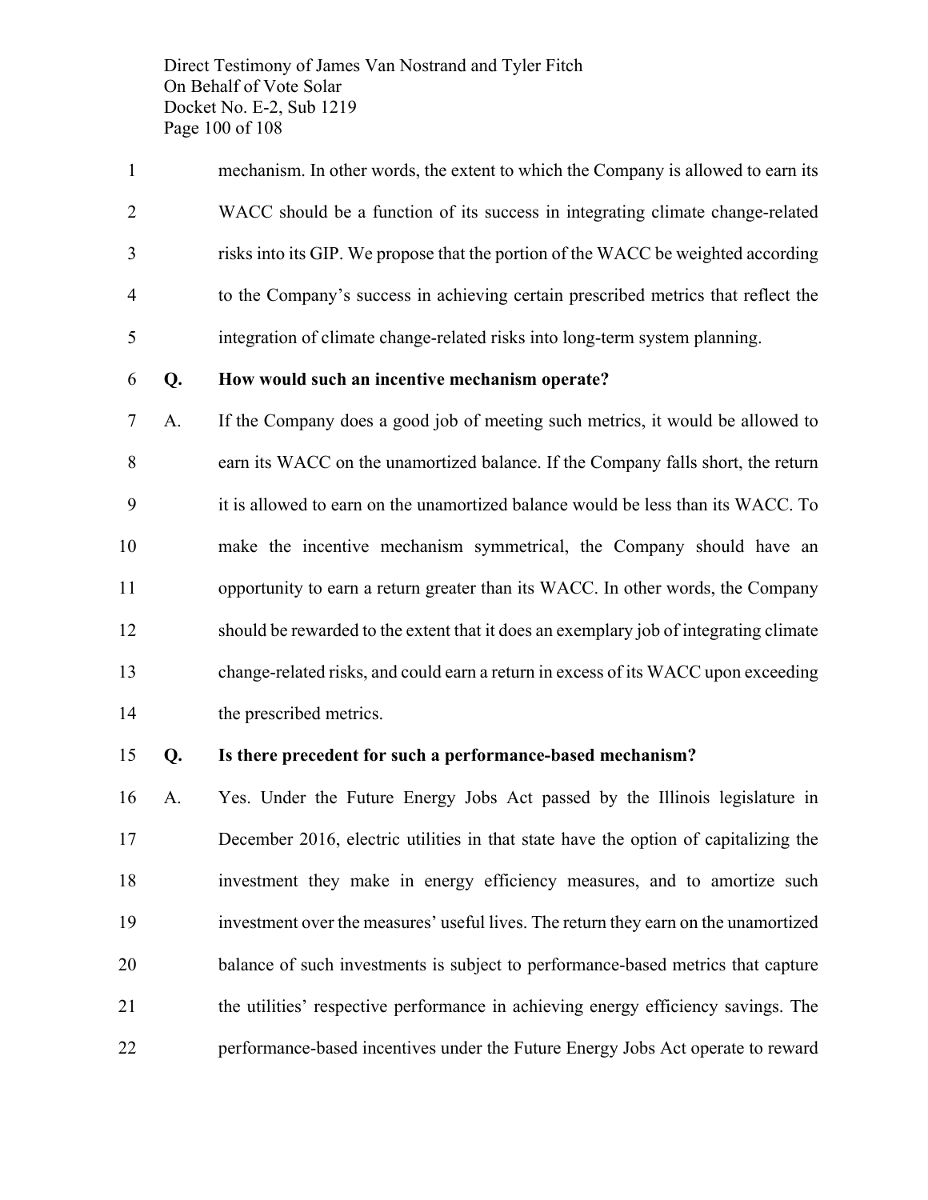mechanism. In other words, the extent to which the Company is allowed to earn its WACC should be a function of its success in integrating climate change-related risks into its GIP. We propose that the portion of the WACC be weighted according to the Company's success in achieving certain prescribed metrics that reflect the integration of climate change-related risks into long-term system planning.

**Q. How would such an incentive mechanism operate?**

A. If the Company does a good job of meeting such metrics, it would be allowed to earn its WACC on the unamortized balance. If the Company falls short, the return it is allowed to earn on the unamortized balance would be less than its WACC. To make the incentive mechanism symmetrical, the Company should have an opportunity to earn a return greater than its WACC. In other words, the Company should be rewarded to the extent that it does an exemplary job of integrating climate change-related risks, and could earn a return in excess of its WACC upon exceeding the prescribed metrics.

**Q. Is there precedent for such a performance-based mechanism?**

A. Yes. Under the Future Energy Jobs Act passed by the Illinois legislature in December 2016, electric utilities in that state have the option of capitalizing the investment they make in energy efficiency measures, and to amortize such investment over the measures' useful lives. The return they earn on the unamortized balance of such investments is subject to performance-based metrics that capture the utilities' respective performance in achieving energy efficiency savings. The performance-based incentives under the Future Energy Jobs Act operate to reward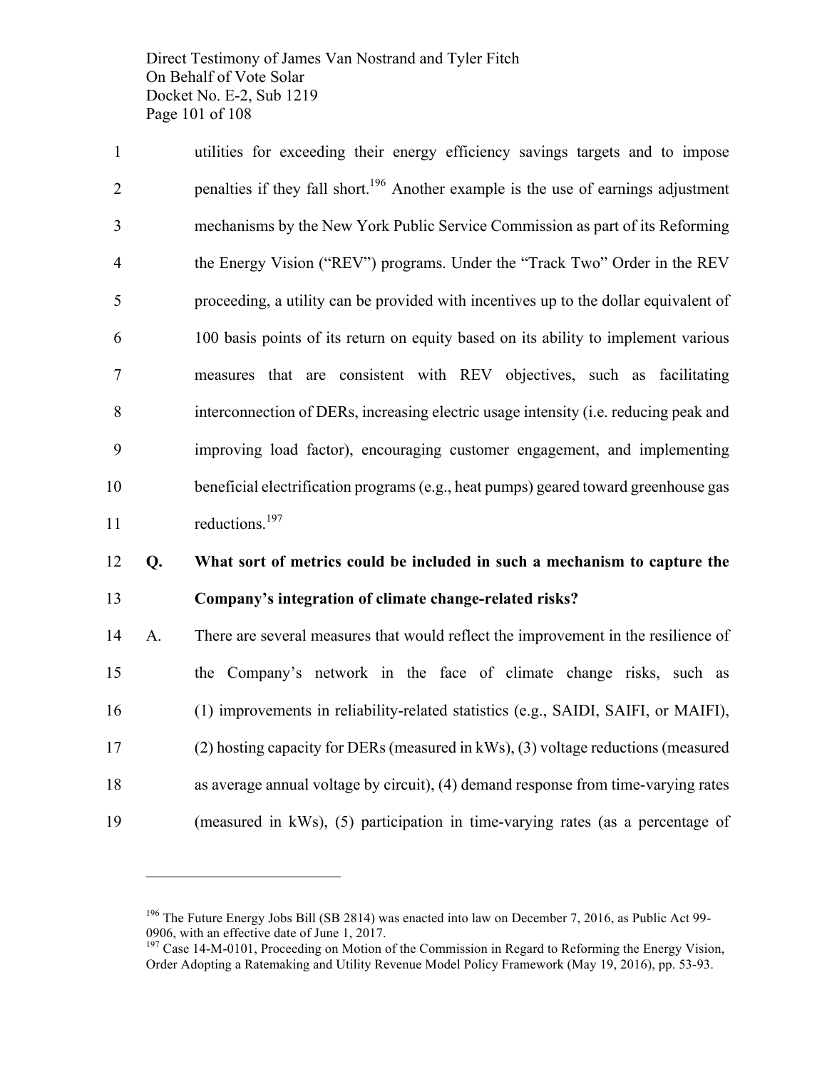utilities for exceeding their energy efficiency savings targets and to impose penalties if they fall short.[196] Another example is the use of earnings adjustment mechanisms by the New York Public Service Commission as part of its Reforming the Energy Vision ("REV") programs. Under the "Track Two" Order in the REV proceeding, a utility can be provided with incentives up to the dollar equivalent of 100 basis points of its return on equity based on its ability to implement various measures that are consistent with REV objectives, such as facilitating interconnection of DERs, increasing electric usage intensity (i.e. reducing peak and improving load factor), encouraging customer engagement, and implementing beneficial electrification programs (e.g., heat pumps) geared toward greenhouse gas reductions.[197]

**Q. What sort of metrics could be included in such a mechanism to capture the Company's integration of climate change-related risks?**

A. There are several measures that would reflect the improvement in the resilience of the Company's network in the face of climate change risks, such as (1) improvements in reliability-related statistics (e.g., SAIDI, SAIFI, or MAIFI), (2) hosting capacity for DERs (measured in kWs), (3) voltage reductions (measured as average annual voltage by circuit), (4) demand response from time-varying rates (measured in kWs), (5) participation in time-varying rates (as a percentage of

---

[196] The Future Energy Jobs Bill (SB 2814) was enacted into law on December 7, 2016, as Public Act 99-0906, with an effective date of June 1, 2017.

[197] Case 14-M-0101, Proceeding on Motion of the Commission in Regard to Reforming the Energy Vision, Order Adopting a Ratemaking and Utility Revenue Model Policy Framework (May 19, 2016), pp. 53-93.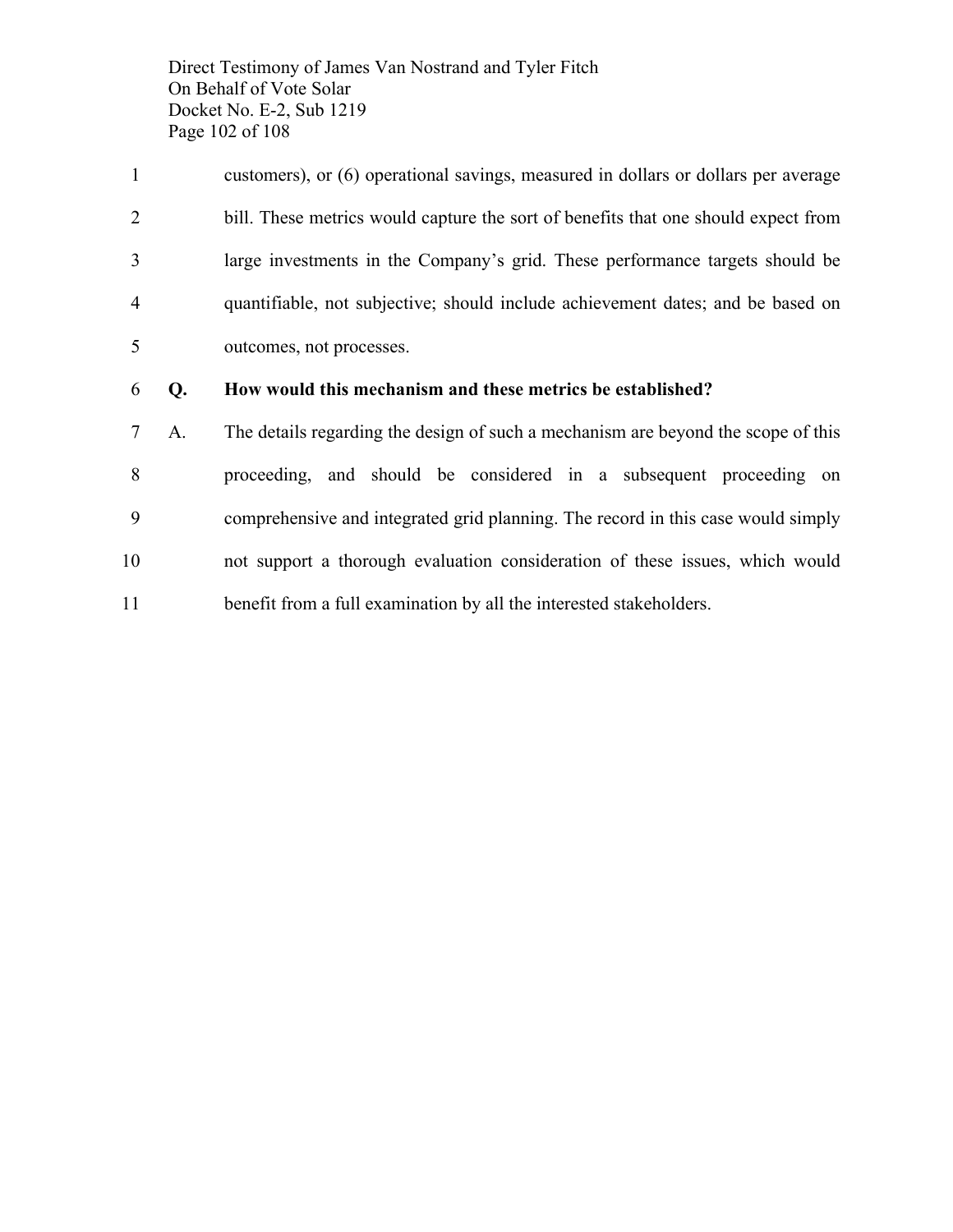customers), or (6) operational savings, measured in dollars or dollars per average bill. These metrics would capture the sort of benefits that one should expect from large investments in the Company's grid. These performance targets should be quantifiable, not subjective; should include achievement dates; and be based on outcomes, not processes.

**Q. How would this mechanism and these metrics be established?**

A. The details regarding the design of such a mechanism are beyond the scope of this proceeding, and should be considered in a subsequent proceeding on comprehensive and integrated grid planning. The record in this case would simply not support a thorough evaluation consideration of these issues, which would benefit from a full examination by all the interested stakeholders.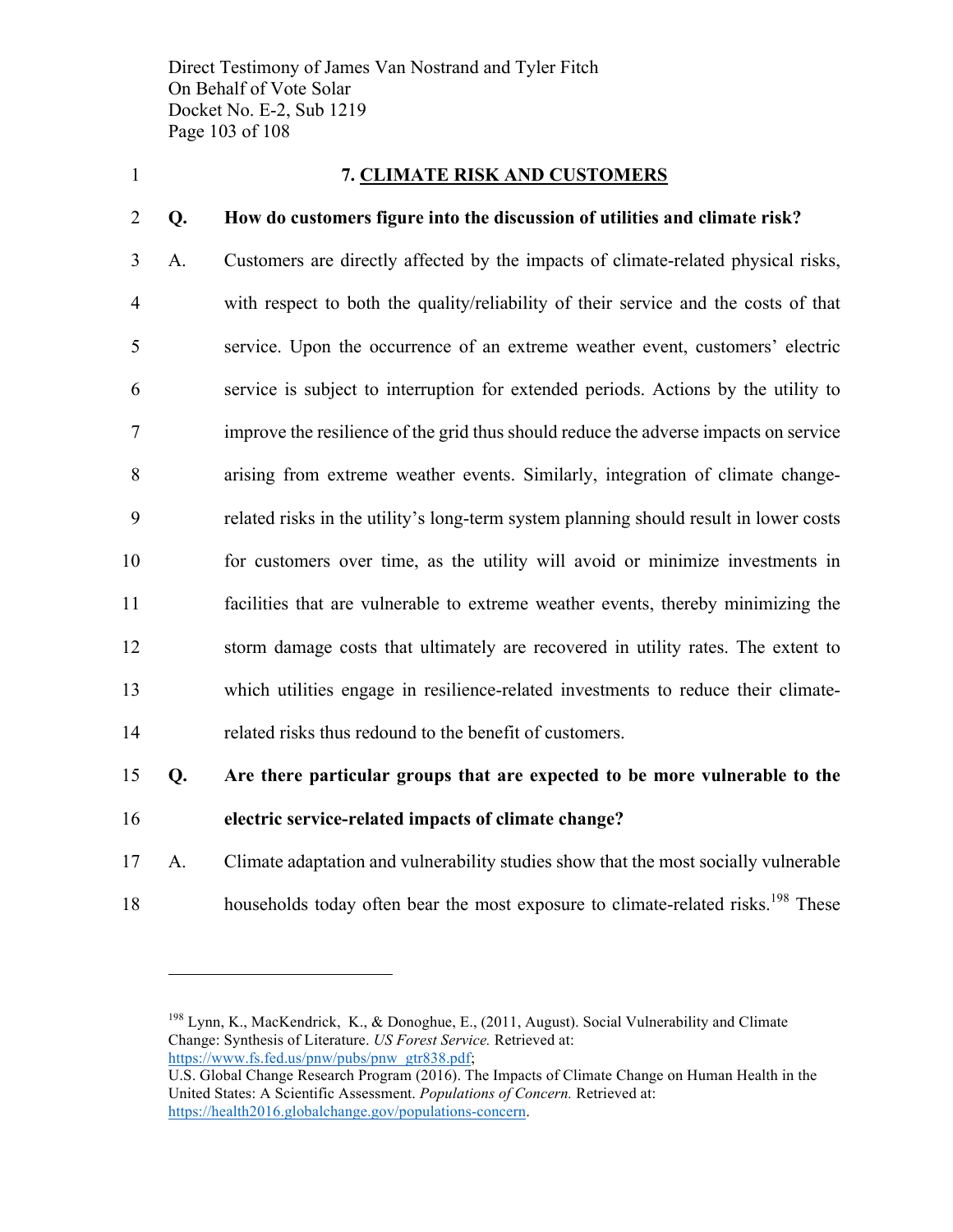## 7. CLIMATE RISK AND CUSTOMERS

**Q. How do customers figure into the discussion of utilities and climate risk?**

A. Customers are directly affected by the impacts of climate-related physical risks, with respect to both the quality/reliability of their service and the costs of that service. Upon the occurrence of an extreme weather event, customers' electric service is subject to interruption for extended periods. Actions by the utility to improve the resilience of the grid thus should reduce the adverse impacts on service arising from extreme weather events. Similarly, integration of climate change-related risks in the utility's long-term system planning should result in lower costs for customers over time, as the utility will avoid or minimize investments in facilities that are vulnerable to extreme weather events, thereby minimizing the storm damage costs that ultimately are recovered in utility rates. The extent to which utilities engage in resilience-related investments to reduce their climate-related risks thus redound to the benefit of customers.

**Q. Are there particular groups that are expected to be more vulnerable to the electric service-related impacts of climate change?**

A. Climate adaptation and vulnerability studies show that the most socially vulnerable households today often bear the most exposure to climate-related risks.[198] These

---

[198] Lynn, K., MacKendrick, K., & Donoghue, E., (2011, August). Social Vulnerability and Climate Change: Synthesis of Literature. *US Forest Service.* Retrieved at: https://www.fs.fed.us/pnw/pubs/pnw_gtr838.pdf;
U.S. Global Change Research Program (2016). The Impacts of Climate Change on Human Health in the United States: A Scientific Assessment. *Populations of Concern.* Retrieved at: https://health2016.globalchange.gov/populations-concern.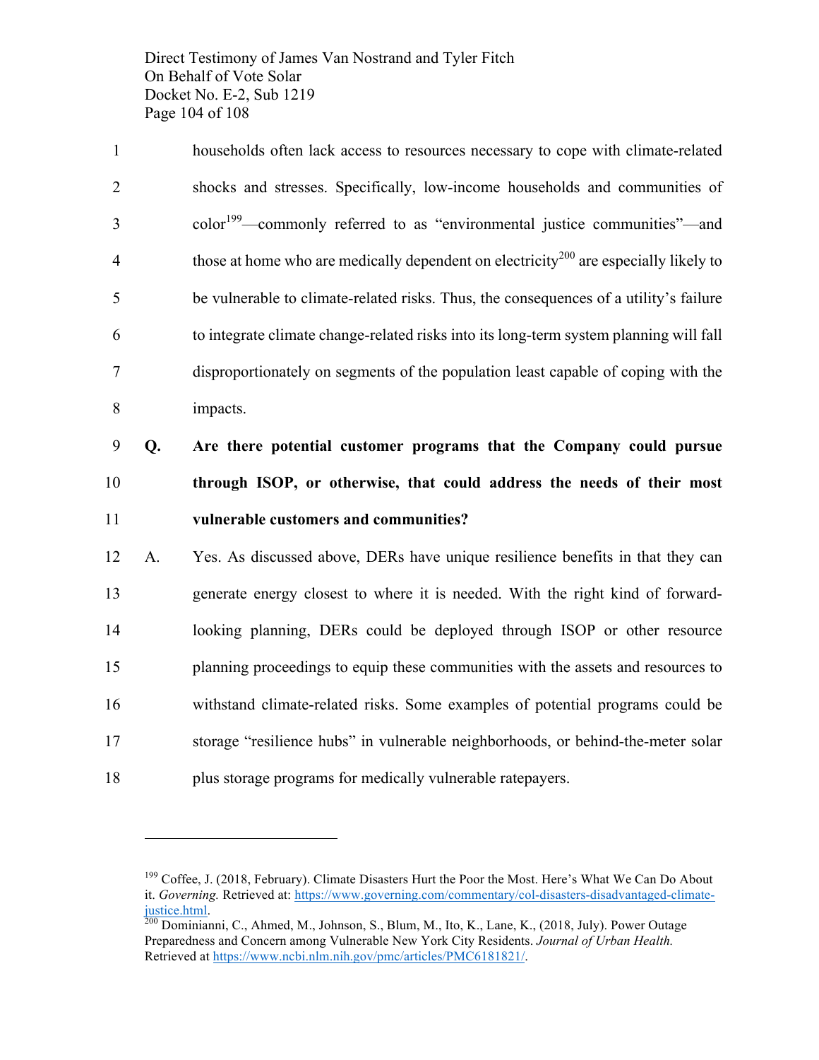households often lack access to resources necessary to cope with climate-related shocks and stresses. Specifically, low-income households and communities of color[199]—commonly referred to as "environmental justice communities"—and those at home who are medically dependent on electricity[200] are especially likely to be vulnerable to climate-related risks. Thus, the consequences of a utility's failure to integrate climate change-related risks into its long-term system planning will fall disproportionately on segments of the population least capable of coping with the impacts.

**Q. Are there potential customer programs that the Company could pursue through ISOP, or otherwise, that could address the needs of their most vulnerable customers and communities?**

A. Yes. As discussed above, DERs have unique resilience benefits in that they can generate energy closest to where it is needed. With the right kind of forward-looking planning, DERs could be deployed through ISOP or other resource planning proceedings to equip these communities with the assets and resources to withstand climate-related risks. Some examples of potential programs could be storage "resilience hubs" in vulnerable neighborhoods, or behind-the-meter solar plus storage programs for medically vulnerable ratepayers.

---

[199] Coffee, J. (2018, February). Climate Disasters Hurt the Poor the Most. Here's What We Can Do About it. *Governing.* Retrieved at: https://www.governing.com/commentary/col-disasters-disadvantaged-climate-justice.html.

[200] Dominianni, C., Ahmed, M., Johnson, S., Blum, M., Ito, K., Lane, K., (2018, July). Power Outage Preparedness and Concern among Vulnerable New York City Residents. *Journal of Urban Health.* Retrieved at https://www.ncbi.nlm.nih.gov/pmc/articles/PMC6181821/.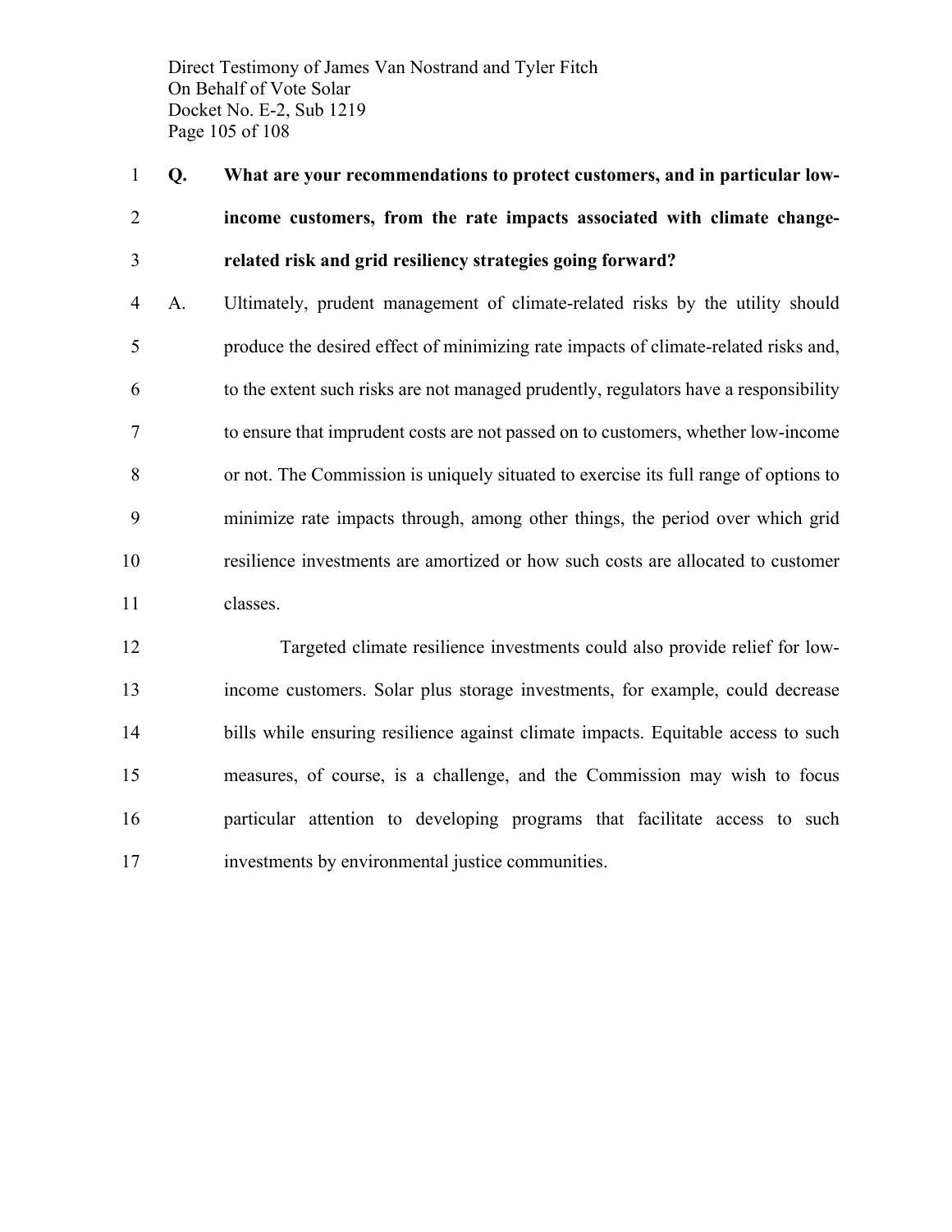**Q. What are your recommendations to protect customers, and in particular low-income customers, from the rate impacts associated with climate change-related risk and grid resiliency strategies going forward?**

A. Ultimately, prudent management of climate-related risks by the utility should produce the desired effect of minimizing rate impacts of climate-related risks and, to the extent such risks are not managed prudently, regulators have a responsibility to ensure that imprudent costs are not passed on to customers, whether low-income or not. The Commission is uniquely situated to exercise its full range of options to minimize rate impacts through, among other things, the period over which grid resilience investments are amortized or how such costs are allocated to customer classes.

Targeted climate resilience investments could also provide relief for low-income customers. Solar plus storage investments, for example, could decrease bills while ensuring resilience against climate impacts. Equitable access to such measures, of course, is a challenge, and the Commission may wish to focus particular attention to developing programs that facilitate access to such investments by environmental justice communities.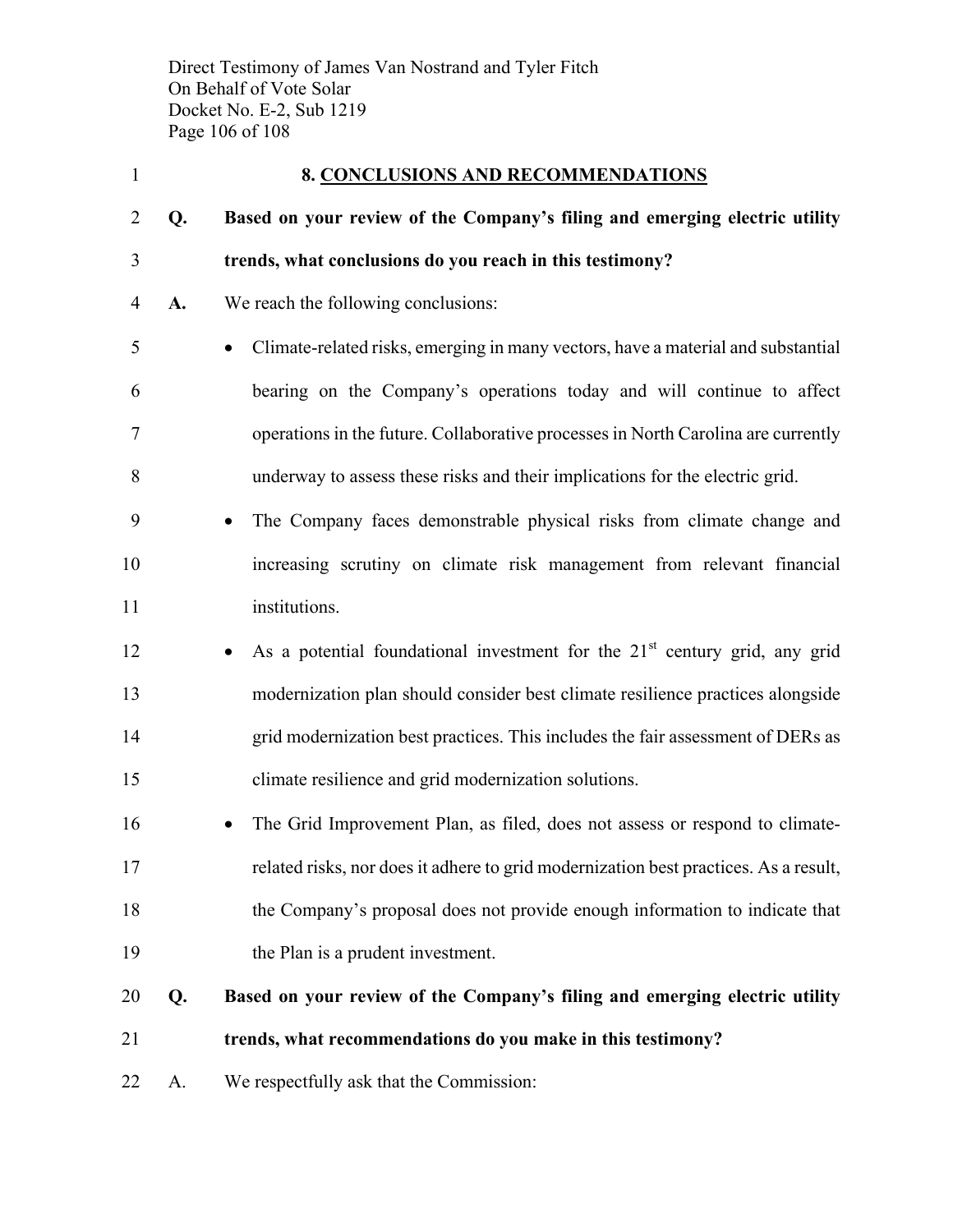## 8. CONCLUSIONS AND RECOMMENDATIONS

**Q. Based on your review of the Company's filing and emerging electric utility trends, what conclusions do you reach in this testimony?**

**A.** We reach the following conclusions:

- Climate-related risks, emerging in many vectors, have a material and substantial bearing on the Company's operations today and will continue to affect operations in the future. Collaborative processes in North Carolina are currently underway to assess these risks and their implications for the electric grid.
- The Company faces demonstrable physical risks from climate change and increasing scrutiny on climate risk management from relevant financial institutions.
- As a potential foundational investment for the 21st century grid, any grid modernization plan should consider best climate resilience practices alongside grid modernization best practices. This includes the fair assessment of DERs as climate resilience and grid modernization solutions.
- The Grid Improvement Plan, as filed, does not assess or respond to climate-related risks, nor does it adhere to grid modernization best practices. As a result, the Company's proposal does not provide enough information to indicate that the Plan is a prudent investment.

**Q. Based on your review of the Company's filing and emerging electric utility trends, what recommendations do you make in this testimony?**

A. We respectfully ask that the Commission: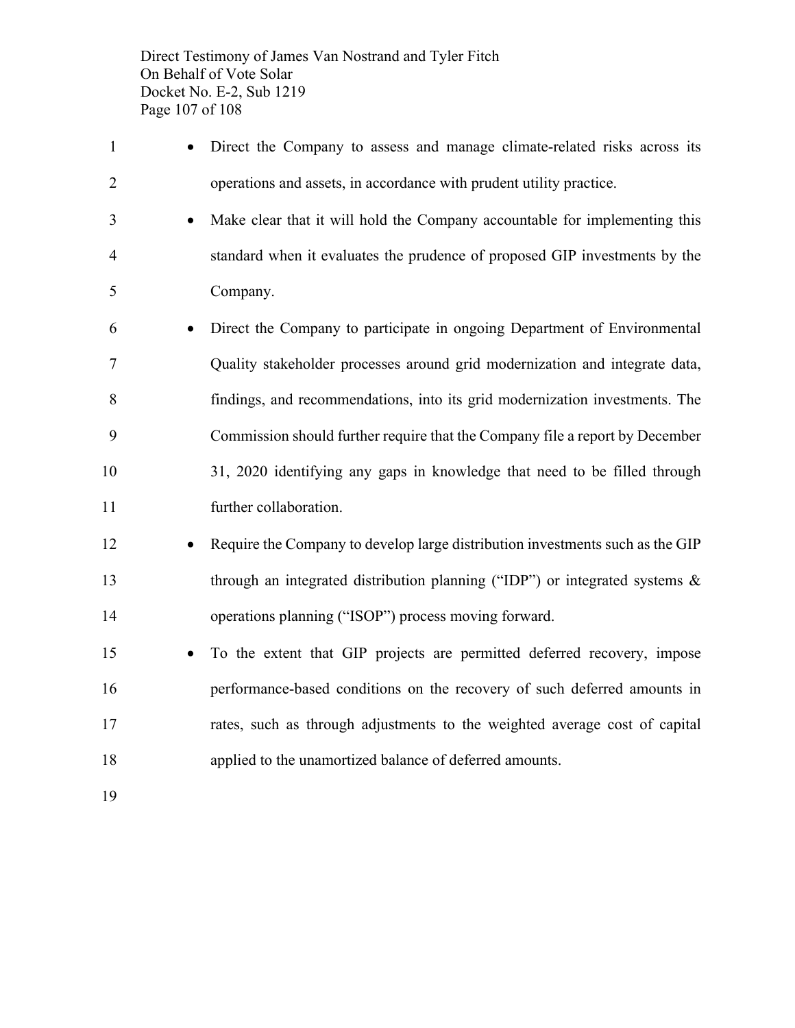- Direct the Company to assess and manage climate-related risks across its operations and assets, in accordance with prudent utility practice.
- Make clear that it will hold the Company accountable for implementing this standard when it evaluates the prudence of proposed GIP investments by the Company.
- Direct the Company to participate in ongoing Department of Environmental Quality stakeholder processes around grid modernization and integrate data, findings, and recommendations, into its grid modernization investments. The Commission should further require that the Company file a report by December 31, 2020 identifying any gaps in knowledge that need to be filled through further collaboration.
- Require the Company to develop large distribution investments such as the GIP through an integrated distribution planning ("IDP") or integrated systems & operations planning ("ISOP") process moving forward.
- To the extent that GIP projects are permitted deferred recovery, impose performance-based conditions on the recovery of such deferred amounts in rates, such as through adjustments to the weighted average cost of capital applied to the unamortized balance of deferred amounts.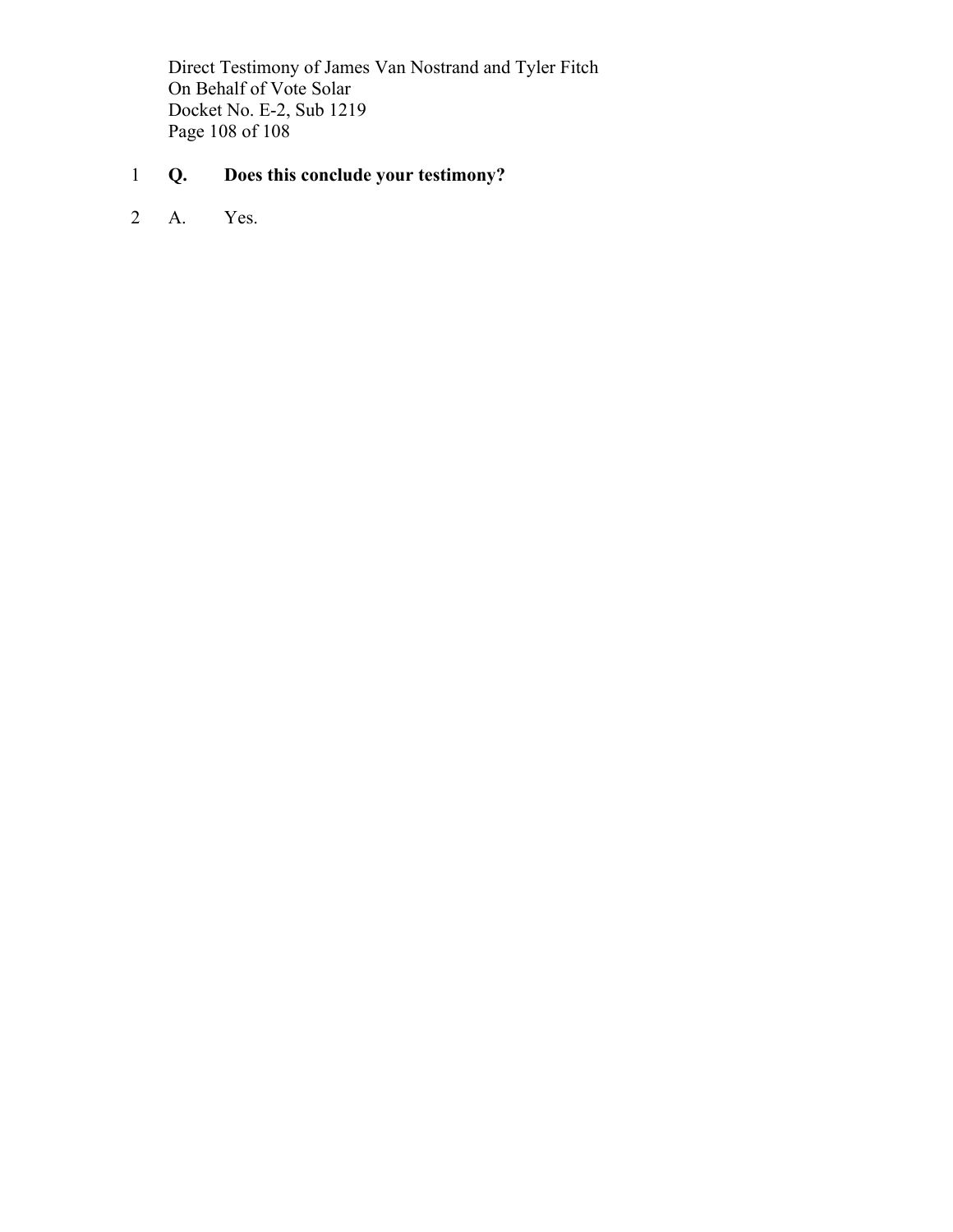1 **Q. Does this conclude your testimony?**

2 A. Yes.